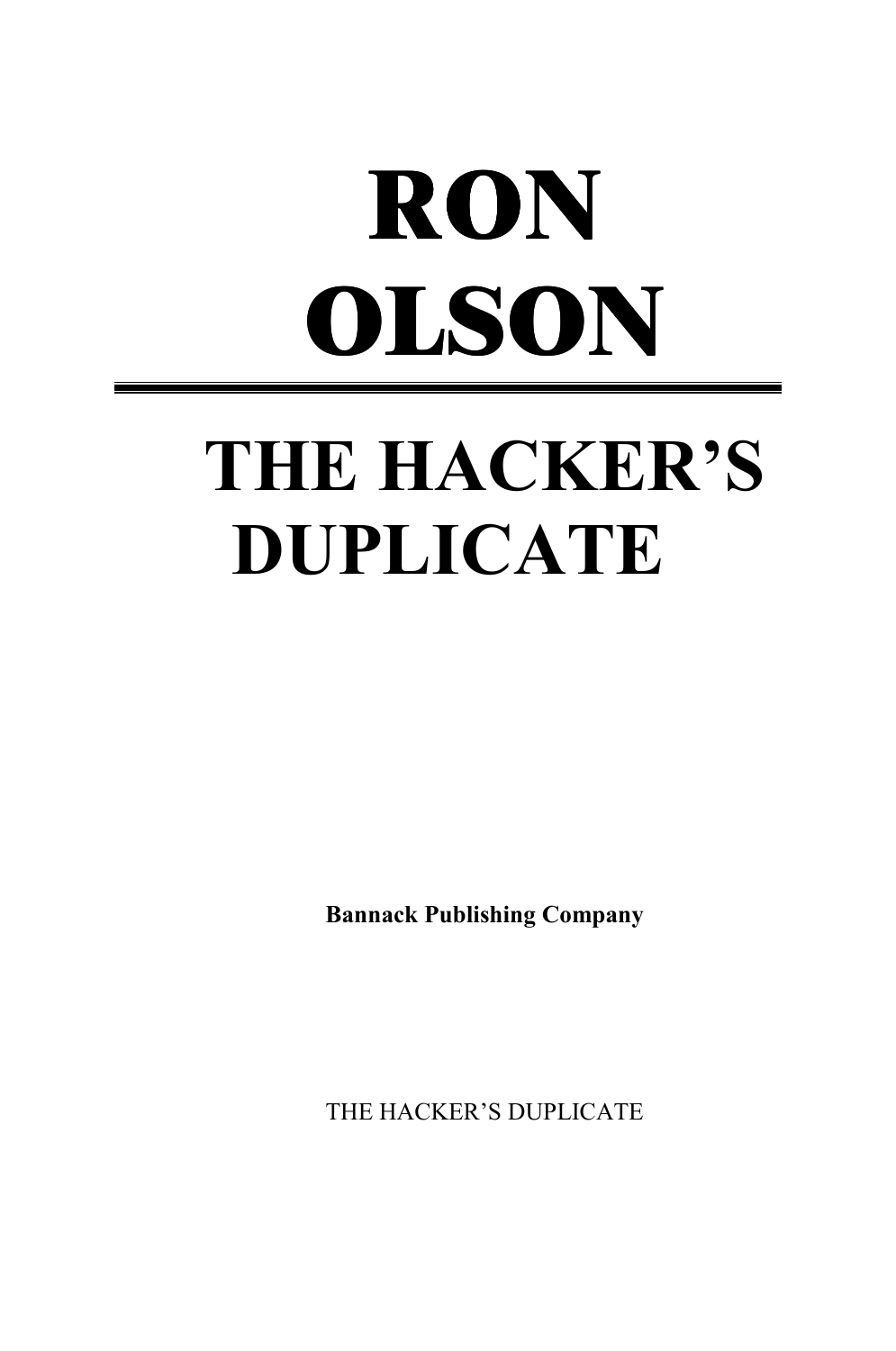# RON OLSON

---

# THE HACKER'S DUPLICATE

**Bannack Publishing Company**

THE HACKER'S DUPLICATE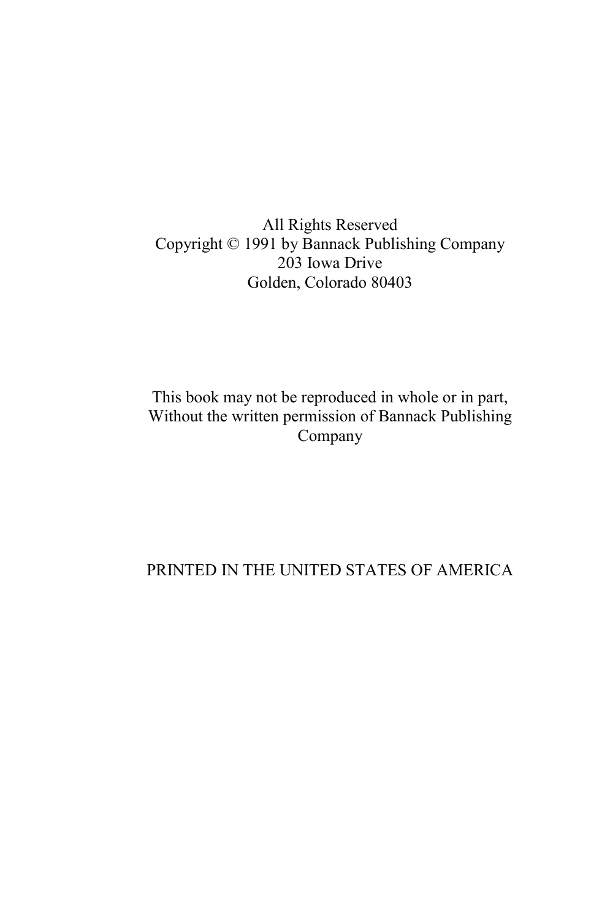All Rights Reserved
Copyright © 1991 by Bannack Publishing Company
203 Iowa Drive
Golden, Colorado 80403

This book may not be reproduced in whole or in part,
Without the written permission of Bannack Publishing
Company

PRINTED IN THE UNITED STATES OF AMERICA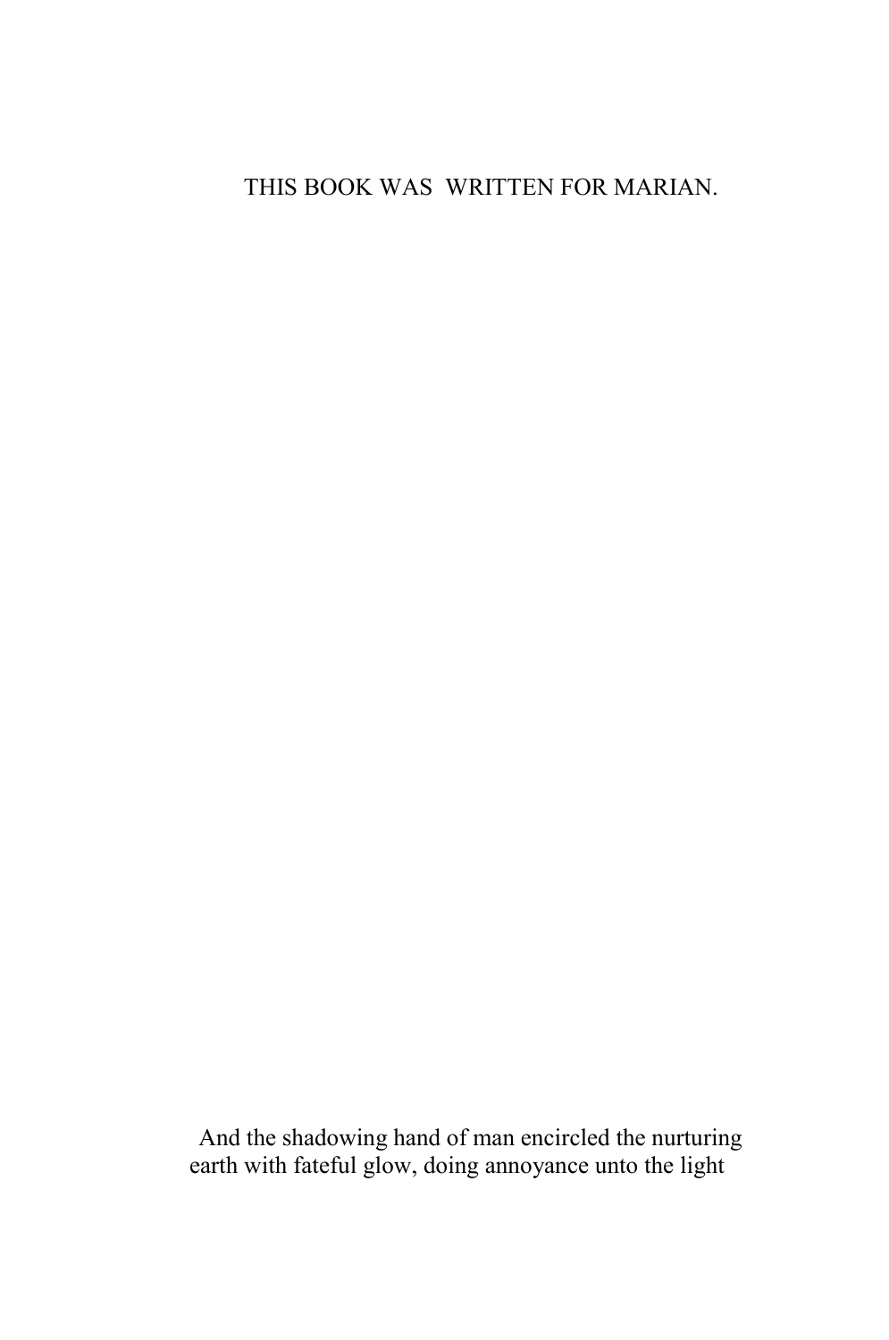THIS BOOK WAS WRITTEN FOR MARIAN.

And the shadowing hand of man encircled the nurturing earth with fateful glow, doing annoyance unto the light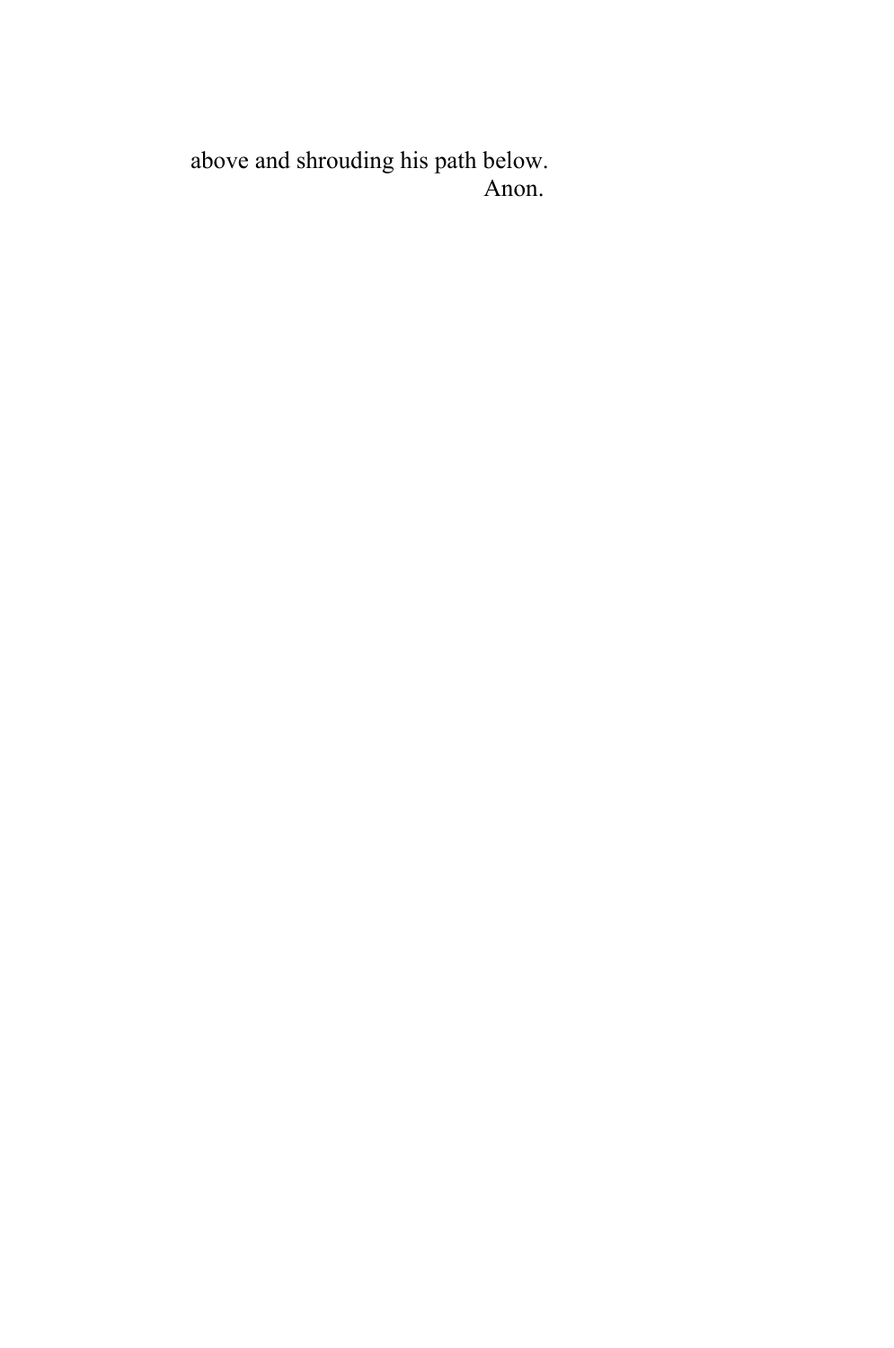above and shrouding his path below.

Anon.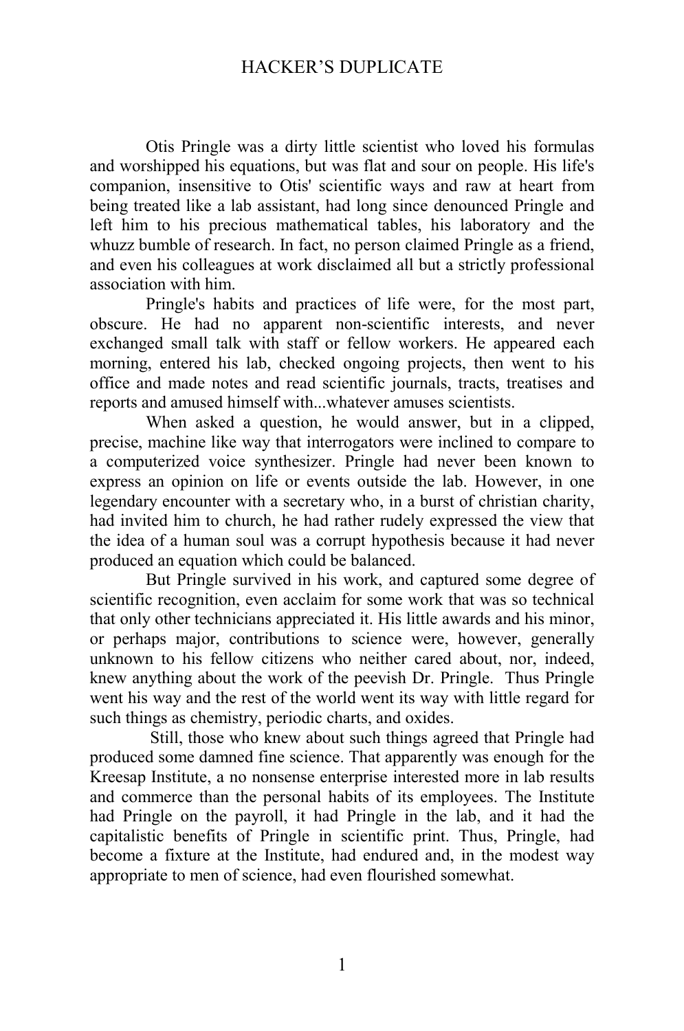Otis Pringle was a dirty little scientist who loved his formulas and worshipped his equations, but was flat and sour on people. His life's companion, insensitive to Otis' scientific ways and raw at heart from being treated like a lab assistant, had long since denounced Pringle and left him to his precious mathematical tables, his laboratory and the whuzz bumble of research. In fact, no person claimed Pringle as a friend, and even his colleagues at work disclaimed all but a strictly professional association with him.

Pringle's habits and practices of life were, for the most part, obscure. He had no apparent non-scientific interests, and never exchanged small talk with staff or fellow workers. He appeared each morning, entered his lab, checked ongoing projects, then went to his office and made notes and read scientific journals, tracts, treatises and reports and amused himself with...whatever amuses scientists.

When asked a question, he would answer, but in a clipped, precise, machine like way that interrogators were inclined to compare to a computerized voice synthesizer. Pringle had never been known to express an opinion on life or events outside the lab. However, in one legendary encounter with a secretary who, in a burst of christian charity, had invited him to church, he had rather rudely expressed the view that the idea of a human soul was a corrupt hypothesis because it had never produced an equation which could be balanced.

But Pringle survived in his work, and captured some degree of scientific recognition, even acclaim for some work that was so technical that only other technicians appreciated it. His little awards and his minor, or perhaps major, contributions to science were, however, generally unknown to his fellow citizens who neither cared about, nor, indeed, knew anything about the work of the peevish Dr. Pringle. Thus Pringle went his way and the rest of the world went its way with little regard for such things as chemistry, periodic charts, and oxides.

Still, those who knew about such things agreed that Pringle had produced some damned fine science. That apparently was enough for the Kreesap Institute, a no nonsense enterprise interested more in lab results and commerce than the personal habits of its employees. The Institute had Pringle on the payroll, it had Pringle in the lab, and it had the capitalistic benefits of Pringle in scientific print. Thus, Pringle, had become a fixture at the Institute, had endured and, in the modest way appropriate to men of science, had even flourished somewhat.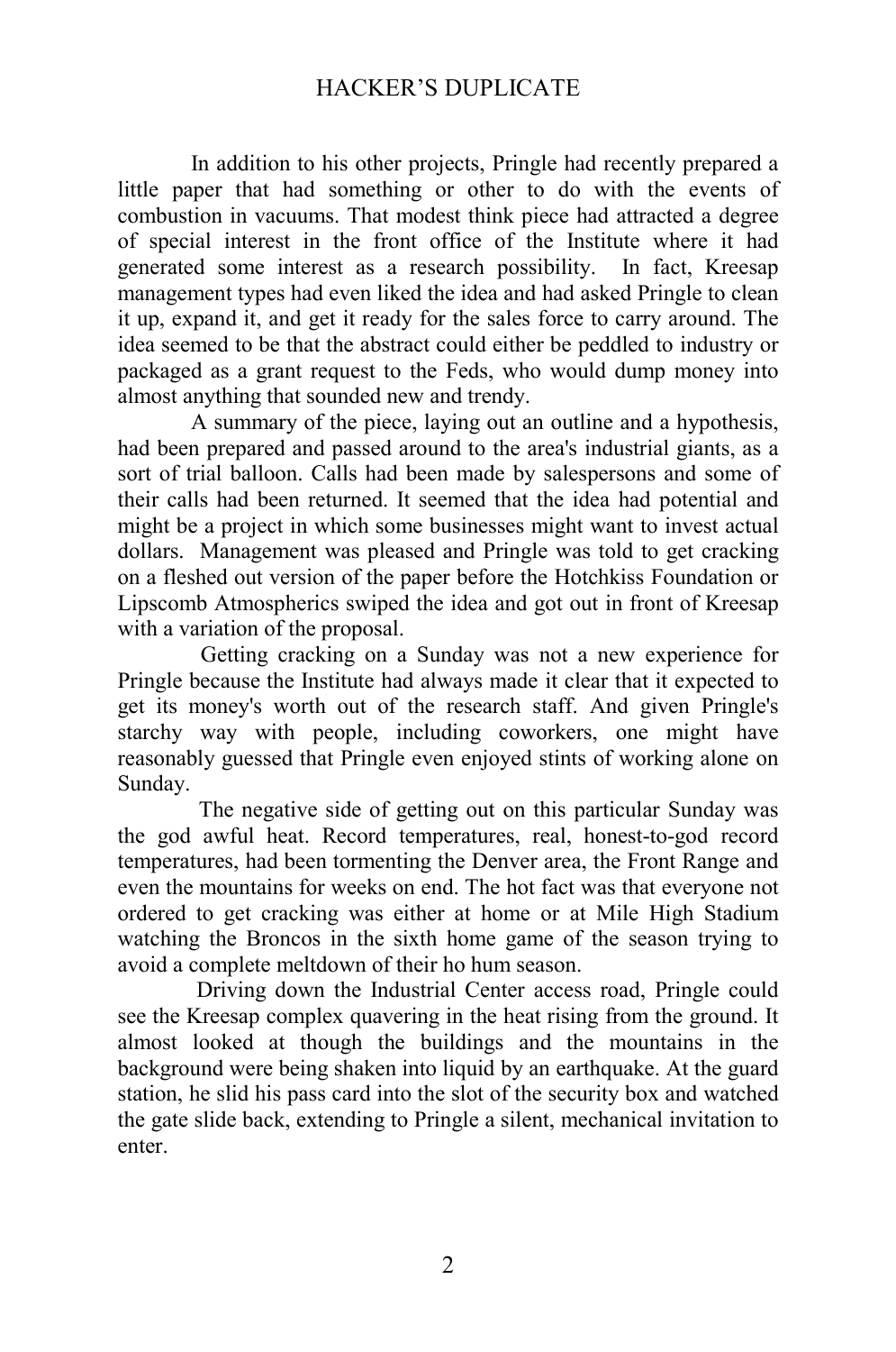In addition to his other projects, Pringle had recently prepared a little paper that had something or other to do with the events of combustion in vacuums. That modest think piece had attracted a degree of special interest in the front office of the Institute where it had generated some interest as a research possibility. In fact, Kreesap management types had even liked the idea and had asked Pringle to clean it up, expand it, and get it ready for the sales force to carry around. The idea seemed to be that the abstract could either be peddled to industry or packaged as a grant request to the Feds, who would dump money into almost anything that sounded new and trendy.

A summary of the piece, laying out an outline and a hypothesis, had been prepared and passed around to the area's industrial giants, as a sort of trial balloon. Calls had been made by salespersons and some of their calls had been returned. It seemed that the idea had potential and might be a project in which some businesses might want to invest actual dollars. Management was pleased and Pringle was told to get cracking on a fleshed out version of the paper before the Hotchkiss Foundation or Lipscomb Atmospherics swiped the idea and got out in front of Kreesap with a variation of the proposal.

Getting cracking on a Sunday was not a new experience for Pringle because the Institute had always made it clear that it expected to get its money's worth out of the research staff. And given Pringle's starchy way with people, including coworkers, one might have reasonably guessed that Pringle even enjoyed stints of working alone on Sunday.

The negative side of getting out on this particular Sunday was the god awful heat. Record temperatures, real, honest-to-god record temperatures, had been tormenting the Denver area, the Front Range and even the mountains for weeks on end. The hot fact was that everyone not ordered to get cracking was either at home or at Mile High Stadium watching the Broncos in the sixth home game of the season trying to avoid a complete meltdown of their ho hum season.

Driving down the Industrial Center access road, Pringle could see the Kreesap complex quavering in the heat rising from the ground. It almost looked at though the buildings and the mountains in the background were being shaken into liquid by an earthquake. At the guard station, he slid his pass card into the slot of the security box and watched the gate slide back, extending to Pringle a silent, mechanical invitation to enter.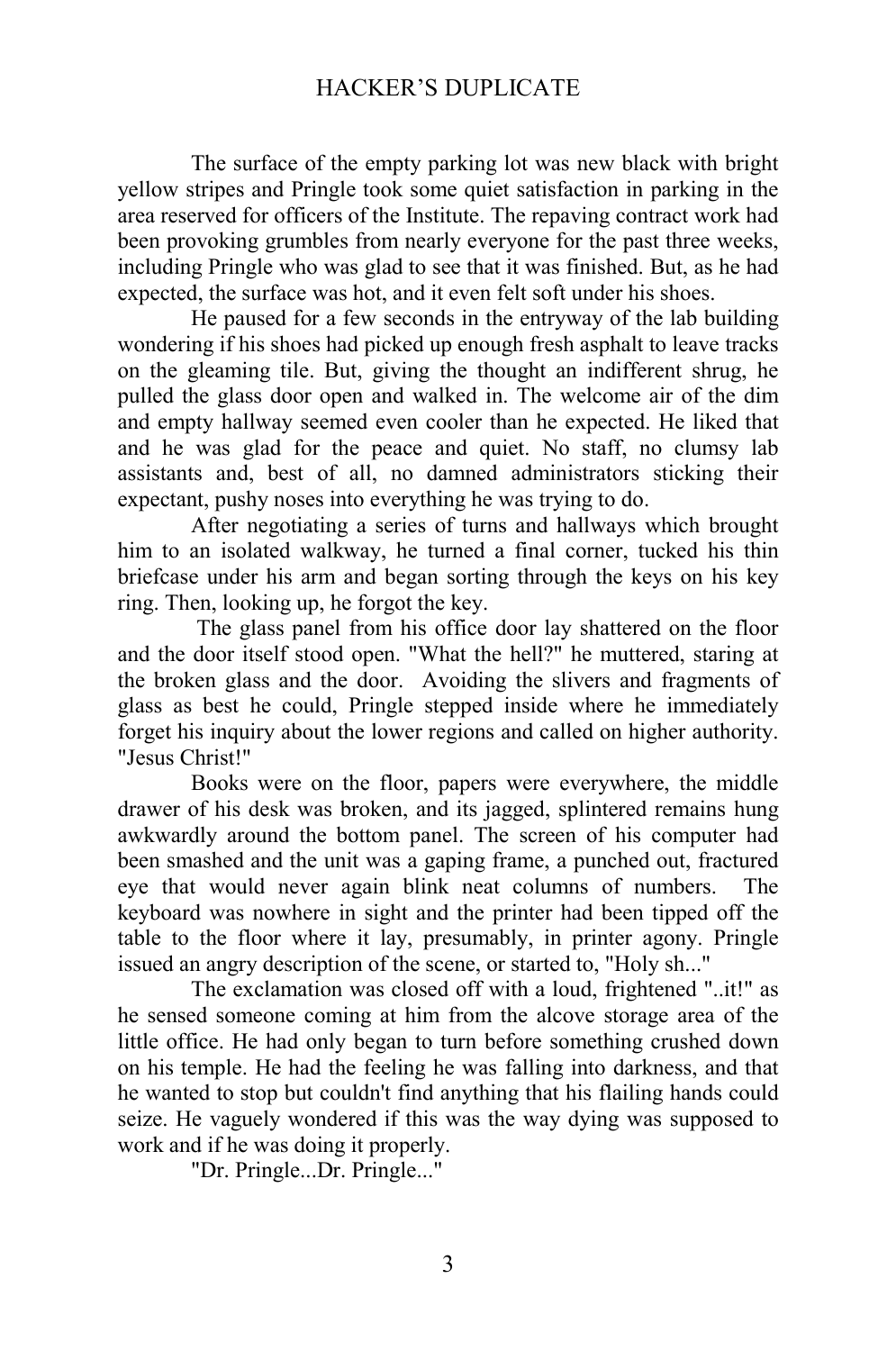The surface of the empty parking lot was new black with bright yellow stripes and Pringle took some quiet satisfaction in parking in the area reserved for officers of the Institute. The repaving contract work had been provoking grumbles from nearly everyone for the past three weeks, including Pringle who was glad to see that it was finished. But, as he had expected, the surface was hot, and it even felt soft under his shoes.

He paused for a few seconds in the entryway of the lab building wondering if his shoes had picked up enough fresh asphalt to leave tracks on the gleaming tile. But, giving the thought an indifferent shrug, he pulled the glass door open and walked in. The welcome air of the dim and empty hallway seemed even cooler than he expected. He liked that and he was glad for the peace and quiet. No staff, no clumsy lab assistants and, best of all, no damned administrators sticking their expectant, pushy noses into everything he was trying to do.

After negotiating a series of turns and hallways which brought him to an isolated walkway, he turned a final corner, tucked his thin briefcase under his arm and began sorting through the keys on his key ring. Then, looking up, he forgot the key.

The glass panel from his office door lay shattered on the floor and the door itself stood open. "What the hell?" he muttered, staring at the broken glass and the door. Avoiding the slivers and fragments of glass as best he could, Pringle stepped inside where he immediately forget his inquiry about the lower regions and called on higher authority. "Jesus Christ!"

Books were on the floor, papers were everywhere, the middle drawer of his desk was broken, and its jagged, splintered remains hung awkwardly around the bottom panel. The screen of his computer had been smashed and the unit was a gaping frame, a punched out, fractured eye that would never again blink neat columns of numbers. The keyboard was nowhere in sight and the printer had been tipped off the table to the floor where it lay, presumably, in printer agony. Pringle issued an angry description of the scene, or started to, "Holy sh..."

The exclamation was closed off with a loud, frightened "..it!" as he sensed someone coming at him from the alcove storage area of the little office. He had only began to turn before something crushed down on his temple. He had the feeling he was falling into darkness, and that he wanted to stop but couldn't find anything that his flailing hands could seize. He vaguely wondered if this was the way dying was supposed to work and if he was doing it properly.

"Dr. Pringle...Dr. Pringle..."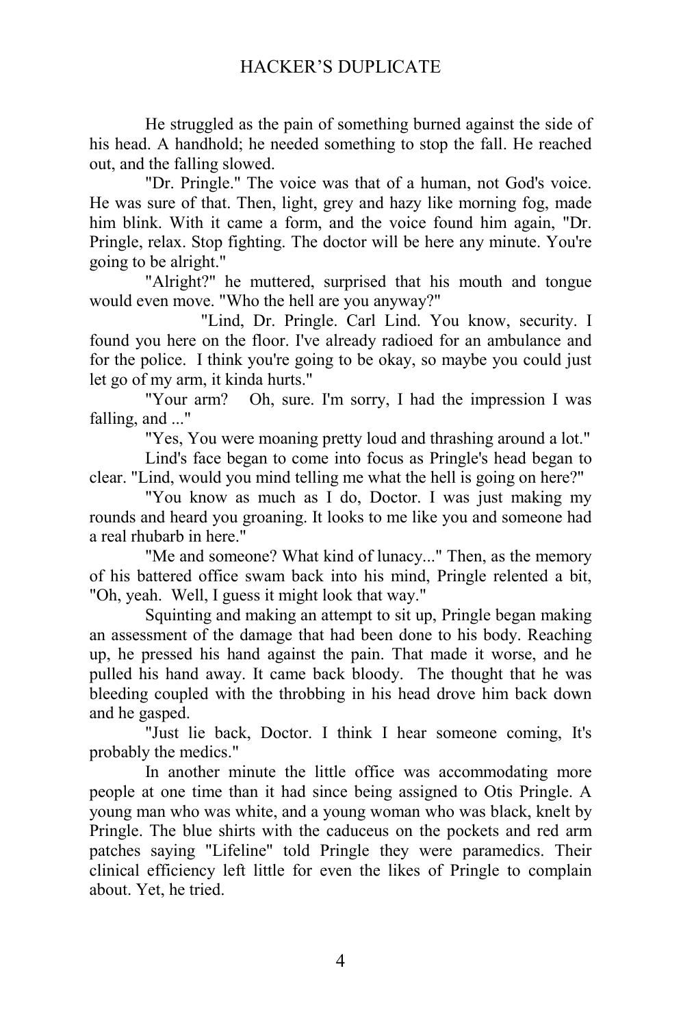He struggled as the pain of something burned against the side of his head. A handhold; he needed something to stop the fall. He reached out, and the falling slowed.

"Dr. Pringle." The voice was that of a human, not God's voice. He was sure of that. Then, light, grey and hazy like morning fog, made him blink. With it came a form, and the voice found him again, "Dr. Pringle, relax. Stop fighting. The doctor will be here any minute. You're going to be alright."

"Alright?" he muttered, surprised that his mouth and tongue would even move. "Who the hell are you anyway?"

"Lind, Dr. Pringle. Carl Lind. You know, security. I found you here on the floor. I've already radioed for an ambulance and for the police. I think you're going to be okay, so maybe you could just let go of my arm, it kinda hurts."

"Your arm? Oh, sure. I'm sorry, I had the impression I was falling, and ..."

"Yes, You were moaning pretty loud and thrashing around a lot."

Lind's face began to come into focus as Pringle's head began to clear. "Lind, would you mind telling me what the hell is going on here?"

"You know as much as I do, Doctor. I was just making my rounds and heard you groaning. It looks to me like you and someone had a real rhubarb in here."

"Me and someone? What kind of lunacy..." Then, as the memory of his battered office swam back into his mind, Pringle relented a bit, "Oh, yeah. Well, I guess it might look that way."

Squinting and making an attempt to sit up, Pringle began making an assessment of the damage that had been done to his body. Reaching up, he pressed his hand against the pain. That made it worse, and he pulled his hand away. It came back bloody. The thought that he was bleeding coupled with the throbbing in his head drove him back down and he gasped.

"Just lie back, Doctor. I think I hear someone coming, It's probably the medics."

In another minute the little office was accommodating more people at one time than it had since being assigned to Otis Pringle. A young man who was white, and a young woman who was black, knelt by Pringle. The blue shirts with the caduceus on the pockets and red arm patches saying "Lifeline" told Pringle they were paramedics. Their clinical efficiency left little for even the likes of Pringle to complain about. Yet, he tried.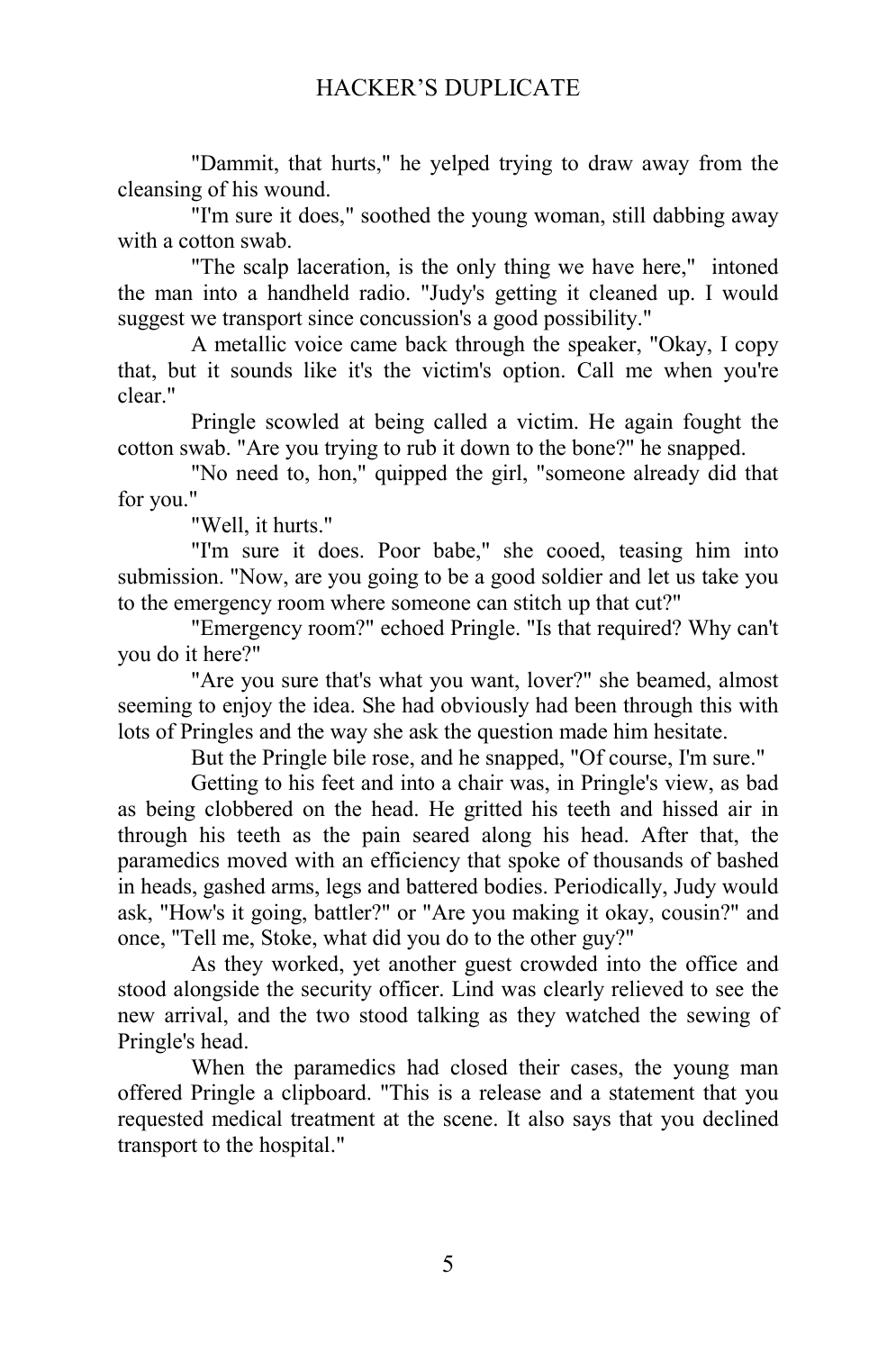"Dammit, that hurts," he yelped trying to draw away from the cleansing of his wound.

"I'm sure it does," soothed the young woman, still dabbing away with a cotton swab.

"The scalp laceration, is the only thing we have here," intoned the man into a handheld radio. "Judy's getting it cleaned up. I would suggest we transport since concussion's a good possibility."

A metallic voice came back through the speaker, "Okay, I copy that, but it sounds like it's the victim's option. Call me when you're clear."

Pringle scowled at being called a victim. He again fought the cotton swab. "Are you trying to rub it down to the bone?" he snapped.

"No need to, hon," quipped the girl, "someone already did that for you."

"Well, it hurts."

"I'm sure it does. Poor babe," she cooed, teasing him into submission. "Now, are you going to be a good soldier and let us take you to the emergency room where someone can stitch up that cut?"

"Emergency room?" echoed Pringle. "Is that required? Why can't you do it here?"

"Are you sure that's what you want, lover?" she beamed, almost seeming to enjoy the idea. She had obviously had been through this with lots of Pringles and the way she ask the question made him hesitate.

But the Pringle bile rose, and he snapped, "Of course, I'm sure."

Getting to his feet and into a chair was, in Pringle's view, as bad as being clobbered on the head. He gritted his teeth and hissed air in through his teeth as the pain seared along his head. After that, the paramedics moved with an efficiency that spoke of thousands of bashed in heads, gashed arms, legs and battered bodies. Periodically, Judy would ask, "How's it going, battler?" or "Are you making it okay, cousin?" and once, "Tell me, Stoke, what did you do to the other guy?"

As they worked, yet another guest crowded into the office and stood alongside the security officer. Lind was clearly relieved to see the new arrival, and the two stood talking as they watched the sewing of Pringle's head.

When the paramedics had closed their cases, the young man offered Pringle a clipboard. "This is a release and a statement that you requested medical treatment at the scene. It also says that you declined transport to the hospital."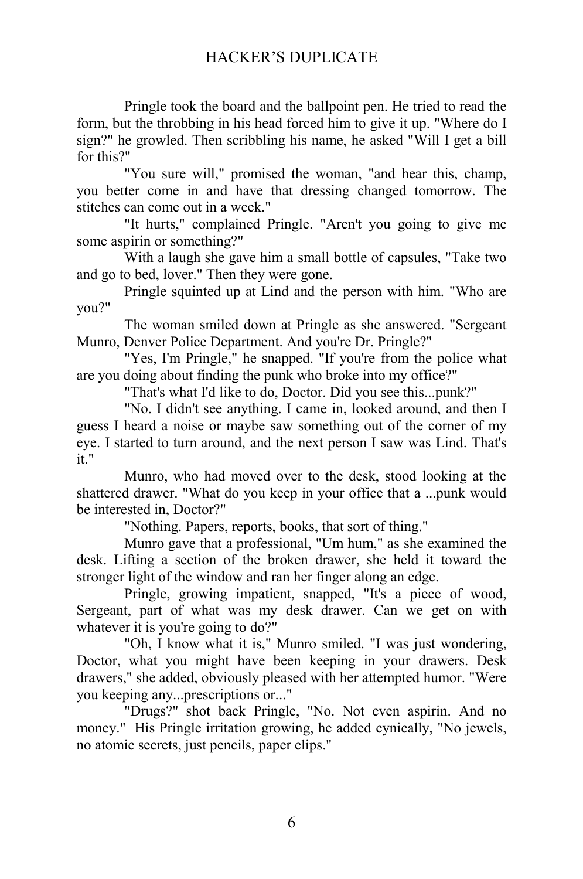Pringle took the board and the ballpoint pen. He tried to read the form, but the throbbing in his head forced him to give it up. "Where do I sign?" he growled. Then scribbling his name, he asked "Will I get a bill for this?"

"You sure will," promised the woman, "and hear this, champ, you better come in and have that dressing changed tomorrow. The stitches can come out in a week."

"It hurts," complained Pringle. "Aren't you going to give me some aspirin or something?"

With a laugh she gave him a small bottle of capsules, "Take two and go to bed, lover." Then they were gone.

Pringle squinted up at Lind and the person with him. "Who are you?"

The woman smiled down at Pringle as she answered. "Sergeant Munro, Denver Police Department. And you're Dr. Pringle?"

"Yes, I'm Pringle," he snapped. "If you're from the police what are you doing about finding the punk who broke into my office?"

"That's what I'd like to do, Doctor. Did you see this...punk?"

"No. I didn't see anything. I came in, looked around, and then I guess I heard a noise or maybe saw something out of the corner of my eye. I started to turn around, and the next person I saw was Lind. That's it."

Munro, who had moved over to the desk, stood looking at the shattered drawer. "What do you keep in your office that a ...punk would be interested in, Doctor?"

"Nothing. Papers, reports, books, that sort of thing."

Munro gave that a professional, "Um hum," as she examined the desk. Lifting a section of the broken drawer, she held it toward the stronger light of the window and ran her finger along an edge.

Pringle, growing impatient, snapped, "It's a piece of wood, Sergeant, part of what was my desk drawer. Can we get on with whatever it is you're going to do?"

"Oh, I know what it is," Munro smiled. "I was just wondering, Doctor, what you might have been keeping in your drawers. Desk drawers," she added, obviously pleased with her attempted humor. "Were you keeping any...prescriptions or..."

"Drugs?" shot back Pringle, "No. Not even aspirin. And no money." His Pringle irritation growing, he added cynically, "No jewels, no atomic secrets, just pencils, paper clips."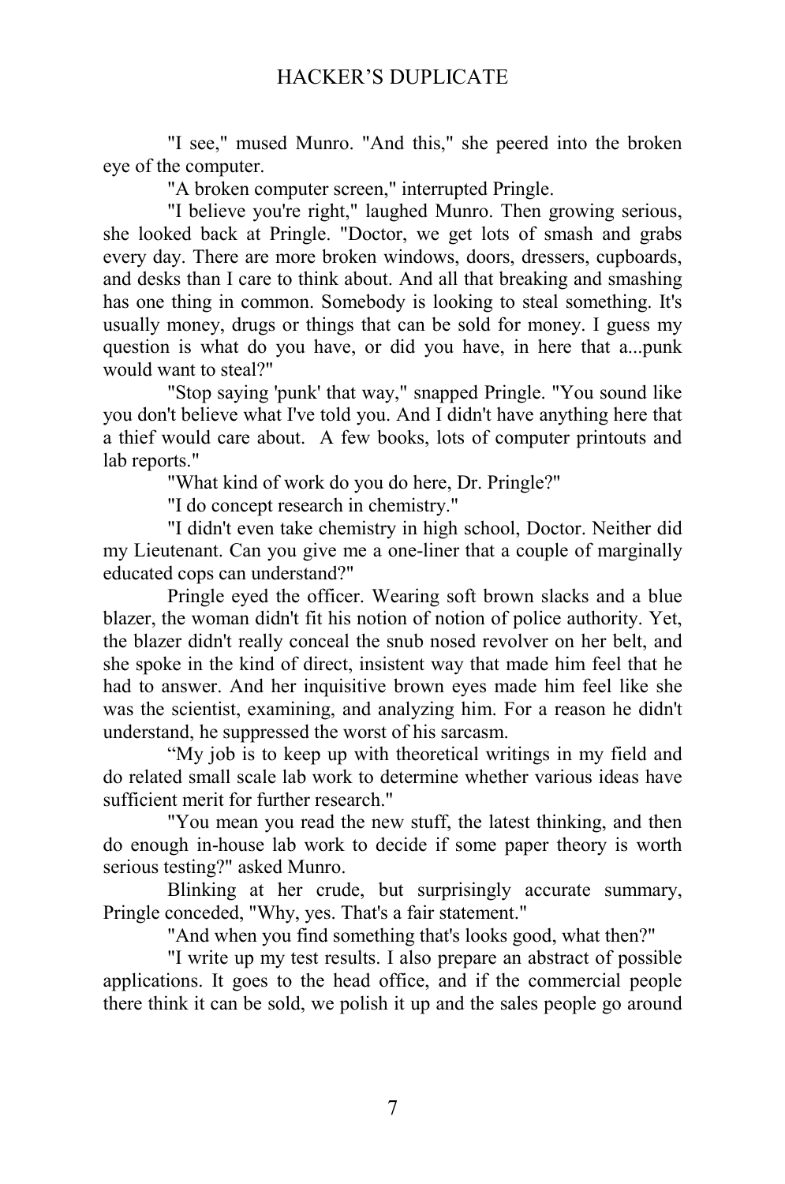"I see," mused Munro. "And this," she peered into the broken eye of the computer.

"A broken computer screen," interrupted Pringle.

"I believe you're right," laughed Munro. Then growing serious, she looked back at Pringle. "Doctor, we get lots of smash and grabs every day. There are more broken windows, doors, dressers, cupboards, and desks than I care to think about. And all that breaking and smashing has one thing in common. Somebody is looking to steal something. It's usually money, drugs or things that can be sold for money. I guess my question is what do you have, or did you have, in here that a...punk would want to steal?"

"Stop saying 'punk' that way," snapped Pringle. "You sound like you don't believe what I've told you. And I didn't have anything here that a thief would care about. A few books, lots of computer printouts and lab reports."

"What kind of work do you do here, Dr. Pringle?"

"I do concept research in chemistry."

"I didn't even take chemistry in high school, Doctor. Neither did my Lieutenant. Can you give me a one-liner that a couple of marginally educated cops can understand?"

Pringle eyed the officer. Wearing soft brown slacks and a blue blazer, the woman didn't fit his notion of notion of police authority. Yet, the blazer didn't really conceal the snub nosed revolver on her belt, and she spoke in the kind of direct, insistent way that made him feel that he had to answer. And her inquisitive brown eyes made him feel like she was the scientist, examining, and analyzing him. For a reason he didn't understand, he suppressed the worst of his sarcasm.

"My job is to keep up with theoretical writings in my field and do related small scale lab work to determine whether various ideas have sufficient merit for further research."

"You mean you read the new stuff, the latest thinking, and then do enough in-house lab work to decide if some paper theory is worth serious testing?" asked Munro.

Blinking at her crude, but surprisingly accurate summary, Pringle conceded, "Why, yes. That's a fair statement."

"And when you find something that's looks good, what then?"

"I write up my test results. I also prepare an abstract of possible applications. It goes to the head office, and if the commercial people there think it can be sold, we polish it up and the sales people go around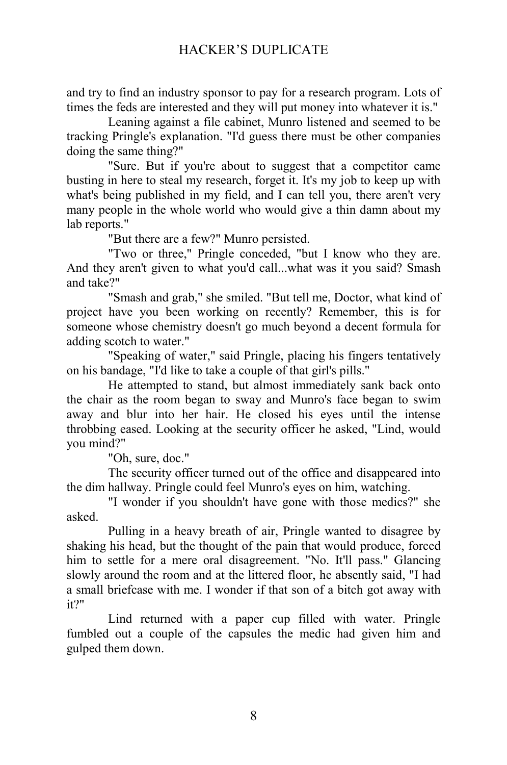and try to find an industry sponsor to pay for a research program. Lots of times the feds are interested and they will put money into whatever it is."

Leaning against a file cabinet, Munro listened and seemed to be tracking Pringle's explanation. "I'd guess there must be other companies doing the same thing?"

"Sure. But if you're about to suggest that a competitor came busting in here to steal my research, forget it. It's my job to keep up with what's being published in my field, and I can tell you, there aren't very many people in the whole world who would give a thin damn about my lab reports."

"But there are a few?" Munro persisted.

"Two or three," Pringle conceded, "but I know who they are. And they aren't given to what you'd call...what was it you said? Smash and take?"

"Smash and grab," she smiled. "But tell me, Doctor, what kind of project have you been working on recently? Remember, this is for someone whose chemistry doesn't go much beyond a decent formula for adding scotch to water."

"Speaking of water," said Pringle, placing his fingers tentatively on his bandage, "I'd like to take a couple of that girl's pills."

He attempted to stand, but almost immediately sank back onto the chair as the room began to sway and Munro's face began to swim away and blur into her hair. He closed his eyes until the intense throbbing eased. Looking at the security officer he asked, "Lind, would you mind?"

"Oh, sure, doc."

The security officer turned out of the office and disappeared into the dim hallway. Pringle could feel Munro's eyes on him, watching.

"I wonder if you shouldn't have gone with those medics?" she asked.

Pulling in a heavy breath of air, Pringle wanted to disagree by shaking his head, but the thought of the pain that would produce, forced him to settle for a mere oral disagreement. "No. It'll pass." Glancing slowly around the room and at the littered floor, he absently said, "I had a small briefcase with me. I wonder if that son of a bitch got away with it?"

Lind returned with a paper cup filled with water. Pringle fumbled out a couple of the capsules the medic had given him and gulped them down.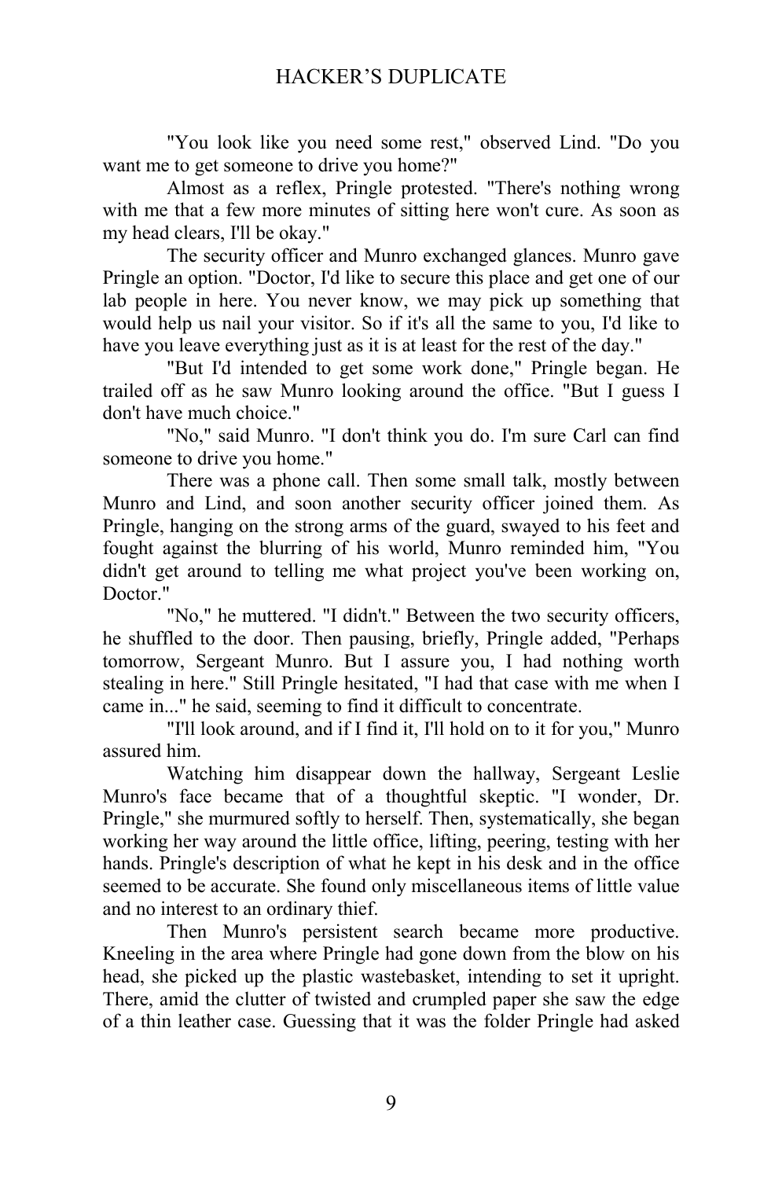"You look like you need some rest," observed Lind. "Do you want me to get someone to drive you home?"

Almost as a reflex, Pringle protested. "There's nothing wrong with me that a few more minutes of sitting here won't cure. As soon as my head clears, I'll be okay."

The security officer and Munro exchanged glances. Munro gave Pringle an option. "Doctor, I'd like to secure this place and get one of our lab people in here. You never know, we may pick up something that would help us nail your visitor. So if it's all the same to you, I'd like to have you leave everything just as it is at least for the rest of the day."

"But I'd intended to get some work done," Pringle began. He trailed off as he saw Munro looking around the office. "But I guess I don't have much choice."

"No," said Munro. "I don't think you do. I'm sure Carl can find someone to drive you home."

There was a phone call. Then some small talk, mostly between Munro and Lind, and soon another security officer joined them. As Pringle, hanging on the strong arms of the guard, swayed to his feet and fought against the blurring of his world, Munro reminded him, "You didn't get around to telling me what project you've been working on, Doctor."

"No," he muttered. "I didn't." Between the two security officers, he shuffled to the door. Then pausing, briefly, Pringle added, "Perhaps tomorrow, Sergeant Munro. But I assure you, I had nothing worth stealing in here." Still Pringle hesitated, "I had that case with me when I came in..." he said, seeming to find it difficult to concentrate.

"I'll look around, and if I find it, I'll hold on to it for you," Munro assured him.

Watching him disappear down the hallway, Sergeant Leslie Munro's face became that of a thoughtful skeptic. "I wonder, Dr. Pringle," she murmured softly to herself. Then, systematically, she began working her way around the little office, lifting, peering, testing with her hands. Pringle's description of what he kept in his desk and in the office seemed to be accurate. She found only miscellaneous items of little value and no interest to an ordinary thief.

Then Munro's persistent search became more productive. Kneeling in the area where Pringle had gone down from the blow on his head, she picked up the plastic wastebasket, intending to set it upright. There, amid the clutter of twisted and crumpled paper she saw the edge of a thin leather case. Guessing that it was the folder Pringle had asked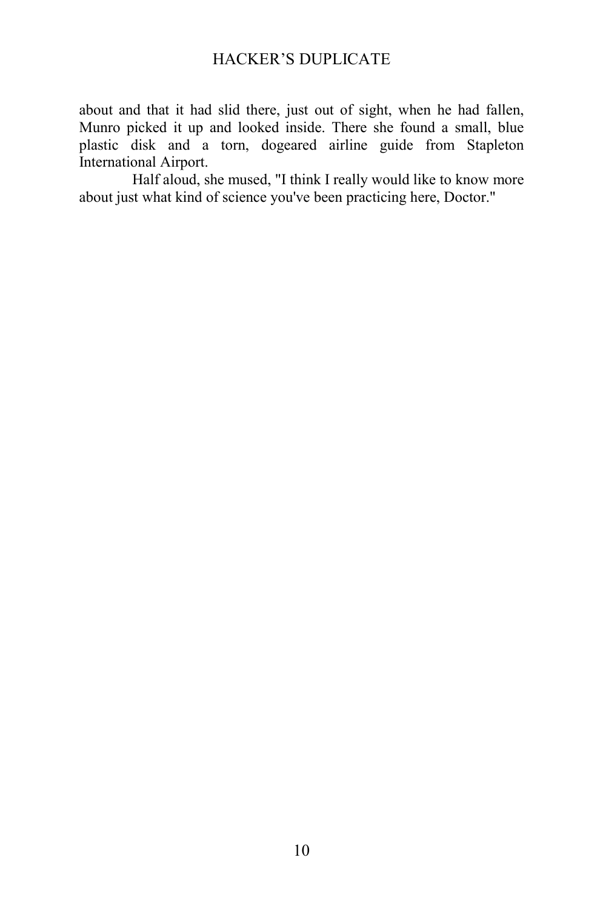about and that it had slid there, just out of sight, when he had fallen, Munro picked it up and looked inside. There she found a small, blue plastic disk and a torn, dogeared airline guide from Stapleton International Airport.

Half aloud, she mused, "I think I really would like to know more about just what kind of science you've been practicing here, Doctor."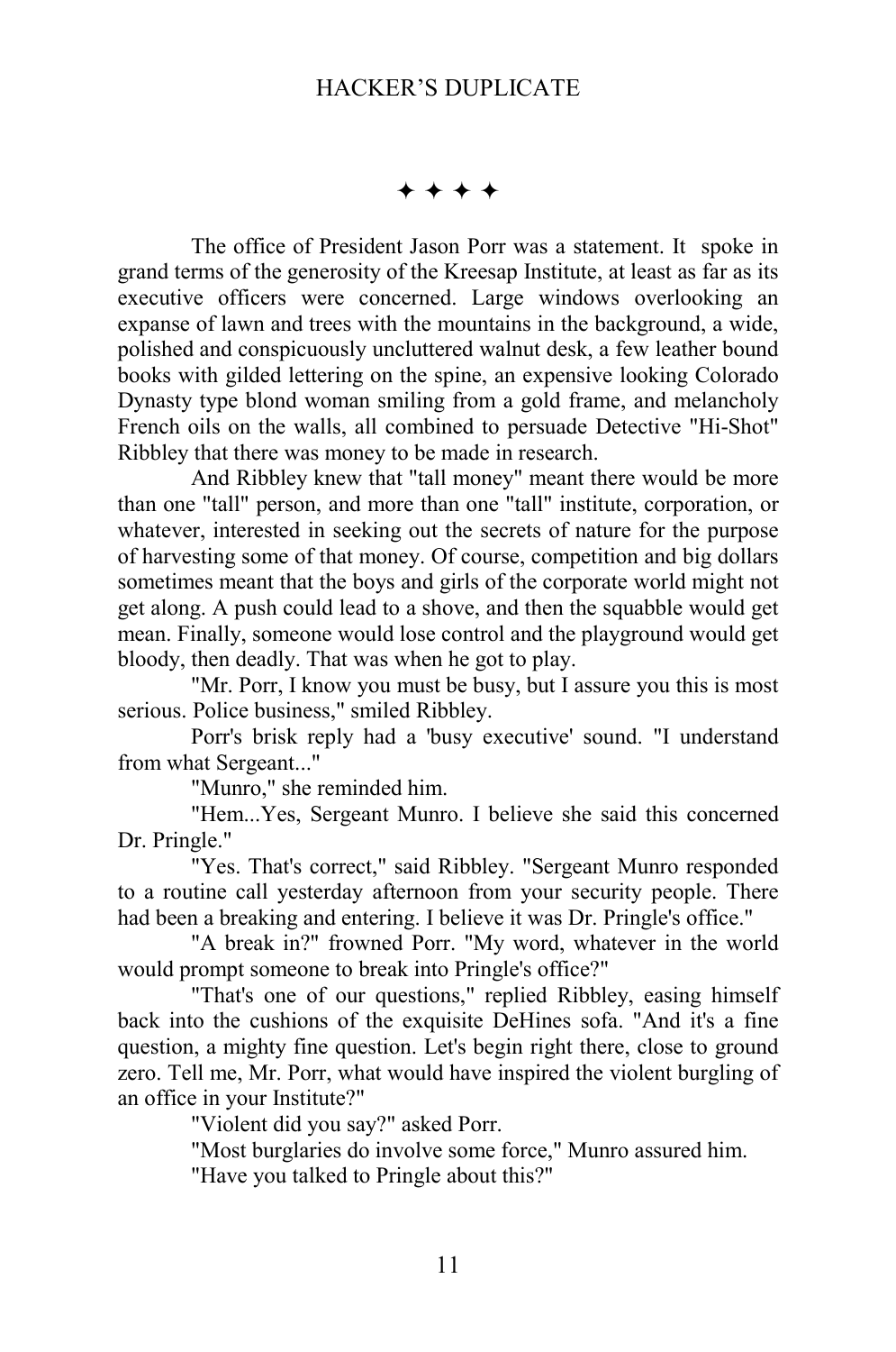✦ ✦ ✦ ✦

The office of President Jason Porr was a statement. It spoke in grand terms of the generosity of the Kreesap Institute, at least as far as its executive officers were concerned. Large windows overlooking an expanse of lawn and trees with the mountains in the background, a wide, polished and conspicuously uncluttered walnut desk, a few leather bound books with gilded lettering on the spine, an expensive looking Colorado Dynasty type blond woman smiling from a gold frame, and melancholy French oils on the walls, all combined to persuade Detective "Hi-Shot" Ribbley that there was money to be made in research.

And Ribbley knew that "tall money" meant there would be more than one "tall" person, and more than one "tall" institute, corporation, or whatever, interested in seeking out the secrets of nature for the purpose of harvesting some of that money. Of course, competition and big dollars sometimes meant that the boys and girls of the corporate world might not get along. A push could lead to a shove, and then the squabble would get mean. Finally, someone would lose control and the playground would get bloody, then deadly. That was when he got to play.

"Mr. Porr, I know you must be busy, but I assure you this is most serious. Police business," smiled Ribbley.

Porr's brisk reply had a 'busy executive' sound. "I understand from what Sergeant..."

"Munro," she reminded him.

"Hem...Yes, Sergeant Munro. I believe she said this concerned Dr. Pringle."

"Yes. That's correct," said Ribbley. "Sergeant Munro responded to a routine call yesterday afternoon from your security people. There had been a breaking and entering. I believe it was Dr. Pringle's office."

"A break in?" frowned Porr. "My word, whatever in the world would prompt someone to break into Pringle's office?"

"That's one of our questions," replied Ribbley, easing himself back into the cushions of the exquisite DeHines sofa. "And it's a fine question, a mighty fine question. Let's begin right there, close to ground zero. Tell me, Mr. Porr, what would have inspired the violent burgling of an office in your Institute?"

"Violent did you say?" asked Porr.

"Most burglaries do involve some force," Munro assured him.

"Have you talked to Pringle about this?"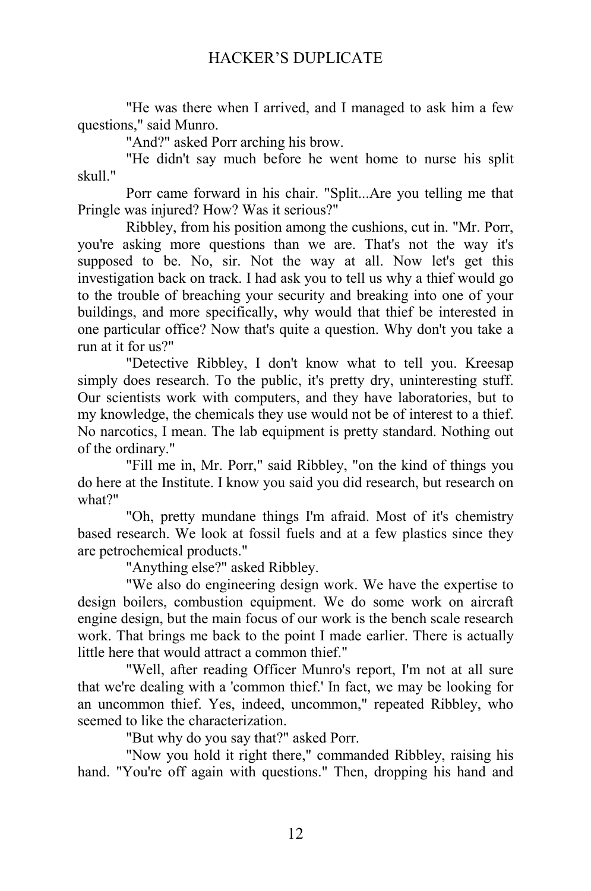"He was there when I arrived, and I managed to ask him a few questions," said Munro.

"And?" asked Porr arching his brow.

"He didn't say much before he went home to nurse his split skull."

Porr came forward in his chair. "Split...Are you telling me that Pringle was injured? How? Was it serious?"

Ribbley, from his position among the cushions, cut in. "Mr. Porr, you're asking more questions than we are. That's not the way it's supposed to be. No, sir. Not the way at all. Now let's get this investigation back on track. I had ask you to tell us why a thief would go to the trouble of breaching your security and breaking into one of your buildings, and more specifically, why would that thief be interested in one particular office? Now that's quite a question. Why don't you take a run at it for us?"

"Detective Ribbley, I don't know what to tell you. Kreesap simply does research. To the public, it's pretty dry, uninteresting stuff. Our scientists work with computers, and they have laboratories, but to my knowledge, the chemicals they use would not be of interest to a thief. No narcotics, I mean. The lab equipment is pretty standard. Nothing out of the ordinary."

"Fill me in, Mr. Porr," said Ribbley, "on the kind of things you do here at the Institute. I know you said you did research, but research on what?"

"Oh, pretty mundane things I'm afraid. Most of it's chemistry based research. We look at fossil fuels and at a few plastics since they are petrochemical products."

"Anything else?" asked Ribbley.

"We also do engineering design work. We have the expertise to design boilers, combustion equipment. We do some work on aircraft engine design, but the main focus of our work is the bench scale research work. That brings me back to the point I made earlier. There is actually little here that would attract a common thief."

"Well, after reading Officer Munro's report, I'm not at all sure that we're dealing with a 'common thief.' In fact, we may be looking for an uncommon thief. Yes, indeed, uncommon," repeated Ribbley, who seemed to like the characterization.

"But why do you say that?" asked Porr.

"Now you hold it right there," commanded Ribbley, raising his hand. "You're off again with questions." Then, dropping his hand and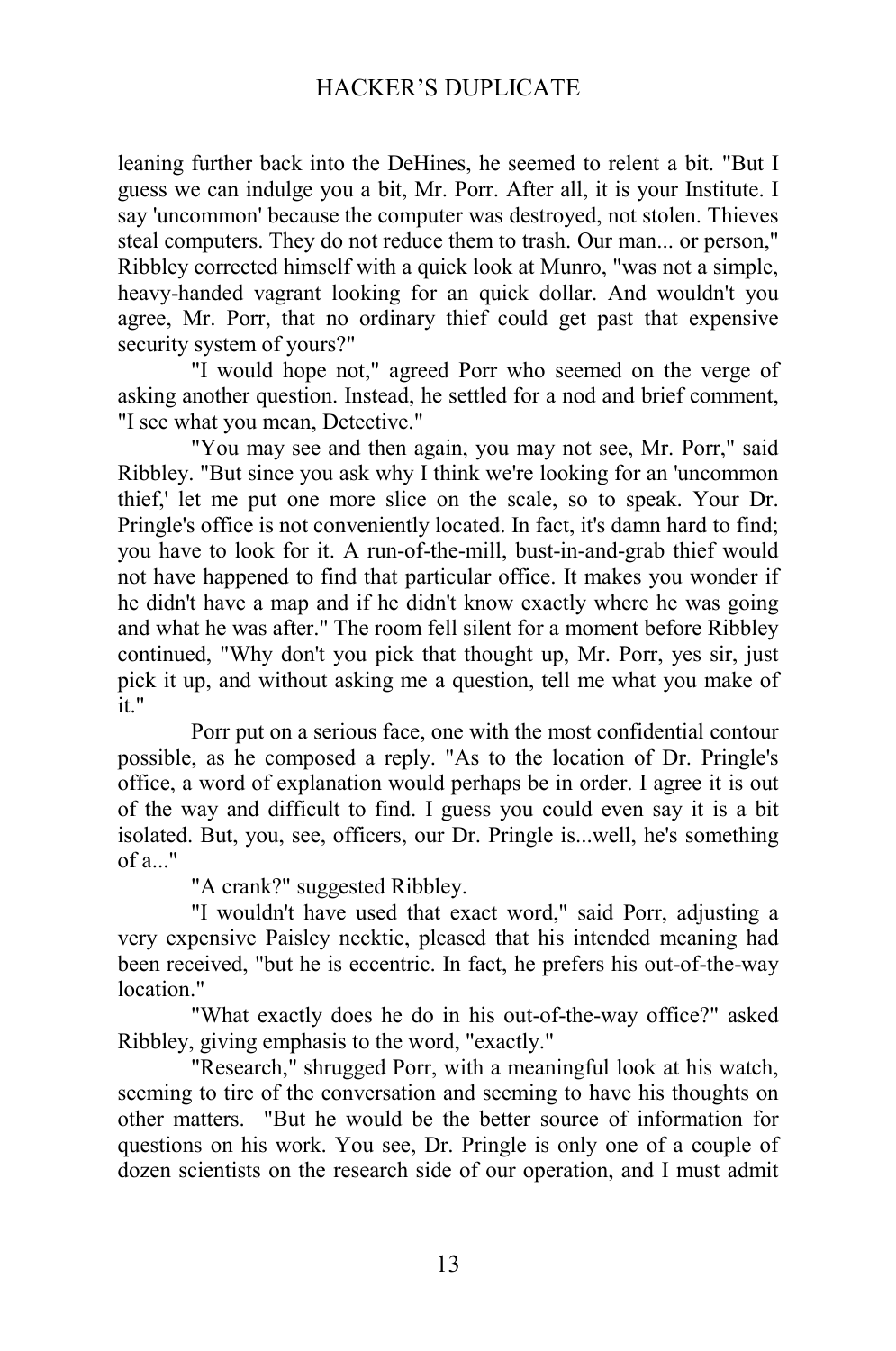leaning further back into the DeHines, he seemed to relent a bit. "But I guess we can indulge you a bit, Mr. Porr. After all, it is your Institute. I say 'uncommon' because the computer was destroyed, not stolen. Thieves steal computers. They do not reduce them to trash. Our man... or person," Ribbley corrected himself with a quick look at Munro, "was not a simple, heavy-handed vagrant looking for an quick dollar. And wouldn't you agree, Mr. Porr, that no ordinary thief could get past that expensive security system of yours?"

"I would hope not," agreed Porr who seemed on the verge of asking another question. Instead, he settled for a nod and brief comment, "I see what you mean, Detective."

"You may see and then again, you may not see, Mr. Porr," said Ribbley. "But since you ask why I think we're looking for an 'uncommon thief,' let me put one more slice on the scale, so to speak. Your Dr. Pringle's office is not conveniently located. In fact, it's damn hard to find; you have to look for it. A run-of-the-mill, bust-in-and-grab thief would not have happened to find that particular office. It makes you wonder if he didn't have a map and if he didn't know exactly where he was going and what he was after." The room fell silent for a moment before Ribbley continued, "Why don't you pick that thought up, Mr. Porr, yes sir, just pick it up, and without asking me a question, tell me what you make of it."

Porr put on a serious face, one with the most confidential contour possible, as he composed a reply. "As to the location of Dr. Pringle's office, a word of explanation would perhaps be in order. I agree it is out of the way and difficult to find. I guess you could even say it is a bit isolated. But, you, see, officers, our Dr. Pringle is...well, he's something of a..."

"A crank?" suggested Ribbley.

"I wouldn't have used that exact word," said Porr, adjusting a very expensive Paisley necktie, pleased that his intended meaning had been received, "but he is eccentric. In fact, he prefers his out-of-the-way location."

"What exactly does he do in his out-of-the-way office?" asked Ribbley, giving emphasis to the word, "exactly."

"Research," shrugged Porr, with a meaningful look at his watch, seeming to tire of the conversation and seeming to have his thoughts on other matters. "But he would be the better source of information for questions on his work. You see, Dr. Pringle is only one of a couple of dozen scientists on the research side of our operation, and I must admit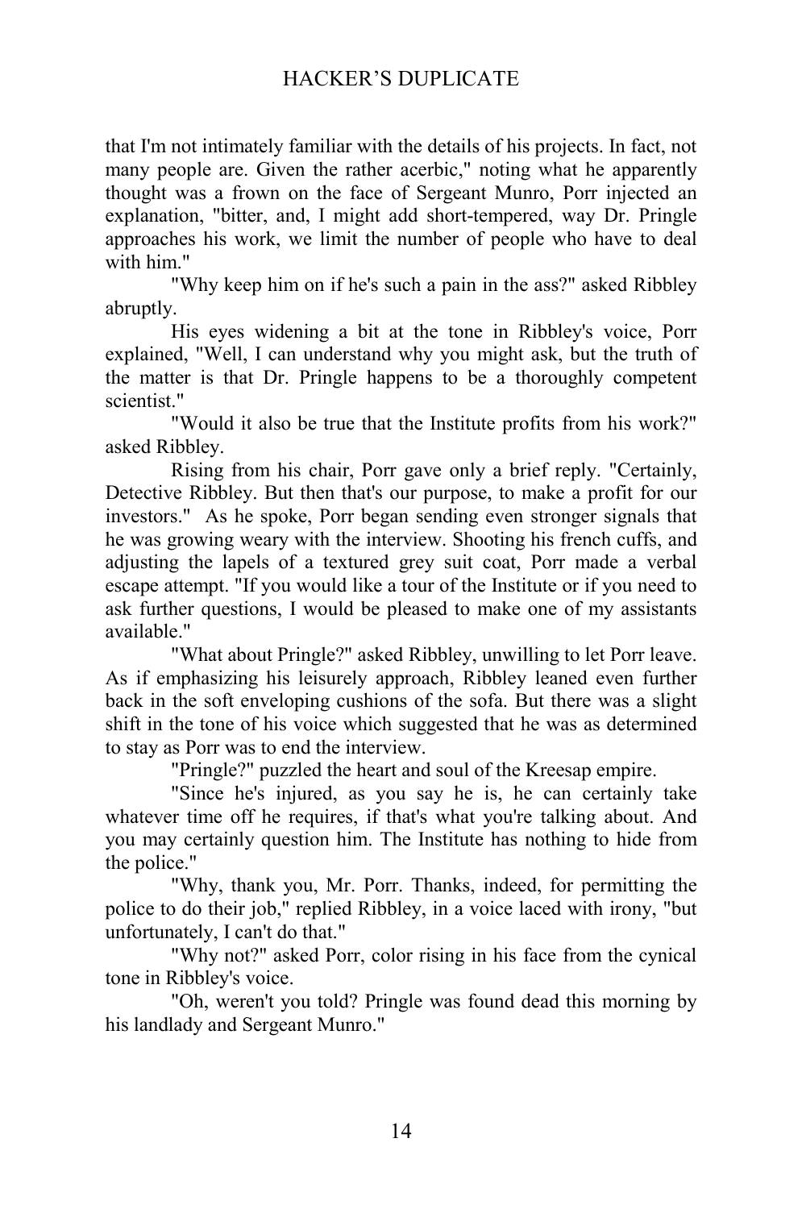that I'm not intimately familiar with the details of his projects. In fact, not many people are. Given the rather acerbic," noting what he apparently thought was a frown on the face of Sergeant Munro, Porr injected an explanation, "bitter, and, I might add short-tempered, way Dr. Pringle approaches his work, we limit the number of people who have to deal with him."

"Why keep him on if he's such a pain in the ass?" asked Ribbley abruptly.

His eyes widening a bit at the tone in Ribbley's voice, Porr explained, "Well, I can understand why you might ask, but the truth of the matter is that Dr. Pringle happens to be a thoroughly competent scientist."

"Would it also be true that the Institute profits from his work?" asked Ribbley.

Rising from his chair, Porr gave only a brief reply. "Certainly, Detective Ribbley. But then that's our purpose, to make a profit for our investors." As he spoke, Porr began sending even stronger signals that he was growing weary with the interview. Shooting his french cuffs, and adjusting the lapels of a textured grey suit coat, Porr made a verbal escape attempt. "If you would like a tour of the Institute or if you need to ask further questions, I would be pleased to make one of my assistants available."

"What about Pringle?" asked Ribbley, unwilling to let Porr leave. As if emphasizing his leisurely approach, Ribbley leaned even further back in the soft enveloping cushions of the sofa. But there was a slight shift in the tone of his voice which suggested that he was as determined to stay as Porr was to end the interview.

"Pringle?" puzzled the heart and soul of the Kreesap empire.

"Since he's injured, as you say he is, he can certainly take whatever time off he requires, if that's what you're talking about. And you may certainly question him. The Institute has nothing to hide from the police."

"Why, thank you, Mr. Porr. Thanks, indeed, for permitting the police to do their job," replied Ribbley, in a voice laced with irony, "but unfortunately, I can't do that."

"Why not?" asked Porr, color rising in his face from the cynical tone in Ribbley's voice.

"Oh, weren't you told? Pringle was found dead this morning by his landlady and Sergeant Munro."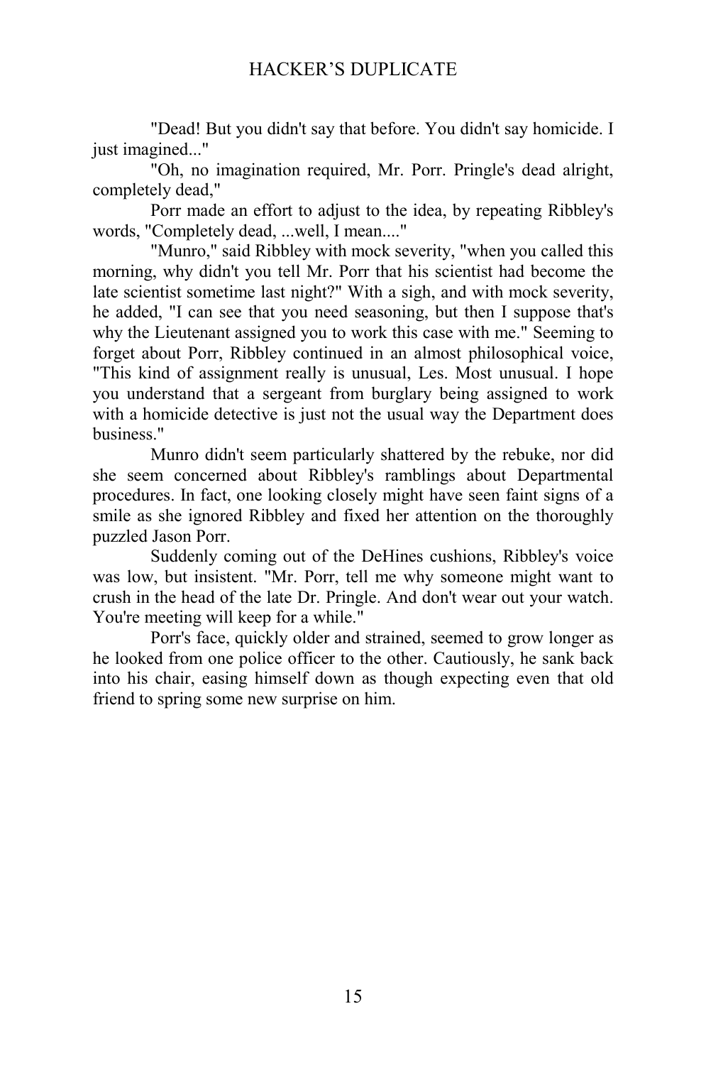"Dead! But you didn't say that before. You didn't say homicide. I just imagined..."

"Oh, no imagination required, Mr. Porr. Pringle's dead alright, completely dead,"

Porr made an effort to adjust to the idea, by repeating Ribbley's words, "Completely dead, ...well, I mean...."

"Munro," said Ribbley with mock severity, "when you called this morning, why didn't you tell Mr. Porr that his scientist had become the late scientist sometime last night?" With a sigh, and with mock severity, he added, "I can see that you need seasoning, but then I suppose that's why the Lieutenant assigned you to work this case with me." Seeming to forget about Porr, Ribbley continued in an almost philosophical voice, "This kind of assignment really is unusual, Les. Most unusual. I hope you understand that a sergeant from burglary being assigned to work with a homicide detective is just not the usual way the Department does business."

Munro didn't seem particularly shattered by the rebuke, nor did she seem concerned about Ribbley's ramblings about Departmental procedures. In fact, one looking closely might have seen faint signs of a smile as she ignored Ribbley and fixed her attention on the thoroughly puzzled Jason Porr.

Suddenly coming out of the DeHines cushions, Ribbley's voice was low, but insistent. "Mr. Porr, tell me why someone might want to crush in the head of the late Dr. Pringle. And don't wear out your watch. You're meeting will keep for a while."

Porr's face, quickly older and strained, seemed to grow longer as he looked from one police officer to the other. Cautiously, he sank back into his chair, easing himself down as though expecting even that old friend to spring some new surprise on him.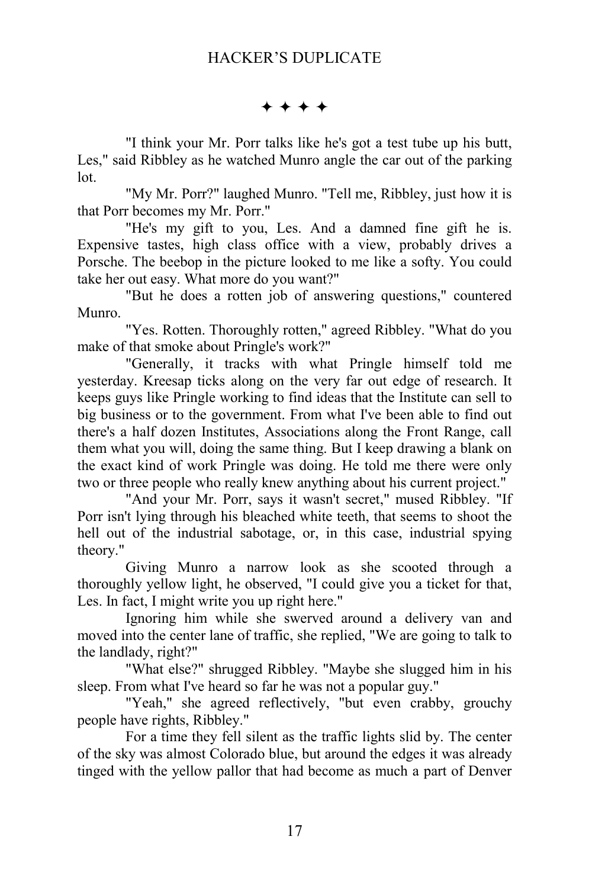✦ ✦ ✦ ✦

"I think your Mr. Porr talks like he's got a test tube up his butt, Les," said Ribbley as he watched Munro angle the car out of the parking lot.

"My Mr. Porr?" laughed Munro. "Tell me, Ribbley, just how it is that Porr becomes my Mr. Porr."

"He's my gift to you, Les. And a damned fine gift he is. Expensive tastes, high class office with a view, probably drives a Porsche. The beebop in the picture looked to me like a softy. You could take her out easy. What more do you want?"

"But he does a rotten job of answering questions," countered Munro.

"Yes. Rotten. Thoroughly rotten," agreed Ribbley. "What do you make of that smoke about Pringle's work?"

"Generally, it tracks with what Pringle himself told me yesterday. Kreesap ticks along on the very far out edge of research. It keeps guys like Pringle working to find ideas that the Institute can sell to big business or to the government. From what I've been able to find out there's a half dozen Institutes, Associations along the Front Range, call them what you will, doing the same thing. But I keep drawing a blank on the exact kind of work Pringle was doing. He told me there were only two or three people who really knew anything about his current project."

"And your Mr. Porr, says it wasn't secret," mused Ribbley. "If Porr isn't lying through his bleached white teeth, that seems to shoot the hell out of the industrial sabotage, or, in this case, industrial spying theory."

Giving Munro a narrow look as she scooted through a thoroughly yellow light, he observed, "I could give you a ticket for that, Les. In fact, I might write you up right here."

Ignoring him while she swerved around a delivery van and moved into the center lane of traffic, she replied, "We are going to talk to the landlady, right?"

"What else?" shrugged Ribbley. "Maybe she slugged him in his sleep. From what I've heard so far he was not a popular guy."

"Yeah," she agreed reflectively, "but even crabby, grouchy people have rights, Ribbley."

For a time they fell silent as the traffic lights slid by. The center of the sky was almost Colorado blue, but around the edges it was already tinged with the yellow pallor that had become as much a part of Denver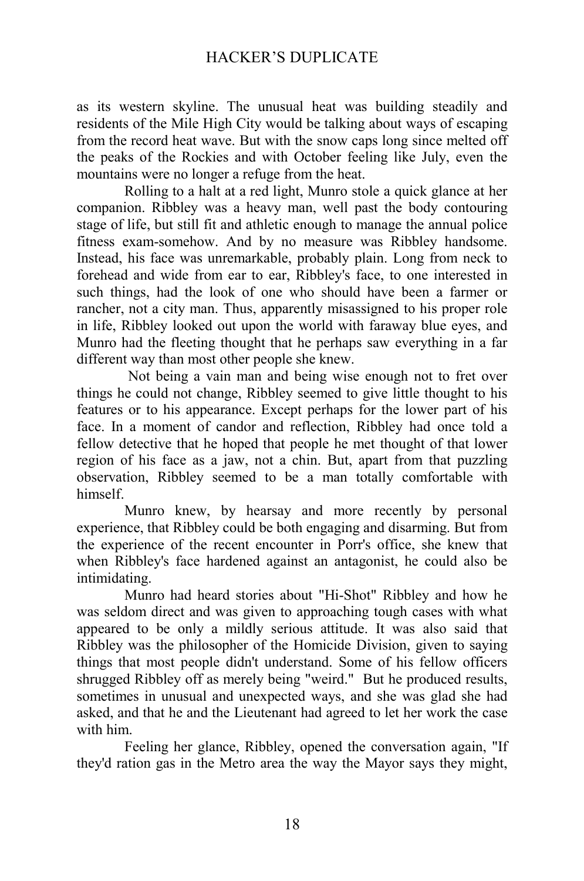as its western skyline. The unusual heat was building steadily and residents of the Mile High City would be talking about ways of escaping from the record heat wave. But with the snow caps long since melted off the peaks of the Rockies and with October feeling like July, even the mountains were no longer a refuge from the heat.

Rolling to a halt at a red light, Munro stole a quick glance at her companion. Ribbley was a heavy man, well past the body contouring stage of life, but still fit and athletic enough to manage the annual police fitness exam-somehow. And by no measure was Ribbley handsome. Instead, his face was unremarkable, probably plain. Long from neck to forehead and wide from ear to ear, Ribbley's face, to one interested in such things, had the look of one who should have been a farmer or rancher, not a city man. Thus, apparently misassigned to his proper role in life, Ribbley looked out upon the world with faraway blue eyes, and Munro had the fleeting thought that he perhaps saw everything in a far different way than most other people she knew.

Not being a vain man and being wise enough not to fret over things he could not change, Ribbley seemed to give little thought to his features or to his appearance. Except perhaps for the lower part of his face. In a moment of candor and reflection, Ribbley had once told a fellow detective that he hoped that people he met thought of that lower region of his face as a jaw, not a chin. But, apart from that puzzling observation, Ribbley seemed to be a man totally comfortable with himself.

Munro knew, by hearsay and more recently by personal experience, that Ribbley could be both engaging and disarming. But from the experience of the recent encounter in Porr's office, she knew that when Ribbley's face hardened against an antagonist, he could also be intimidating.

Munro had heard stories about "Hi-Shot" Ribbley and how he was seldom direct and was given to approaching tough cases with what appeared to be only a mildly serious attitude. It was also said that Ribbley was the philosopher of the Homicide Division, given to saying things that most people didn't understand. Some of his fellow officers shrugged Ribbley off as merely being "weird." But he produced results, sometimes in unusual and unexpected ways, and she was glad she had asked, and that he and the Lieutenant had agreed to let her work the case with him.

Feeling her glance, Ribbley, opened the conversation again, "If they'd ration gas in the Metro area the way the Mayor says they might,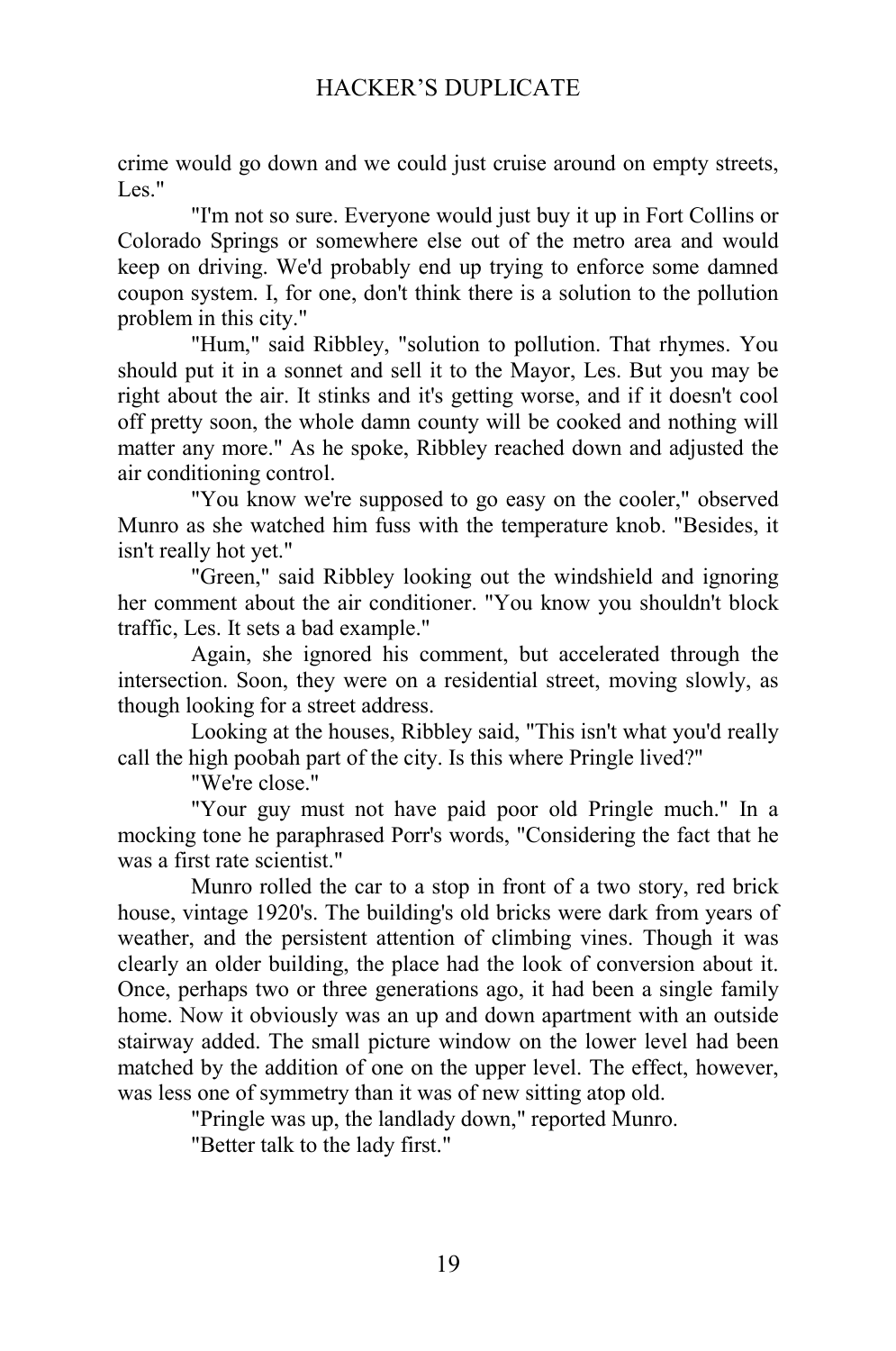crime would go down and we could just cruise around on empty streets, Les."

"I'm not so sure. Everyone would just buy it up in Fort Collins or Colorado Springs or somewhere else out of the metro area and would keep on driving. We'd probably end up trying to enforce some damned coupon system. I, for one, don't think there is a solution to the pollution problem in this city."

"Hum," said Ribbley, "solution to pollution. That rhymes. You should put it in a sonnet and sell it to the Mayor, Les. But you may be right about the air. It stinks and it's getting worse, and if it doesn't cool off pretty soon, the whole damn county will be cooked and nothing will matter any more." As he spoke, Ribbley reached down and adjusted the air conditioning control.

"You know we're supposed to go easy on the cooler," observed Munro as she watched him fuss with the temperature knob. "Besides, it isn't really hot yet."

"Green," said Ribbley looking out the windshield and ignoring her comment about the air conditioner. "You know you shouldn't block traffic, Les. It sets a bad example."

Again, she ignored his comment, but accelerated through the intersection. Soon, they were on a residential street, moving slowly, as though looking for a street address.

Looking at the houses, Ribbley said, "This isn't what you'd really call the high poobah part of the city. Is this where Pringle lived?"

"We're close."

"Your guy must not have paid poor old Pringle much." In a mocking tone he paraphrased Porr's words, "Considering the fact that he was a first rate scientist."

Munro rolled the car to a stop in front of a two story, red brick house, vintage 1920's. The building's old bricks were dark from years of weather, and the persistent attention of climbing vines. Though it was clearly an older building, the place had the look of conversion about it. Once, perhaps two or three generations ago, it had been a single family home. Now it obviously was an up and down apartment with an outside stairway added. The small picture window on the lower level had been matched by the addition of one on the upper level. The effect, however, was less one of symmetry than it was of new sitting atop old.

"Pringle was up, the landlady down," reported Munro.

"Better talk to the lady first."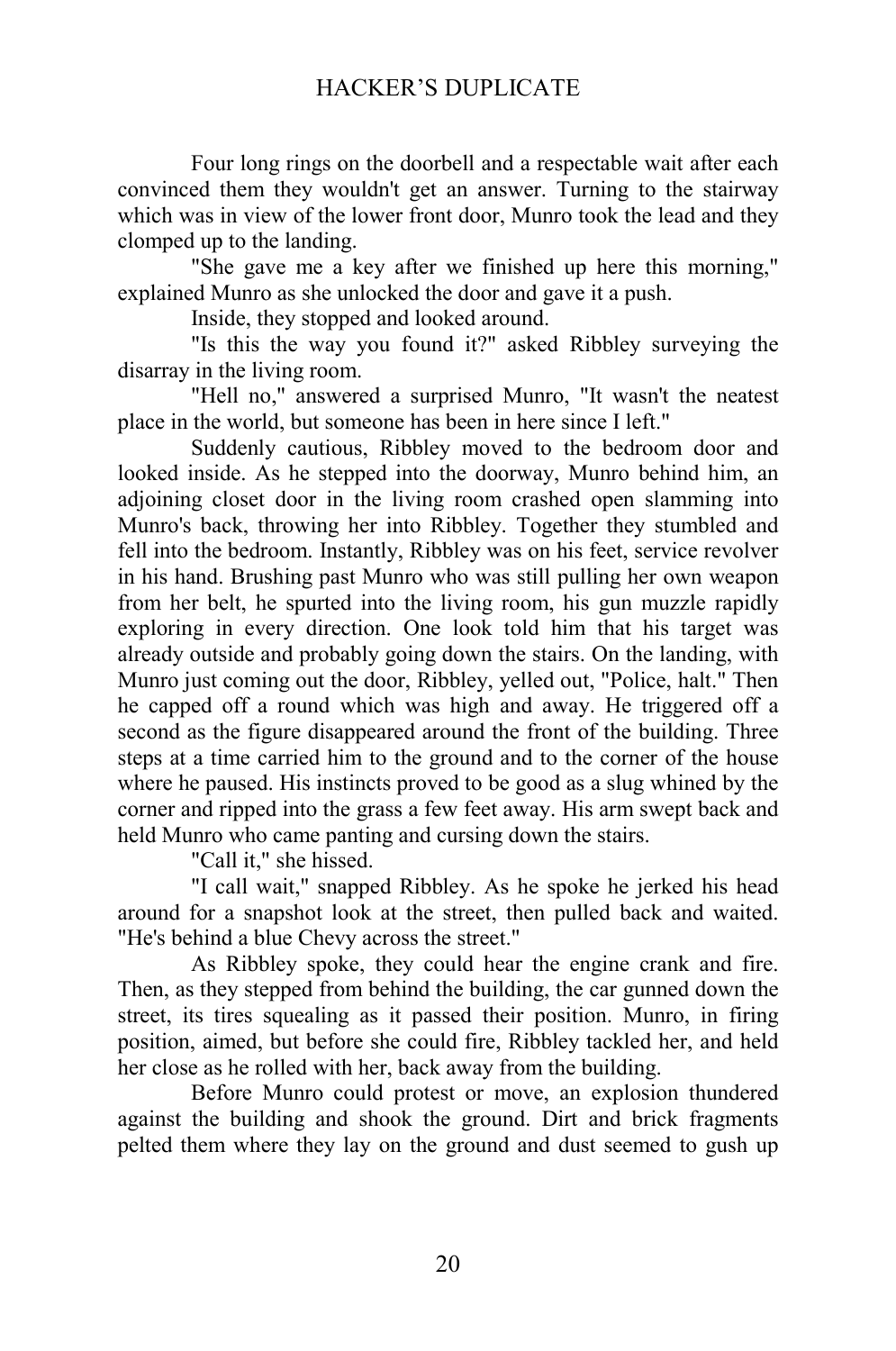Four long rings on the doorbell and a respectable wait after each convinced them they wouldn't get an answer. Turning to the stairway which was in view of the lower front door, Munro took the lead and they clomped up to the landing.

"She gave me a key after we finished up here this morning," explained Munro as she unlocked the door and gave it a push.

Inside, they stopped and looked around.

"Is this the way you found it?" asked Ribbley surveying the disarray in the living room.

"Hell no," answered a surprised Munro, "It wasn't the neatest place in the world, but someone has been in here since I left."

Suddenly cautious, Ribbley moved to the bedroom door and looked inside. As he stepped into the doorway, Munro behind him, an adjoining closet door in the living room crashed open slamming into Munro's back, throwing her into Ribbley. Together they stumbled and fell into the bedroom. Instantly, Ribbley was on his feet, service revolver in his hand. Brushing past Munro who was still pulling her own weapon from her belt, he spurted into the living room, his gun muzzle rapidly exploring in every direction. One look told him that his target was already outside and probably going down the stairs. On the landing, with Munro just coming out the door, Ribbley, yelled out, "Police, halt." Then he capped off a round which was high and away. He triggered off a second as the figure disappeared around the front of the building. Three steps at a time carried him to the ground and to the corner of the house where he paused. His instincts proved to be good as a slug whined by the corner and ripped into the grass a few feet away. His arm swept back and held Munro who came panting and cursing down the stairs.

"Call it," she hissed.

"I call wait," snapped Ribbley. As he spoke he jerked his head around for a snapshot look at the street, then pulled back and waited. "He's behind a blue Chevy across the street."

As Ribbley spoke, they could hear the engine crank and fire. Then, as they stepped from behind the building, the car gunned down the street, its tires squealing as it passed their position. Munro, in firing position, aimed, but before she could fire, Ribbley tackled her, and held her close as he rolled with her, back away from the building.

Before Munro could protest or move, an explosion thundered against the building and shook the ground. Dirt and brick fragments pelted them where they lay on the ground and dust seemed to gush up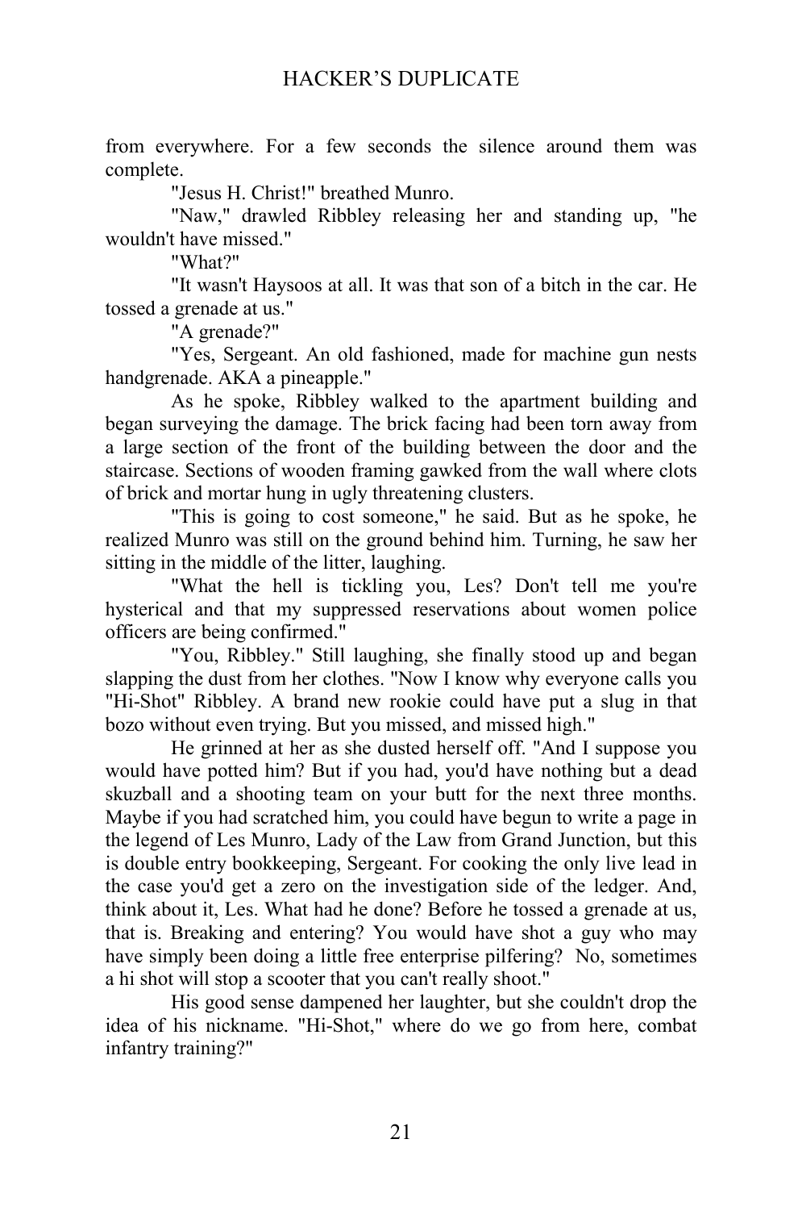from everywhere. For a few seconds the silence around them was complete.

"Jesus H. Christ!" breathed Munro.

"Naw," drawled Ribbley releasing her and standing up, "he wouldn't have missed."

"What?"

"It wasn't Haysoos at all. It was that son of a bitch in the car. He tossed a grenade at us."

"A grenade?"

"Yes, Sergeant. An old fashioned, made for machine gun nests handgrenade. AKA a pineapple."

As he spoke, Ribbley walked to the apartment building and began surveying the damage. The brick facing had been torn away from a large section of the front of the building between the door and the staircase. Sections of wooden framing gawked from the wall where clots of brick and mortar hung in ugly threatening clusters.

"This is going to cost someone," he said. But as he spoke, he realized Munro was still on the ground behind him. Turning, he saw her sitting in the middle of the litter, laughing.

"What the hell is tickling you, Les? Don't tell me you're hysterical and that my suppressed reservations about women police officers are being confirmed."

"You, Ribbley." Still laughing, she finally stood up and began slapping the dust from her clothes. "Now I know why everyone calls you "Hi-Shot" Ribbley. A brand new rookie could have put a slug in that bozo without even trying. But you missed, and missed high."

He grinned at her as she dusted herself off. "And I suppose you would have potted him? But if you had, you'd have nothing but a dead skuzball and a shooting team on your butt for the next three months. Maybe if you had scratched him, you could have begun to write a page in the legend of Les Munro, Lady of the Law from Grand Junction, but this is double entry bookkeeping, Sergeant. For cooking the only live lead in the case you'd get a zero on the investigation side of the ledger. And, think about it, Les. What had he done? Before he tossed a grenade at us, that is. Breaking and entering? You would have shot a guy who may have simply been doing a little free enterprise pilfering? No, sometimes a hi shot will stop a scooter that you can't really shoot."

His good sense dampened her laughter, but she couldn't drop the idea of his nickname. "Hi-Shot," where do we go from here, combat infantry training?"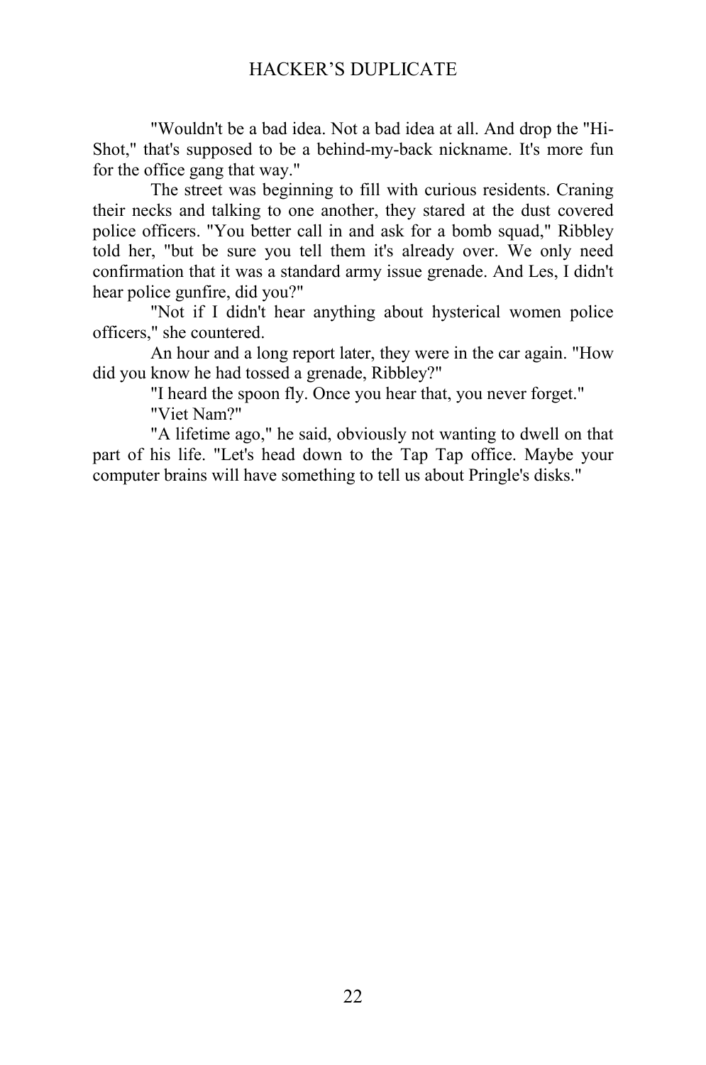"Wouldn't be a bad idea. Not a bad idea at all. And drop the "Hi-Shot," that's supposed to be a behind-my-back nickname. It's more fun for the office gang that way."

The street was beginning to fill with curious residents. Craning their necks and talking to one another, they stared at the dust covered police officers. "You better call in and ask for a bomb squad," Ribbley told her, "but be sure you tell them it's already over. We only need confirmation that it was a standard army issue grenade. And Les, I didn't hear police gunfire, did you?"

"Not if I didn't hear anything about hysterical women police officers," she countered.

An hour and a long report later, they were in the car again. "How did you know he had tossed a grenade, Ribbley?"

"I heard the spoon fly. Once you hear that, you never forget."

"Viet Nam?"

"A lifetime ago," he said, obviously not wanting to dwell on that part of his life. "Let's head down to the Tap Tap office. Maybe your computer brains will have something to tell us about Pringle's disks."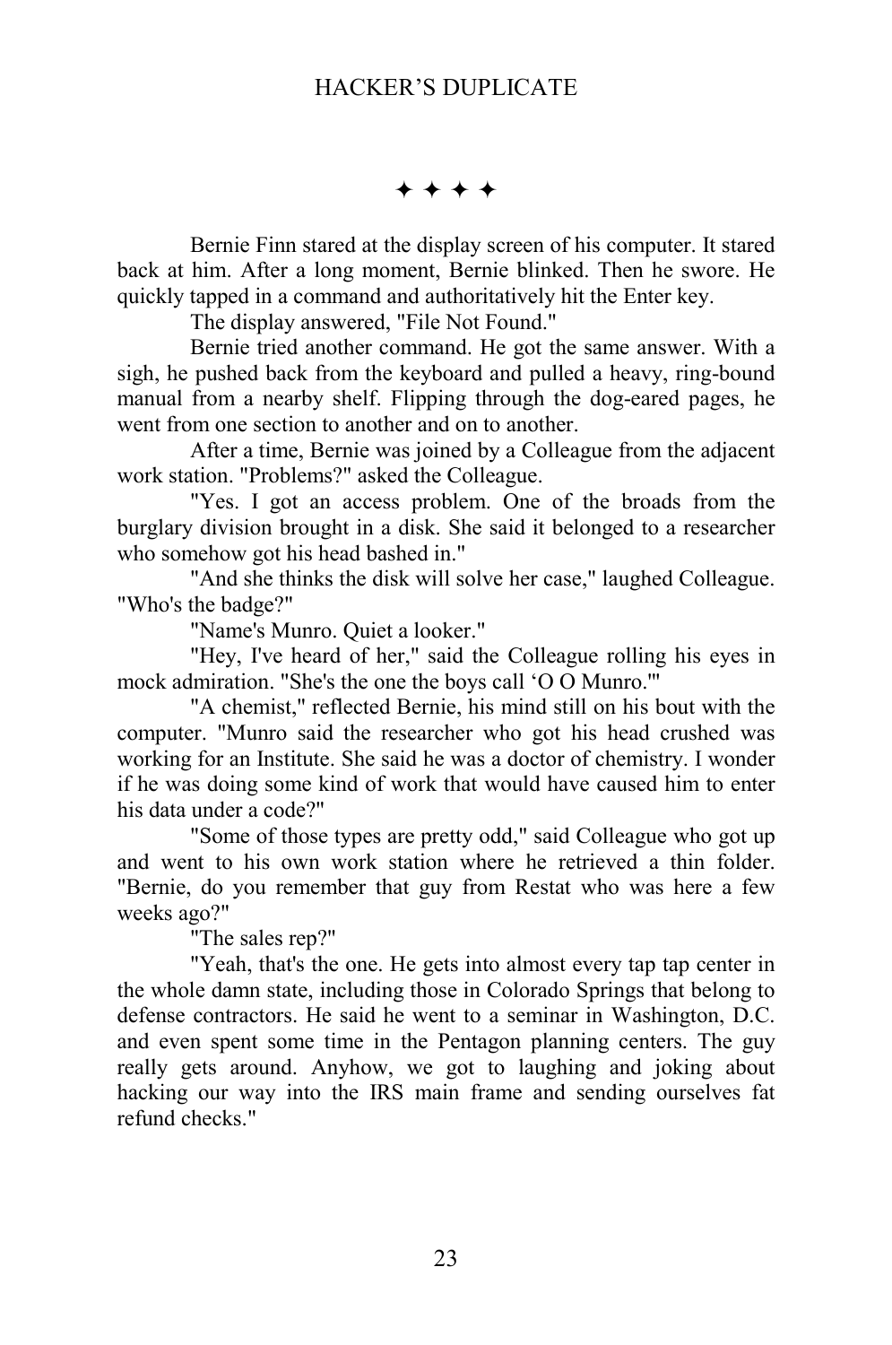✦ ✦ ✦ ✦

Bernie Finn stared at the display screen of his computer. It stared back at him. After a long moment, Bernie blinked. Then he swore. He quickly tapped in a command and authoritatively hit the Enter key.

The display answered, "File Not Found."

Bernie tried another command. He got the same answer. With a sigh, he pushed back from the keyboard and pulled a heavy, ring-bound manual from a nearby shelf. Flipping through the dog-eared pages, he went from one section to another and on to another.

After a time, Bernie was joined by a Colleague from the adjacent work station. "Problems?" asked the Colleague.

"Yes. I got an access problem. One of the broads from the burglary division brought in a disk. She said it belonged to a researcher who somehow got his head bashed in."

"And she thinks the disk will solve her case," laughed Colleague. "Who's the badge?"

"Name's Munro. Quiet a looker."

"Hey, I've heard of her," said the Colleague rolling his eyes in mock admiration. "She's the one the boys call 'O O Munro.'"

"A chemist," reflected Bernie, his mind still on his bout with the computer. "Munro said the researcher who got his head crushed was working for an Institute. She said he was a doctor of chemistry. I wonder if he was doing some kind of work that would have caused him to enter his data under a code?"

"Some of those types are pretty odd," said Colleague who got up and went to his own work station where he retrieved a thin folder. "Bernie, do you remember that guy from Restat who was here a few weeks ago?"

"The sales rep?"

"Yeah, that's the one. He gets into almost every tap tap center in the whole damn state, including those in Colorado Springs that belong to defense contractors. He said he went to a seminar in Washington, D.C. and even spent some time in the Pentagon planning centers. The guy really gets around. Anyhow, we got to laughing and joking about hacking our way into the IRS main frame and sending ourselves fat refund checks."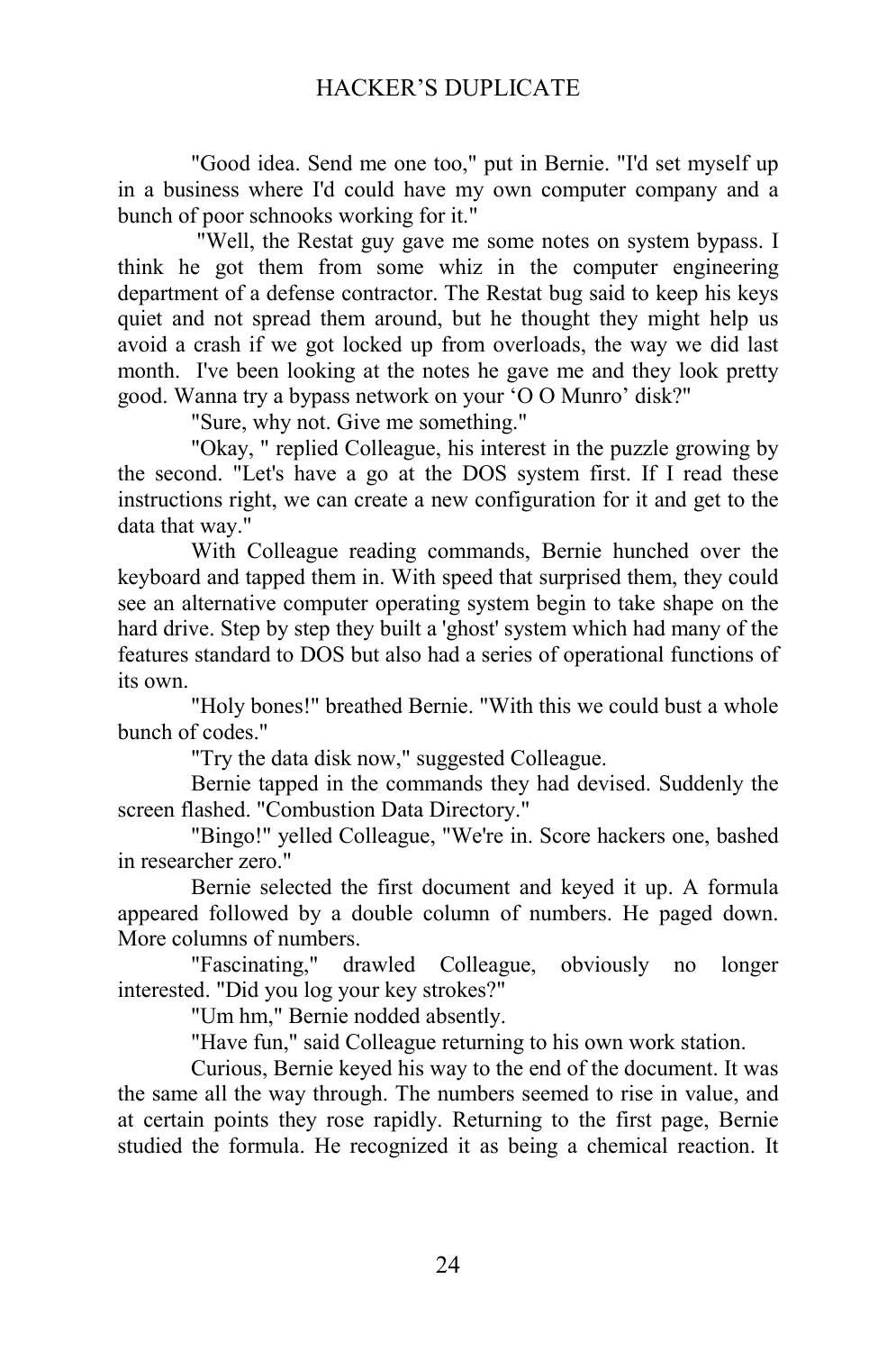"Good idea. Send me one too," put in Bernie. "I'd set myself up in a business where I'd could have my own computer company and a bunch of poor schnooks working for it."

"Well, the Restat guy gave me some notes on system bypass. I think he got them from some whiz in the computer engineering department of a defense contractor. The Restat bug said to keep his keys quiet and not spread them around, but he thought they might help us avoid a crash if we got locked up from overloads, the way we did last month. I've been looking at the notes he gave me and they look pretty good. Wanna try a bypass network on your 'O O Munro' disk?"

"Sure, why not. Give me something."

"Okay, " replied Colleague, his interest in the puzzle growing by the second. "Let's have a go at the DOS system first. If I read these instructions right, we can create a new configuration for it and get to the data that way."

With Colleague reading commands, Bernie hunched over the keyboard and tapped them in. With speed that surprised them, they could see an alternative computer operating system begin to take shape on the hard drive. Step by step they built a 'ghost' system which had many of the features standard to DOS but also had a series of operational functions of its own.

"Holy bones!" breathed Bernie. "With this we could bust a whole bunch of codes."

"Try the data disk now," suggested Colleague.

Bernie tapped in the commands they had devised. Suddenly the screen flashed. "Combustion Data Directory."

"Bingo!" yelled Colleague, "We're in. Score hackers one, bashed in researcher zero."

Bernie selected the first document and keyed it up. A formula appeared followed by a double column of numbers. He paged down. More columns of numbers.

"Fascinating," drawled Colleague, obviously no longer interested. "Did you log your key strokes?"

"Um hm," Bernie nodded absently.

"Have fun," said Colleague returning to his own work station.

Curious, Bernie keyed his way to the end of the document. It was the same all the way through. The numbers seemed to rise in value, and at certain points they rose rapidly. Returning to the first page, Bernie studied the formula. He recognized it as being a chemical reaction. It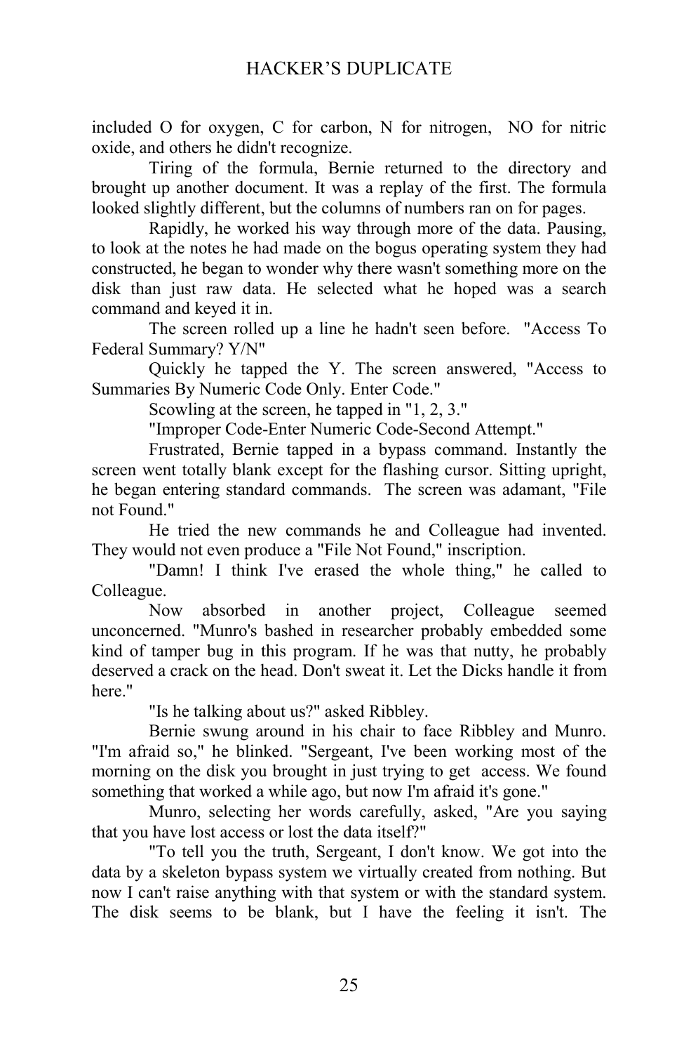included O for oxygen, C for carbon, N for nitrogen, NO for nitric oxide, and others he didn't recognize.

Tiring of the formula, Bernie returned to the directory and brought up another document. It was a replay of the first. The formula looked slightly different, but the columns of numbers ran on for pages.

Rapidly, he worked his way through more of the data. Pausing, to look at the notes he had made on the bogus operating system they had constructed, he began to wonder why there wasn't something more on the disk than just raw data. He selected what he hoped was a search command and keyed it in.

The screen rolled up a line he hadn't seen before. "Access To Federal Summary? Y/N"

Quickly he tapped the Y. The screen answered, "Access to Summaries By Numeric Code Only. Enter Code."

Scowling at the screen, he tapped in "1, 2, 3."

"Improper Code-Enter Numeric Code-Second Attempt."

Frustrated, Bernie tapped in a bypass command. Instantly the screen went totally blank except for the flashing cursor. Sitting upright, he began entering standard commands. The screen was adamant, "File not Found."

He tried the new commands he and Colleague had invented. They would not even produce a "File Not Found," inscription.

"Damn! I think I've erased the whole thing," he called to Colleague.

Now absorbed in another project, Colleague seemed unconcerned. "Munro's bashed in researcher probably embedded some kind of tamper bug in this program. If he was that nutty, he probably deserved a crack on the head. Don't sweat it. Let the Dicks handle it from here."

"Is he talking about us?" asked Ribbley.

Bernie swung around in his chair to face Ribbley and Munro. "I'm afraid so," he blinked. "Sergeant, I've been working most of the morning on the disk you brought in just trying to get access. We found something that worked a while ago, but now I'm afraid it's gone."

Munro, selecting her words carefully, asked, "Are you saying that you have lost access or lost the data itself?"

"To tell you the truth, Sergeant, I don't know. We got into the data by a skeleton bypass system we virtually created from nothing. But now I can't raise anything with that system or with the standard system. The disk seems to be blank, but I have the feeling it isn't. The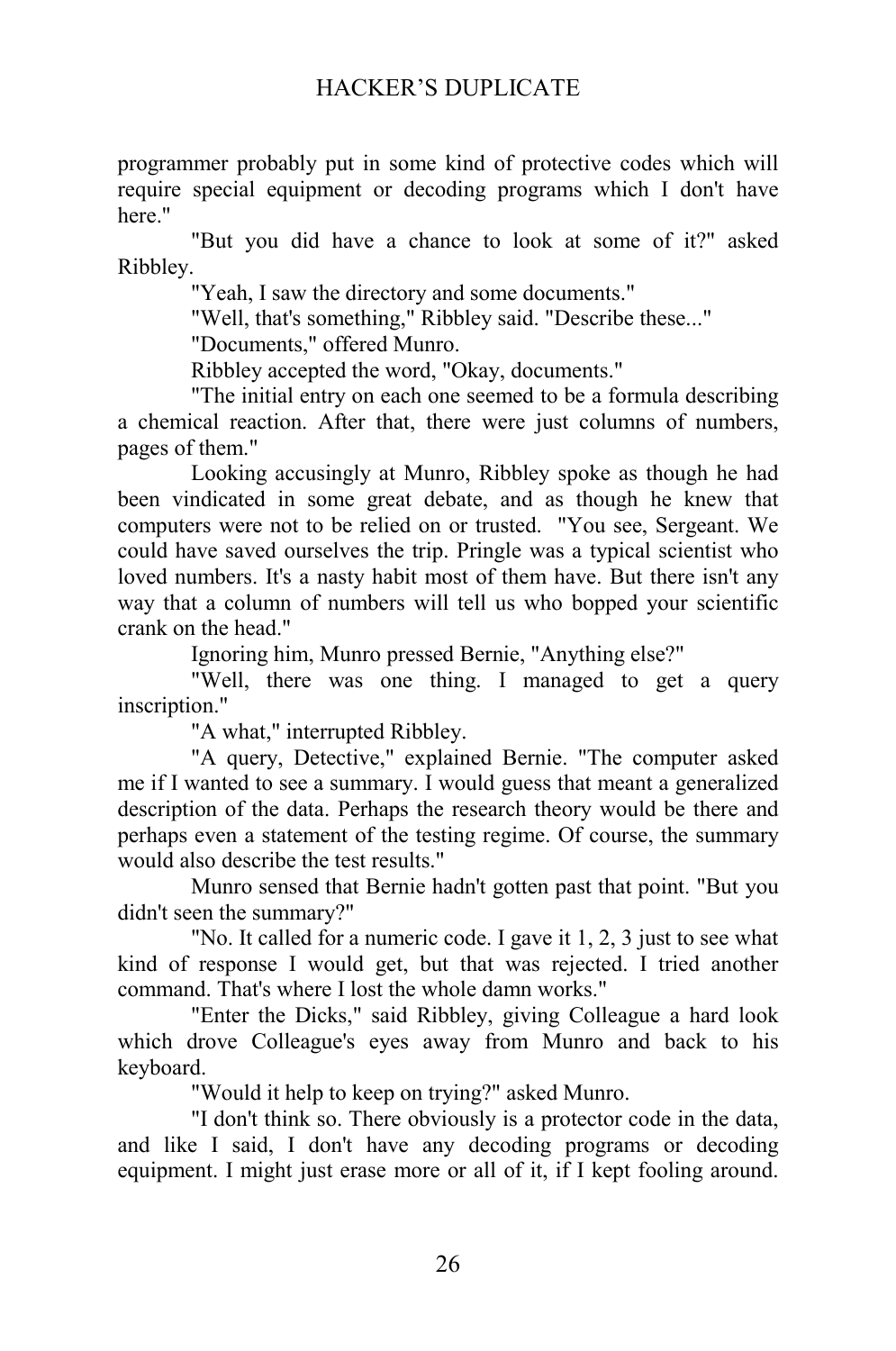programmer probably put in some kind of protective codes which will require special equipment or decoding programs which I don't have here."

"But you did have a chance to look at some of it?" asked Ribbley.

"Yeah, I saw the directory and some documents."

"Well, that's something," Ribbley said. "Describe these..."

"Documents," offered Munro.

Ribbley accepted the word, "Okay, documents."

"The initial entry on each one seemed to be a formula describing a chemical reaction. After that, there were just columns of numbers, pages of them."

Looking accusingly at Munro, Ribbley spoke as though he had been vindicated in some great debate, and as though he knew that computers were not to be relied on or trusted. "You see, Sergeant. We could have saved ourselves the trip. Pringle was a typical scientist who loved numbers. It's a nasty habit most of them have. But there isn't any way that a column of numbers will tell us who bopped your scientific crank on the head."

Ignoring him, Munro pressed Bernie, "Anything else?"

"Well, there was one thing. I managed to get a query inscription."

"A what," interrupted Ribbley.

"A query, Detective," explained Bernie. "The computer asked me if I wanted to see a summary. I would guess that meant a generalized description of the data. Perhaps the research theory would be there and perhaps even a statement of the testing regime. Of course, the summary would also describe the test results."

Munro sensed that Bernie hadn't gotten past that point. "But you didn't seen the summary?"

"No. It called for a numeric code. I gave it 1, 2, 3 just to see what kind of response I would get, but that was rejected. I tried another command. That's where I lost the whole damn works."

"Enter the Dicks," said Ribbley, giving Colleague a hard look which drove Colleague's eyes away from Munro and back to his keyboard.

"Would it help to keep on trying?" asked Munro.

"I don't think so. There obviously is a protector code in the data, and like I said, I don't have any decoding programs or decoding equipment. I might just erase more or all of it, if I kept fooling around.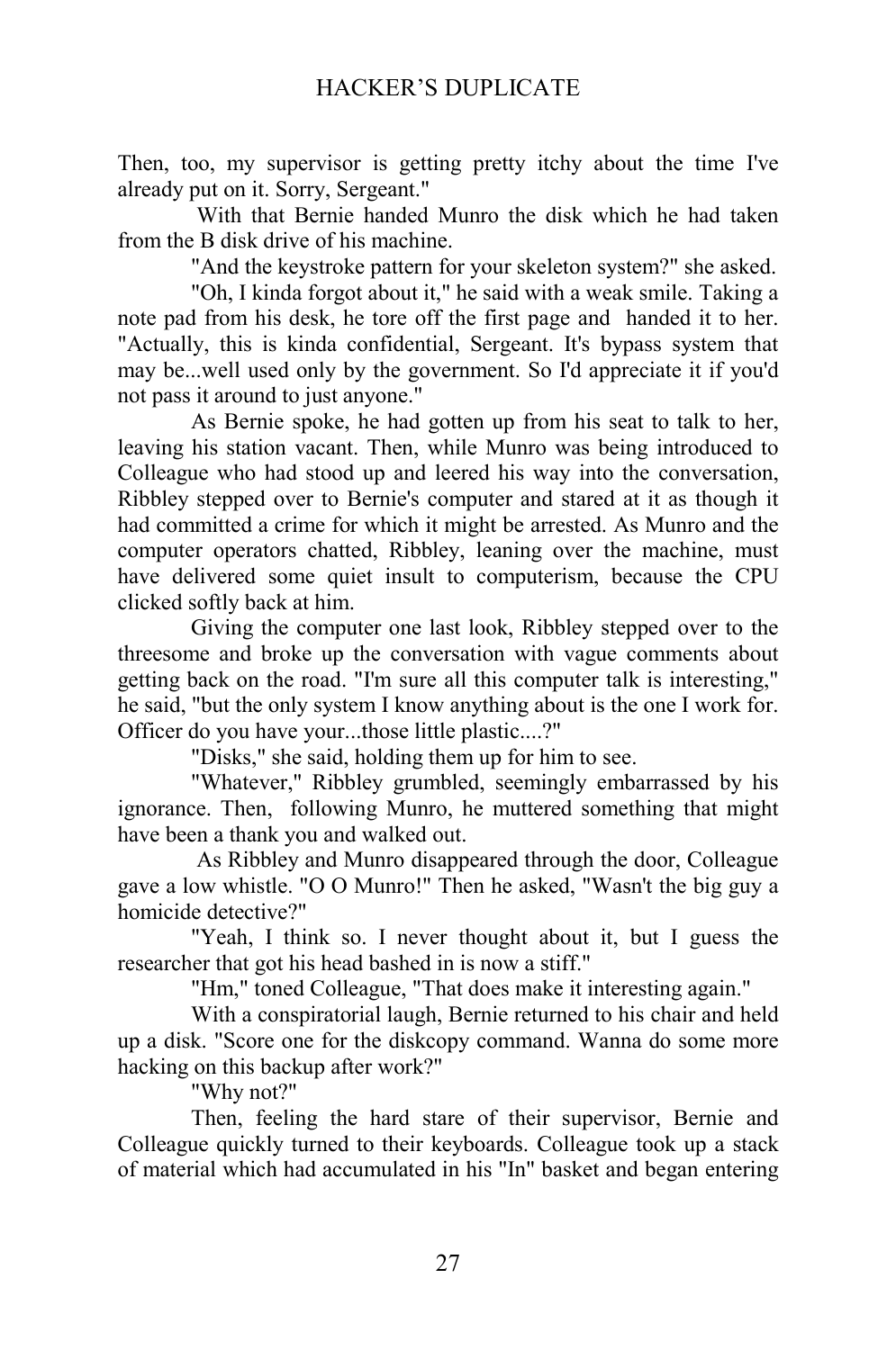Then, too, my supervisor is getting pretty itchy about the time I've already put on it. Sorry, Sergeant."

With that Bernie handed Munro the disk which he had taken from the B disk drive of his machine.

"And the keystroke pattern for your skeleton system?" she asked.

"Oh, I kinda forgot about it," he said with a weak smile. Taking a note pad from his desk, he tore off the first page and handed it to her. "Actually, this is kinda confidential, Sergeant. It's bypass system that may be...well used only by the government. So I'd appreciate it if you'd not pass it around to just anyone."

As Bernie spoke, he had gotten up from his seat to talk to her, leaving his station vacant. Then, while Munro was being introduced to Colleague who had stood up and leered his way into the conversation, Ribbley stepped over to Bernie's computer and stared at it as though it had committed a crime for which it might be arrested. As Munro and the computer operators chatted, Ribbley, leaning over the machine, must have delivered some quiet insult to computerism, because the CPU clicked softly back at him.

Giving the computer one last look, Ribbley stepped over to the threesome and broke up the conversation with vague comments about getting back on the road. "I'm sure all this computer talk is interesting," he said, "but the only system I know anything about is the one I work for. Officer do you have your...those little plastic....?"

"Disks," she said, holding them up for him to see.

"Whatever," Ribbley grumbled, seemingly embarrassed by his ignorance. Then, following Munro, he muttered something that might have been a thank you and walked out.

As Ribbley and Munro disappeared through the door, Colleague gave a low whistle. "O O Munro!" Then he asked, "Wasn't the big guy a homicide detective?"

"Yeah, I think so. I never thought about it, but I guess the researcher that got his head bashed in is now a stiff."

"Hm," toned Colleague, "That does make it interesting again."

With a conspiratorial laugh, Bernie returned to his chair and held up a disk. "Score one for the diskcopy command. Wanna do some more hacking on this backup after work?"

"Why not?"

Then, feeling the hard stare of their supervisor, Bernie and Colleague quickly turned to their keyboards. Colleague took up a stack of material which had accumulated in his "In" basket and began entering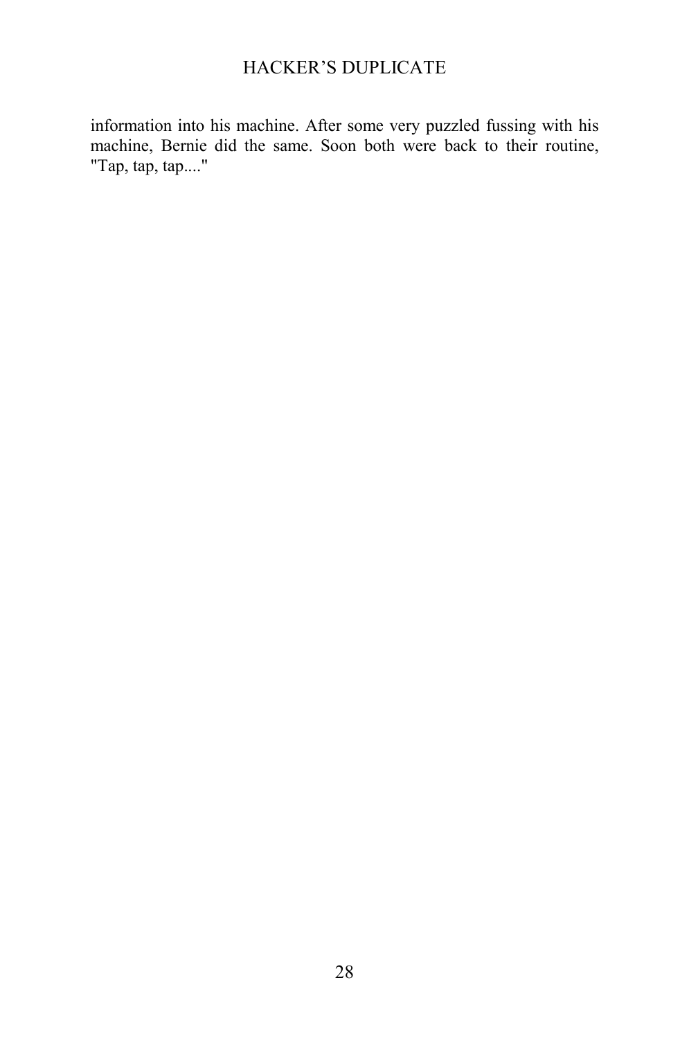information into his machine. After some very puzzled fussing with his machine, Bernie did the same. Soon both were back to their routine, "Tap, tap, tap...."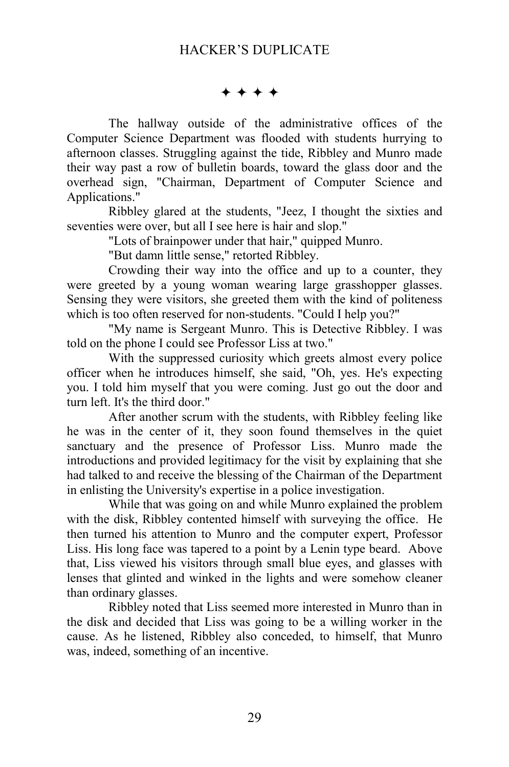✦ ✦ ✦ ✦

The hallway outside of the administrative offices of the Computer Science Department was flooded with students hurrying to afternoon classes. Struggling against the tide, Ribbley and Munro made their way past a row of bulletin boards, toward the glass door and the overhead sign, "Chairman, Department of Computer Science and Applications."

Ribbley glared at the students, "Jeez, I thought the sixties and seventies were over, but all I see here is hair and slop."

"Lots of brainpower under that hair," quipped Munro.

"But damn little sense," retorted Ribbley.

Crowding their way into the office and up to a counter, they were greeted by a young woman wearing large grasshopper glasses. Sensing they were visitors, she greeted them with the kind of politeness which is too often reserved for non-students. "Could I help you?"

"My name is Sergeant Munro. This is Detective Ribbley. I was told on the phone I could see Professor Liss at two."

With the suppressed curiosity which greets almost every police officer when he introduces himself, she said, "Oh, yes. He's expecting you. I told him myself that you were coming. Just go out the door and turn left. It's the third door."

After another scrum with the students, with Ribbley feeling like he was in the center of it, they soon found themselves in the quiet sanctuary and the presence of Professor Liss. Munro made the introductions and provided legitimacy for the visit by explaining that she had talked to and receive the blessing of the Chairman of the Department in enlisting the University's expertise in a police investigation.

While that was going on and while Munro explained the problem with the disk, Ribbley contented himself with surveying the office. He then turned his attention to Munro and the computer expert, Professor Liss. His long face was tapered to a point by a Lenin type beard. Above that, Liss viewed his visitors through small blue eyes, and glasses with lenses that glinted and winked in the lights and were somehow cleaner than ordinary glasses.

Ribbley noted that Liss seemed more interested in Munro than in the disk and decided that Liss was going to be a willing worker in the cause. As he listened, Ribbley also conceded, to himself, that Munro was, indeed, something of an incentive.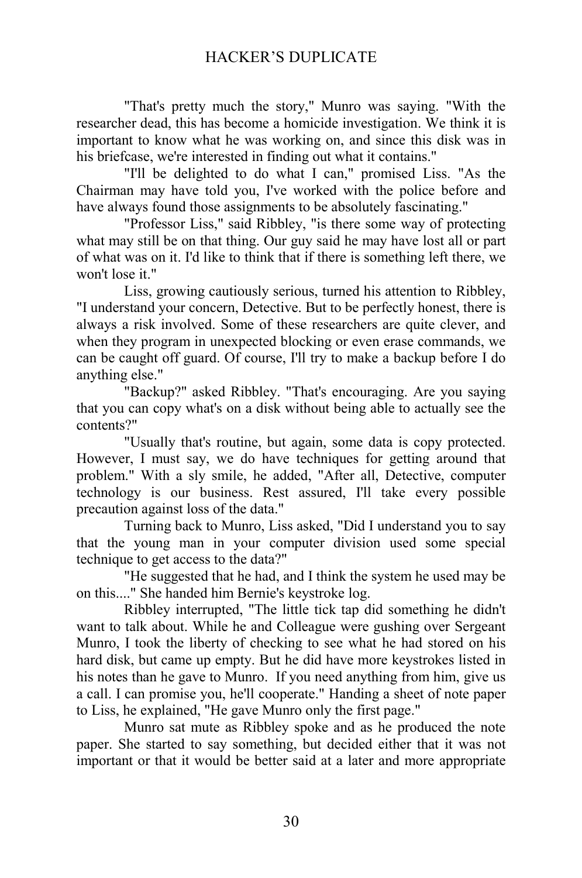"That's pretty much the story," Munro was saying. "With the researcher dead, this has become a homicide investigation. We think it is important to know what he was working on, and since this disk was in his briefcase, we're interested in finding out what it contains."

"I'll be delighted to do what I can," promised Liss. "As the Chairman may have told you, I've worked with the police before and have always found those assignments to be absolutely fascinating."

"Professor Liss," said Ribbley, "is there some way of protecting what may still be on that thing. Our guy said he may have lost all or part of what was on it. I'd like to think that if there is something left there, we won't lose it."

Liss, growing cautiously serious, turned his attention to Ribbley, "I understand your concern, Detective. But to be perfectly honest, there is always a risk involved. Some of these researchers are quite clever, and when they program in unexpected blocking or even erase commands, we can be caught off guard. Of course, I'll try to make a backup before I do anything else."

"Backup?" asked Ribbley. "That's encouraging. Are you saying that you can copy what's on a disk without being able to actually see the contents?"

"Usually that's routine, but again, some data is copy protected. However, I must say, we do have techniques for getting around that problem." With a sly smile, he added, "After all, Detective, computer technology is our business. Rest assured, I'll take every possible precaution against loss of the data."

Turning back to Munro, Liss asked, "Did I understand you to say that the young man in your computer division used some special technique to get access to the data?"

"He suggested that he had, and I think the system he used may be on this...." She handed him Bernie's keystroke log.

Ribbley interrupted, "The little tick tap did something he didn't want to talk about. While he and Colleague were gushing over Sergeant Munro, I took the liberty of checking to see what he had stored on his hard disk, but came up empty. But he did have more keystrokes listed in his notes than he gave to Munro. If you need anything from him, give us a call. I can promise you, he'll cooperate." Handing a sheet of note paper to Liss, he explained, "He gave Munro only the first page."

Munro sat mute as Ribbley spoke and as he produced the note paper. She started to say something, but decided either that it was not important or that it would be better said at a later and more appropriate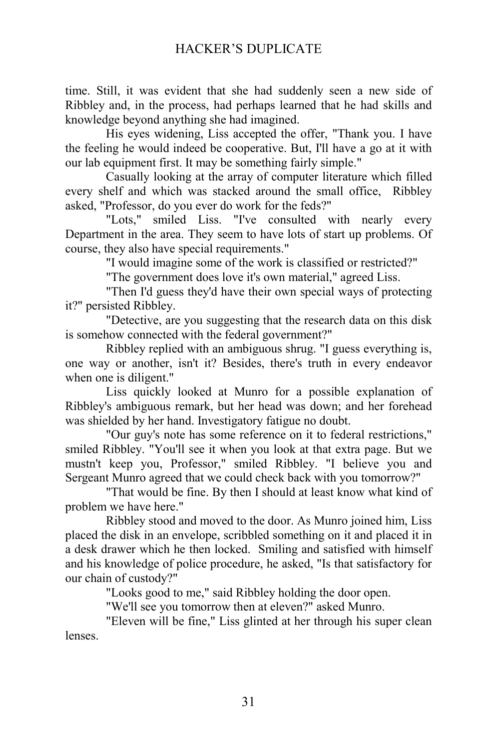time. Still, it was evident that she had suddenly seen a new side of Ribbley and, in the process, had perhaps learned that he had skills and knowledge beyond anything she had imagined.

His eyes widening, Liss accepted the offer, "Thank you. I have the feeling he would indeed be cooperative. But, I'll have a go at it with our lab equipment first. It may be something fairly simple."

Casually looking at the array of computer literature which filled every shelf and which was stacked around the small office, Ribbley asked, "Professor, do you ever do work for the feds?"

"Lots," smiled Liss. "I've consulted with nearly every Department in the area. They seem to have lots of start up problems. Of course, they also have special requirements."

"I would imagine some of the work is classified or restricted?"

"The government does love it's own material," agreed Liss.

"Then I'd guess they'd have their own special ways of protecting it?" persisted Ribbley.

"Detective, are you suggesting that the research data on this disk is somehow connected with the federal government?"

Ribbley replied with an ambiguous shrug. "I guess everything is, one way or another, isn't it? Besides, there's truth in every endeavor when one is diligent."

Liss quickly looked at Munro for a possible explanation of Ribbley's ambiguous remark, but her head was down; and her forehead was shielded by her hand. Investigatory fatigue no doubt.

"Our guy's note has some reference on it to federal restrictions," smiled Ribbley. "You'll see it when you look at that extra page. But we mustn't keep you, Professor," smiled Ribbley. "I believe you and Sergeant Munro agreed that we could check back with you tomorrow?"

"That would be fine. By then I should at least know what kind of problem we have here."

Ribbley stood and moved to the door. As Munro joined him, Liss placed the disk in an envelope, scribbled something on it and placed it in a desk drawer which he then locked. Smiling and satisfied with himself and his knowledge of police procedure, he asked, "Is that satisfactory for our chain of custody?"

"Looks good to me," said Ribbley holding the door open.

"We'll see you tomorrow then at eleven?" asked Munro.

"Eleven will be fine," Liss glinted at her through his super clean lenses.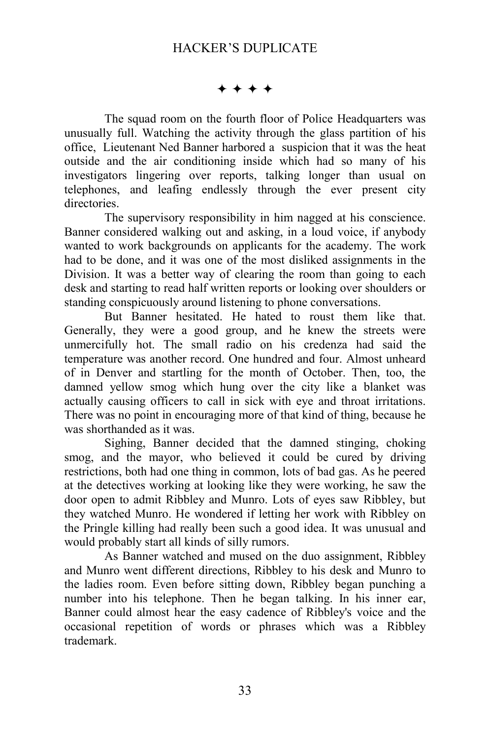✦ ✦ ✦ ✦

The squad room on the fourth floor of Police Headquarters was unusually full. Watching the activity through the glass partition of his office, Lieutenant Ned Banner harbored a suspicion that it was the heat outside and the air conditioning inside which had so many of his investigators lingering over reports, talking longer than usual on telephones, and leafing endlessly through the ever present city directories.

The supervisory responsibility in him nagged at his conscience. Banner considered walking out and asking, in a loud voice, if anybody wanted to work backgrounds on applicants for the academy. The work had to be done, and it was one of the most disliked assignments in the Division. It was a better way of clearing the room than going to each desk and starting to read half written reports or looking over shoulders or standing conspicuously around listening to phone conversations.

But Banner hesitated. He hated to roust them like that. Generally, they were a good group, and he knew the streets were unmercifully hot. The small radio on his credenza had said the temperature was another record. One hundred and four. Almost unheard of in Denver and startling for the month of October. Then, too, the damned yellow smog which hung over the city like a blanket was actually causing officers to call in sick with eye and throat irritations. There was no point in encouraging more of that kind of thing, because he was shorthanded as it was.

Sighing, Banner decided that the damned stinging, choking smog, and the mayor, who believed it could be cured by driving restrictions, both had one thing in common, lots of bad gas. As he peered at the detectives working at looking like they were working, he saw the door open to admit Ribbley and Munro. Lots of eyes saw Ribbley, but they watched Munro. He wondered if letting her work with Ribbley on the Pringle killing had really been such a good idea. It was unusual and would probably start all kinds of silly rumors.

As Banner watched and mused on the duo assignment, Ribbley and Munro went different directions, Ribbley to his desk and Munro to the ladies room. Even before sitting down, Ribbley began punching a number into his telephone. Then he began talking. In his inner ear, Banner could almost hear the easy cadence of Ribbley's voice and the occasional repetition of words or phrases which was a Ribbley trademark.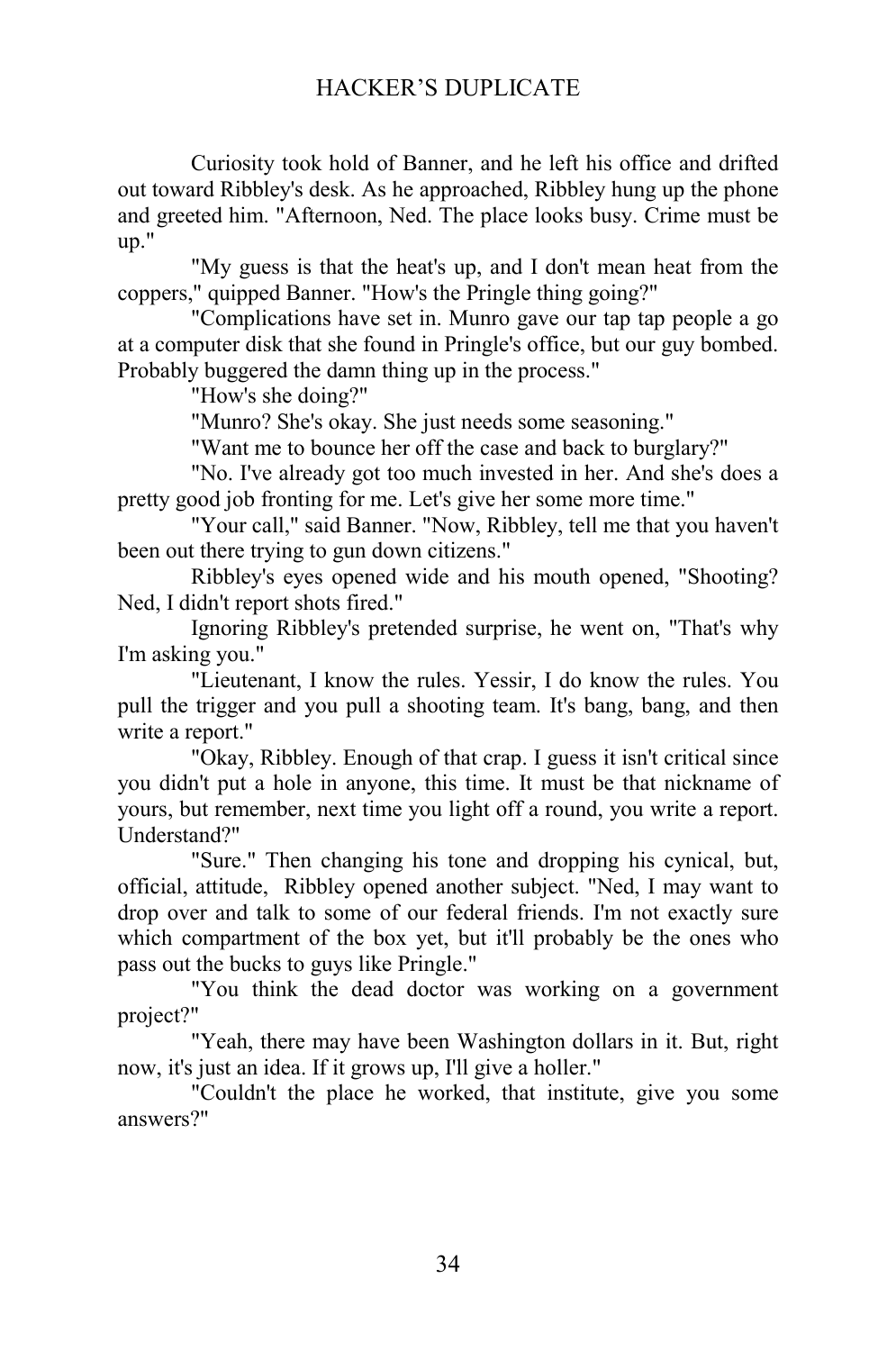Curiosity took hold of Banner, and he left his office and drifted out toward Ribbley's desk. As he approached, Ribbley hung up the phone and greeted him. "Afternoon, Ned. The place looks busy. Crime must be up."

"My guess is that the heat's up, and I don't mean heat from the coppers," quipped Banner. "How's the Pringle thing going?"

"Complications have set in. Munro gave our tap tap people a go at a computer disk that she found in Pringle's office, but our guy bombed. Probably buggered the damn thing up in the process."

"How's she doing?"

"Munro? She's okay. She just needs some seasoning."

"Want me to bounce her off the case and back to burglary?"

"No. I've already got too much invested in her. And she's does a pretty good job fronting for me. Let's give her some more time."

"Your call," said Banner. "Now, Ribbley, tell me that you haven't been out there trying to gun down citizens."

Ribbley's eyes opened wide and his mouth opened, "Shooting? Ned, I didn't report shots fired."

Ignoring Ribbley's pretended surprise, he went on, "That's why I'm asking you."

"Lieutenant, I know the rules. Yessir, I do know the rules. You pull the trigger and you pull a shooting team. It's bang, bang, and then write a report."

"Okay, Ribbley. Enough of that crap. I guess it isn't critical since you didn't put a hole in anyone, this time. It must be that nickname of yours, but remember, next time you light off a round, you write a report. Understand?"

"Sure." Then changing his tone and dropping his cynical, but, official, attitude, Ribbley opened another subject. "Ned, I may want to drop over and talk to some of our federal friends. I'm not exactly sure which compartment of the box yet, but it'll probably be the ones who pass out the bucks to guys like Pringle."

"You think the dead doctor was working on a government project?"

"Yeah, there may have been Washington dollars in it. But, right now, it's just an idea. If it grows up, I'll give a holler."

"Couldn't the place he worked, that institute, give you some answers?"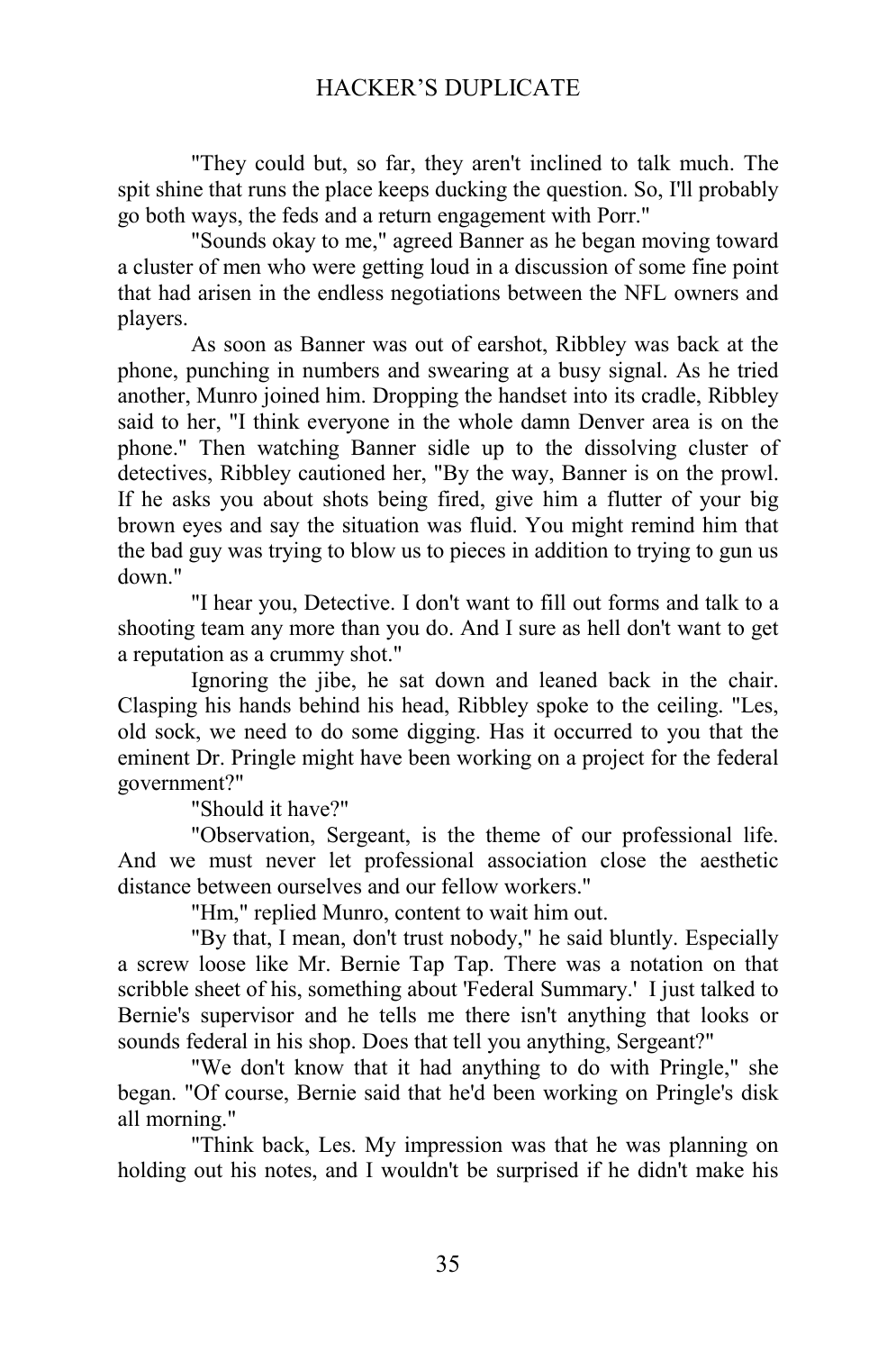"They could but, so far, they aren't inclined to talk much. The spit shine that runs the place keeps ducking the question. So, I'll probably go both ways, the feds and a return engagement with Porr."

"Sounds okay to me," agreed Banner as he began moving toward a cluster of men who were getting loud in a discussion of some fine point that had arisen in the endless negotiations between the NFL owners and players.

As soon as Banner was out of earshot, Ribbley was back at the phone, punching in numbers and swearing at a busy signal. As he tried another, Munro joined him. Dropping the handset into its cradle, Ribbley said to her, "I think everyone in the whole damn Denver area is on the phone." Then watching Banner sidle up to the dissolving cluster of detectives, Ribbley cautioned her, "By the way, Banner is on the prowl. If he asks you about shots being fired, give him a flutter of your big brown eyes and say the situation was fluid. You might remind him that the bad guy was trying to blow us to pieces in addition to trying to gun us down."

"I hear you, Detective. I don't want to fill out forms and talk to a shooting team any more than you do. And I sure as hell don't want to get a reputation as a crummy shot."

Ignoring the jibe, he sat down and leaned back in the chair. Clasping his hands behind his head, Ribbley spoke to the ceiling. "Les, old sock, we need to do some digging. Has it occurred to you that the eminent Dr. Pringle might have been working on a project for the federal government?"

"Should it have?"

"Observation, Sergeant, is the theme of our professional life. And we must never let professional association close the aesthetic distance between ourselves and our fellow workers."

"Hm," replied Munro, content to wait him out.

"By that, I mean, don't trust nobody," he said bluntly. Especially a screw loose like Mr. Bernie Tap Tap. There was a notation on that scribble sheet of his, something about 'Federal Summary.' I just talked to Bernie's supervisor and he tells me there isn't anything that looks or sounds federal in his shop. Does that tell you anything, Sergeant?"

"We don't know that it had anything to do with Pringle," she began. "Of course, Bernie said that he'd been working on Pringle's disk all morning."

"Think back, Les. My impression was that he was planning on holding out his notes, and I wouldn't be surprised if he didn't make his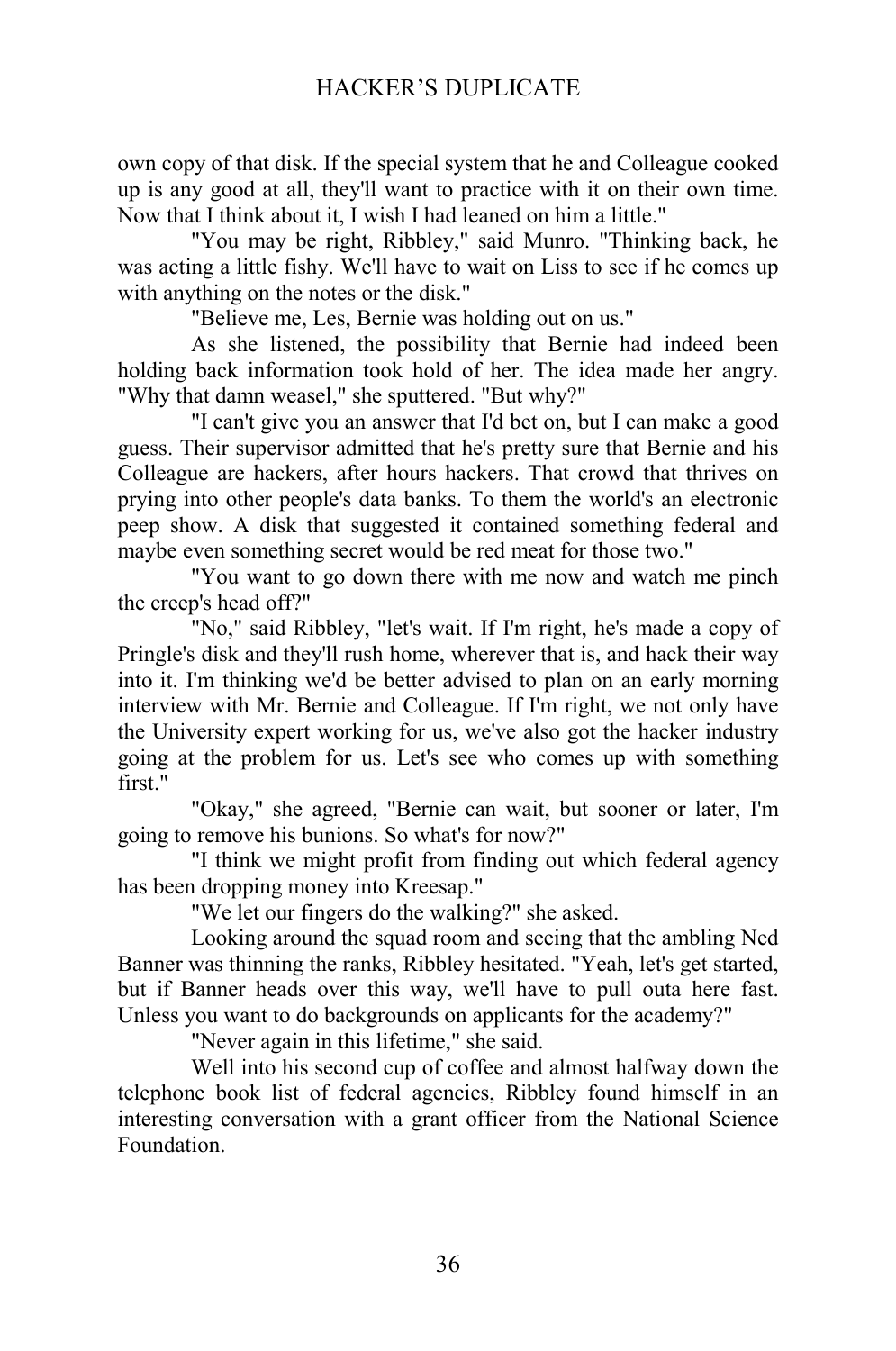own copy of that disk. If the special system that he and Colleague cooked up is any good at all, they'll want to practice with it on their own time. Now that I think about it, I wish I had leaned on him a little."

"You may be right, Ribbley," said Munro. "Thinking back, he was acting a little fishy. We'll have to wait on Liss to see if he comes up with anything on the notes or the disk."

"Believe me, Les, Bernie was holding out on us."

As she listened, the possibility that Bernie had indeed been holding back information took hold of her. The idea made her angry. "Why that damn weasel," she sputtered. "But why?"

"I can't give you an answer that I'd bet on, but I can make a good guess. Their supervisor admitted that he's pretty sure that Bernie and his Colleague are hackers, after hours hackers. That crowd that thrives on prying into other people's data banks. To them the world's an electronic peep show. A disk that suggested it contained something federal and maybe even something secret would be red meat for those two."

"You want to go down there with me now and watch me pinch the creep's head off?"

"No," said Ribbley, "let's wait. If I'm right, he's made a copy of Pringle's disk and they'll rush home, wherever that is, and hack their way into it. I'm thinking we'd be better advised to plan on an early morning interview with Mr. Bernie and Colleague. If I'm right, we not only have the University expert working for us, we've also got the hacker industry going at the problem for us. Let's see who comes up with something first."

"Okay," she agreed, "Bernie can wait, but sooner or later, I'm going to remove his bunions. So what's for now?"

"I think we might profit from finding out which federal agency has been dropping money into Kreesap."

"We let our fingers do the walking?" she asked.

Looking around the squad room and seeing that the ambling Ned Banner was thinning the ranks, Ribbley hesitated. "Yeah, let's get started, but if Banner heads over this way, we'll have to pull outa here fast. Unless you want to do backgrounds on applicants for the academy?"

"Never again in this lifetime," she said.

Well into his second cup of coffee and almost halfway down the telephone book list of federal agencies, Ribbley found himself in an interesting conversation with a grant officer from the National Science Foundation.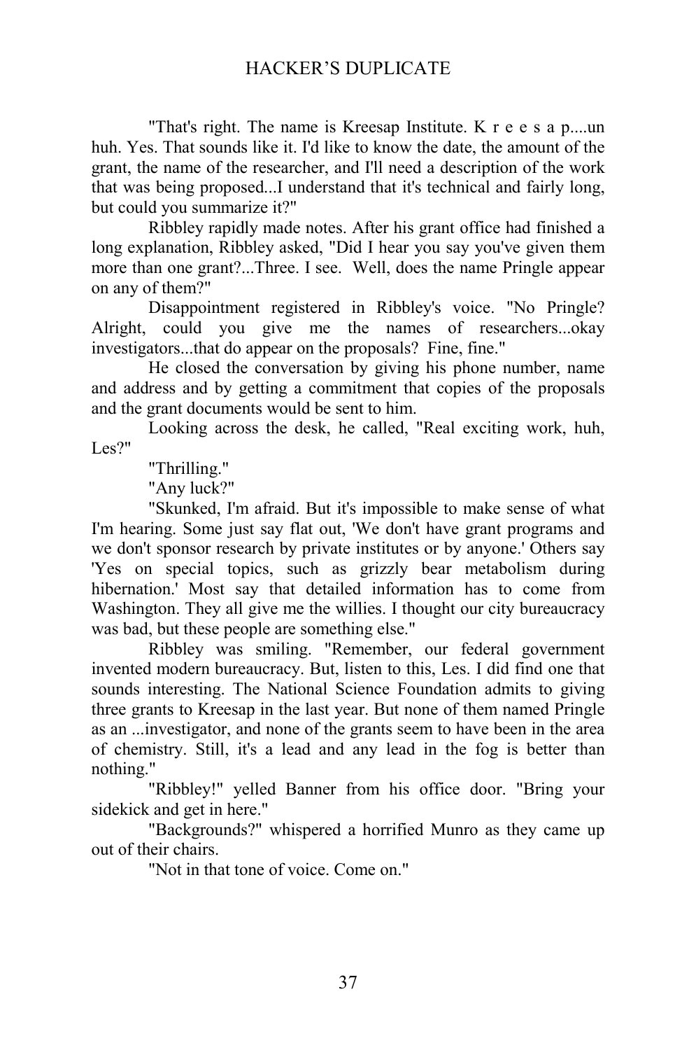"That's right. The name is Kreesap Institute. K r e e s a p....un huh. Yes. That sounds like it. I'd like to know the date, the amount of the grant, the name of the researcher, and I'll need a description of the work that was being proposed...I understand that it's technical and fairly long, but could you summarize it?"

Ribbley rapidly made notes. After his grant office had finished a long explanation, Ribbley asked, "Did I hear you say you've given them more than one grant?...Three. I see. Well, does the name Pringle appear on any of them?"

Disappointment registered in Ribbley's voice. "No Pringle? Alright, could you give me the names of researchers...okay investigators...that do appear on the proposals? Fine, fine."

He closed the conversation by giving his phone number, name and address and by getting a commitment that copies of the proposals and the grant documents would be sent to him.

Looking across the desk, he called, "Real exciting work, huh, Les?"

"Thrilling."

"Any luck?"

"Skunked, I'm afraid. But it's impossible to make sense of what I'm hearing. Some just say flat out, 'We don't have grant programs and we don't sponsor research by private institutes or by anyone.' Others say 'Yes on special topics, such as grizzly bear metabolism during hibernation.' Most say that detailed information has to come from Washington. They all give me the willies. I thought our city bureaucracy was bad, but these people are something else."

Ribbley was smiling. "Remember, our federal government invented modern bureaucracy. But, listen to this, Les. I did find one that sounds interesting. The National Science Foundation admits to giving three grants to Kreesap in the last year. But none of them named Pringle as an ...investigator, and none of the grants seem to have been in the area of chemistry. Still, it's a lead and any lead in the fog is better than nothing."

"Ribbley!" yelled Banner from his office door. "Bring your sidekick and get in here."

"Backgrounds?" whispered a horrified Munro as they came up out of their chairs.

"Not in that tone of voice. Come on."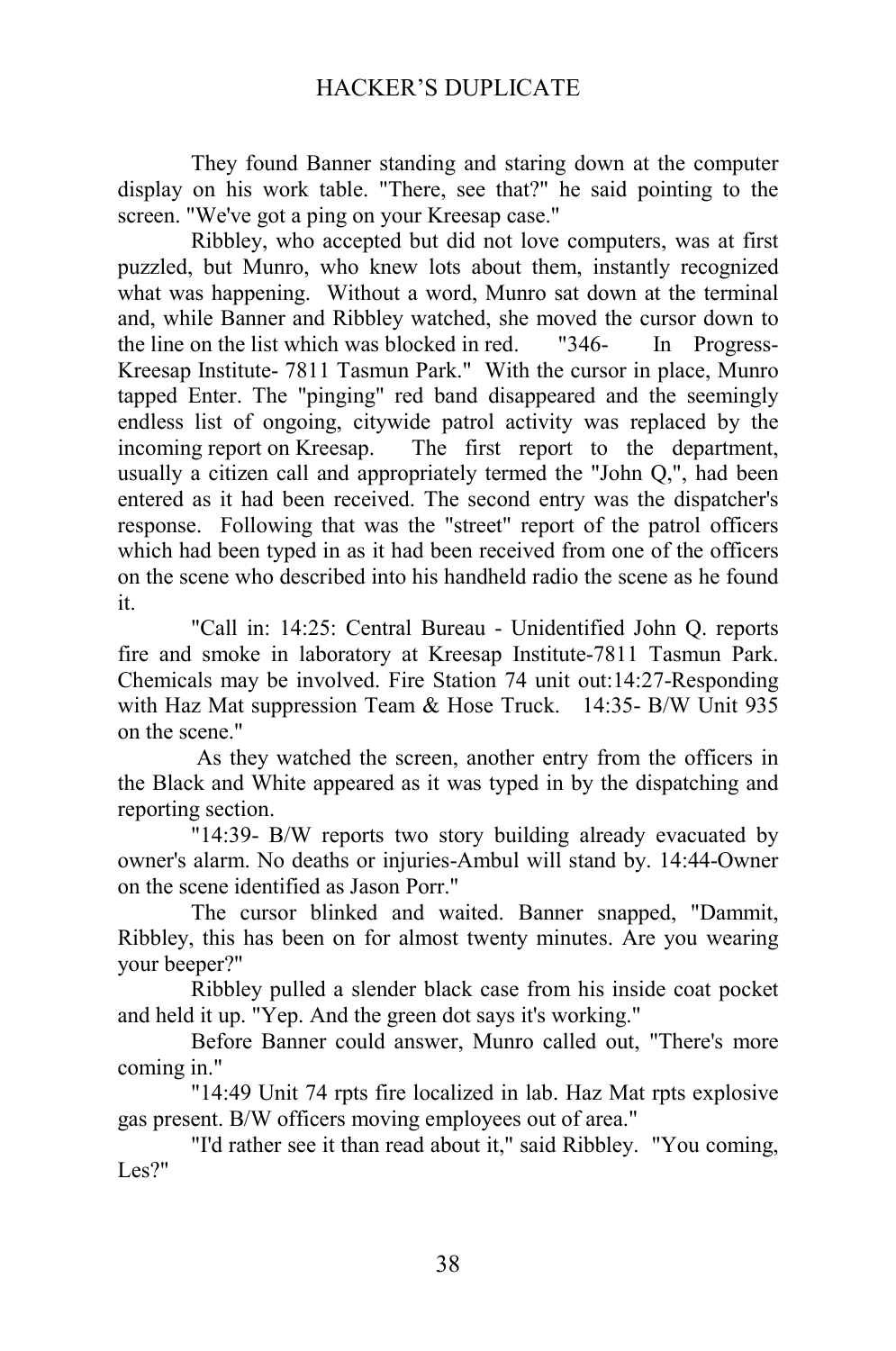They found Banner standing and staring down at the computer display on his work table. "There, see that?" he said pointing to the screen. "We've got a ping on your Kreesap case."

Ribbley, who accepted but did not love computers, was at first puzzled, but Munro, who knew lots about them, instantly recognized what was happening. Without a word, Munro sat down at the terminal and, while Banner and Ribbley watched, she moved the cursor down to the line on the list which was blocked in red. "346- In Progress- Kreesap Institute- 7811 Tasmun Park." With the cursor in place, Munro tapped Enter. The "pinging" red band disappeared and the seemingly endless list of ongoing, citywide patrol activity was replaced by the incoming report on Kreesap. The first report to the department, usually a citizen call and appropriately termed the "John Q,", had been entered as it had been received. The second entry was the dispatcher's response. Following that was the "street" report of the patrol officers which had been typed in as it had been received from one of the officers on the scene who described into his handheld radio the scene as he found it.

"Call in: 14:25: Central Bureau - Unidentified John Q. reports fire and smoke in laboratory at Kreesap Institute-7811 Tasmun Park. Chemicals may be involved. Fire Station 74 unit out:14:27-Responding with Haz Mat suppression Team & Hose Truck. 14:35- B/W Unit 935 on the scene."

As they watched the screen, another entry from the officers in the Black and White appeared as it was typed in by the dispatching and reporting section.

"14:39- B/W reports two story building already evacuated by owner's alarm. No deaths or injuries-Ambul will stand by. 14:44-Owner on the scene identified as Jason Porr."

The cursor blinked and waited. Banner snapped, "Dammit, Ribbley, this has been on for almost twenty minutes. Are you wearing your beeper?"

Ribbley pulled a slender black case from his inside coat pocket and held it up. "Yep. And the green dot says it's working."

Before Banner could answer, Munro called out, "There's more coming in."

"14:49 Unit 74 rpts fire localized in lab. Haz Mat rpts explosive gas present. B/W officers moving employees out of area."

"I'd rather see it than read about it," said Ribbley. "You coming, Les?"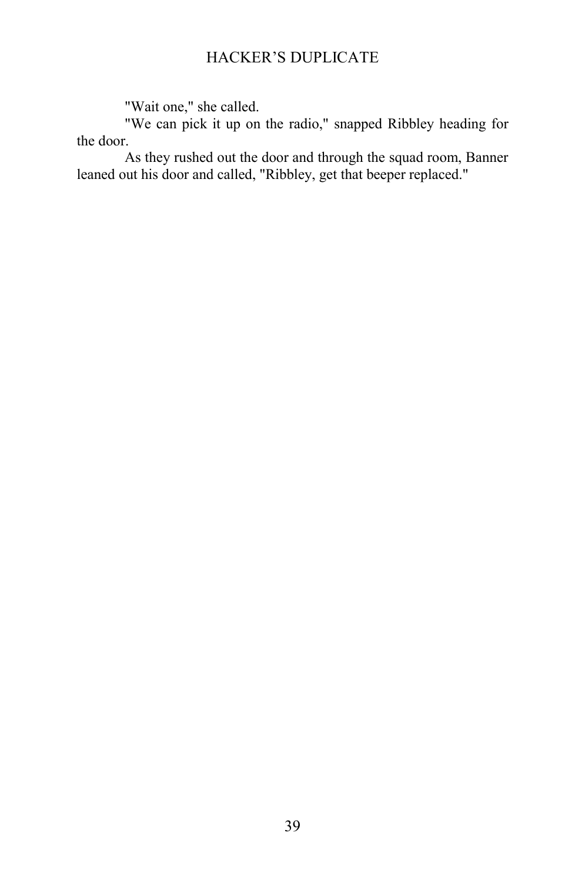"Wait one," she called.

"We can pick it up on the radio," snapped Ribbley heading for the door.

As they rushed out the door and through the squad room, Banner leaned out his door and called, "Ribbley, get that beeper replaced."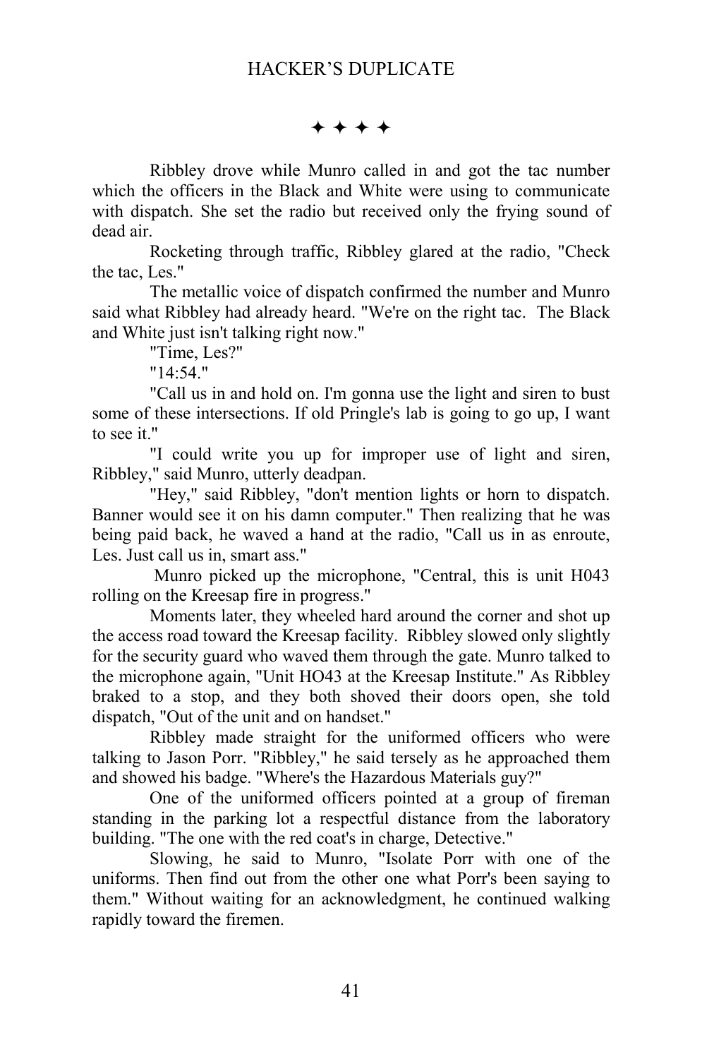✦ ✦ ✦ ✦

Ribbley drove while Munro called in and got the tac number which the officers in the Black and White were using to communicate with dispatch. She set the radio but received only the frying sound of dead air.

Rocketing through traffic, Ribbley glared at the radio, "Check the tac, Les."

The metallic voice of dispatch confirmed the number and Munro said what Ribbley had already heard. "We're on the right tac. The Black and White just isn't talking right now."

"Time, Les?"

"14:54."

"Call us in and hold on. I'm gonna use the light and siren to bust some of these intersections. If old Pringle's lab is going to go up, I want to see it."

"I could write you up for improper use of light and siren, Ribbley," said Munro, utterly deadpan.

"Hey," said Ribbley, "don't mention lights or horn to dispatch. Banner would see it on his damn computer." Then realizing that he was being paid back, he waved a hand at the radio, "Call us in as enroute, Les. Just call us in, smart ass."

Munro picked up the microphone, "Central, this is unit H043 rolling on the Kreesap fire in progress."

Moments later, they wheeled hard around the corner and shot up the access road toward the Kreesap facility. Ribbley slowed only slightly for the security guard who waved them through the gate. Munro talked to the microphone again, "Unit HO43 at the Kreesap Institute." As Ribbley braked to a stop, and they both shoved their doors open, she told dispatch, "Out of the unit and on handset."

Ribbley made straight for the uniformed officers who were talking to Jason Porr. "Ribbley," he said tersely as he approached them and showed his badge. "Where's the Hazardous Materials guy?"

One of the uniformed officers pointed at a group of fireman standing in the parking lot a respectful distance from the laboratory building. "The one with the red coat's in charge, Detective."

Slowing, he said to Munro, "Isolate Porr with one of the uniforms. Then find out from the other one what Porr's been saying to them." Without waiting for an acknowledgment, he continued walking rapidly toward the firemen.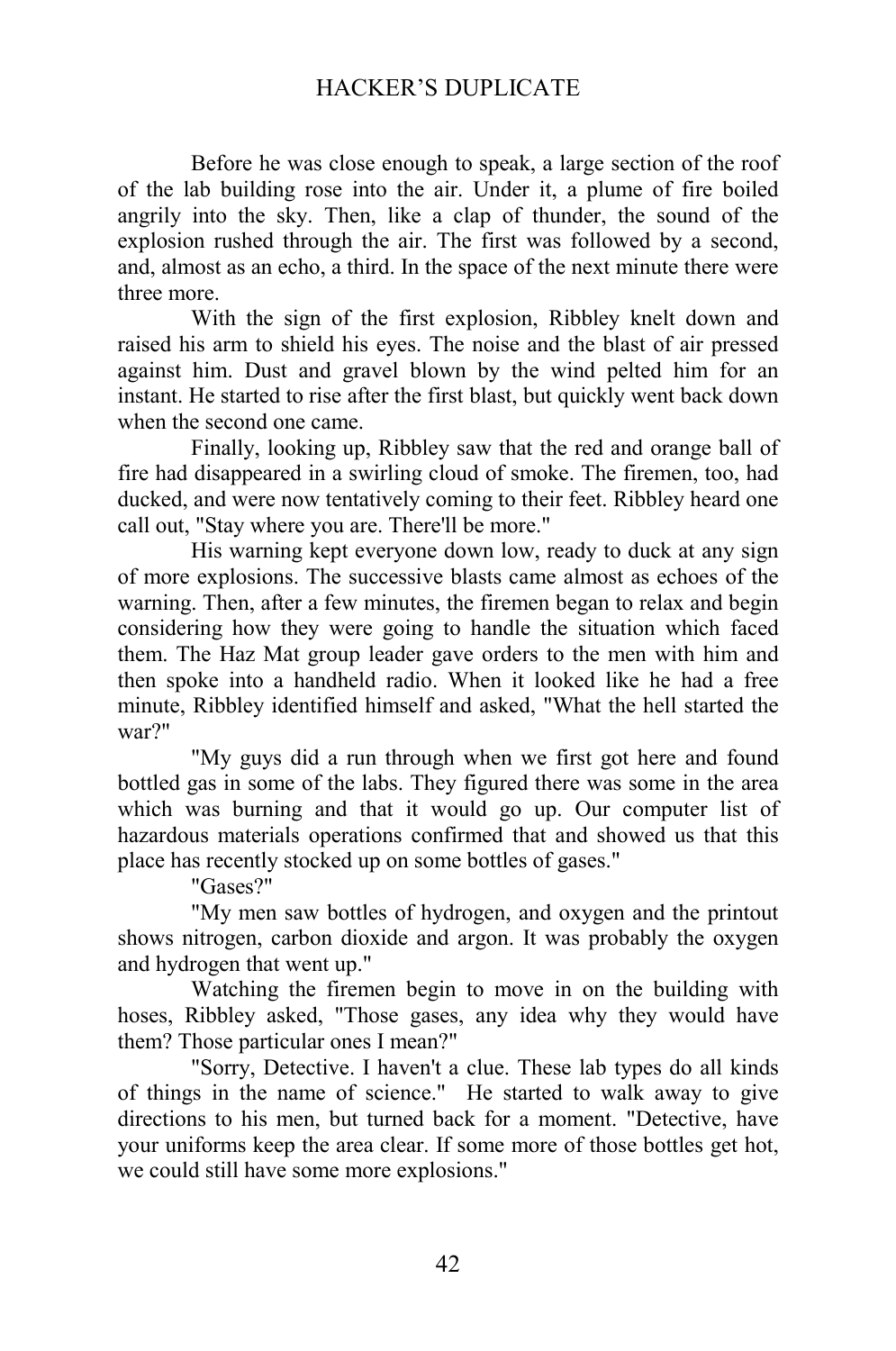Before he was close enough to speak, a large section of the roof of the lab building rose into the air. Under it, a plume of fire boiled angrily into the sky. Then, like a clap of thunder, the sound of the explosion rushed through the air. The first was followed by a second, and, almost as an echo, a third. In the space of the next minute there were three more.

With the sign of the first explosion, Ribbley knelt down and raised his arm to shield his eyes. The noise and the blast of air pressed against him. Dust and gravel blown by the wind pelted him for an instant. He started to rise after the first blast, but quickly went back down when the second one came.

Finally, looking up, Ribbley saw that the red and orange ball of fire had disappeared in a swirling cloud of smoke. The firemen, too, had ducked, and were now tentatively coming to their feet. Ribbley heard one call out, "Stay where you are. There'll be more."

His warning kept everyone down low, ready to duck at any sign of more explosions. The successive blasts came almost as echoes of the warning. Then, after a few minutes, the firemen began to relax and begin considering how they were going to handle the situation which faced them. The Haz Mat group leader gave orders to the men with him and then spoke into a handheld radio. When it looked like he had a free minute, Ribbley identified himself and asked, "What the hell started the war?"

"My guys did a run through when we first got here and found bottled gas in some of the labs. They figured there was some in the area which was burning and that it would go up. Our computer list of hazardous materials operations confirmed that and showed us that this place has recently stocked up on some bottles of gases."

"Gases?"

"My men saw bottles of hydrogen, and oxygen and the printout shows nitrogen, carbon dioxide and argon. It was probably the oxygen and hydrogen that went up."

Watching the firemen begin to move in on the building with hoses, Ribbley asked, "Those gases, any idea why they would have them? Those particular ones I mean?"

"Sorry, Detective. I haven't a clue. These lab types do all kinds of things in the name of science." He started to walk away to give directions to his men, but turned back for a moment. "Detective, have your uniforms keep the area clear. If some more of those bottles get hot, we could still have some more explosions."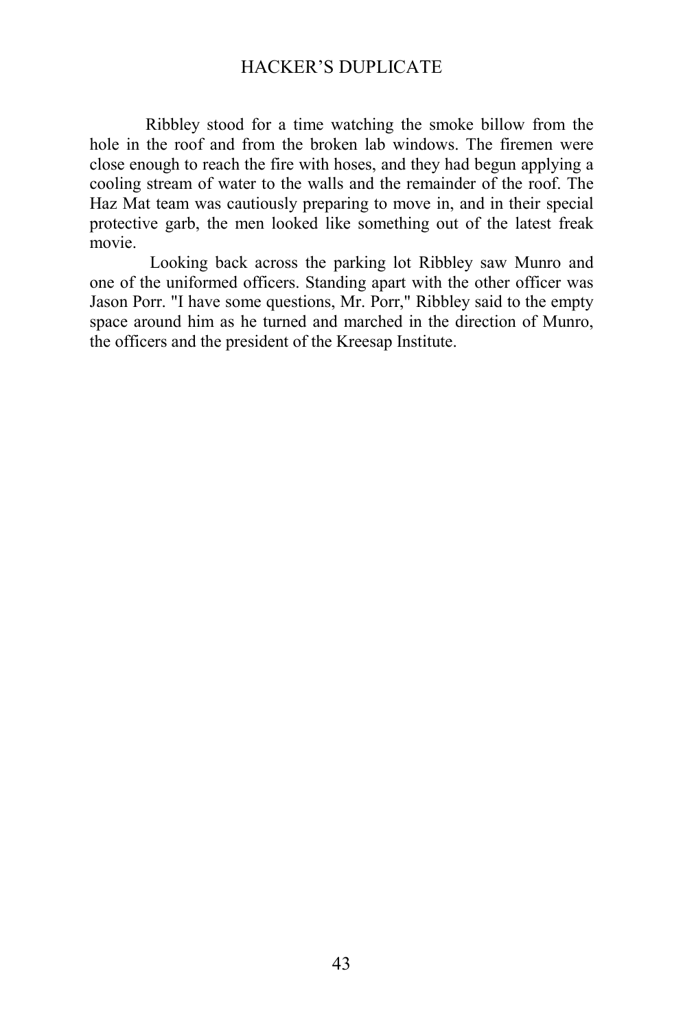Ribbley stood for a time watching the smoke billow from the hole in the roof and from the broken lab windows. The firemen were close enough to reach the fire with hoses, and they had begun applying a cooling stream of water to the walls and the remainder of the roof. The Haz Mat team was cautiously preparing to move in, and in their special protective garb, the men looked like something out of the latest freak movie.

Looking back across the parking lot Ribbley saw Munro and one of the uniformed officers. Standing apart with the other officer was Jason Porr. "I have some questions, Mr. Porr," Ribbley said to the empty space around him as he turned and marched in the direction of Munro, the officers and the president of the Kreesap Institute.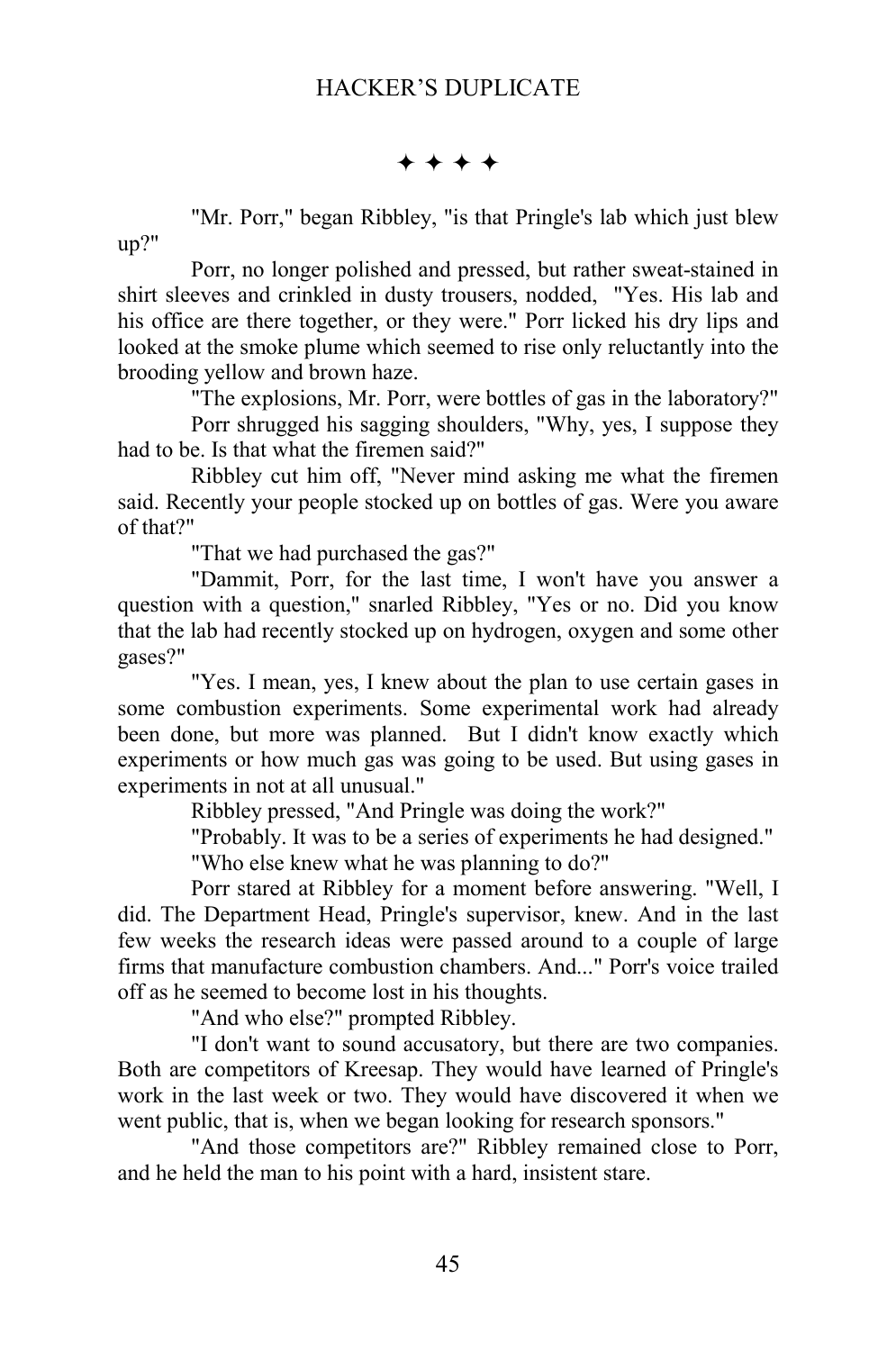✦ ✦ ✦ ✦

"Mr. Porr," began Ribbley, "is that Pringle's lab which just blew up?"

Porr, no longer polished and pressed, but rather sweat-stained in shirt sleeves and crinkled in dusty trousers, nodded, "Yes. His lab and his office are there together, or they were." Porr licked his dry lips and looked at the smoke plume which seemed to rise only reluctantly into the brooding yellow and brown haze.

"The explosions, Mr. Porr, were bottles of gas in the laboratory?"

Porr shrugged his sagging shoulders, "Why, yes, I suppose they had to be. Is that what the firemen said?"

Ribbley cut him off, "Never mind asking me what the firemen said. Recently your people stocked up on bottles of gas. Were you aware of that?"

"That we had purchased the gas?"

"Dammit, Porr, for the last time, I won't have you answer a question with a question," snarled Ribbley, "Yes or no. Did you know that the lab had recently stocked up on hydrogen, oxygen and some other gases?"

"Yes. I mean, yes, I knew about the plan to use certain gases in some combustion experiments. Some experimental work had already been done, but more was planned. But I didn't know exactly which experiments or how much gas was going to be used. But using gases in experiments in not at all unusual."

Ribbley pressed, "And Pringle was doing the work?"

"Probably. It was to be a series of experiments he had designed."

"Who else knew what he was planning to do?"

Porr stared at Ribbley for a moment before answering. "Well, I did. The Department Head, Pringle's supervisor, knew. And in the last few weeks the research ideas were passed around to a couple of large firms that manufacture combustion chambers. And..." Porr's voice trailed off as he seemed to become lost in his thoughts.

"And who else?" prompted Ribbley.

"I don't want to sound accusatory, but there are two companies. Both are competitors of Kreesap. They would have learned of Pringle's work in the last week or two. They would have discovered it when we went public, that is, when we began looking for research sponsors."

"And those competitors are?" Ribbley remained close to Porr, and he held the man to his point with a hard, insistent stare.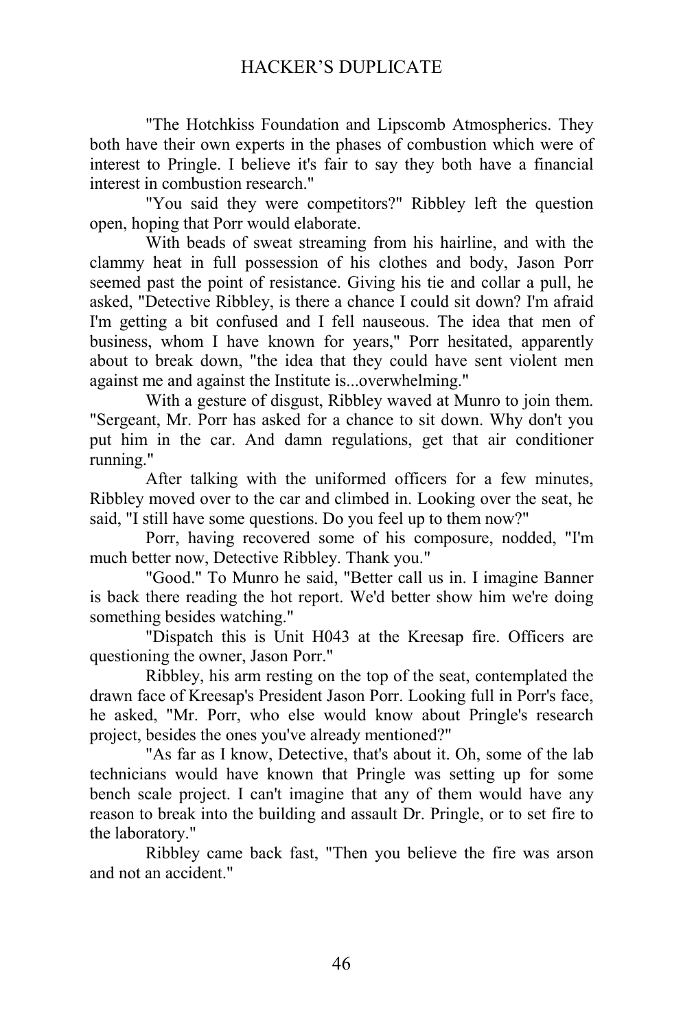"The Hotchkiss Foundation and Lipscomb Atmospherics. They both have their own experts in the phases of combustion which were of interest to Pringle. I believe it's fair to say they both have a financial interest in combustion research."

"You said they were competitors?" Ribbley left the question open, hoping that Porr would elaborate.

With beads of sweat streaming from his hairline, and with the clammy heat in full possession of his clothes and body, Jason Porr seemed past the point of resistance. Giving his tie and collar a pull, he asked, "Detective Ribbley, is there a chance I could sit down? I'm afraid I'm getting a bit confused and I fell nauseous. The idea that men of business, whom I have known for years," Porr hesitated, apparently about to break down, "the idea that they could have sent violent men against me and against the Institute is...overwhelming."

With a gesture of disgust, Ribbley waved at Munro to join them. "Sergeant, Mr. Porr has asked for a chance to sit down. Why don't you put him in the car. And damn regulations, get that air conditioner running."

After talking with the uniformed officers for a few minutes, Ribbley moved over to the car and climbed in. Looking over the seat, he said, "I still have some questions. Do you feel up to them now?"

Porr, having recovered some of his composure, nodded, "I'm much better now, Detective Ribbley. Thank you."

"Good." To Munro he said, "Better call us in. I imagine Banner is back there reading the hot report. We'd better show him we're doing something besides watching."

"Dispatch this is Unit H043 at the Kreesap fire. Officers are questioning the owner, Jason Porr."

Ribbley, his arm resting on the top of the seat, contemplated the drawn face of Kreesap's President Jason Porr. Looking full in Porr's face, he asked, "Mr. Porr, who else would know about Pringle's research project, besides the ones you've already mentioned?"

"As far as I know, Detective, that's about it. Oh, some of the lab technicians would have known that Pringle was setting up for some bench scale project. I can't imagine that any of them would have any reason to break into the building and assault Dr. Pringle, or to set fire to the laboratory."

Ribbley came back fast, "Then you believe the fire was arson and not an accident."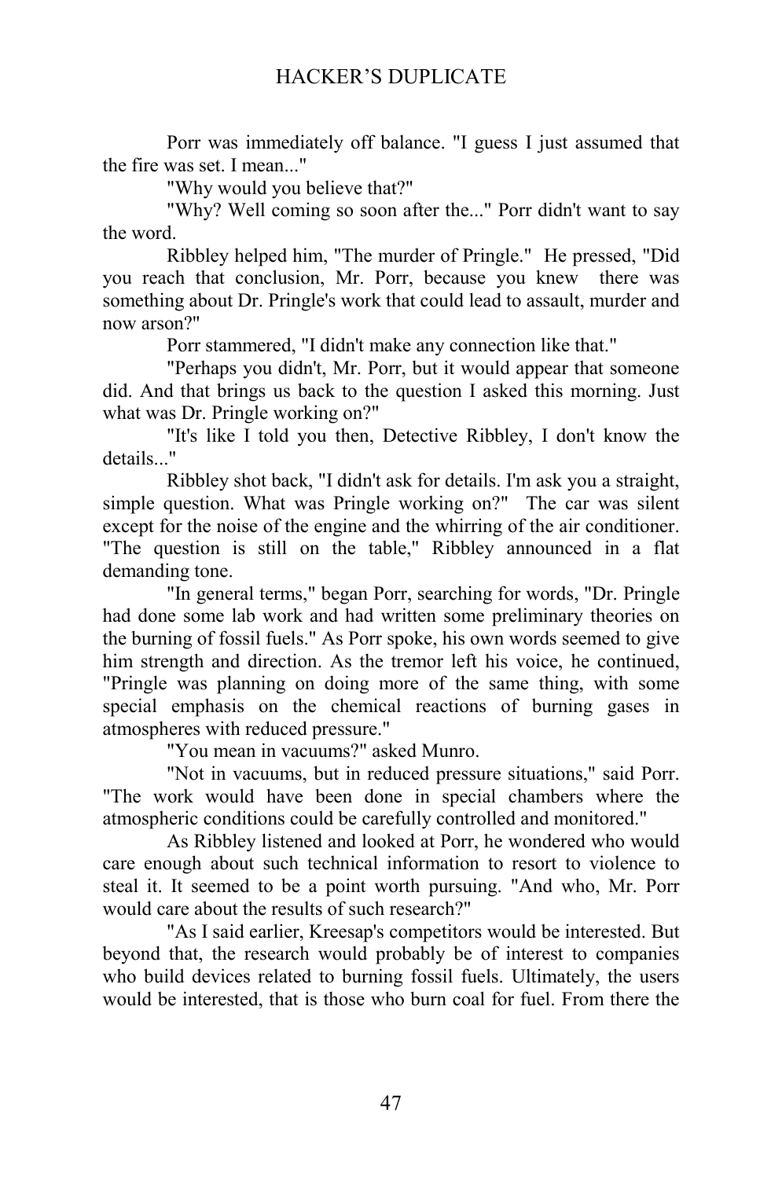Porr was immediately off balance. "I guess I just assumed that the fire was set. I mean..."

"Why would you believe that?"

"Why? Well coming so soon after the..." Porr didn't want to say the word.

Ribbley helped him, "The murder of Pringle." He pressed, "Did you reach that conclusion, Mr. Porr, because you knew there was something about Dr. Pringle's work that could lead to assault, murder and now arson?"

Porr stammered, "I didn't make any connection like that."

"Perhaps you didn't, Mr. Porr, but it would appear that someone did. And that brings us back to the question I asked this morning. Just what was Dr. Pringle working on?"

"It's like I told you then, Detective Ribbley, I don't know the details..."

Ribbley shot back, "I didn't ask for details. I'm ask you a straight, simple question. What was Pringle working on?" The car was silent except for the noise of the engine and the whirring of the air conditioner. "The question is still on the table," Ribbley announced in a flat demanding tone.

"In general terms," began Porr, searching for words, "Dr. Pringle had done some lab work and had written some preliminary theories on the burning of fossil fuels." As Porr spoke, his own words seemed to give him strength and direction. As the tremor left his voice, he continued, "Pringle was planning on doing more of the same thing, with some special emphasis on the chemical reactions of burning gases in atmospheres with reduced pressure."

"You mean in vacuums?" asked Munro.

"Not in vacuums, but in reduced pressure situations," said Porr. "The work would have been done in special chambers where the atmospheric conditions could be carefully controlled and monitored."

As Ribbley listened and looked at Porr, he wondered who would care enough about such technical information to resort to violence to steal it. It seemed to be a point worth pursuing. "And who, Mr. Porr would care about the results of such research?"

"As I said earlier, Kreesap's competitors would be interested. But beyond that, the research would probably be of interest to companies who build devices related to burning fossil fuels. Ultimately, the users would be interested, that is those who burn coal for fuel. From there the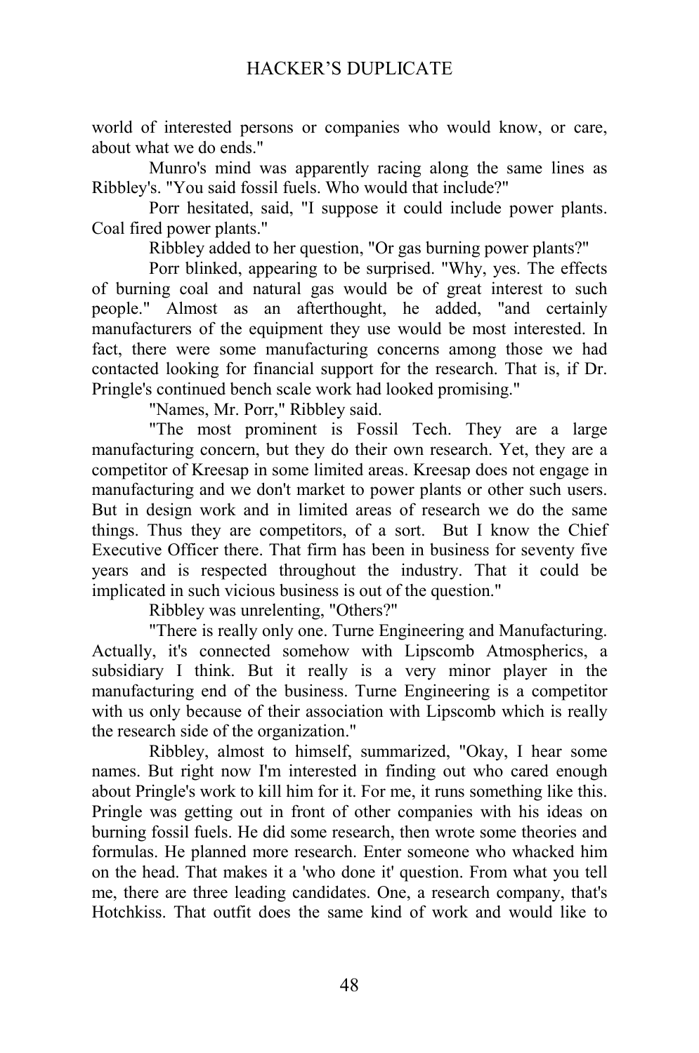world of interested persons or companies who would know, or care, about what we do ends."

Munro's mind was apparently racing along the same lines as Ribbley's. "You said fossil fuels. Who would that include?"

Porr hesitated, said, "I suppose it could include power plants. Coal fired power plants."

Ribbley added to her question, "Or gas burning power plants?"

Porr blinked, appearing to be surprised. "Why, yes. The effects of burning coal and natural gas would be of great interest to such people." Almost as an afterthought, he added, "and certainly manufacturers of the equipment they use would be most interested. In fact, there were some manufacturing concerns among those we had contacted looking for financial support for the research. That is, if Dr. Pringle's continued bench scale work had looked promising."

"Names, Mr. Porr," Ribbley said.

"The most prominent is Fossil Tech. They are a large manufacturing concern, but they do their own research. Yet, they are a competitor of Kreesap in some limited areas. Kreesap does not engage in manufacturing and we don't market to power plants or other such users. But in design work and in limited areas of research we do the same things. Thus they are competitors, of a sort. But I know the Chief Executive Officer there. That firm has been in business for seventy five years and is respected throughout the industry. That it could be implicated in such vicious business is out of the question."

Ribbley was unrelenting, "Others?"

"There is really only one. Turne Engineering and Manufacturing. Actually, it's connected somehow with Lipscomb Atmospherics, a subsidiary I think. But it really is a very minor player in the manufacturing end of the business. Turne Engineering is a competitor with us only because of their association with Lipscomb which is really the research side of the organization."

Ribbley, almost to himself, summarized, "Okay, I hear some names. But right now I'm interested in finding out who cared enough about Pringle's work to kill him for it. For me, it runs something like this. Pringle was getting out in front of other companies with his ideas on burning fossil fuels. He did some research, then wrote some theories and formulas. He planned more research. Enter someone who whacked him on the head. That makes it a 'who done it' question. From what you tell me, there are three leading candidates. One, a research company, that's Hotchkiss. That outfit does the same kind of work and would like to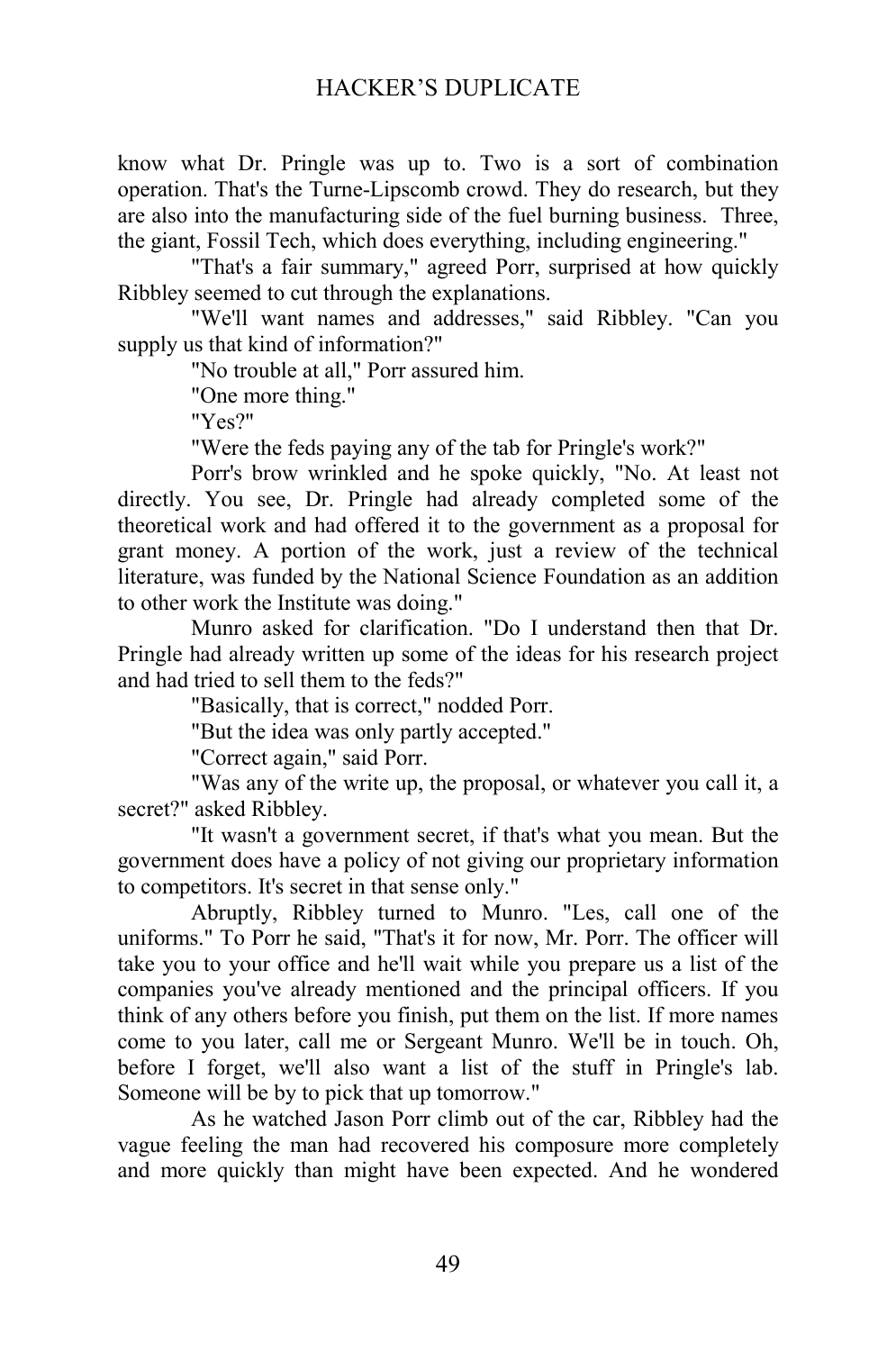know what Dr. Pringle was up to. Two is a sort of combination operation. That's the Turne-Lipscomb crowd. They do research, but they are also into the manufacturing side of the fuel burning business. Three, the giant, Fossil Tech, which does everything, including engineering."

"That's a fair summary," agreed Porr, surprised at how quickly Ribbley seemed to cut through the explanations.

"We'll want names and addresses," said Ribbley. "Can you supply us that kind of information?"

"No trouble at all," Porr assured him.

"One more thing."

"Yes?"

"Were the feds paying any of the tab for Pringle's work?"

Porr's brow wrinkled and he spoke quickly, "No. At least not directly. You see, Dr. Pringle had already completed some of the theoretical work and had offered it to the government as a proposal for grant money. A portion of the work, just a review of the technical literature, was funded by the National Science Foundation as an addition to other work the Institute was doing."

Munro asked for clarification. "Do I understand then that Dr. Pringle had already written up some of the ideas for his research project and had tried to sell them to the feds?"

"Basically, that is correct," nodded Porr.

"But the idea was only partly accepted."

"Correct again," said Porr.

"Was any of the write up, the proposal, or whatever you call it, a secret?" asked Ribbley.

"It wasn't a government secret, if that's what you mean. But the government does have a policy of not giving our proprietary information to competitors. It's secret in that sense only."

Abruptly, Ribbley turned to Munro. "Les, call one of the uniforms." To Porr he said, "That's it for now, Mr. Porr. The officer will take you to your office and he'll wait while you prepare us a list of the companies you've already mentioned and the principal officers. If you think of any others before you finish, put them on the list. If more names come to you later, call me or Sergeant Munro. We'll be in touch. Oh, before I forget, we'll also want a list of the stuff in Pringle's lab. Someone will be by to pick that up tomorrow."

As he watched Jason Porr climb out of the car, Ribbley had the vague feeling the man had recovered his composure more completely and more quickly than might have been expected. And he wondered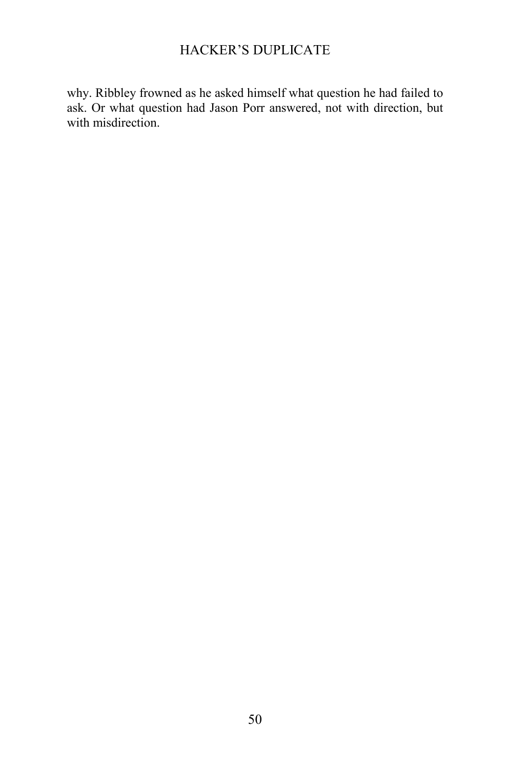why. Ribbley frowned as he asked himself what question he had failed to ask. Or what question had Jason Porr answered, not with direction, but with misdirection.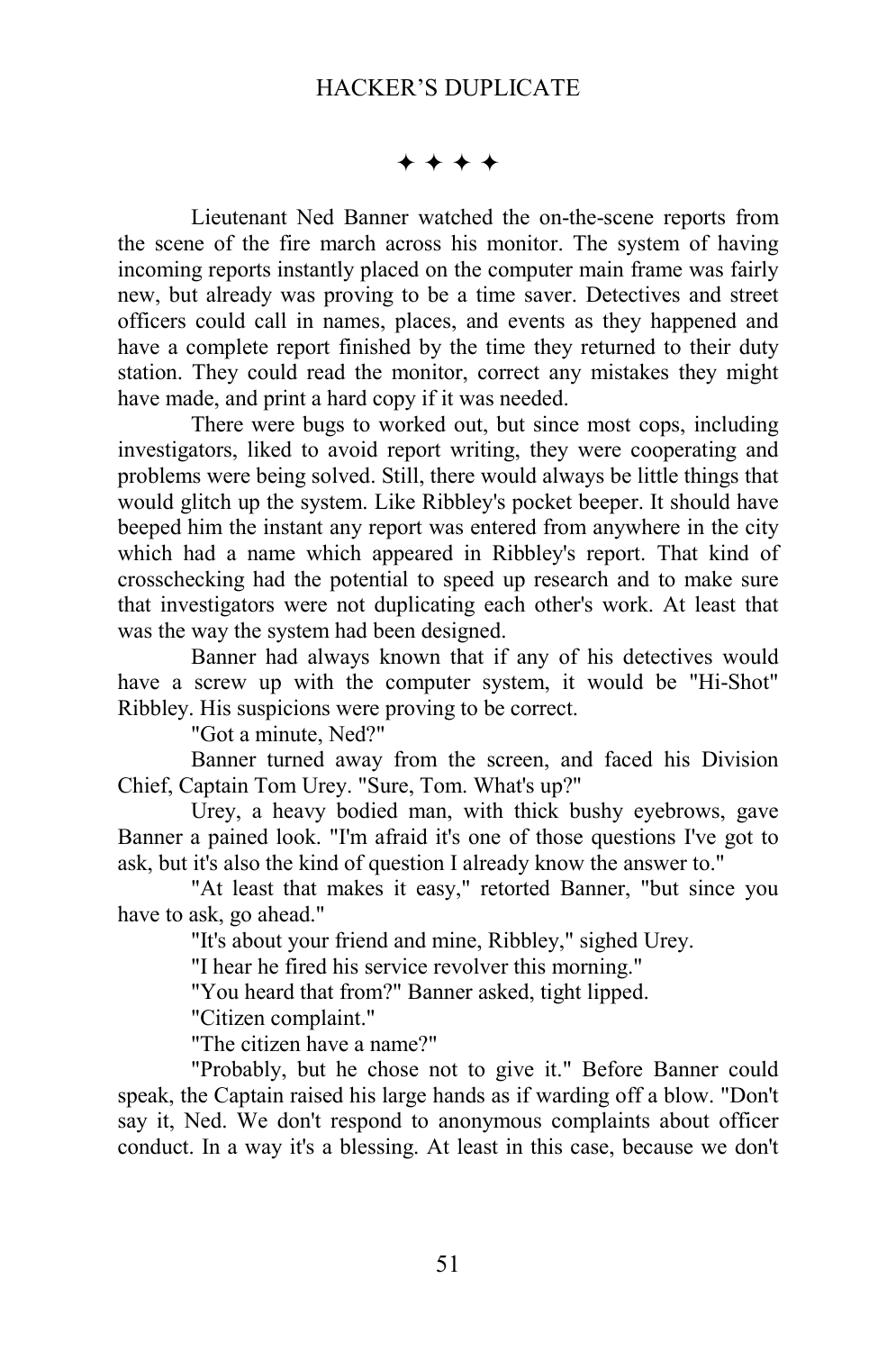✦ ✦ ✦ ✦

Lieutenant Ned Banner watched the on-the-scene reports from the scene of the fire march across his monitor. The system of having incoming reports instantly placed on the computer main frame was fairly new, but already was proving to be a time saver. Detectives and street officers could call in names, places, and events as they happened and have a complete report finished by the time they returned to their duty station. They could read the monitor, correct any mistakes they might have made, and print a hard copy if it was needed.

There were bugs to worked out, but since most cops, including investigators, liked to avoid report writing, they were cooperating and problems were being solved. Still, there would always be little things that would glitch up the system. Like Ribbley's pocket beeper. It should have beeped him the instant any report was entered from anywhere in the city which had a name which appeared in Ribbley's report. That kind of crosschecking had the potential to speed up research and to make sure that investigators were not duplicating each other's work. At least that was the way the system had been designed.

Banner had always known that if any of his detectives would have a screw up with the computer system, it would be "Hi-Shot" Ribbley. His suspicions were proving to be correct.

"Got a minute, Ned?"

Banner turned away from the screen, and faced his Division Chief, Captain Tom Urey. "Sure, Tom. What's up?"

Urey, a heavy bodied man, with thick bushy eyebrows, gave Banner a pained look. "I'm afraid it's one of those questions I've got to ask, but it's also the kind of question I already know the answer to."

"At least that makes it easy," retorted Banner, "but since you have to ask, go ahead."

"It's about your friend and mine, Ribbley," sighed Urey.

"I hear he fired his service revolver this morning."

"You heard that from?" Banner asked, tight lipped.

"Citizen complaint."

"The citizen have a name?"

"Probably, but he chose not to give it." Before Banner could speak, the Captain raised his large hands as if warding off a blow. "Don't say it, Ned. We don't respond to anonymous complaints about officer conduct. In a way it's a blessing. At least in this case, because we don't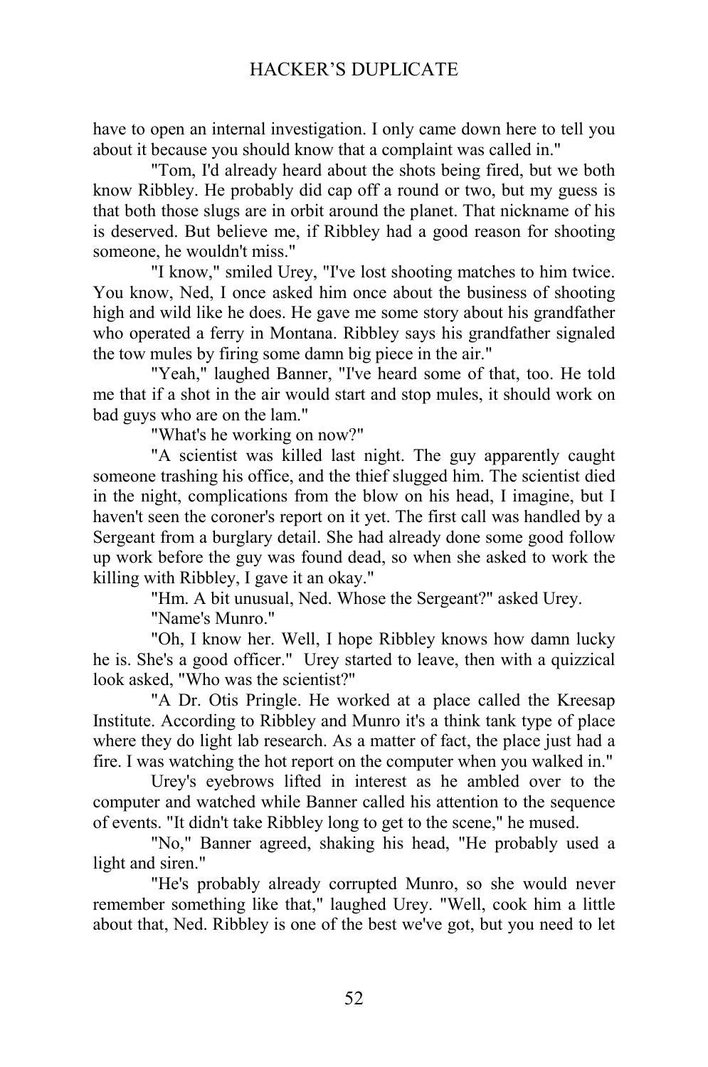have to open an internal investigation. I only came down here to tell you about it because you should know that a complaint was called in."

"Tom, I'd already heard about the shots being fired, but we both know Ribbley. He probably did cap off a round or two, but my guess is that both those slugs are in orbit around the planet. That nickname of his is deserved. But believe me, if Ribbley had a good reason for shooting someone, he wouldn't miss."

"I know," smiled Urey, "I've lost shooting matches to him twice. You know, Ned, I once asked him once about the business of shooting high and wild like he does. He gave me some story about his grandfather who operated a ferry in Montana. Ribbley says his grandfather signaled the tow mules by firing some damn big piece in the air."

"Yeah," laughed Banner, "I've heard some of that, too. He told me that if a shot in the air would start and stop mules, it should work on bad guys who are on the lam."

"What's he working on now?"

"A scientist was killed last night. The guy apparently caught someone trashing his office, and the thief slugged him. The scientist died in the night, complications from the blow on his head, I imagine, but I haven't seen the coroner's report on it yet. The first call was handled by a Sergeant from a burglary detail. She had already done some good follow up work before the guy was found dead, so when she asked to work the killing with Ribbley, I gave it an okay."

"Hm. A bit unusual, Ned. Whose the Sergeant?" asked Urey.

"Name's Munro."

"Oh, I know her. Well, I hope Ribbley knows how damn lucky he is. She's a good officer." Urey started to leave, then with a quizzical look asked, "Who was the scientist?"

"A Dr. Otis Pringle. He worked at a place called the Kreesap Institute. According to Ribbley and Munro it's a think tank type of place where they do light lab research. As a matter of fact, the place just had a fire. I was watching the hot report on the computer when you walked in."

Urey's eyebrows lifted in interest as he ambled over to the computer and watched while Banner called his attention to the sequence of events. "It didn't take Ribbley long to get to the scene," he mused.

"No," Banner agreed, shaking his head, "He probably used a light and siren."

"He's probably already corrupted Munro, so she would never remember something like that," laughed Urey. "Well, cook him a little about that, Ned. Ribbley is one of the best we've got, but you need to let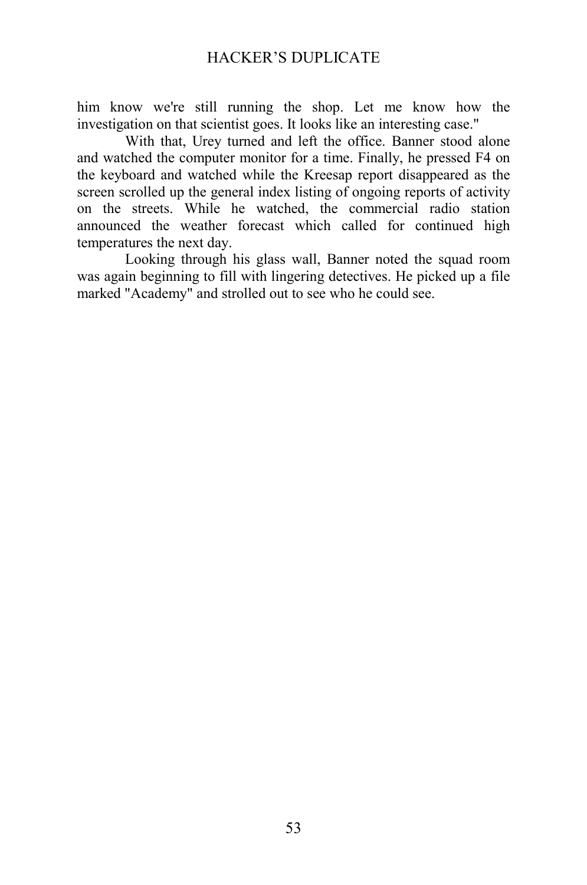him know we're still running the shop. Let me know how the investigation on that scientist goes. It looks like an interesting case."

With that, Urey turned and left the office. Banner stood alone and watched the computer monitor for a time. Finally, he pressed F4 on the keyboard and watched while the Kreesap report disappeared as the screen scrolled up the general index listing of ongoing reports of activity on the streets. While he watched, the commercial radio station announced the weather forecast which called for continued high temperatures the next day.

Looking through his glass wall, Banner noted the squad room was again beginning to fill with lingering detectives. He picked up a file marked "Academy" and strolled out to see who he could see.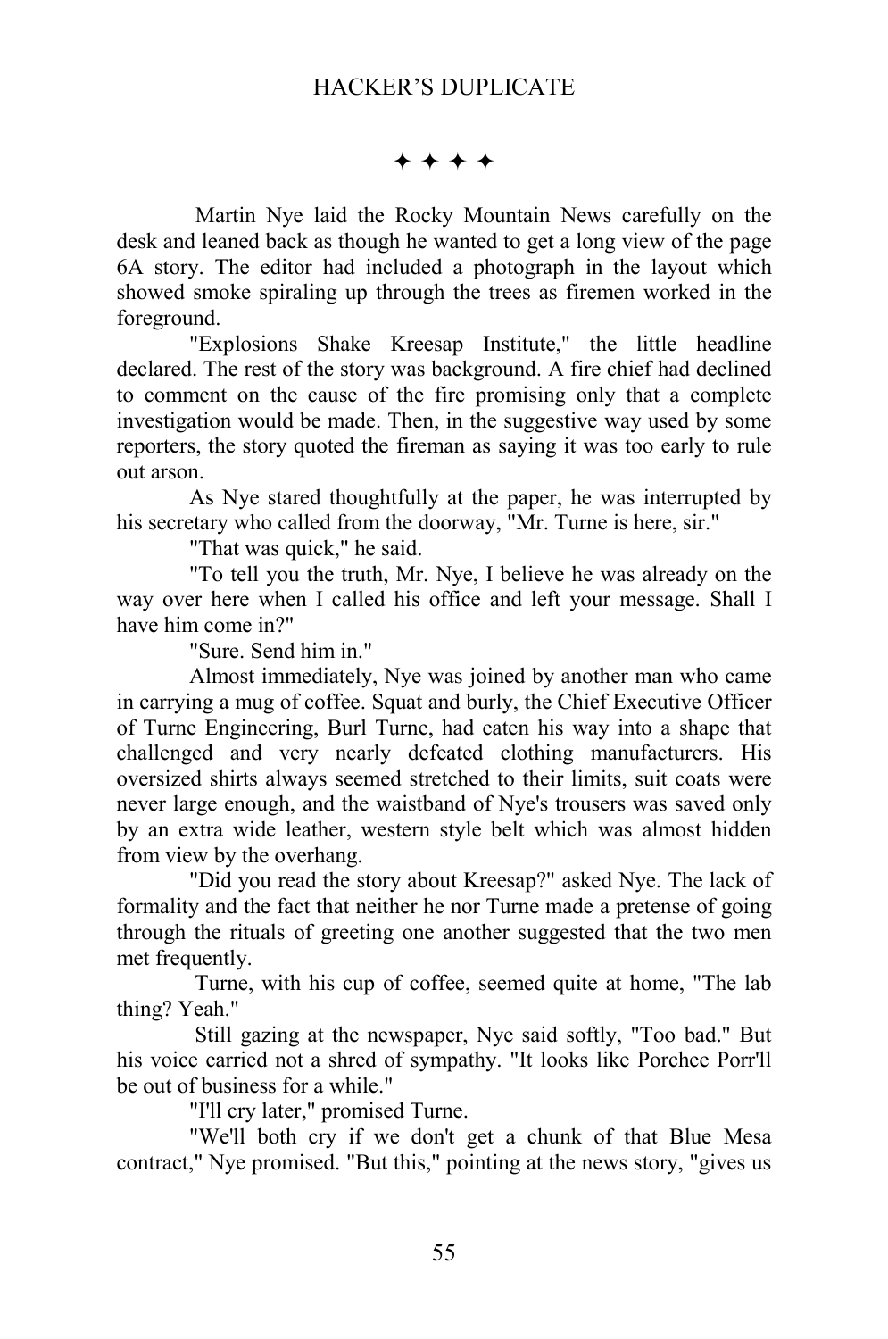✦ ✦ ✦ ✦

Martin Nye laid the Rocky Mountain News carefully on the desk and leaned back as though he wanted to get a long view of the page 6A story. The editor had included a photograph in the layout which showed smoke spiraling up through the trees as firemen worked in the foreground.

"Explosions Shake Kreesap Institute," the little headline declared. The rest of the story was background. A fire chief had declined to comment on the cause of the fire promising only that a complete investigation would be made. Then, in the suggestive way used by some reporters, the story quoted the fireman as saying it was too early to rule out arson.

As Nye stared thoughtfully at the paper, he was interrupted by his secretary who called from the doorway, "Mr. Turne is here, sir."

"That was quick," he said.

"To tell you the truth, Mr. Nye, I believe he was already on the way over here when I called his office and left your message. Shall I have him come in?"

"Sure. Send him in."

Almost immediately, Nye was joined by another man who came in carrying a mug of coffee. Squat and burly, the Chief Executive Officer of Turne Engineering, Burl Turne, had eaten his way into a shape that challenged and very nearly defeated clothing manufacturers. His oversized shirts always seemed stretched to their limits, suit coats were never large enough, and the waistband of Nye's trousers was saved only by an extra wide leather, western style belt which was almost hidden from view by the overhang.

"Did you read the story about Kreesap?" asked Nye. The lack of formality and the fact that neither he nor Turne made a pretense of going through the rituals of greeting one another suggested that the two men met frequently.

Turne, with his cup of coffee, seemed quite at home, "The lab thing? Yeah."

Still gazing at the newspaper, Nye said softly, "Too bad." But his voice carried not a shred of sympathy. "It looks like Porchee Porr'll be out of business for a while."

"I'll cry later," promised Turne.

"We'll both cry if we don't get a chunk of that Blue Mesa contract," Nye promised. "But this," pointing at the news story, "gives us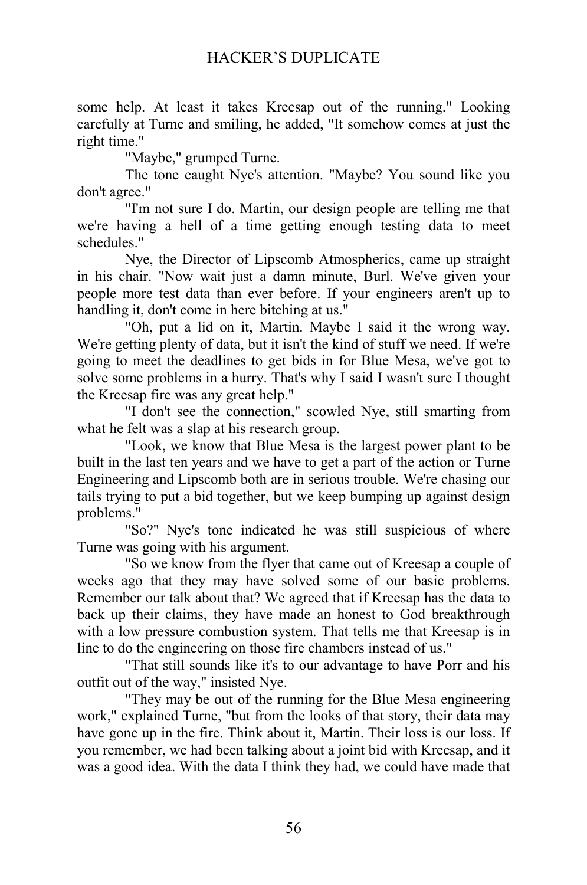some help. At least it takes Kreesap out of the running." Looking carefully at Turne and smiling, he added, "It somehow comes at just the right time."

"Maybe," grumped Turne.

The tone caught Nye's attention. "Maybe? You sound like you don't agree."

"I'm not sure I do. Martin, our design people are telling me that we're having a hell of a time getting enough testing data to meet schedules."

Nye, the Director of Lipscomb Atmospherics, came up straight in his chair. "Now wait just a damn minute, Burl. We've given your people more test data than ever before. If your engineers aren't up to handling it, don't come in here bitching at us."

"Oh, put a lid on it, Martin. Maybe I said it the wrong way. We're getting plenty of data, but it isn't the kind of stuff we need. If we're going to meet the deadlines to get bids in for Blue Mesa, we've got to solve some problems in a hurry. That's why I said I wasn't sure I thought the Kreesap fire was any great help."

"I don't see the connection," scowled Nye, still smarting from what he felt was a slap at his research group.

"Look, we know that Blue Mesa is the largest power plant to be built in the last ten years and we have to get a part of the action or Turne Engineering and Lipscomb both are in serious trouble. We're chasing our tails trying to put a bid together, but we keep bumping up against design problems."

"So?" Nye's tone indicated he was still suspicious of where Turne was going with his argument.

"So we know from the flyer that came out of Kreesap a couple of weeks ago that they may have solved some of our basic problems. Remember our talk about that? We agreed that if Kreesap has the data to back up their claims, they have made an honest to God breakthrough with a low pressure combustion system. That tells me that Kreesap is in line to do the engineering on those fire chambers instead of us."

"That still sounds like it's to our advantage to have Porr and his outfit out of the way," insisted Nye.

"They may be out of the running for the Blue Mesa engineering work," explained Turne, "but from the looks of that story, their data may have gone up in the fire. Think about it, Martin. Their loss is our loss. If you remember, we had been talking about a joint bid with Kreesap, and it was a good idea. With the data I think they had, we could have made that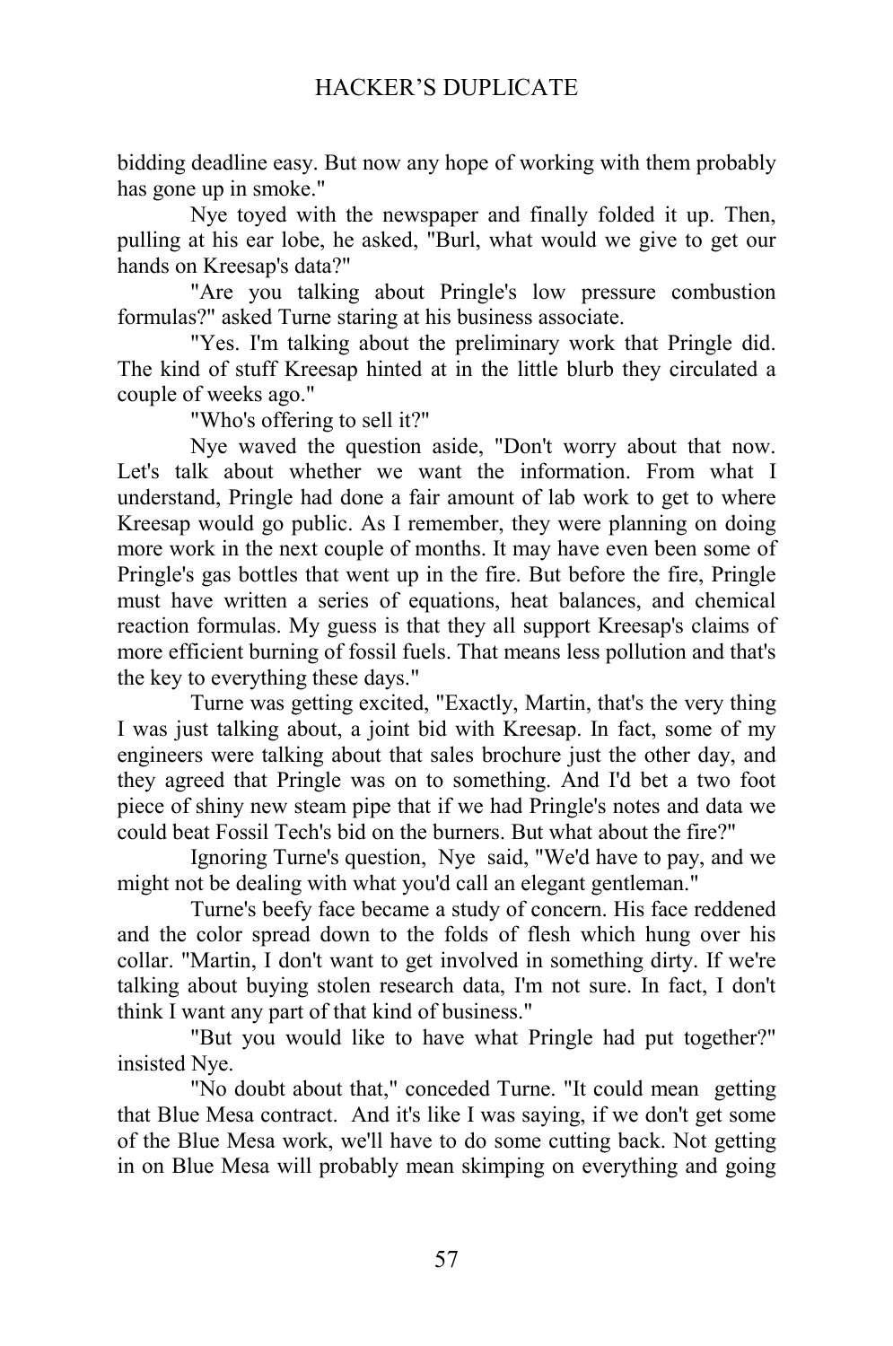bidding deadline easy. But now any hope of working with them probably has gone up in smoke."

Nye toyed with the newspaper and finally folded it up. Then, pulling at his ear lobe, he asked, "Burl, what would we give to get our hands on Kreesap's data?"

"Are you talking about Pringle's low pressure combustion formulas?" asked Turne staring at his business associate.

"Yes. I'm talking about the preliminary work that Pringle did. The kind of stuff Kreesap hinted at in the little blurb they circulated a couple of weeks ago."

"Who's offering to sell it?"

Nye waved the question aside, "Don't worry about that now. Let's talk about whether we want the information. From what I understand, Pringle had done a fair amount of lab work to get to where Kreesap would go public. As I remember, they were planning on doing more work in the next couple of months. It may have even been some of Pringle's gas bottles that went up in the fire. But before the fire, Pringle must have written a series of equations, heat balances, and chemical reaction formulas. My guess is that they all support Kreesap's claims of more efficient burning of fossil fuels. That means less pollution and that's the key to everything these days."

Turne was getting excited, "Exactly, Martin, that's the very thing I was just talking about, a joint bid with Kreesap. In fact, some of my engineers were talking about that sales brochure just the other day, and they agreed that Pringle was on to something. And I'd bet a two foot piece of shiny new steam pipe that if we had Pringle's notes and data we could beat Fossil Tech's bid on the burners. But what about the fire?"

Ignoring Turne's question, Nye said, "We'd have to pay, and we might not be dealing with what you'd call an elegant gentleman."

Turne's beefy face became a study of concern. His face reddened and the color spread down to the folds of flesh which hung over his collar. "Martin, I don't want to get involved in something dirty. If we're talking about buying stolen research data, I'm not sure. In fact, I don't think I want any part of that kind of business."

"But you would like to have what Pringle had put together?" insisted Nye.

"No doubt about that," conceded Turne. "It could mean getting that Blue Mesa contract. And it's like I was saying, if we don't get some of the Blue Mesa work, we'll have to do some cutting back. Not getting in on Blue Mesa will probably mean skimping on everything and going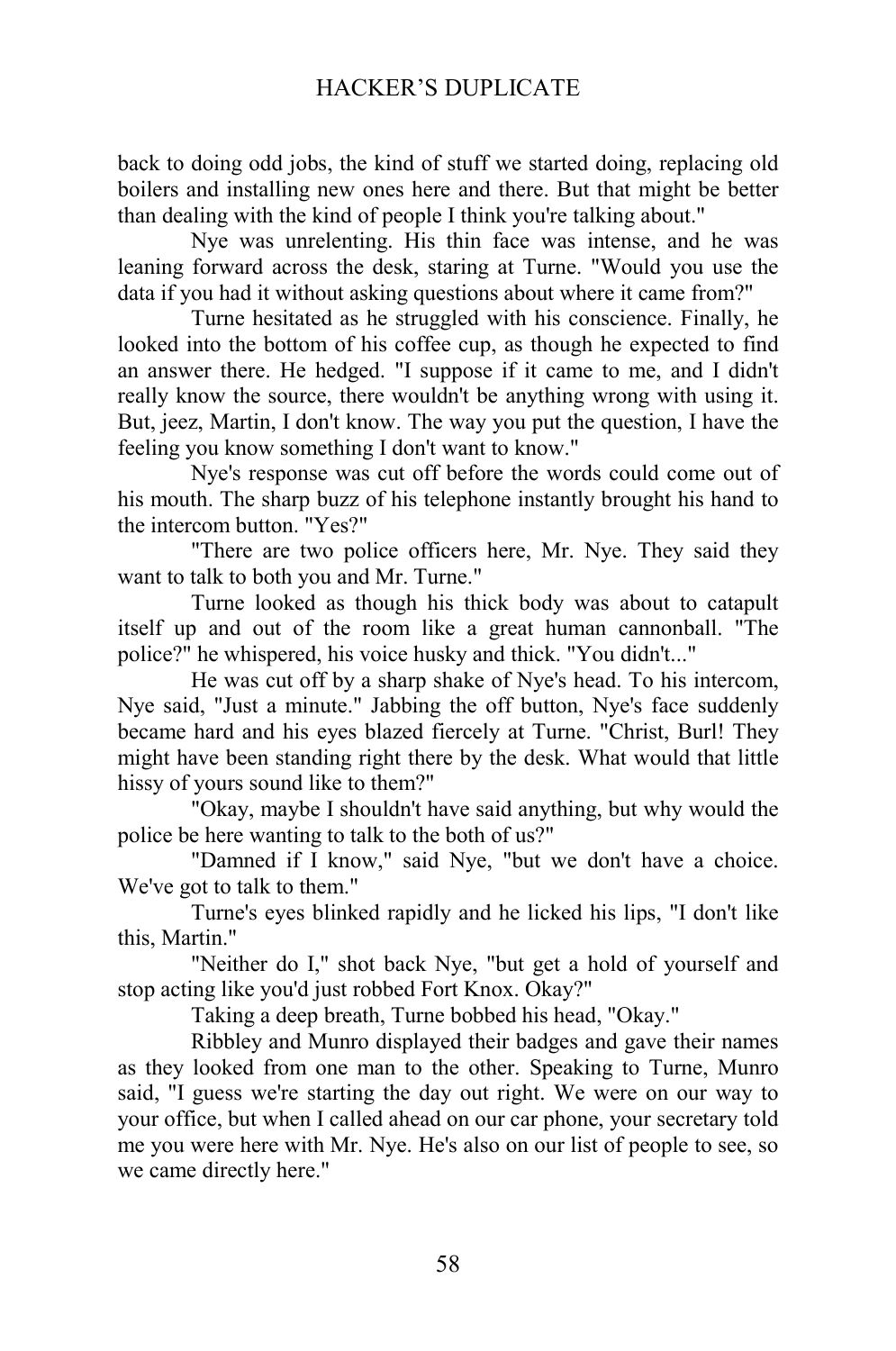back to doing odd jobs, the kind of stuff we started doing, replacing old boilers and installing new ones here and there. But that might be better than dealing with the kind of people I think you're talking about."

Nye was unrelenting. His thin face was intense, and he was leaning forward across the desk, staring at Turne. "Would you use the data if you had it without asking questions about where it came from?"

Turne hesitated as he struggled with his conscience. Finally, he looked into the bottom of his coffee cup, as though he expected to find an answer there. He hedged. "I suppose if it came to me, and I didn't really know the source, there wouldn't be anything wrong with using it. But, jeez, Martin, I don't know. The way you put the question, I have the feeling you know something I don't want to know."

Nye's response was cut off before the words could come out of his mouth. The sharp buzz of his telephone instantly brought his hand to the intercom button. "Yes?"

"There are two police officers here, Mr. Nye. They said they want to talk to both you and Mr. Turne."

Turne looked as though his thick body was about to catapult itself up and out of the room like a great human cannonball. "The police?" he whispered, his voice husky and thick. "You didn't..."

He was cut off by a sharp shake of Nye's head. To his intercom, Nye said, "Just a minute." Jabbing the off button, Nye's face suddenly became hard and his eyes blazed fiercely at Turne. "Christ, Burl! They might have been standing right there by the desk. What would that little hissy of yours sound like to them?"

"Okay, maybe I shouldn't have said anything, but why would the police be here wanting to talk to the both of us?"

"Damned if I know," said Nye, "but we don't have a choice. We've got to talk to them."

Turne's eyes blinked rapidly and he licked his lips, "I don't like this, Martin."

"Neither do I," shot back Nye, "but get a hold of yourself and stop acting like you'd just robbed Fort Knox. Okay?"

Taking a deep breath, Turne bobbed his head, "Okay."

Ribbley and Munro displayed their badges and gave their names as they looked from one man to the other. Speaking to Turne, Munro said, "I guess we're starting the day out right. We were on our way to your office, but when I called ahead on our car phone, your secretary told me you were here with Mr. Nye. He's also on our list of people to see, so we came directly here."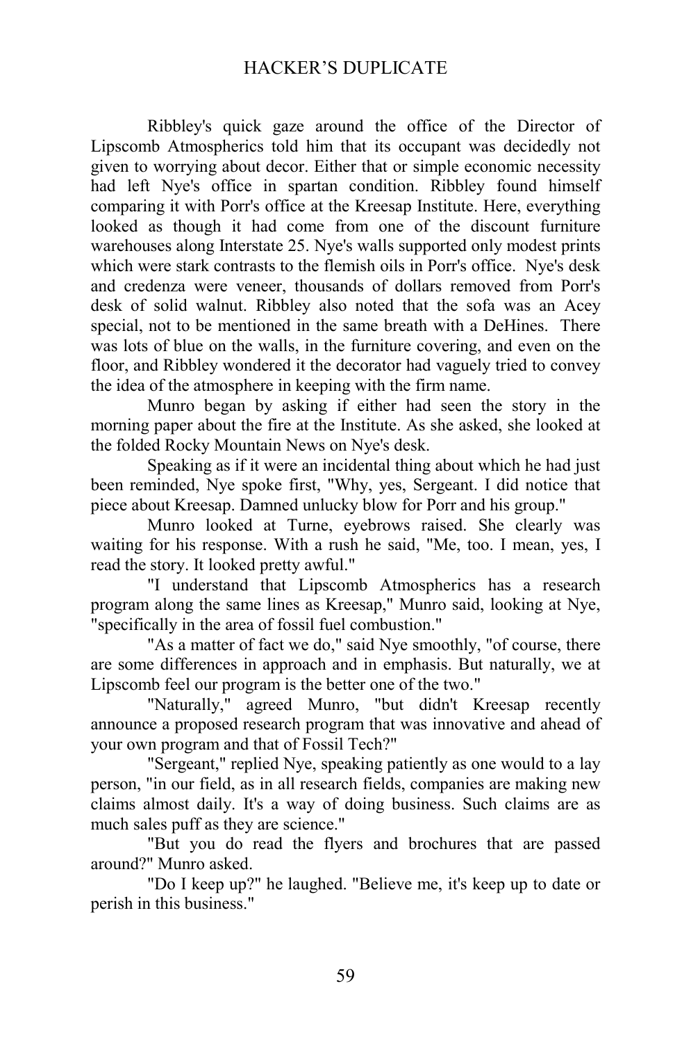Ribbley's quick gaze around the office of the Director of Lipscomb Atmospherics told him that its occupant was decidedly not given to worrying about decor. Either that or simple economic necessity had left Nye's office in spartan condition. Ribbley found himself comparing it with Porr's office at the Kreesap Institute. Here, everything looked as though it had come from one of the discount furniture warehouses along Interstate 25. Nye's walls supported only modest prints which were stark contrasts to the flemish oils in Porr's office. Nye's desk and credenza were veneer, thousands of dollars removed from Porr's desk of solid walnut. Ribbley also noted that the sofa was an Acey special, not to be mentioned in the same breath with a DeHines. There was lots of blue on the walls, in the furniture covering, and even on the floor, and Ribbley wondered it the decorator had vaguely tried to convey the idea of the atmosphere in keeping with the firm name.

Munro began by asking if either had seen the story in the morning paper about the fire at the Institute. As she asked, she looked at the folded Rocky Mountain News on Nye's desk.

Speaking as if it were an incidental thing about which he had just been reminded, Nye spoke first, "Why, yes, Sergeant. I did notice that piece about Kreesap. Damned unlucky blow for Porr and his group."

Munro looked at Turne, eyebrows raised. She clearly was waiting for his response. With a rush he said, "Me, too. I mean, yes, I read the story. It looked pretty awful."

"I understand that Lipscomb Atmospherics has a research program along the same lines as Kreesap," Munro said, looking at Nye, "specifically in the area of fossil fuel combustion."

"As a matter of fact we do," said Nye smoothly, "of course, there are some differences in approach and in emphasis. But naturally, we at Lipscomb feel our program is the better one of the two."

"Naturally," agreed Munro, "but didn't Kreesap recently announce a proposed research program that was innovative and ahead of your own program and that of Fossil Tech?"

"Sergeant," replied Nye, speaking patiently as one would to a lay person, "in our field, as in all research fields, companies are making new claims almost daily. It's a way of doing business. Such claims are as much sales puff as they are science."

"But you do read the flyers and brochures that are passed around?" Munro asked.

"Do I keep up?" he laughed. "Believe me, it's keep up to date or perish in this business."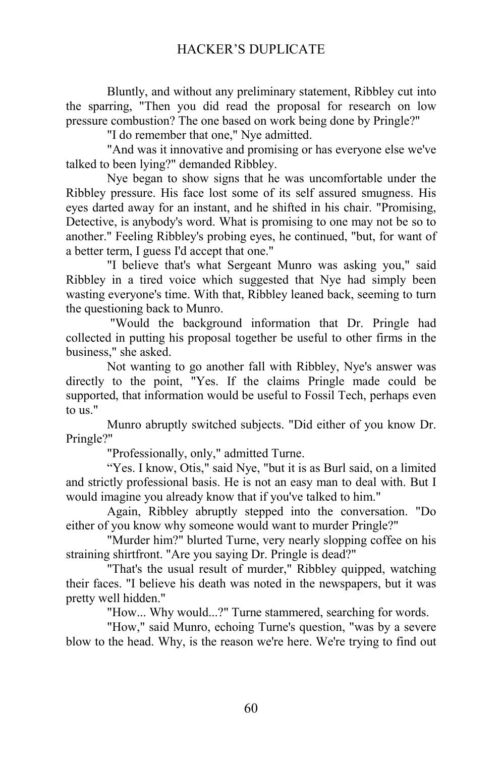Bluntly, and without any preliminary statement, Ribbley cut into the sparring, "Then you did read the proposal for research on low pressure combustion? The one based on work being done by Pringle?"

"I do remember that one," Nye admitted.

"And was it innovative and promising or has everyone else we've talked to been lying?" demanded Ribbley.

Nye began to show signs that he was uncomfortable under the Ribbley pressure. His face lost some of its self assured smugness. His eyes darted away for an instant, and he shifted in his chair. "Promising, Detective, is anybody's word. What is promising to one may not be so to another." Feeling Ribbley's probing eyes, he continued, "but, for want of a better term, I guess I'd accept that one."

"I believe that's what Sergeant Munro was asking you," said Ribbley in a tired voice which suggested that Nye had simply been wasting everyone's time. With that, Ribbley leaned back, seeming to turn the questioning back to Munro.

"Would the background information that Dr. Pringle had collected in putting his proposal together be useful to other firms in the business," she asked.

Not wanting to go another fall with Ribbley, Nye's answer was directly to the point, "Yes. If the claims Pringle made could be supported, that information would be useful to Fossil Tech, perhaps even to us."

Munro abruptly switched subjects. "Did either of you know Dr. Pringle?"

"Professionally, only," admitted Turne.

"Yes. I know, Otis," said Nye, "but it is as Burl said, on a limited and strictly professional basis. He is not an easy man to deal with. But I would imagine you already know that if you've talked to him."

Again, Ribbley abruptly stepped into the conversation. "Do either of you know why someone would want to murder Pringle?"

"Murder him?" blurted Turne, very nearly slopping coffee on his straining shirtfront. "Are you saying Dr. Pringle is dead?"

"That's the usual result of murder," Ribbley quipped, watching their faces. "I believe his death was noted in the newspapers, but it was pretty well hidden."

"How... Why would...?" Turne stammered, searching for words.

"How," said Munro, echoing Turne's question, "was by a severe blow to the head. Why, is the reason we're here. We're trying to find out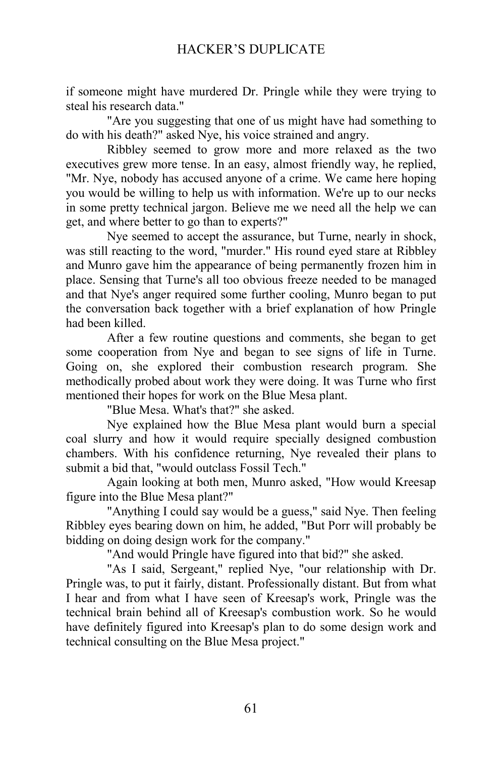if someone might have murdered Dr. Pringle while they were trying to steal his research data."

"Are you suggesting that one of us might have had something to do with his death?" asked Nye, his voice strained and angry.

Ribbley seemed to grow more and more relaxed as the two executives grew more tense. In an easy, almost friendly way, he replied, "Mr. Nye, nobody has accused anyone of a crime. We came here hoping you would be willing to help us with information. We're up to our necks in some pretty technical jargon. Believe me we need all the help we can get, and where better to go than to experts?"

Nye seemed to accept the assurance, but Turne, nearly in shock, was still reacting to the word, "murder." His round eyed stare at Ribbley and Munro gave him the appearance of being permanently frozen him in place. Sensing that Turne's all too obvious freeze needed to be managed and that Nye's anger required some further cooling, Munro began to put the conversation back together with a brief explanation of how Pringle had been killed.

After a few routine questions and comments, she began to get some cooperation from Nye and began to see signs of life in Turne. Going on, she explored their combustion research program. She methodically probed about work they were doing. It was Turne who first mentioned their hopes for work on the Blue Mesa plant.

"Blue Mesa. What's that?" she asked.

Nye explained how the Blue Mesa plant would burn a special coal slurry and how it would require specially designed combustion chambers. With his confidence returning, Nye revealed their plans to submit a bid that, "would outclass Fossil Tech."

Again looking at both men, Munro asked, "How would Kreesap figure into the Blue Mesa plant?"

"Anything I could say would be a guess," said Nye. Then feeling Ribbley eyes bearing down on him, he added, "But Porr will probably be bidding on doing design work for the company."

"And would Pringle have figured into that bid?" she asked.

"As I said, Sergeant," replied Nye, "our relationship with Dr. Pringle was, to put it fairly, distant. Professionally distant. But from what I hear and from what I have seen of Kreesap's work, Pringle was the technical brain behind all of Kreesap's combustion work. So he would have definitely figured into Kreesap's plan to do some design work and technical consulting on the Blue Mesa project."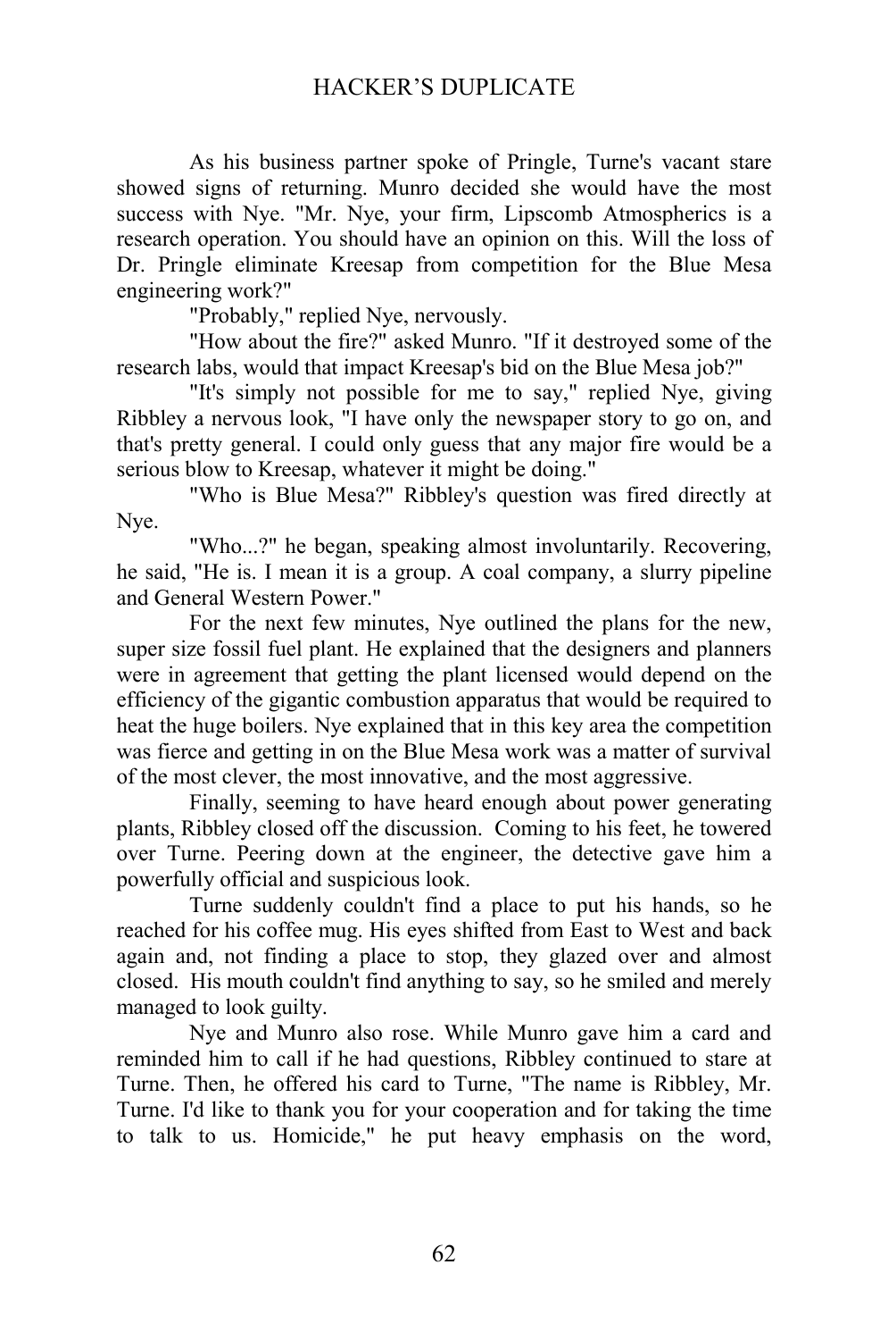As his business partner spoke of Pringle, Turne's vacant stare showed signs of returning. Munro decided she would have the most success with Nye. "Mr. Nye, your firm, Lipscomb Atmospherics is a research operation. You should have an opinion on this. Will the loss of Dr. Pringle eliminate Kreesap from competition for the Blue Mesa engineering work?"

"Probably," replied Nye, nervously.

"How about the fire?" asked Munro. "If it destroyed some of the research labs, would that impact Kreesap's bid on the Blue Mesa job?"

"It's simply not possible for me to say," replied Nye, giving Ribbley a nervous look, "I have only the newspaper story to go on, and that's pretty general. I could only guess that any major fire would be a serious blow to Kreesap, whatever it might be doing."

"Who is Blue Mesa?" Ribbley's question was fired directly at Nye.

"Who...?" he began, speaking almost involuntarily. Recovering, he said, "He is. I mean it is a group. A coal company, a slurry pipeline and General Western Power."

For the next few minutes, Nye outlined the plans for the new, super size fossil fuel plant. He explained that the designers and planners were in agreement that getting the plant licensed would depend on the efficiency of the gigantic combustion apparatus that would be required to heat the huge boilers. Nye explained that in this key area the competition was fierce and getting in on the Blue Mesa work was a matter of survival of the most clever, the most innovative, and the most aggressive.

Finally, seeming to have heard enough about power generating plants, Ribbley closed off the discussion. Coming to his feet, he towered over Turne. Peering down at the engineer, the detective gave him a powerfully official and suspicious look.

Turne suddenly couldn't find a place to put his hands, so he reached for his coffee mug. His eyes shifted from East to West and back again and, not finding a place to stop, they glazed over and almost closed. His mouth couldn't find anything to say, so he smiled and merely managed to look guilty.

Nye and Munro also rose. While Munro gave him a card and reminded him to call if he had questions, Ribbley continued to stare at Turne. Then, he offered his card to Turne, "The name is Ribbley, Mr. Turne. I'd like to thank you for your cooperation and for taking the time to talk to us. Homicide," he put heavy emphasis on the word,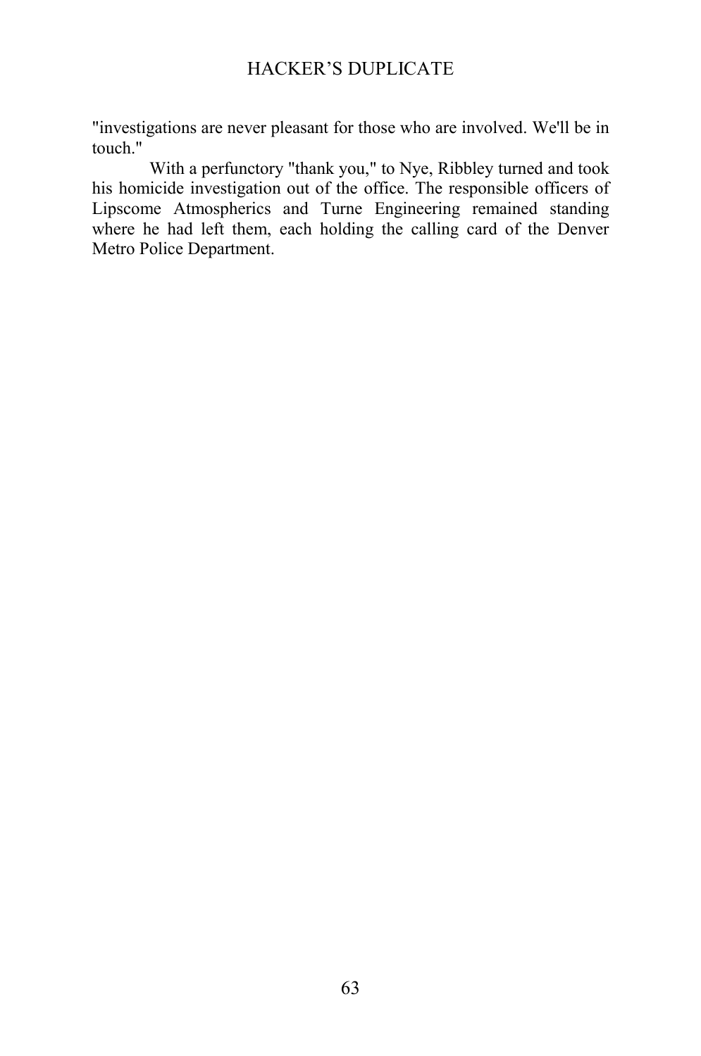"investigations are never pleasant for those who are involved. We'll be in touch."

With a perfunctory "thank you," to Nye, Ribbley turned and took his homicide investigation out of the office. The responsible officers of Lipscome Atmospherics and Turne Engineering remained standing where he had left them, each holding the calling card of the Denver Metro Police Department.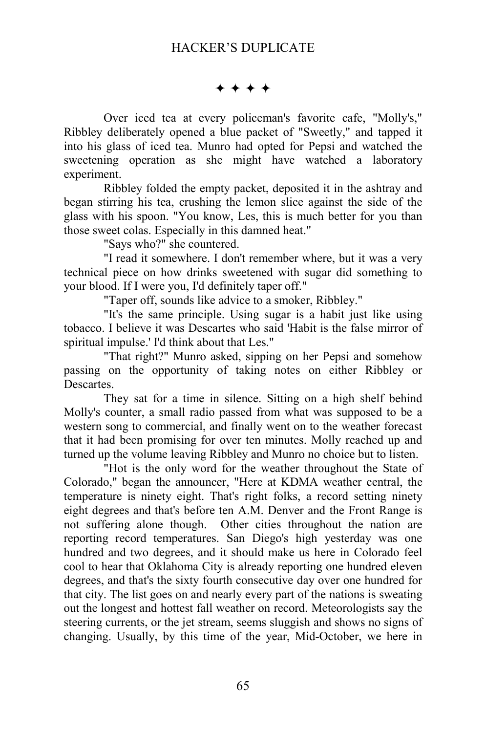✦ ✦ ✦ ✦

Over iced tea at every policeman's favorite cafe, "Molly's," Ribbley deliberately opened a blue packet of "Sweetly," and tapped it into his glass of iced tea. Munro had opted for Pepsi and watched the sweetening operation as she might have watched a laboratory experiment.

Ribbley folded the empty packet, deposited it in the ashtray and began stirring his tea, crushing the lemon slice against the side of the glass with his spoon. "You know, Les, this is much better for you than those sweet colas. Especially in this damned heat."

"Says who?" she countered.

"I read it somewhere. I don't remember where, but it was a very technical piece on how drinks sweetened with sugar did something to your blood. If I were you, I'd definitely taper off."

"Taper off, sounds like advice to a smoker, Ribbley."

"It's the same principle. Using sugar is a habit just like using tobacco. I believe it was Descartes who said 'Habit is the false mirror of spiritual impulse.' I'd think about that Les."

"That right?" Munro asked, sipping on her Pepsi and somehow passing on the opportunity of taking notes on either Ribbley or Descartes.

They sat for a time in silence. Sitting on a high shelf behind Molly's counter, a small radio passed from what was supposed to be a western song to commercial, and finally went on to the weather forecast that it had been promising for over ten minutes. Molly reached up and turned up the volume leaving Ribbley and Munro no choice but to listen.

"Hot is the only word for the weather throughout the State of Colorado," began the announcer, "Here at KDMA weather central, the temperature is ninety eight. That's right folks, a record setting ninety eight degrees and that's before ten A.M. Denver and the Front Range is not suffering alone though. Other cities throughout the nation are reporting record temperatures. San Diego's high yesterday was one hundred and two degrees, and it should make us here in Colorado feel cool to hear that Oklahoma City is already reporting one hundred eleven degrees, and that's the sixty fourth consecutive day over one hundred for that city. The list goes on and nearly every part of the nations is sweating out the longest and hottest fall weather on record. Meteorologists say the steering currents, or the jet stream, seems sluggish and shows no signs of changing. Usually, by this time of the year, Mid-October, we here in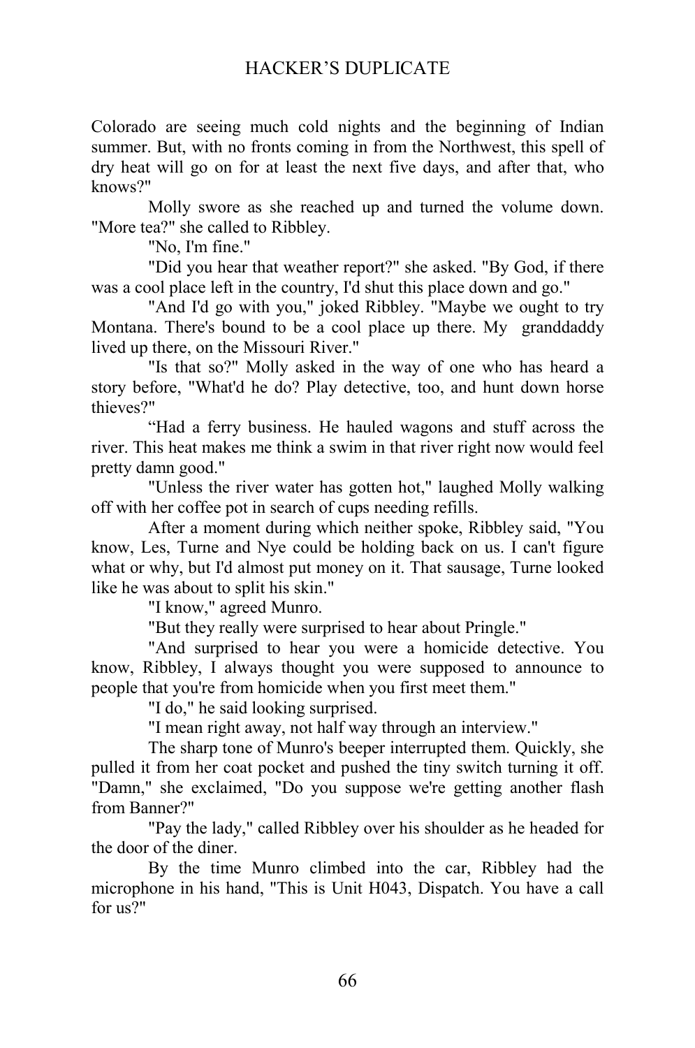Colorado are seeing much cold nights and the beginning of Indian summer. But, with no fronts coming in from the Northwest, this spell of dry heat will go on for at least the next five days, and after that, who knows?"

Molly swore as she reached up and turned the volume down. "More tea?" she called to Ribbley.

"No, I'm fine."

"Did you hear that weather report?" she asked. "By God, if there was a cool place left in the country, I'd shut this place down and go."

"And I'd go with you," joked Ribbley. "Maybe we ought to try Montana. There's bound to be a cool place up there. My granddaddy lived up there, on the Missouri River."

"Is that so?" Molly asked in the way of one who has heard a story before, "What'd he do? Play detective, too, and hunt down horse thieves?"

"Had a ferry business. He hauled wagons and stuff across the river. This heat makes me think a swim in that river right now would feel pretty damn good."

"Unless the river water has gotten hot," laughed Molly walking off with her coffee pot in search of cups needing refills.

After a moment during which neither spoke, Ribbley said, "You know, Les, Turne and Nye could be holding back on us. I can't figure what or why, but I'd almost put money on it. That sausage, Turne looked like he was about to split his skin."

"I know," agreed Munro.

"But they really were surprised to hear about Pringle."

"And surprised to hear you were a homicide detective. You know, Ribbley, I always thought you were supposed to announce to people that you're from homicide when you first meet them."

"I do," he said looking surprised.

"I mean right away, not half way through an interview."

The sharp tone of Munro's beeper interrupted them. Quickly, she pulled it from her coat pocket and pushed the tiny switch turning it off. "Damn," she exclaimed, "Do you suppose we're getting another flash from Banner?"

"Pay the lady," called Ribbley over his shoulder as he headed for the door of the diner.

By the time Munro climbed into the car, Ribbley had the microphone in his hand, "This is Unit H043, Dispatch. You have a call for us?"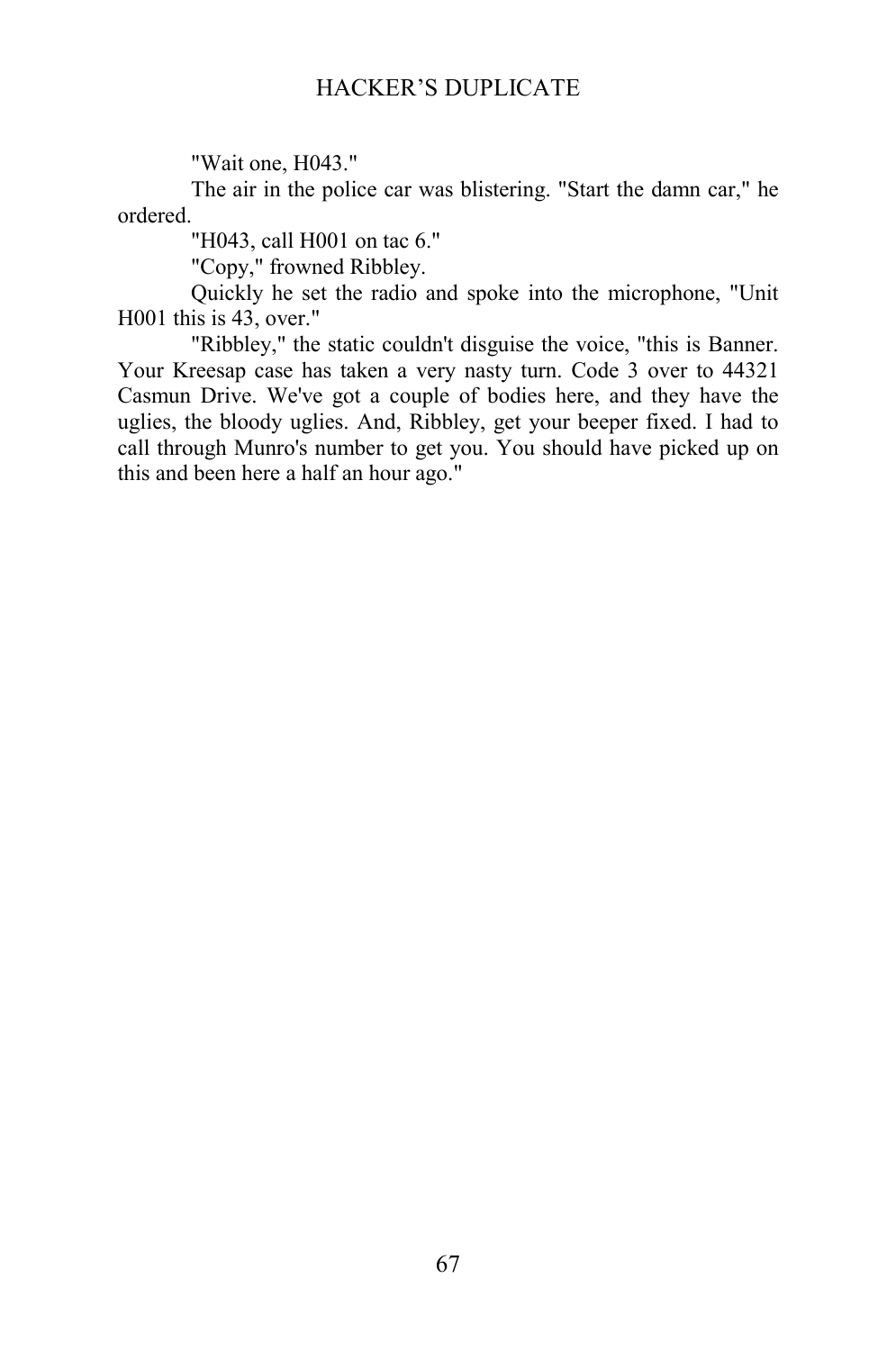"Wait one, H043."

The air in the police car was blistering. "Start the damn car," he ordered.

"H043, call H001 on tac 6."

"Copy," frowned Ribbley.

Quickly he set the radio and spoke into the microphone, "Unit H001 this is 43, over."

"Ribbley," the static couldn't disguise the voice, "this is Banner. Your Kreesap case has taken a very nasty turn. Code 3 over to 44321 Casmun Drive. We've got a couple of bodies here, and they have the uglies, the bloody uglies. And, Ribbley, get your beeper fixed. I had to call through Munro's number to get you. You should have picked up on this and been here a half an hour ago."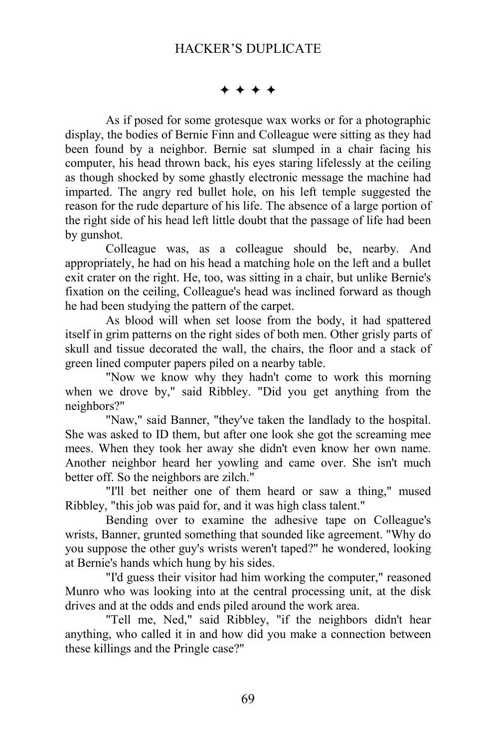✦ ✦ ✦ ✦

As if posed for some grotesque wax works or for a photographic display, the bodies of Bernie Finn and Colleague were sitting as they had been found by a neighbor. Bernie sat slumped in a chair facing his computer, his head thrown back, his eyes staring lifelessly at the ceiling as though shocked by some ghastly electronic message the machine had imparted. The angry red bullet hole, on his left temple suggested the reason for the rude departure of his life. The absence of a large portion of the right side of his head left little doubt that the passage of life had been by gunshot.

Colleague was, as a colleague should be, nearby. And appropriately, he had on his head a matching hole on the left and a bullet exit crater on the right. He, too, was sitting in a chair, but unlike Bernie's fixation on the ceiling, Colleague's head was inclined forward as though he had been studying the pattern of the carpet.

As blood will when set loose from the body, it had spattered itself in grim patterns on the right sides of both men. Other grisly parts of skull and tissue decorated the wall, the chairs, the floor and a stack of green lined computer papers piled on a nearby table.

"Now we know why they hadn't come to work this morning when we drove by," said Ribbley. "Did you get anything from the neighbors?"

"Naw," said Banner, "they've taken the landlady to the hospital. She was asked to ID them, but after one look she got the screaming mee mees. When they took her away she didn't even know her own name. Another neighbor heard her yowling and came over. She isn't much better off. So the neighbors are zilch."

"I'll bet neither one of them heard or saw a thing," mused Ribbley, "this job was paid for, and it was high class talent."

Bending over to examine the adhesive tape on Colleague's wrists, Banner, grunted something that sounded like agreement. "Why do you suppose the other guy's wrists weren't taped?" he wondered, looking at Bernie's hands which hung by his sides.

"I'd guess their visitor had him working the computer," reasoned Munro who was looking into at the central processing unit, at the disk drives and at the odds and ends piled around the work area.

"Tell me, Ned," said Ribbley, "if the neighbors didn't hear anything, who called it in and how did you make a connection between these killings and the Pringle case?"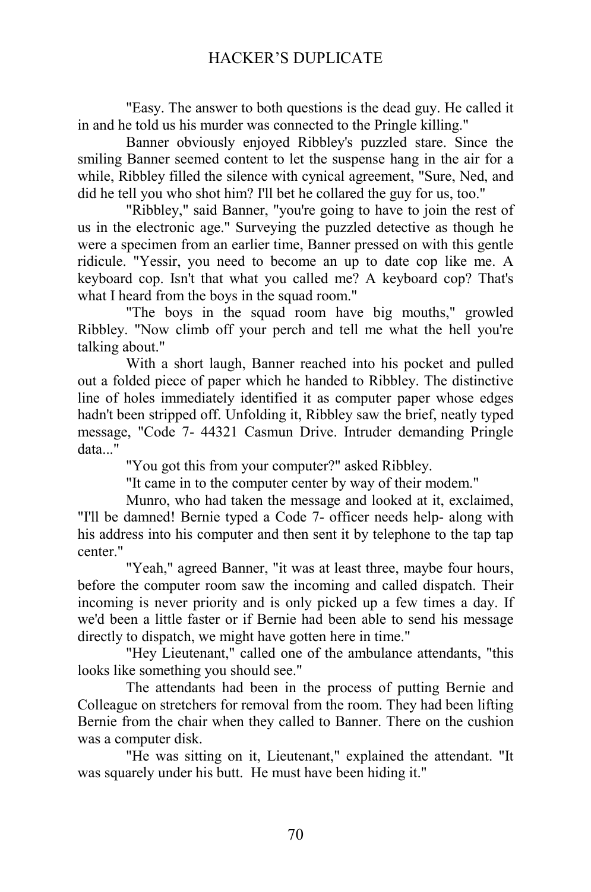"Easy. The answer to both questions is the dead guy. He called it in and he told us his murder was connected to the Pringle killing."

Banner obviously enjoyed Ribbley's puzzled stare. Since the smiling Banner seemed content to let the suspense hang in the air for a while, Ribbley filled the silence with cynical agreement, "Sure, Ned, and did he tell you who shot him? I'll bet he collared the guy for us, too."

"Ribbley," said Banner, "you're going to have to join the rest of us in the electronic age." Surveying the puzzled detective as though he were a specimen from an earlier time, Banner pressed on with this gentle ridicule. "Yessir, you need to become an up to date cop like me. A keyboard cop. Isn't that what you called me? A keyboard cop? That's what I heard from the boys in the squad room."

"The boys in the squad room have big mouths," growled Ribbley. "Now climb off your perch and tell me what the hell you're talking about."

With a short laugh, Banner reached into his pocket and pulled out a folded piece of paper which he handed to Ribbley. The distinctive line of holes immediately identified it as computer paper whose edges hadn't been stripped off. Unfolding it, Ribbley saw the brief, neatly typed message, "Code 7- 44321 Casmun Drive. Intruder demanding Pringle data..."

"You got this from your computer?" asked Ribbley.

"It came in to the computer center by way of their modem."

Munro, who had taken the message and looked at it, exclaimed, "I'll be damned! Bernie typed a Code 7- officer needs help- along with his address into his computer and then sent it by telephone to the tap tap center."

"Yeah," agreed Banner, "it was at least three, maybe four hours, before the computer room saw the incoming and called dispatch. Their incoming is never priority and is only picked up a few times a day. If we'd been a little faster or if Bernie had been able to send his message directly to dispatch, we might have gotten here in time."

"Hey Lieutenant," called one of the ambulance attendants, "this looks like something you should see."

The attendants had been in the process of putting Bernie and Colleague on stretchers for removal from the room. They had been lifting Bernie from the chair when they called to Banner. There on the cushion was a computer disk.

"He was sitting on it, Lieutenant," explained the attendant. "It was squarely under his butt. He must have been hiding it."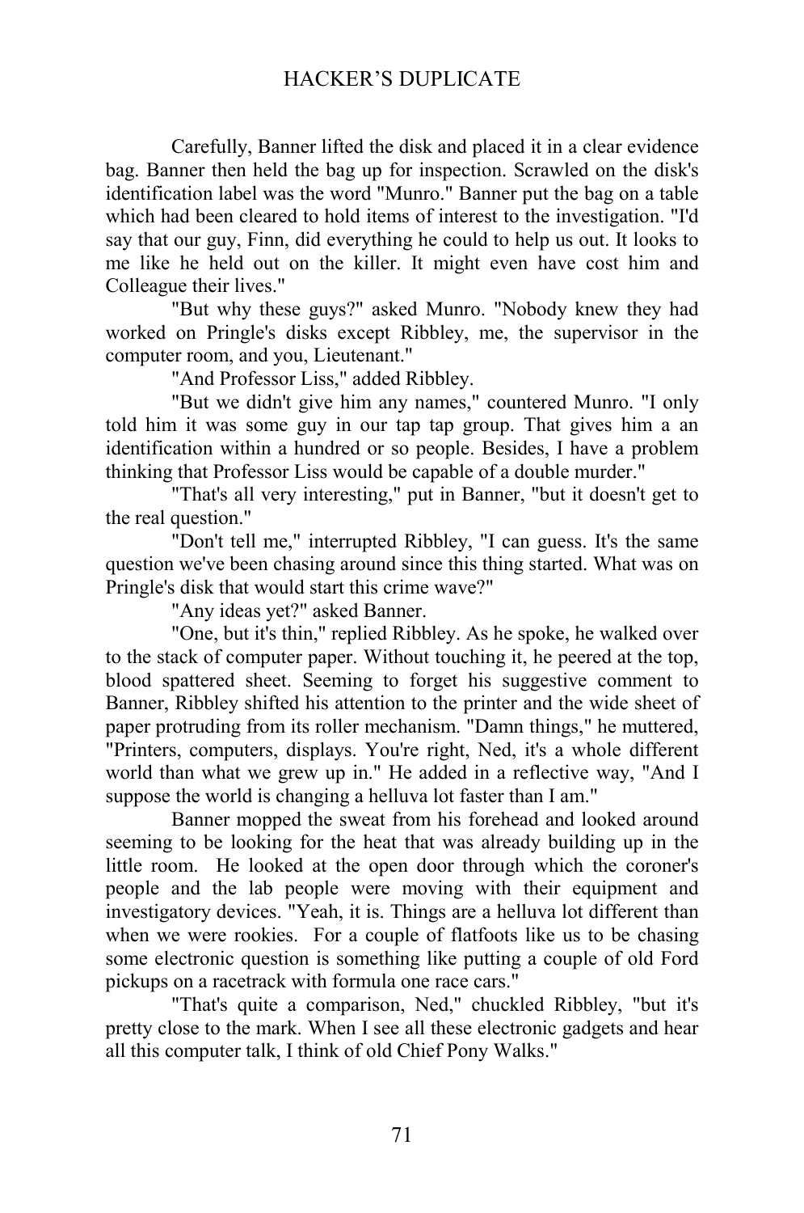Carefully, Banner lifted the disk and placed it in a clear evidence bag. Banner then held the bag up for inspection. Scrawled on the disk's identification label was the word "Munro." Banner put the bag on a table which had been cleared to hold items of interest to the investigation. "I'd say that our guy, Finn, did everything he could to help us out. It looks to me like he held out on the killer. It might even have cost him and Colleague their lives."

"But why these guys?" asked Munro. "Nobody knew they had worked on Pringle's disks except Ribbley, me, the supervisor in the computer room, and you, Lieutenant."

"And Professor Liss," added Ribbley.

"But we didn't give him any names," countered Munro. "I only told him it was some guy in our tap tap group. That gives him a an identification within a hundred or so people. Besides, I have a problem thinking that Professor Liss would be capable of a double murder."

"That's all very interesting," put in Banner, "but it doesn't get to the real question."

"Don't tell me," interrupted Ribbley, "I can guess. It's the same question we've been chasing around since this thing started. What was on Pringle's disk that would start this crime wave?"

"Any ideas yet?" asked Banner.

"One, but it's thin," replied Ribbley. As he spoke, he walked over to the stack of computer paper. Without touching it, he peered at the top, blood spattered sheet. Seeming to forget his suggestive comment to Banner, Ribbley shifted his attention to the printer and the wide sheet of paper protruding from its roller mechanism. "Damn things," he muttered, "Printers, computers, displays. You're right, Ned, it's a whole different world than what we grew up in." He added in a reflective way, "And I suppose the world is changing a helluva lot faster than I am."

Banner mopped the sweat from his forehead and looked around seeming to be looking for the heat that was already building up in the little room. He looked at the open door through which the coroner's people and the lab people were moving with their equipment and investigatory devices. "Yeah, it is. Things are a helluva lot different than when we were rookies. For a couple of flatfoots like us to be chasing some electronic question is something like putting a couple of old Ford pickups on a racetrack with formula one race cars."

"That's quite a comparison, Ned," chuckled Ribbley, "but it's pretty close to the mark. When I see all these electronic gadgets and hear all this computer talk, I think of old Chief Pony Walks."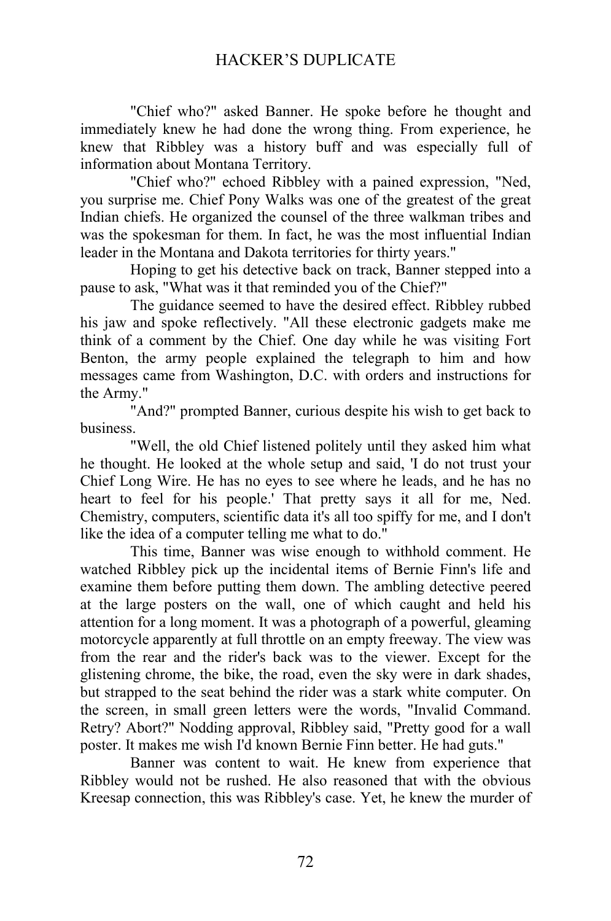"Chief who?" asked Banner. He spoke before he thought and immediately knew he had done the wrong thing. From experience, he knew that Ribbley was a history buff and was especially full of information about Montana Territory.

"Chief who?" echoed Ribbley with a pained expression, "Ned, you surprise me. Chief Pony Walks was one of the greatest of the great Indian chiefs. He organized the counsel of the three walkman tribes and was the spokesman for them. In fact, he was the most influential Indian leader in the Montana and Dakota territories for thirty years."

Hoping to get his detective back on track, Banner stepped into a pause to ask, "What was it that reminded you of the Chief?"

The guidance seemed to have the desired effect. Ribbley rubbed his jaw and spoke reflectively. "All these electronic gadgets make me think of a comment by the Chief. One day while he was visiting Fort Benton, the army people explained the telegraph to him and how messages came from Washington, D.C. with orders and instructions for the Army."

"And?" prompted Banner, curious despite his wish to get back to business.

"Well, the old Chief listened politely until they asked him what he thought. He looked at the whole setup and said, 'I do not trust your Chief Long Wire. He has no eyes to see where he leads, and he has no heart to feel for his people.' That pretty says it all for me, Ned. Chemistry, computers, scientific data it's all too spiffy for me, and I don't like the idea of a computer telling me what to do."

This time, Banner was wise enough to withhold comment. He watched Ribbley pick up the incidental items of Bernie Finn's life and examine them before putting them down. The ambling detective peered at the large posters on the wall, one of which caught and held his attention for a long moment. It was a photograph of a powerful, gleaming motorcycle apparently at full throttle on an empty freeway. The view was from the rear and the rider's back was to the viewer. Except for the glistening chrome, the bike, the road, even the sky were in dark shades, but strapped to the seat behind the rider was a stark white computer. On the screen, in small green letters were the words, "Invalid Command. Retry? Abort?" Nodding approval, Ribbley said, "Pretty good for a wall poster. It makes me wish I'd known Bernie Finn better. He had guts."

Banner was content to wait. He knew from experience that Ribbley would not be rushed. He also reasoned that with the obvious Kreesap connection, this was Ribbley's case. Yet, he knew the murder of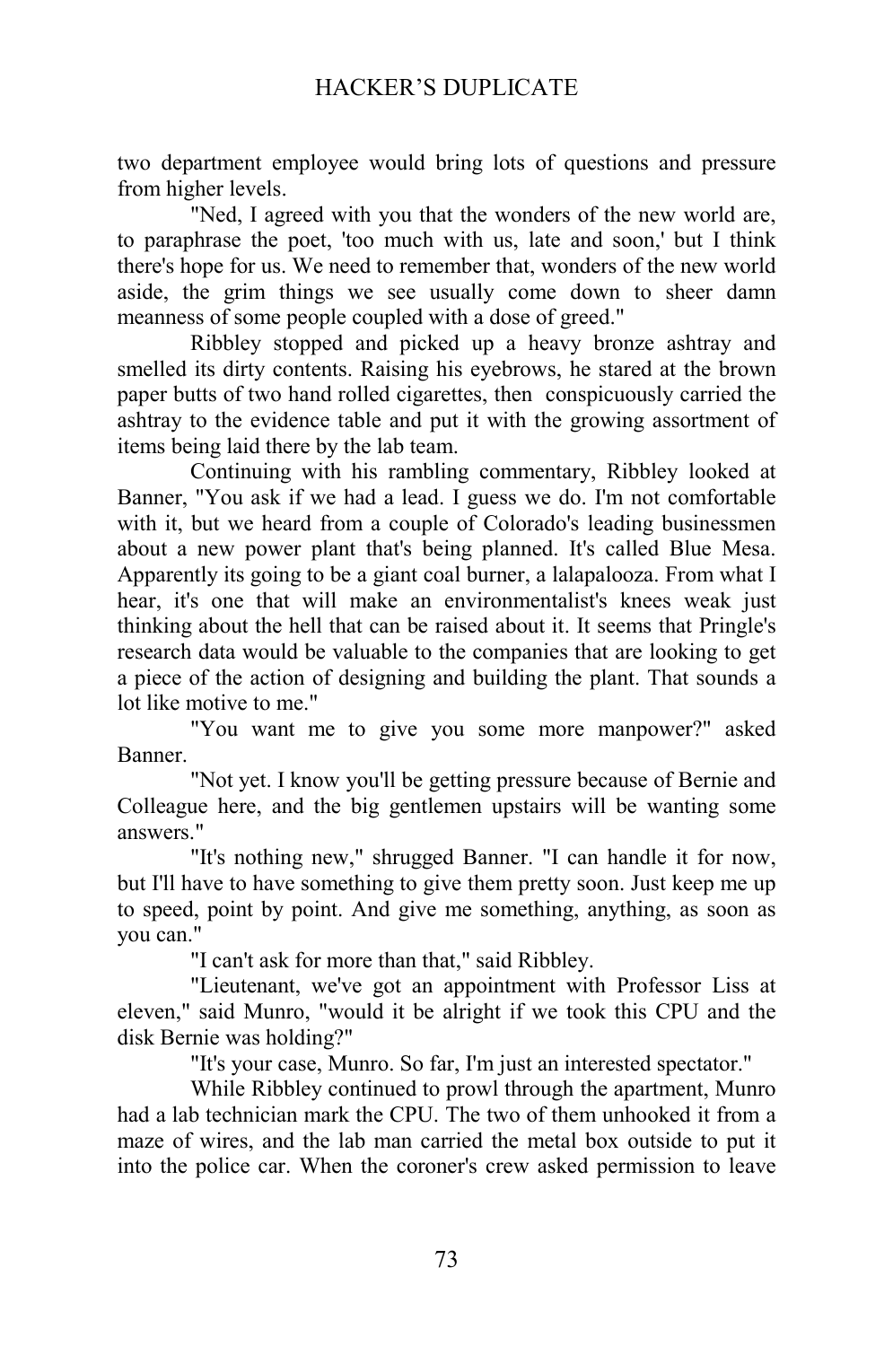two department employee would bring lots of questions and pressure from higher levels.

"Ned, I agreed with you that the wonders of the new world are, to paraphrase the poet, 'too much with us, late and soon,' but I think there's hope for us. We need to remember that, wonders of the new world aside, the grim things we see usually come down to sheer damn meanness of some people coupled with a dose of greed."

Ribbley stopped and picked up a heavy bronze ashtray and smelled its dirty contents. Raising his eyebrows, he stared at the brown paper butts of two hand rolled cigarettes, then conspicuously carried the ashtray to the evidence table and put it with the growing assortment of items being laid there by the lab team.

Continuing with his rambling commentary, Ribbley looked at Banner, "You ask if we had a lead. I guess we do. I'm not comfortable with it, but we heard from a couple of Colorado's leading businessmen about a new power plant that's being planned. It's called Blue Mesa. Apparently its going to be a giant coal burner, a lalapalooza. From what I hear, it's one that will make an environmentalist's knees weak just thinking about the hell that can be raised about it. It seems that Pringle's research data would be valuable to the companies that are looking to get a piece of the action of designing and building the plant. That sounds a lot like motive to me."

"You want me to give you some more manpower?" asked Banner.

"Not yet. I know you'll be getting pressure because of Bernie and Colleague here, and the big gentlemen upstairs will be wanting some answers."

"It's nothing new," shrugged Banner. "I can handle it for now, but I'll have to have something to give them pretty soon. Just keep me up to speed, point by point. And give me something, anything, as soon as you can."

"I can't ask for more than that," said Ribbley.

"Lieutenant, we've got an appointment with Professor Liss at eleven," said Munro, "would it be alright if we took this CPU and the disk Bernie was holding?"

"It's your case, Munro. So far, I'm just an interested spectator."

While Ribbley continued to prowl through the apartment, Munro had a lab technician mark the CPU. The two of them unhooked it from a maze of wires, and the lab man carried the metal box outside to put it into the police car. When the coroner's crew asked permission to leave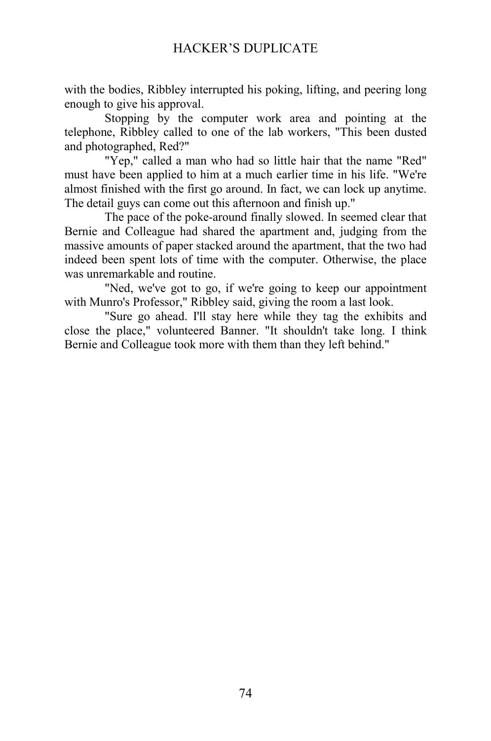with the bodies, Ribbley interrupted his poking, lifting, and peering long enough to give his approval.

Stopping by the computer work area and pointing at the telephone, Ribbley called to one of the lab workers, "This been dusted and photographed, Red?"

"Yep," called a man who had so little hair that the name "Red" must have been applied to him at a much earlier time in his life. "We're almost finished with the first go around. In fact, we can lock up anytime. The detail guys can come out this afternoon and finish up."

The pace of the poke-around finally slowed. In seemed clear that Bernie and Colleague had shared the apartment and, judging from the massive amounts of paper stacked around the apartment, that the two had indeed been spent lots of time with the computer. Otherwise, the place was unremarkable and routine.

"Ned, we've got to go, if we're going to keep our appointment with Munro's Professor," Ribbley said, giving the room a last look.

"Sure go ahead. I'll stay here while they tag the exhibits and close the place," volunteered Banner. "It shouldn't take long. I think Bernie and Colleague took more with them than they left behind."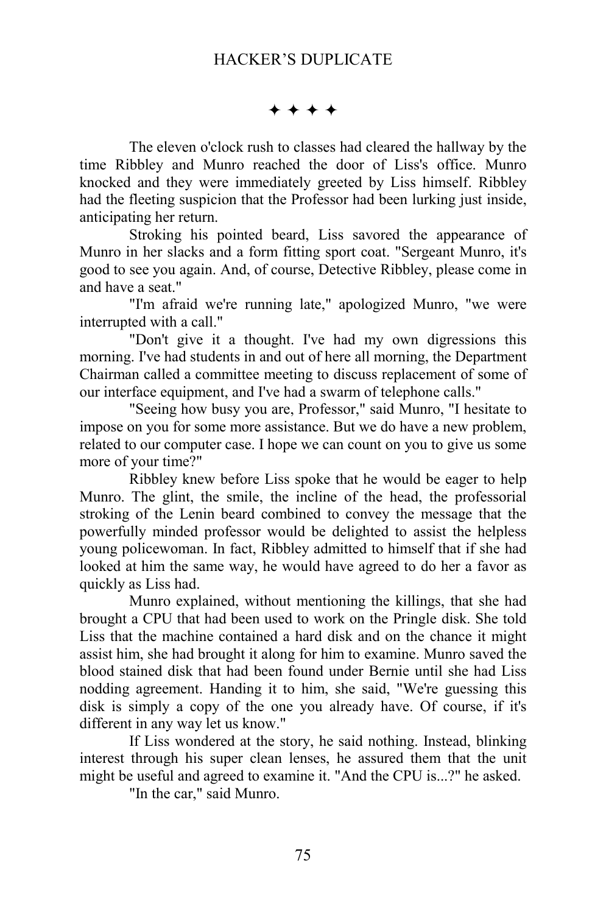✦ ✦ ✦ ✦

The eleven o'clock rush to classes had cleared the hallway by the time Ribbley and Munro reached the door of Liss's office. Munro knocked and they were immediately greeted by Liss himself. Ribbley had the fleeting suspicion that the Professor had been lurking just inside, anticipating her return.

Stroking his pointed beard, Liss savored the appearance of Munro in her slacks and a form fitting sport coat. "Sergeant Munro, it's good to see you again. And, of course, Detective Ribbley, please come in and have a seat."

"I'm afraid we're running late," apologized Munro, "we were interrupted with a call."

"Don't give it a thought. I've had my own digressions this morning. I've had students in and out of here all morning, the Department Chairman called a committee meeting to discuss replacement of some of our interface equipment, and I've had a swarm of telephone calls."

"Seeing how busy you are, Professor," said Munro, "I hesitate to impose on you for some more assistance. But we do have a new problem, related to our computer case. I hope we can count on you to give us some more of your time?"

Ribbley knew before Liss spoke that he would be eager to help Munro. The glint, the smile, the incline of the head, the professorial stroking of the Lenin beard combined to convey the message that the powerfully minded professor would be delighted to assist the helpless young policewoman. In fact, Ribbley admitted to himself that if she had looked at him the same way, he would have agreed to do her a favor as quickly as Liss had.

Munro explained, without mentioning the killings, that she had brought a CPU that had been used to work on the Pringle disk. She told Liss that the machine contained a hard disk and on the chance it might assist him, she had brought it along for him to examine. Munro saved the blood stained disk that had been found under Bernie until she had Liss nodding agreement. Handing it to him, she said, "We're guessing this disk is simply a copy of the one you already have. Of course, if it's different in any way let us know."

If Liss wondered at the story, he said nothing. Instead, blinking interest through his super clean lenses, he assured them that the unit might be useful and agreed to examine it. "And the CPU is...?" he asked.

"In the car," said Munro.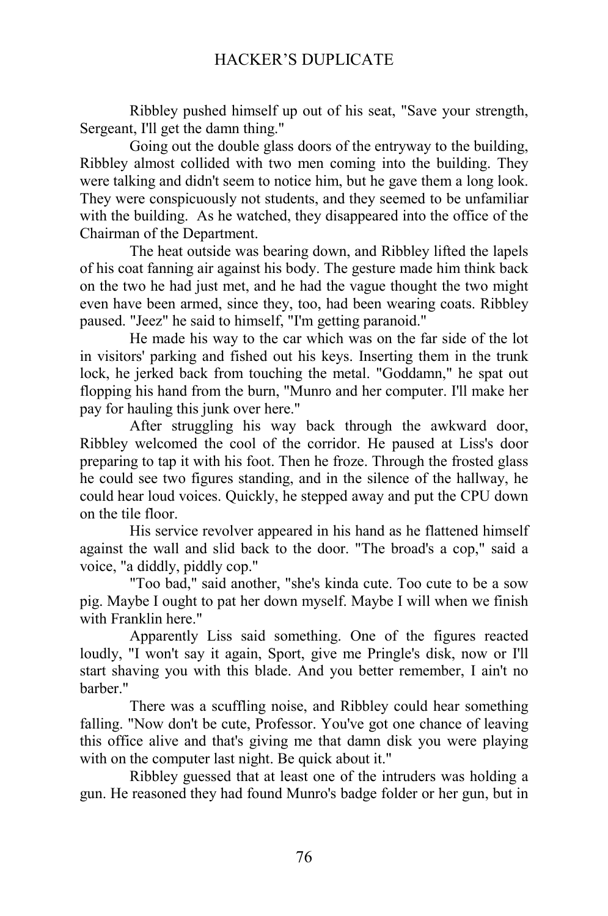Ribbley pushed himself up out of his seat, "Save your strength, Sergeant, I'll get the damn thing."

Going out the double glass doors of the entryway to the building, Ribbley almost collided with two men coming into the building. They were talking and didn't seem to notice him, but he gave them a long look. They were conspicuously not students, and they seemed to be unfamiliar with the building. As he watched, they disappeared into the office of the Chairman of the Department.

The heat outside was bearing down, and Ribbley lifted the lapels of his coat fanning air against his body. The gesture made him think back on the two he had just met, and he had the vague thought the two might even have been armed, since they, too, had been wearing coats. Ribbley paused. "Jeez" he said to himself, "I'm getting paranoid."

He made his way to the car which was on the far side of the lot in visitors' parking and fished out his keys. Inserting them in the trunk lock, he jerked back from touching the metal. "Goddamn," he spat out flopping his hand from the burn, "Munro and her computer. I'll make her pay for hauling this junk over here."

After struggling his way back through the awkward door, Ribbley welcomed the cool of the corridor. He paused at Liss's door preparing to tap it with his foot. Then he froze. Through the frosted glass he could see two figures standing, and in the silence of the hallway, he could hear loud voices. Quickly, he stepped away and put the CPU down on the tile floor.

His service revolver appeared in his hand as he flattened himself against the wall and slid back to the door. "The broad's a cop," said a voice, "a diddly, piddly cop."

"Too bad," said another, "she's kinda cute. Too cute to be a sow pig. Maybe I ought to pat her down myself. Maybe I will when we finish with Franklin here."

Apparently Liss said something. One of the figures reacted loudly, "I won't say it again, Sport, give me Pringle's disk, now or I'll start shaving you with this blade. And you better remember, I ain't no barber."

There was a scuffling noise, and Ribbley could hear something falling. "Now don't be cute, Professor. You've got one chance of leaving this office alive and that's giving me that damn disk you were playing with on the computer last night. Be quick about it."

Ribbley guessed that at least one of the intruders was holding a gun. He reasoned they had found Munro's badge folder or her gun, but in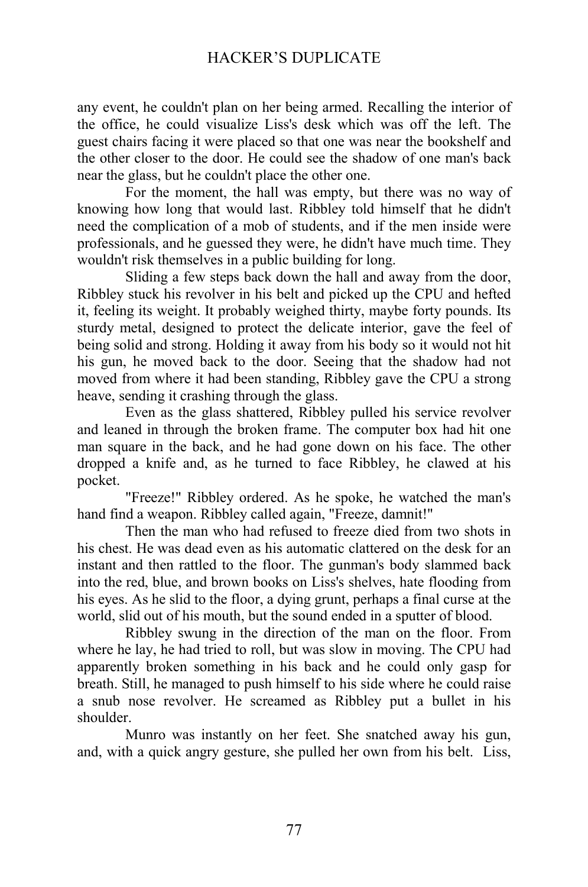any event, he couldn't plan on her being armed. Recalling the interior of the office, he could visualize Liss's desk which was off the left. The guest chairs facing it were placed so that one was near the bookshelf and the other closer to the door. He could see the shadow of one man's back near the glass, but he couldn't place the other one.

For the moment, the hall was empty, but there was no way of knowing how long that would last. Ribbley told himself that he didn't need the complication of a mob of students, and if the men inside were professionals, and he guessed they were, he didn't have much time. They wouldn't risk themselves in a public building for long.

Sliding a few steps back down the hall and away from the door, Ribbley stuck his revolver in his belt and picked up the CPU and hefted it, feeling its weight. It probably weighed thirty, maybe forty pounds. Its sturdy metal, designed to protect the delicate interior, gave the feel of being solid and strong. Holding it away from his body so it would not hit his gun, he moved back to the door. Seeing that the shadow had not moved from where it had been standing, Ribbley gave the CPU a strong heave, sending it crashing through the glass.

Even as the glass shattered, Ribbley pulled his service revolver and leaned in through the broken frame. The computer box had hit one man square in the back, and he had gone down on his face. The other dropped a knife and, as he turned to face Ribbley, he clawed at his pocket.

"Freeze!" Ribbley ordered. As he spoke, he watched the man's hand find a weapon. Ribbley called again, "Freeze, damnit!"

Then the man who had refused to freeze died from two shots in his chest. He was dead even as his automatic clattered on the desk for an instant and then rattled to the floor. The gunman's body slammed back into the red, blue, and brown books on Liss's shelves, hate flooding from his eyes. As he slid to the floor, a dying grunt, perhaps a final curse at the world, slid out of his mouth, but the sound ended in a sputter of blood.

Ribbley swung in the direction of the man on the floor. From where he lay, he had tried to roll, but was slow in moving. The CPU had apparently broken something in his back and he could only gasp for breath. Still, he managed to push himself to his side where he could raise a snub nose revolver. He screamed as Ribbley put a bullet in his shoulder.

Munro was instantly on her feet. She snatched away his gun, and, with a quick angry gesture, she pulled her own from his belt. Liss,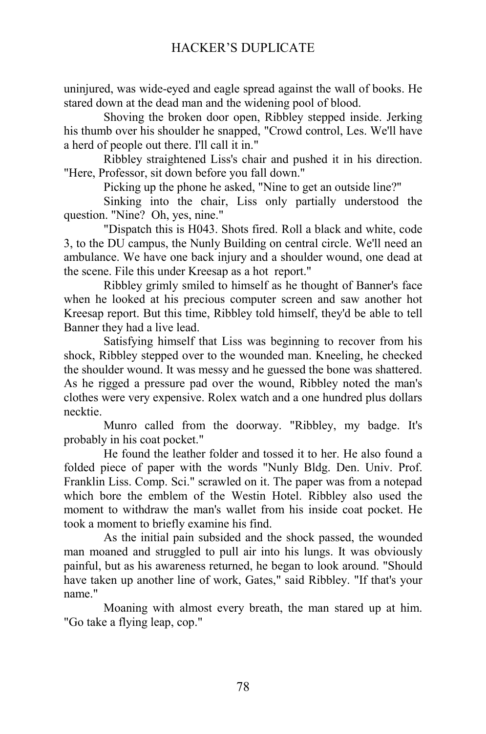uninjured, was wide-eyed and eagle spread against the wall of books. He stared down at the dead man and the widening pool of blood.

Shoving the broken door open, Ribbley stepped inside. Jerking his thumb over his shoulder he snapped, "Crowd control, Les. We'll have a herd of people out there. I'll call it in."

Ribbley straightened Liss's chair and pushed it in his direction. "Here, Professor, sit down before you fall down."

Picking up the phone he asked, "Nine to get an outside line?"

Sinking into the chair, Liss only partially understood the question. "Nine? Oh, yes, nine."

"Dispatch this is H043. Shots fired. Roll a black and white, code 3, to the DU campus, the Nunly Building on central circle. We'll need an ambulance. We have one back injury and a shoulder wound, one dead at the scene. File this under Kreesap as a hot report."

Ribbley grimly smiled to himself as he thought of Banner's face when he looked at his precious computer screen and saw another hot Kreesap report. But this time, Ribbley told himself, they'd be able to tell Banner they had a live lead.

Satisfying himself that Liss was beginning to recover from his shock, Ribbley stepped over to the wounded man. Kneeling, he checked the shoulder wound. It was messy and he guessed the bone was shattered. As he rigged a pressure pad over the wound, Ribbley noted the man's clothes were very expensive. Rolex watch and a one hundred plus dollars necktie.

Munro called from the doorway. "Ribbley, my badge. It's probably in his coat pocket."

He found the leather folder and tossed it to her. He also found a folded piece of paper with the words "Nunly Bldg. Den. Univ. Prof. Franklin Liss. Comp. Sci." scrawled on it. The paper was from a notepad which bore the emblem of the Westin Hotel. Ribbley also used the moment to withdraw the man's wallet from his inside coat pocket. He took a moment to briefly examine his find.

As the initial pain subsided and the shock passed, the wounded man moaned and struggled to pull air into his lungs. It was obviously painful, but as his awareness returned, he began to look around. "Should have taken up another line of work, Gates," said Ribbley. "If that's your name."

Moaning with almost every breath, the man stared up at him. "Go take a flying leap, cop."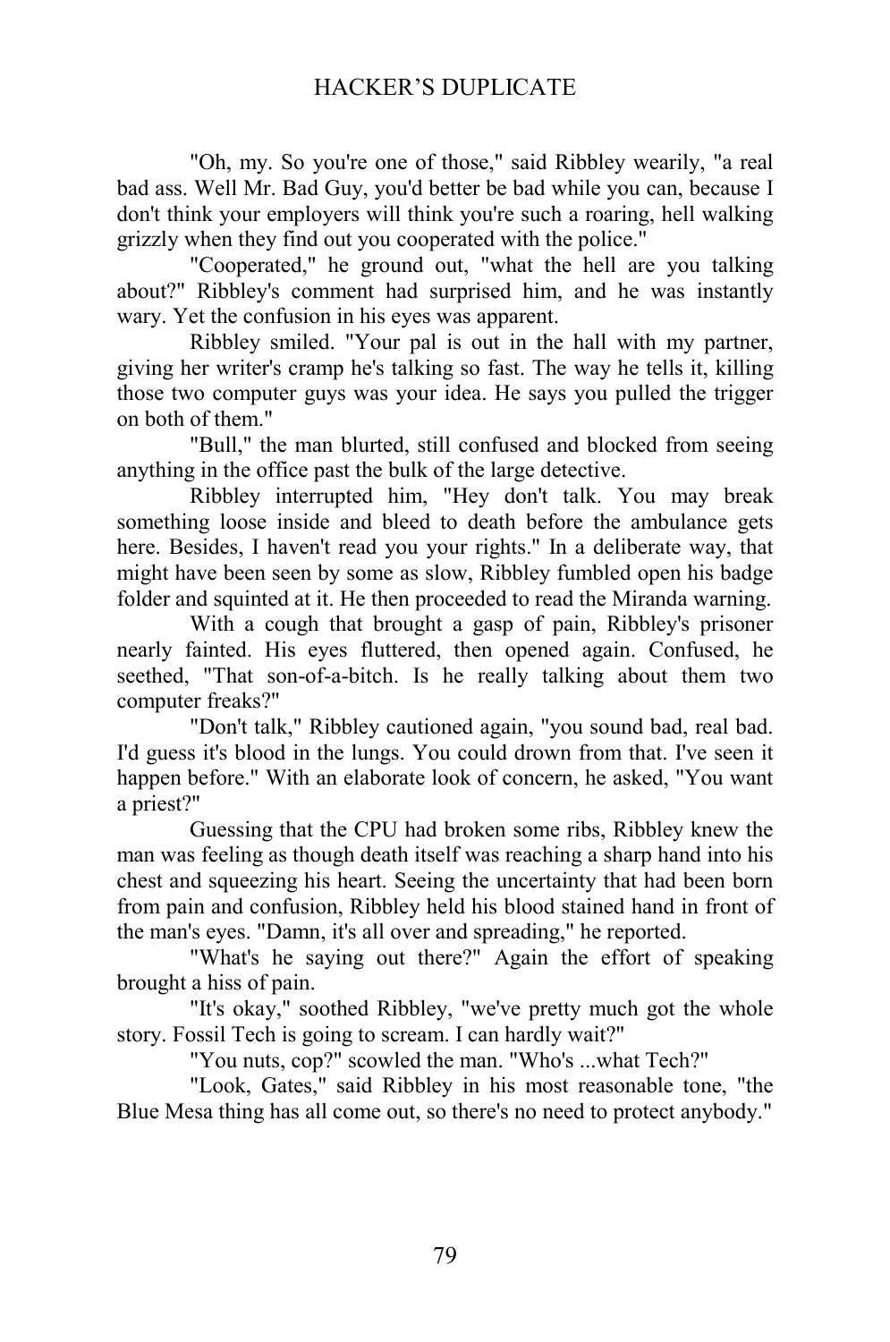"Oh, my. So you're one of those," said Ribbley wearily, "a real bad ass. Well Mr. Bad Guy, you'd better be bad while you can, because I don't think your employers will think you're such a roaring, hell walking grizzly when they find out you cooperated with the police."

"Cooperated," he ground out, "what the hell are you talking about?" Ribbley's comment had surprised him, and he was instantly wary. Yet the confusion in his eyes was apparent.

Ribbley smiled. "Your pal is out in the hall with my partner, giving her writer's cramp he's talking so fast. The way he tells it, killing those two computer guys was your idea. He says you pulled the trigger on both of them."

"Bull," the man blurted, still confused and blocked from seeing anything in the office past the bulk of the large detective.

Ribbley interrupted him, "Hey don't talk. You may break something loose inside and bleed to death before the ambulance gets here. Besides, I haven't read you your rights." In a deliberate way, that might have been seen by some as slow, Ribbley fumbled open his badge folder and squinted at it. He then proceeded to read the Miranda warning.

With a cough that brought a gasp of pain, Ribbley's prisoner nearly fainted. His eyes fluttered, then opened again. Confused, he seethed, "That son-of-a-bitch. Is he really talking about them two computer freaks?"

"Don't talk," Ribbley cautioned again, "you sound bad, real bad. I'd guess it's blood in the lungs. You could drown from that. I've seen it happen before." With an elaborate look of concern, he asked, "You want a priest?"

Guessing that the CPU had broken some ribs, Ribbley knew the man was feeling as though death itself was reaching a sharp hand into his chest and squeezing his heart. Seeing the uncertainty that had been born from pain and confusion, Ribbley held his blood stained hand in front of the man's eyes. "Damn, it's all over and spreading," he reported.

"What's he saying out there?" Again the effort of speaking brought a hiss of pain.

"It's okay," soothed Ribbley, "we've pretty much got the whole story. Fossil Tech is going to scream. I can hardly wait?"

"You nuts, cop?" scowled the man. "Who's ...what Tech?"

"Look, Gates," said Ribbley in his most reasonable tone, "the Blue Mesa thing has all come out, so there's no need to protect anybody."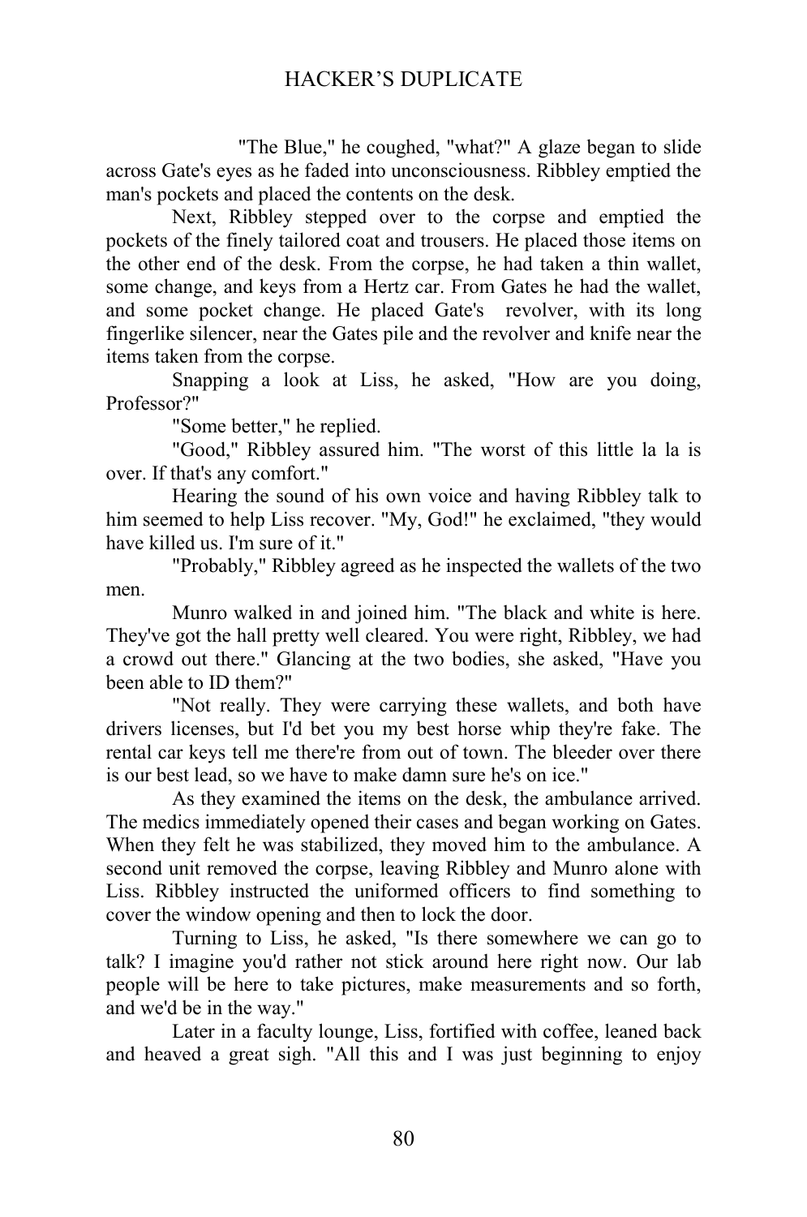"The Blue," he coughed, "what?" A glaze began to slide across Gate's eyes as he faded into unconsciousness. Ribbley emptied the man's pockets and placed the contents on the desk.

Next, Ribbley stepped over to the corpse and emptied the pockets of the finely tailored coat and trousers. He placed those items on the other end of the desk. From the corpse, he had taken a thin wallet, some change, and keys from a Hertz car. From Gates he had the wallet, and some pocket change. He placed Gate's revolver, with its long fingerlike silencer, near the Gates pile and the revolver and knife near the items taken from the corpse.

Snapping a look at Liss, he asked, "How are you doing, Professor?"

"Some better," he replied.

"Good," Ribbley assured him. "The worst of this little la la is over. If that's any comfort."

Hearing the sound of his own voice and having Ribbley talk to him seemed to help Liss recover. "My, God!" he exclaimed, "they would have killed us. I'm sure of it."

"Probably," Ribbley agreed as he inspected the wallets of the two men.

Munro walked in and joined him. "The black and white is here. They've got the hall pretty well cleared. You were right, Ribbley, we had a crowd out there." Glancing at the two bodies, she asked, "Have you been able to ID them?"

"Not really. They were carrying these wallets, and both have drivers licenses, but I'd bet you my best horse whip they're fake. The rental car keys tell me there're from out of town. The bleeder over there is our best lead, so we have to make damn sure he's on ice."

As they examined the items on the desk, the ambulance arrived. The medics immediately opened their cases and began working on Gates. When they felt he was stabilized, they moved him to the ambulance. A second unit removed the corpse, leaving Ribbley and Munro alone with Liss. Ribbley instructed the uniformed officers to find something to cover the window opening and then to lock the door.

Turning to Liss, he asked, "Is there somewhere we can go to talk? I imagine you'd rather not stick around here right now. Our lab people will be here to take pictures, make measurements and so forth, and we'd be in the way."

Later in a faculty lounge, Liss, fortified with coffee, leaned back and heaved a great sigh. "All this and I was just beginning to enjoy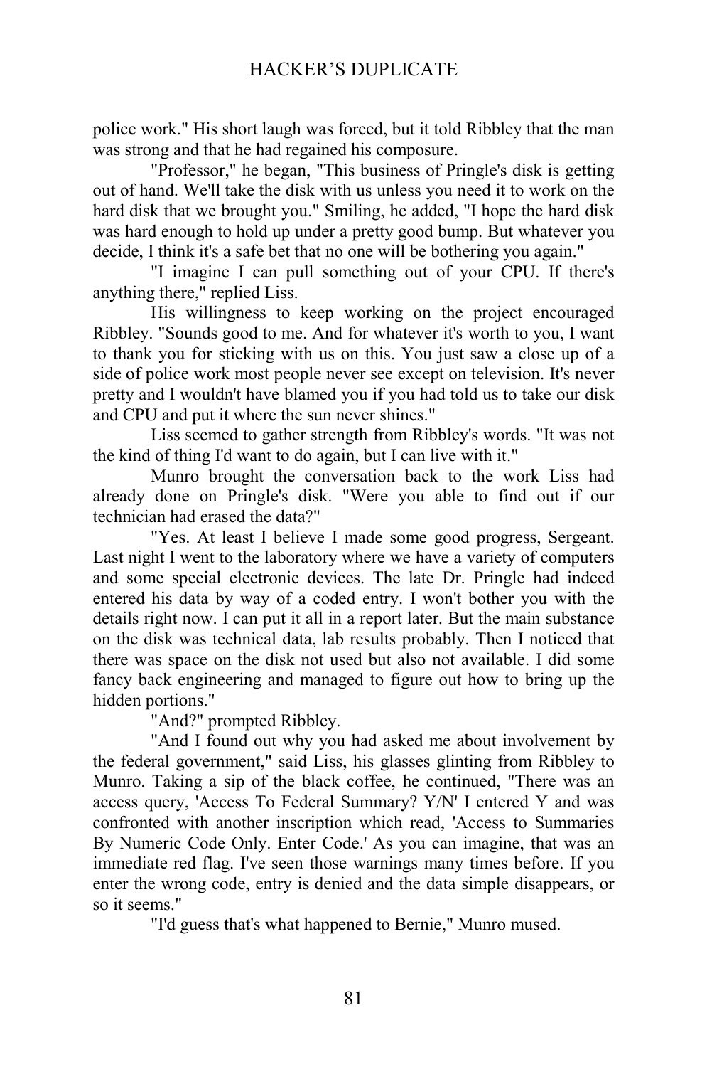police work." His short laugh was forced, but it told Ribbley that the man was strong and that he had regained his composure.

"Professor," he began, "This business of Pringle's disk is getting out of hand. We'll take the disk with us unless you need it to work on the hard disk that we brought you." Smiling, he added, "I hope the hard disk was hard enough to hold up under a pretty good bump. But whatever you decide, I think it's a safe bet that no one will be bothering you again."

"I imagine I can pull something out of your CPU. If there's anything there," replied Liss.

His willingness to keep working on the project encouraged Ribbley. "Sounds good to me. And for whatever it's worth to you, I want to thank you for sticking with us on this. You just saw a close up of a side of police work most people never see except on television. It's never pretty and I wouldn't have blamed you if you had told us to take our disk and CPU and put it where the sun never shines."

Liss seemed to gather strength from Ribbley's words. "It was not the kind of thing I'd want to do again, but I can live with it."

Munro brought the conversation back to the work Liss had already done on Pringle's disk. "Were you able to find out if our technician had erased the data?"

"Yes. At least I believe I made some good progress, Sergeant. Last night I went to the laboratory where we have a variety of computers and some special electronic devices. The late Dr. Pringle had indeed entered his data by way of a coded entry. I won't bother you with the details right now. I can put it all in a report later. But the main substance on the disk was technical data, lab results probably. Then I noticed that there was space on the disk not used but also not available. I did some fancy back engineering and managed to figure out how to bring up the hidden portions."

"And?" prompted Ribbley.

"And I found out why you had asked me about involvement by the federal government," said Liss, his glasses glinting from Ribbley to Munro. Taking a sip of the black coffee, he continued, "There was an access query, 'Access To Federal Summary? Y/N' I entered Y and was confronted with another inscription which read, 'Access to Summaries By Numeric Code Only. Enter Code.' As you can imagine, that was an immediate red flag. I've seen those warnings many times before. If you enter the wrong code, entry is denied and the data simple disappears, or so it seems."

"I'd guess that's what happened to Bernie," Munro mused.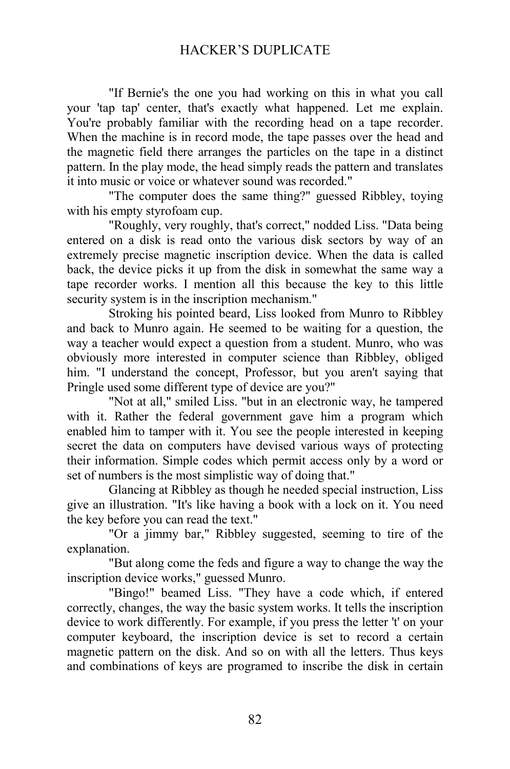"If Bernie's the one you had working on this in what you call your 'tap tap' center, that's exactly what happened. Let me explain. You're probably familiar with the recording head on a tape recorder. When the machine is in record mode, the tape passes over the head and the magnetic field there arranges the particles on the tape in a distinct pattern. In the play mode, the head simply reads the pattern and translates it into music or voice or whatever sound was recorded."

"The computer does the same thing?" guessed Ribbley, toying with his empty styrofoam cup.

"Roughly, very roughly, that's correct," nodded Liss. "Data being entered on a disk is read onto the various disk sectors by way of an extremely precise magnetic inscription device. When the data is called back, the device picks it up from the disk in somewhat the same way a tape recorder works. I mention all this because the key to this little security system is in the inscription mechanism."

Stroking his pointed beard, Liss looked from Munro to Ribbley and back to Munro again. He seemed to be waiting for a question, the way a teacher would expect a question from a student. Munro, who was obviously more interested in computer science than Ribbley, obliged him. "I understand the concept, Professor, but you aren't saying that Pringle used some different type of device are you?"

"Not at all," smiled Liss. "but in an electronic way, he tampered with it. Rather the federal government gave him a program which enabled him to tamper with it. You see the people interested in keeping secret the data on computers have devised various ways of protecting their information. Simple codes which permit access only by a word or set of numbers is the most simplistic way of doing that."

Glancing at Ribbley as though he needed special instruction, Liss give an illustration. "It's like having a book with a lock on it. You need the key before you can read the text."

"Or a jimmy bar," Ribbley suggested, seeming to tire of the explanation.

"But along come the feds and figure a way to change the way the inscription device works," guessed Munro.

"Bingo!" beamed Liss. "They have a code which, if entered correctly, changes, the way the basic system works. It tells the inscription device to work differently. For example, if you press the letter 't' on your computer keyboard, the inscription device is set to record a certain magnetic pattern on the disk. And so on with all the letters. Thus keys and combinations of keys are programed to inscribe the disk in certain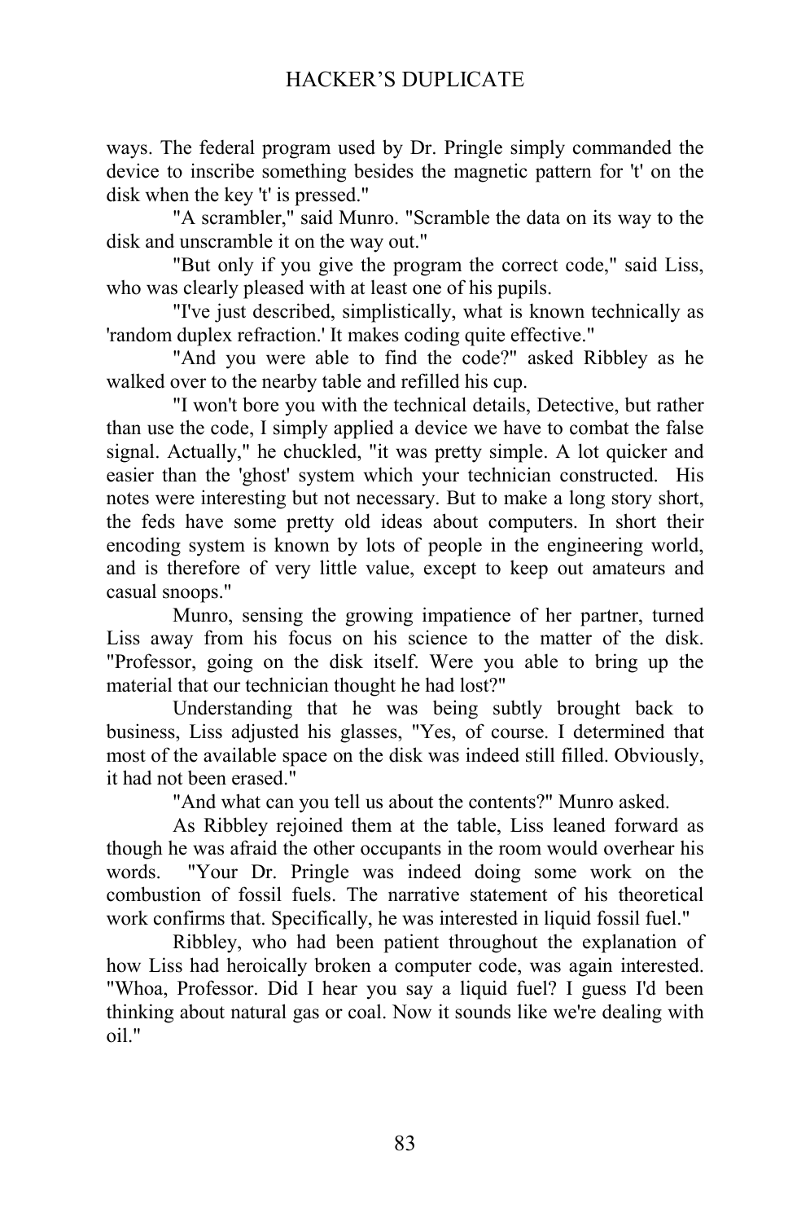ways. The federal program used by Dr. Pringle simply commanded the device to inscribe something besides the magnetic pattern for 't' on the disk when the key 't' is pressed."

"A scrambler," said Munro. "Scramble the data on its way to the disk and unscramble it on the way out."

"But only if you give the program the correct code," said Liss, who was clearly pleased with at least one of his pupils.

"I've just described, simplistically, what is known technically as 'random duplex refraction.' It makes coding quite effective."

"And you were able to find the code?" asked Ribbley as he walked over to the nearby table and refilled his cup.

"I won't bore you with the technical details, Detective, but rather than use the code, I simply applied a device we have to combat the false signal. Actually," he chuckled, "it was pretty simple. A lot quicker and easier than the 'ghost' system which your technician constructed. His notes were interesting but not necessary. But to make a long story short, the feds have some pretty old ideas about computers. In short their encoding system is known by lots of people in the engineering world, and is therefore of very little value, except to keep out amateurs and casual snoops."

Munro, sensing the growing impatience of her partner, turned Liss away from his focus on his science to the matter of the disk. "Professor, going on the disk itself. Were you able to bring up the material that our technician thought he had lost?"

Understanding that he was being subtly brought back to business, Liss adjusted his glasses, "Yes, of course. I determined that most of the available space on the disk was indeed still filled. Obviously, it had not been erased."

"And what can you tell us about the contents?" Munro asked.

As Ribbley rejoined them at the table, Liss leaned forward as though he was afraid the other occupants in the room would overhear his words. "Your Dr. Pringle was indeed doing some work on the combustion of fossil fuels. The narrative statement of his theoretical work confirms that. Specifically, he was interested in liquid fossil fuel."

Ribbley, who had been patient throughout the explanation of how Liss had heroically broken a computer code, was again interested. "Whoa, Professor. Did I hear you say a liquid fuel? I guess I'd been thinking about natural gas or coal. Now it sounds like we're dealing with oil."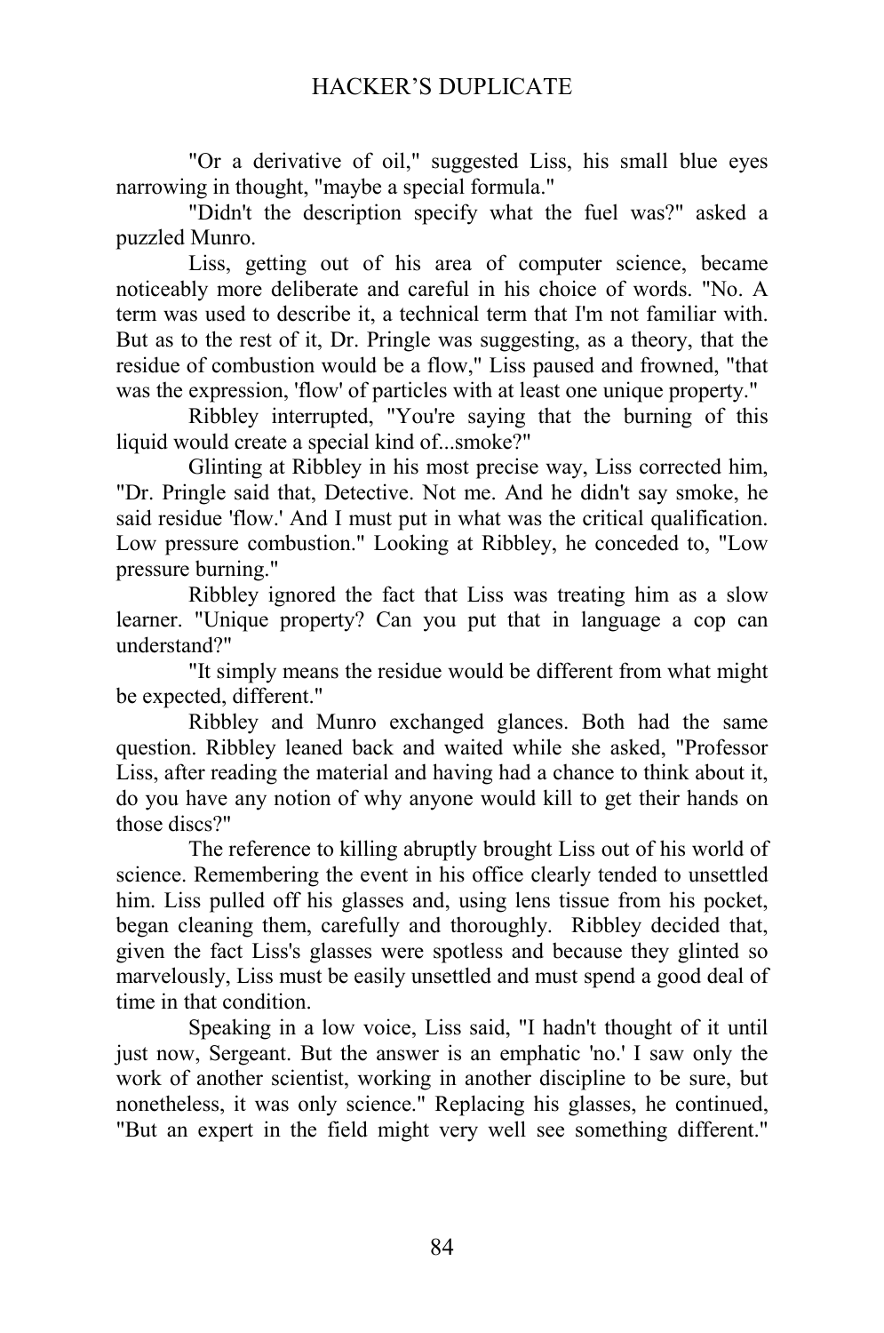"Or a derivative of oil," suggested Liss, his small blue eyes narrowing in thought, "maybe a special formula."

"Didn't the description specify what the fuel was?" asked a puzzled Munro.

Liss, getting out of his area of computer science, became noticeably more deliberate and careful in his choice of words. "No. A term was used to describe it, a technical term that I'm not familiar with. But as to the rest of it, Dr. Pringle was suggesting, as a theory, that the residue of combustion would be a flow," Liss paused and frowned, "that was the expression, 'flow' of particles with at least one unique property."

Ribbley interrupted, "You're saying that the burning of this liquid would create a special kind of...smoke?"

Glinting at Ribbley in his most precise way, Liss corrected him, "Dr. Pringle said that, Detective. Not me. And he didn't say smoke, he said residue 'flow.' And I must put in what was the critical qualification. Low pressure combustion." Looking at Ribbley, he conceded to, "Low pressure burning."

Ribbley ignored the fact that Liss was treating him as a slow learner. "Unique property? Can you put that in language a cop can understand?"

"It simply means the residue would be different from what might be expected, different."

Ribbley and Munro exchanged glances. Both had the same question. Ribbley leaned back and waited while she asked, "Professor Liss, after reading the material and having had a chance to think about it, do you have any notion of why anyone would kill to get their hands on those discs?"

The reference to killing abruptly brought Liss out of his world of science. Remembering the event in his office clearly tended to unsettled him. Liss pulled off his glasses and, using lens tissue from his pocket, began cleaning them, carefully and thoroughly. Ribbley decided that, given the fact Liss's glasses were spotless and because they glinted so marvelously, Liss must be easily unsettled and must spend a good deal of time in that condition.

Speaking in a low voice, Liss said, "I hadn't thought of it until just now, Sergeant. But the answer is an emphatic 'no.' I saw only the work of another scientist, working in another discipline to be sure, but nonetheless, it was only science." Replacing his glasses, he continued, "But an expert in the field might very well see something different."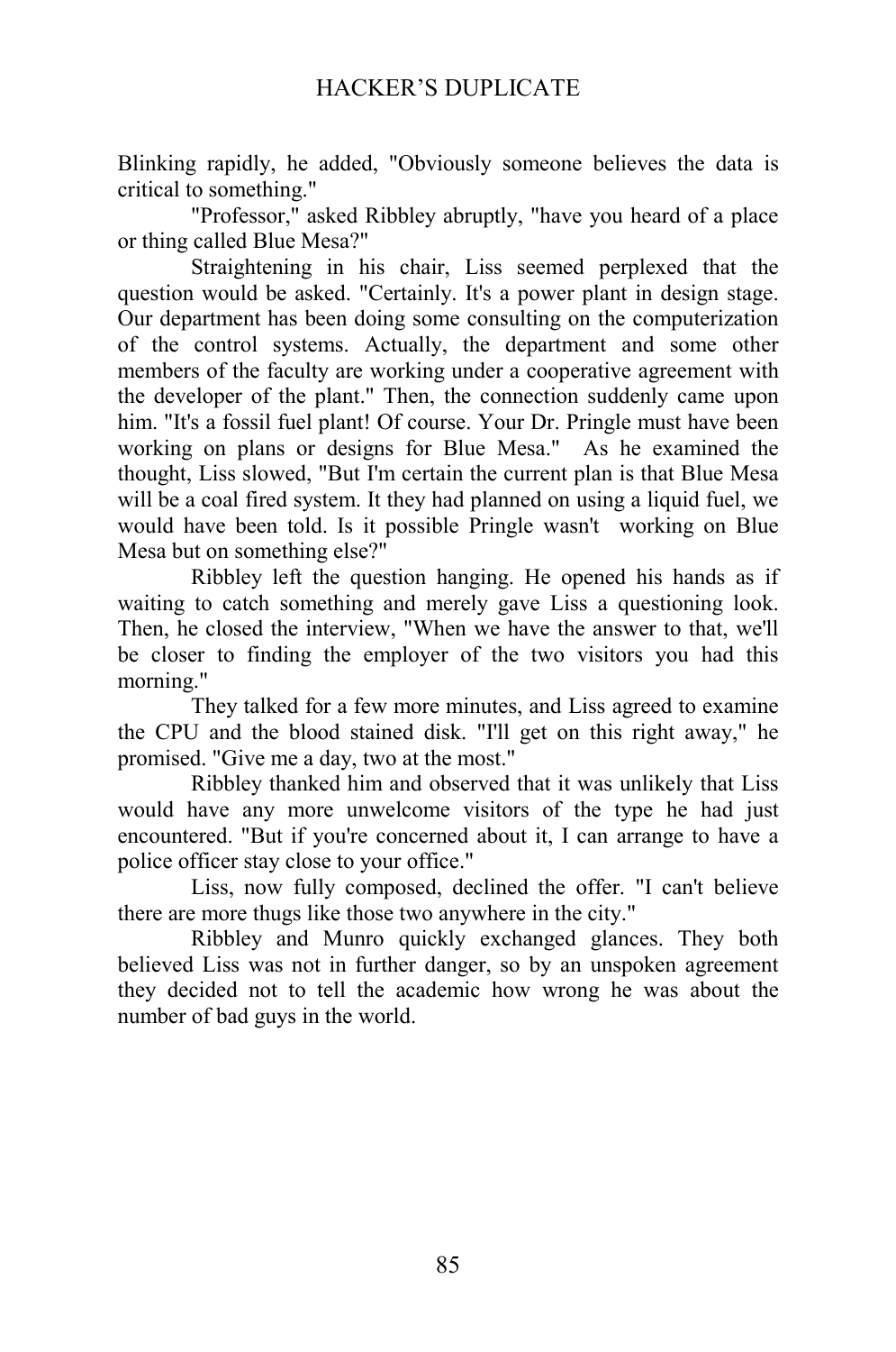Blinking rapidly, he added, "Obviously someone believes the data is critical to something."

"Professor," asked Ribbley abruptly, "have you heard of a place or thing called Blue Mesa?"

Straightening in his chair, Liss seemed perplexed that the question would be asked. "Certainly. It's a power plant in design stage. Our department has been doing some consulting on the computerization of the control systems. Actually, the department and some other members of the faculty are working under a cooperative agreement with the developer of the plant." Then, the connection suddenly came upon him. "It's a fossil fuel plant! Of course. Your Dr. Pringle must have been working on plans or designs for Blue Mesa." As he examined the thought, Liss slowed, "But I'm certain the current plan is that Blue Mesa will be a coal fired system. It they had planned on using a liquid fuel, we would have been told. Is it possible Pringle wasn't working on Blue Mesa but on something else?"

Ribbley left the question hanging. He opened his hands as if waiting to catch something and merely gave Liss a questioning look. Then, he closed the interview, "When we have the answer to that, we'll be closer to finding the employer of the two visitors you had this morning."

They talked for a few more minutes, and Liss agreed to examine the CPU and the blood stained disk. "I'll get on this right away," he promised. "Give me a day, two at the most."

Ribbley thanked him and observed that it was unlikely that Liss would have any more unwelcome visitors of the type he had just encountered. "But if you're concerned about it, I can arrange to have a police officer stay close to your office."

Liss, now fully composed, declined the offer. "I can't believe there are more thugs like those two anywhere in the city."

Ribbley and Munro quickly exchanged glances. They both believed Liss was not in further danger, so by an unspoken agreement they decided not to tell the academic how wrong he was about the number of bad guys in the world.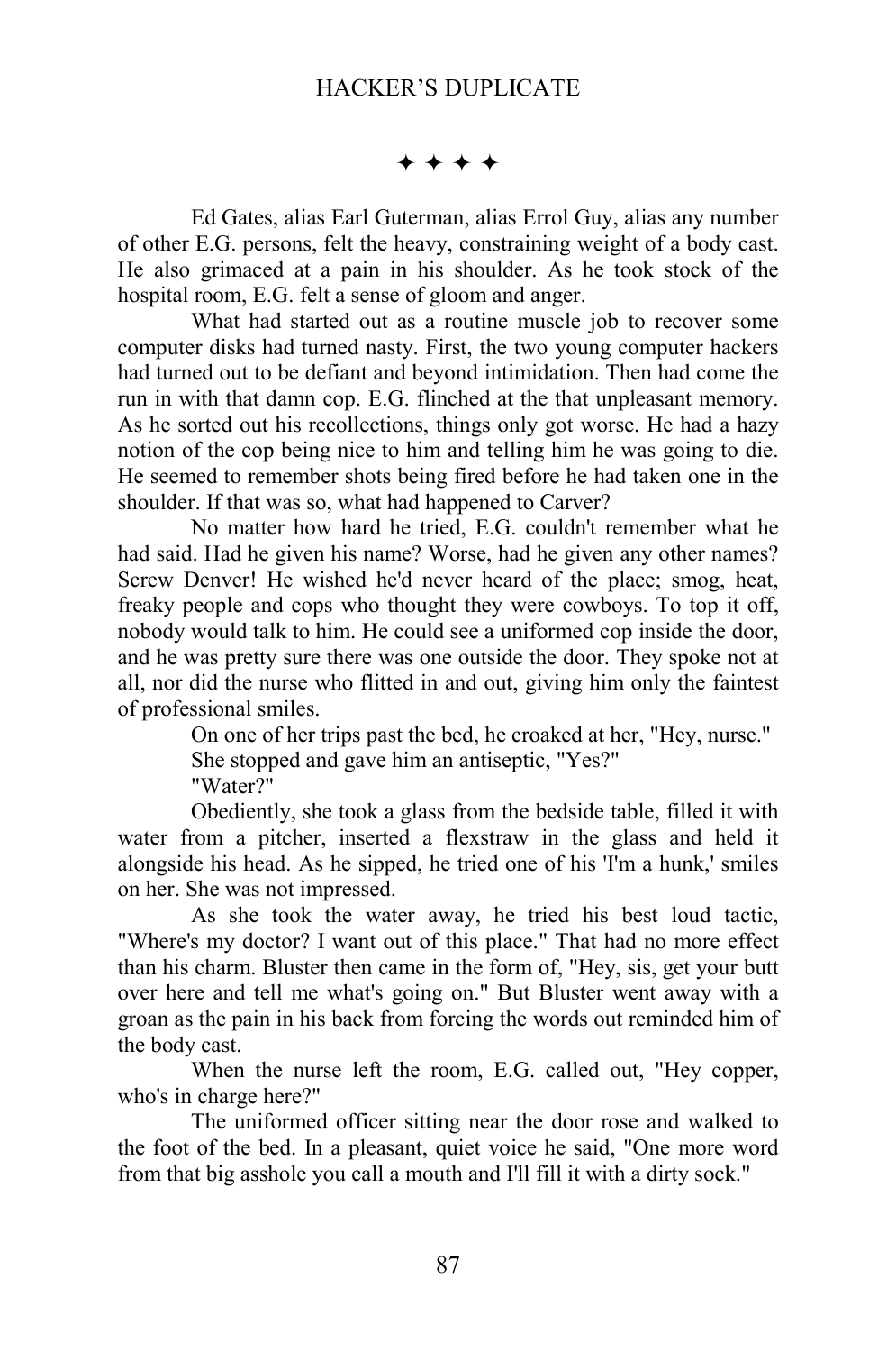✦ ✦ ✦ ✦

Ed Gates, alias Earl Guterman, alias Errol Guy, alias any number of other E.G. persons, felt the heavy, constraining weight of a body cast. He also grimaced at a pain in his shoulder. As he took stock of the hospital room, E.G. felt a sense of gloom and anger.

What had started out as a routine muscle job to recover some computer disks had turned nasty. First, the two young computer hackers had turned out to be defiant and beyond intimidation. Then had come the run in with that damn cop. E.G. flinched at the that unpleasant memory. As he sorted out his recollections, things only got worse. He had a hazy notion of the cop being nice to him and telling him he was going to die. He seemed to remember shots being fired before he had taken one in the shoulder. If that was so, what had happened to Carver?

No matter how hard he tried, E.G. couldn't remember what he had said. Had he given his name? Worse, had he given any other names? Screw Denver! He wished he'd never heard of the place; smog, heat, freaky people and cops who thought they were cowboys. To top it off, nobody would talk to him. He could see a uniformed cop inside the door, and he was pretty sure there was one outside the door. They spoke not at all, nor did the nurse who flitted in and out, giving him only the faintest of professional smiles.

On one of her trips past the bed, he croaked at her, "Hey, nurse."

She stopped and gave him an antiseptic, "Yes?"

"Water?"

Obediently, she took a glass from the bedside table, filled it with water from a pitcher, inserted a flexstraw in the glass and held it alongside his head. As he sipped, he tried one of his 'I'm a hunk,' smiles on her. She was not impressed.

As she took the water away, he tried his best loud tactic, "Where's my doctor? I want out of this place." That had no more effect than his charm. Bluster then came in the form of, "Hey, sis, get your butt over here and tell me what's going on." But Bluster went away with a groan as the pain in his back from forcing the words out reminded him of the body cast.

When the nurse left the room, E.G. called out, "Hey copper, who's in charge here?"

The uniformed officer sitting near the door rose and walked to the foot of the bed. In a pleasant, quiet voice he said, "One more word from that big asshole you call a mouth and I'll fill it with a dirty sock."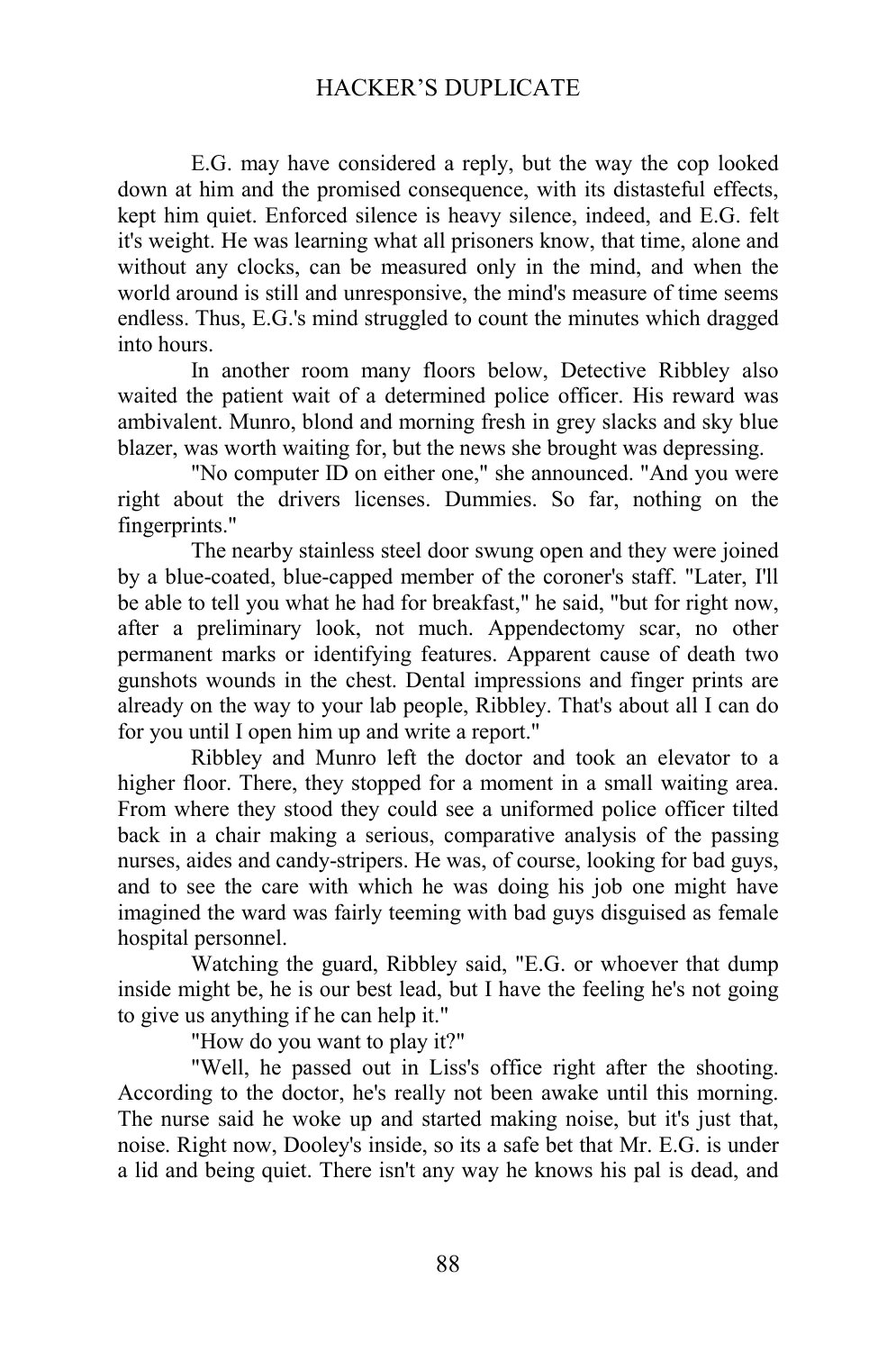E.G. may have considered a reply, but the way the cop looked down at him and the promised consequence, with its distasteful effects, kept him quiet. Enforced silence is heavy silence, indeed, and E.G. felt it's weight. He was learning what all prisoners know, that time, alone and without any clocks, can be measured only in the mind, and when the world around is still and unresponsive, the mind's measure of time seems endless. Thus, E.G.'s mind struggled to count the minutes which dragged into hours.

In another room many floors below, Detective Ribbley also waited the patient wait of a determined police officer. His reward was ambivalent. Munro, blond and morning fresh in grey slacks and sky blue blazer, was worth waiting for, but the news she brought was depressing.

"No computer ID on either one," she announced. "And you were right about the drivers licenses. Dummies. So far, nothing on the fingerprints."

The nearby stainless steel door swung open and they were joined by a blue-coated, blue-capped member of the coroner's staff. "Later, I'll be able to tell you what he had for breakfast," he said, "but for right now, after a preliminary look, not much. Appendectomy scar, no other permanent marks or identifying features. Apparent cause of death two gunshots wounds in the chest. Dental impressions and finger prints are already on the way to your lab people, Ribbley. That's about all I can do for you until I open him up and write a report."

Ribbley and Munro left the doctor and took an elevator to a higher floor. There, they stopped for a moment in a small waiting area. From where they stood they could see a uniformed police officer tilted back in a chair making a serious, comparative analysis of the passing nurses, aides and candy-stripers. He was, of course, looking for bad guys, and to see the care with which he was doing his job one might have imagined the ward was fairly teeming with bad guys disguised as female hospital personnel.

Watching the guard, Ribbley said, "E.G. or whoever that dump inside might be, he is our best lead, but I have the feeling he's not going to give us anything if he can help it."

"How do you want to play it?"

"Well, he passed out in Liss's office right after the shooting. According to the doctor, he's really not been awake until this morning. The nurse said he woke up and started making noise, but it's just that, noise. Right now, Dooley's inside, so its a safe bet that Mr. E.G. is under a lid and being quiet. There isn't any way he knows his pal is dead, and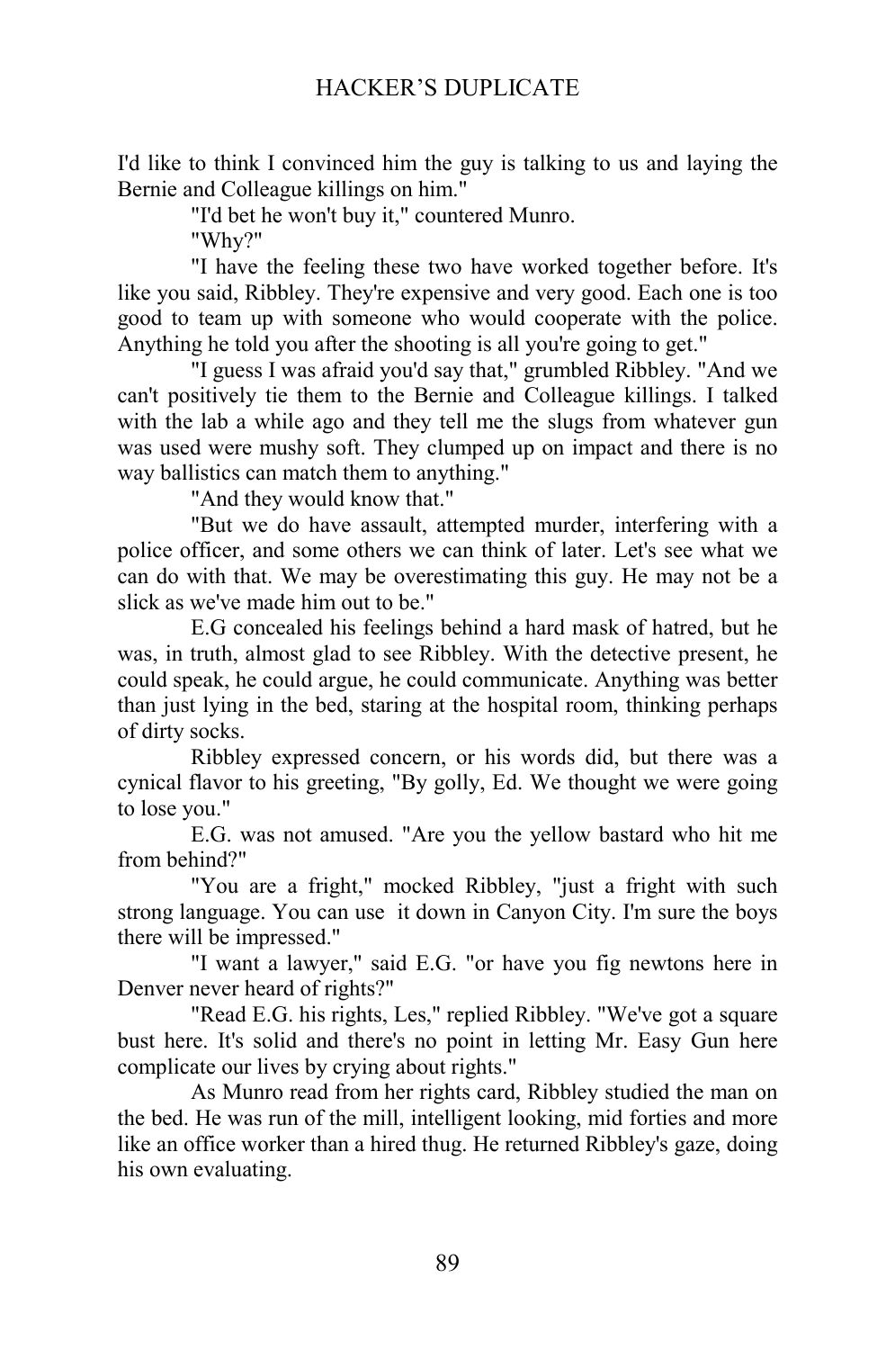I'd like to think I convinced him the guy is talking to us and laying the Bernie and Colleague killings on him."

"I'd bet he won't buy it," countered Munro.

"Why?"

"I have the feeling these two have worked together before. It's like you said, Ribbley. They're expensive and very good. Each one is too good to team up with someone who would cooperate with the police. Anything he told you after the shooting is all you're going to get."

"I guess I was afraid you'd say that," grumbled Ribbley. "And we can't positively tie them to the Bernie and Colleague killings. I talked with the lab a while ago and they tell me the slugs from whatever gun was used were mushy soft. They clumped up on impact and there is no way ballistics can match them to anything."

"And they would know that."

"But we do have assault, attempted murder, interfering with a police officer, and some others we can think of later. Let's see what we can do with that. We may be overestimating this guy. He may not be a slick as we've made him out to be."

E.G concealed his feelings behind a hard mask of hatred, but he was, in truth, almost glad to see Ribbley. With the detective present, he could speak, he could argue, he could communicate. Anything was better than just lying in the bed, staring at the hospital room, thinking perhaps of dirty socks.

Ribbley expressed concern, or his words did, but there was a cynical flavor to his greeting, "By golly, Ed. We thought we were going to lose you."

E.G. was not amused. "Are you the yellow bastard who hit me from behind?"

"You are a fright," mocked Ribbley, "just a fright with such strong language. You can use it down in Canyon City. I'm sure the boys there will be impressed."

"I want a lawyer," said E.G. "or have you fig newtons here in Denver never heard of rights?"

"Read E.G. his rights, Les," replied Ribbley. "We've got a square bust here. It's solid and there's no point in letting Mr. Easy Gun here complicate our lives by crying about rights."

As Munro read from her rights card, Ribbley studied the man on the bed. He was run of the mill, intelligent looking, mid forties and more like an office worker than a hired thug. He returned Ribbley's gaze, doing his own evaluating.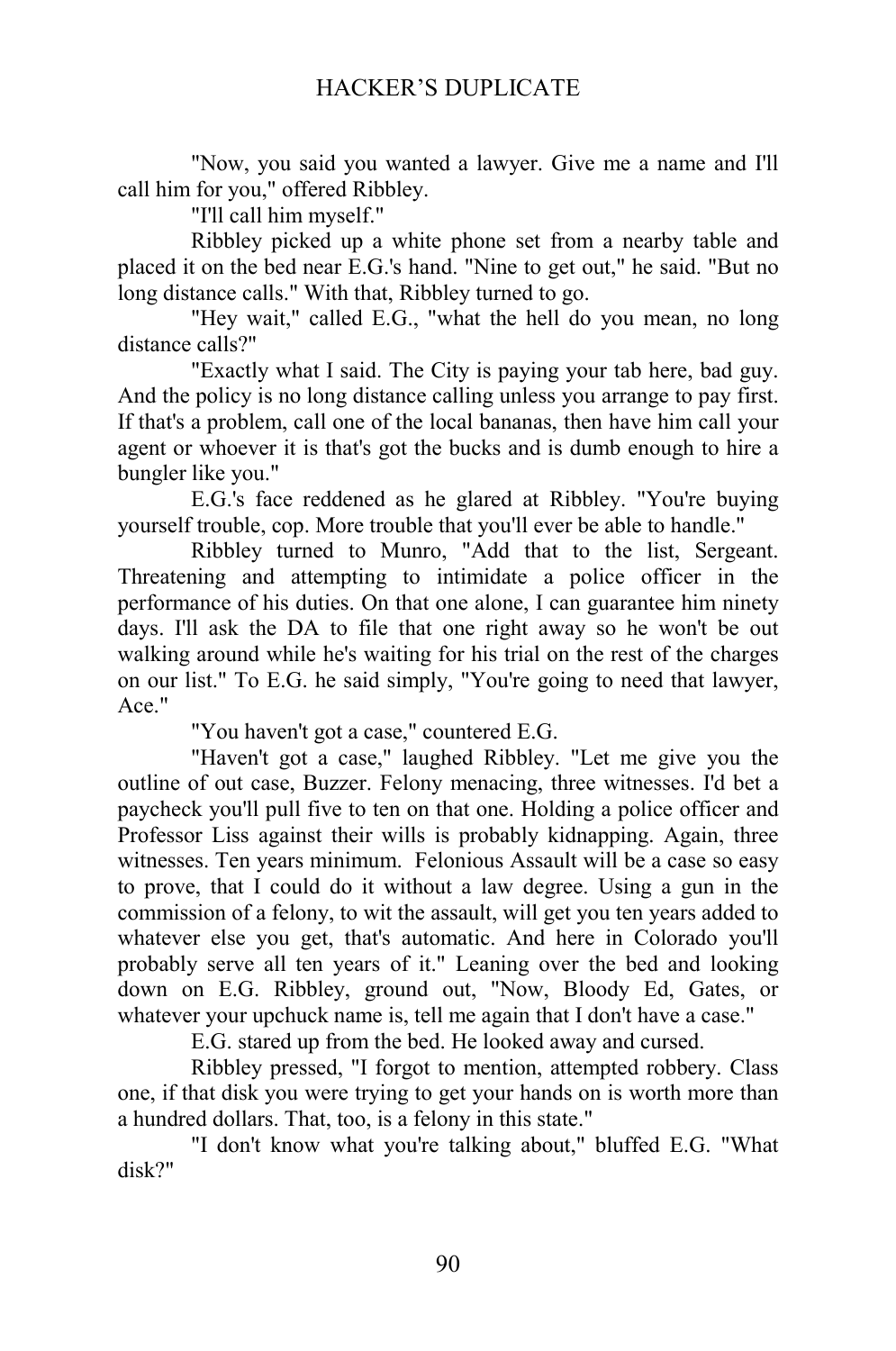"Now, you said you wanted a lawyer. Give me a name and I'll call him for you," offered Ribbley.

"I'll call him myself."

Ribbley picked up a white phone set from a nearby table and placed it on the bed near E.G.'s hand. "Nine to get out," he said. "But no long distance calls." With that, Ribbley turned to go.

"Hey wait," called E.G., "what the hell do you mean, no long distance calls?"

"Exactly what I said. The City is paying your tab here, bad guy. And the policy is no long distance calling unless you arrange to pay first. If that's a problem, call one of the local bananas, then have him call your agent or whoever it is that's got the bucks and is dumb enough to hire a bungler like you."

E.G.'s face reddened as he glared at Ribbley. "You're buying yourself trouble, cop. More trouble that you'll ever be able to handle."

Ribbley turned to Munro, "Add that to the list, Sergeant. Threatening and attempting to intimidate a police officer in the performance of his duties. On that one alone, I can guarantee him ninety days. I'll ask the DA to file that one right away so he won't be out walking around while he's waiting for his trial on the rest of the charges on our list." To E.G. he said simply, "You're going to need that lawyer, Ace."

"You haven't got a case," countered E.G.

"Haven't got a case," laughed Ribbley. "Let me give you the outline of out case, Buzzer. Felony menacing, three witnesses. I'd bet a paycheck you'll pull five to ten on that one. Holding a police officer and Professor Liss against their wills is probably kidnapping. Again, three witnesses. Ten years minimum. Felonious Assault will be a case so easy to prove, that I could do it without a law degree. Using a gun in the commission of a felony, to wit the assault, will get you ten years added to whatever else you get, that's automatic. And here in Colorado you'll probably serve all ten years of it." Leaning over the bed and looking down on E.G. Ribbley, ground out, "Now, Bloody Ed, Gates, or whatever your upchuck name is, tell me again that I don't have a case."

E.G. stared up from the bed. He looked away and cursed.

Ribbley pressed, "I forgot to mention, attempted robbery. Class one, if that disk you were trying to get your hands on is worth more than a hundred dollars. That, too, is a felony in this state."

"I don't know what you're talking about," bluffed E.G. "What disk?"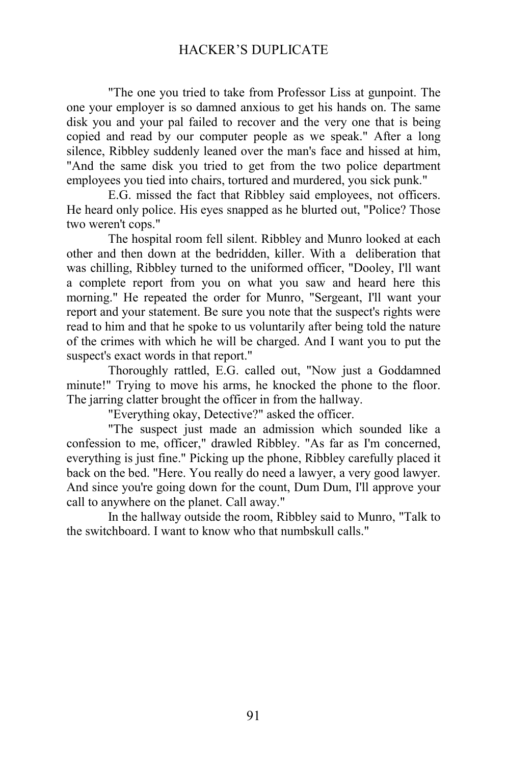"The one you tried to take from Professor Liss at gunpoint. The one your employer is so damned anxious to get his hands on. The same disk you and your pal failed to recover and the very one that is being copied and read by our computer people as we speak." After a long silence, Ribbley suddenly leaned over the man's face and hissed at him, "And the same disk you tried to get from the two police department employees you tied into chairs, tortured and murdered, you sick punk."

E.G. missed the fact that Ribbley said employees, not officers. He heard only police. His eyes snapped as he blurted out, "Police? Those two weren't cops."

The hospital room fell silent. Ribbley and Munro looked at each other and then down at the bedridden, killer. With a deliberation that was chilling, Ribbley turned to the uniformed officer, "Dooley, I'll want a complete report from you on what you saw and heard here this morning." He repeated the order for Munro, "Sergeant, I'll want your report and your statement. Be sure you note that the suspect's rights were read to him and that he spoke to us voluntarily after being told the nature of the crimes with which he will be charged. And I want you to put the suspect's exact words in that report."

Thoroughly rattled, E.G. called out, "Now just a Goddamned minute!" Trying to move his arms, he knocked the phone to the floor. The jarring clatter brought the officer in from the hallway.

"Everything okay, Detective?" asked the officer.

"The suspect just made an admission which sounded like a confession to me, officer," drawled Ribbley. "As far as I'm concerned, everything is just fine." Picking up the phone, Ribbley carefully placed it back on the bed. "Here. You really do need a lawyer, a very good lawyer. And since you're going down for the count, Dum Dum, I'll approve your call to anywhere on the planet. Call away."

In the hallway outside the room, Ribbley said to Munro, "Talk to the switchboard. I want to know who that numbskull calls."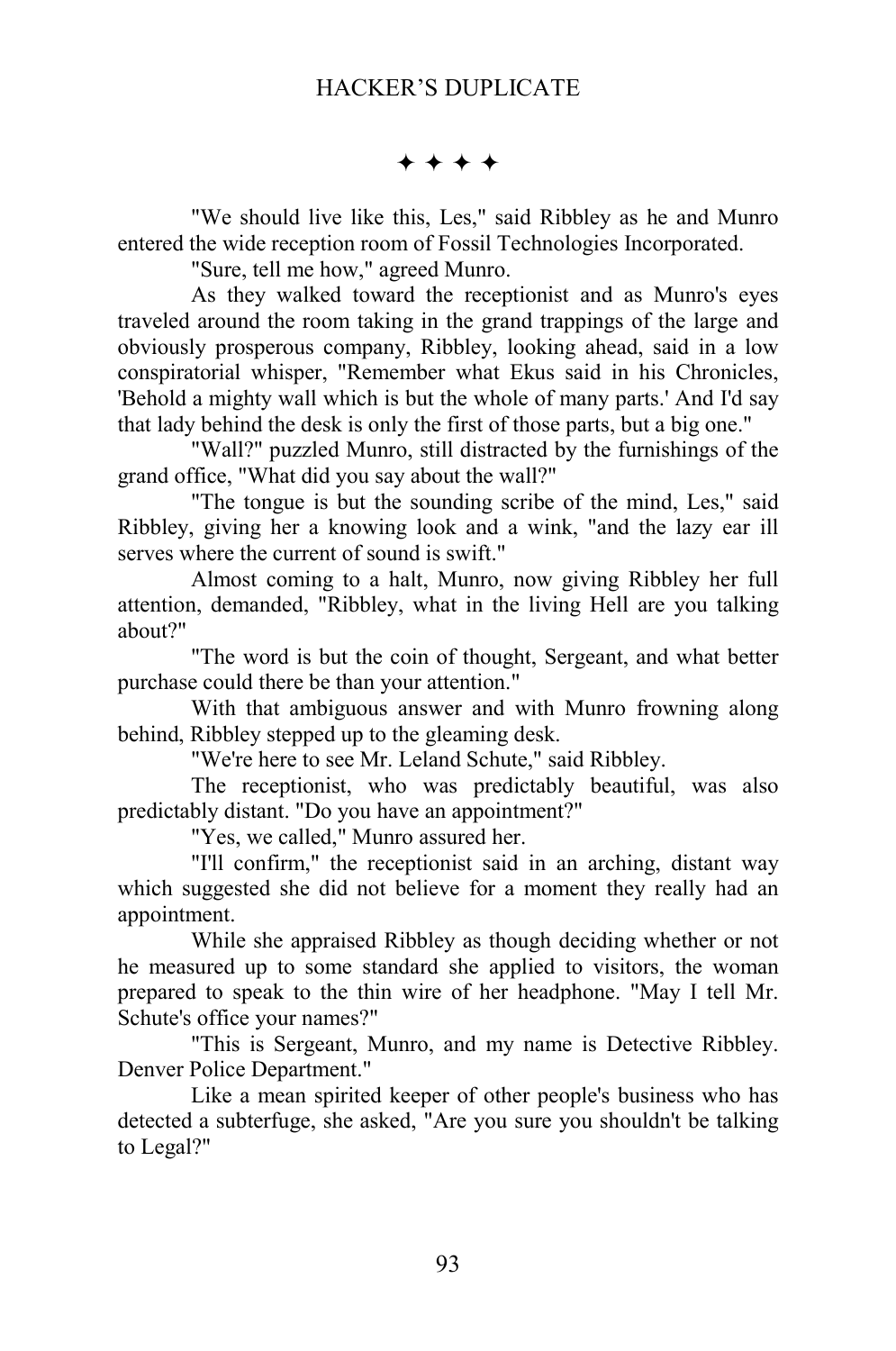✦ ✦ ✦ ✦

"We should live like this, Les," said Ribbley as he and Munro entered the wide reception room of Fossil Technologies Incorporated.

"Sure, tell me how," agreed Munro.

As they walked toward the receptionist and as Munro's eyes traveled around the room taking in the grand trappings of the large and obviously prosperous company, Ribbley, looking ahead, said in a low conspiratorial whisper, "Remember what Ekus said in his Chronicles, 'Behold a mighty wall which is but the whole of many parts.' And I'd say that lady behind the desk is only the first of those parts, but a big one."

"Wall?" puzzled Munro, still distracted by the furnishings of the grand office, "What did you say about the wall?"

"The tongue is but the sounding scribe of the mind, Les," said Ribbley, giving her a knowing look and a wink, "and the lazy ear ill serves where the current of sound is swift."

Almost coming to a halt, Munro, now giving Ribbley her full attention, demanded, "Ribbley, what in the living Hell are you talking about?"

"The word is but the coin of thought, Sergeant, and what better purchase could there be than your attention."

With that ambiguous answer and with Munro frowning along behind, Ribbley stepped up to the gleaming desk.

"We're here to see Mr. Leland Schute," said Ribbley.

The receptionist, who was predictably beautiful, was also predictably distant. "Do you have an appointment?"

"Yes, we called," Munro assured her.

"I'll confirm," the receptionist said in an arching, distant way which suggested she did not believe for a moment they really had an appointment.

While she appraised Ribbley as though deciding whether or not he measured up to some standard she applied to visitors, the woman prepared to speak to the thin wire of her headphone. "May I tell Mr. Schute's office your names?"

"This is Sergeant, Munro, and my name is Detective Ribbley. Denver Police Department."

Like a mean spirited keeper of other people's business who has detected a subterfuge, she asked, "Are you sure you shouldn't be talking to Legal?"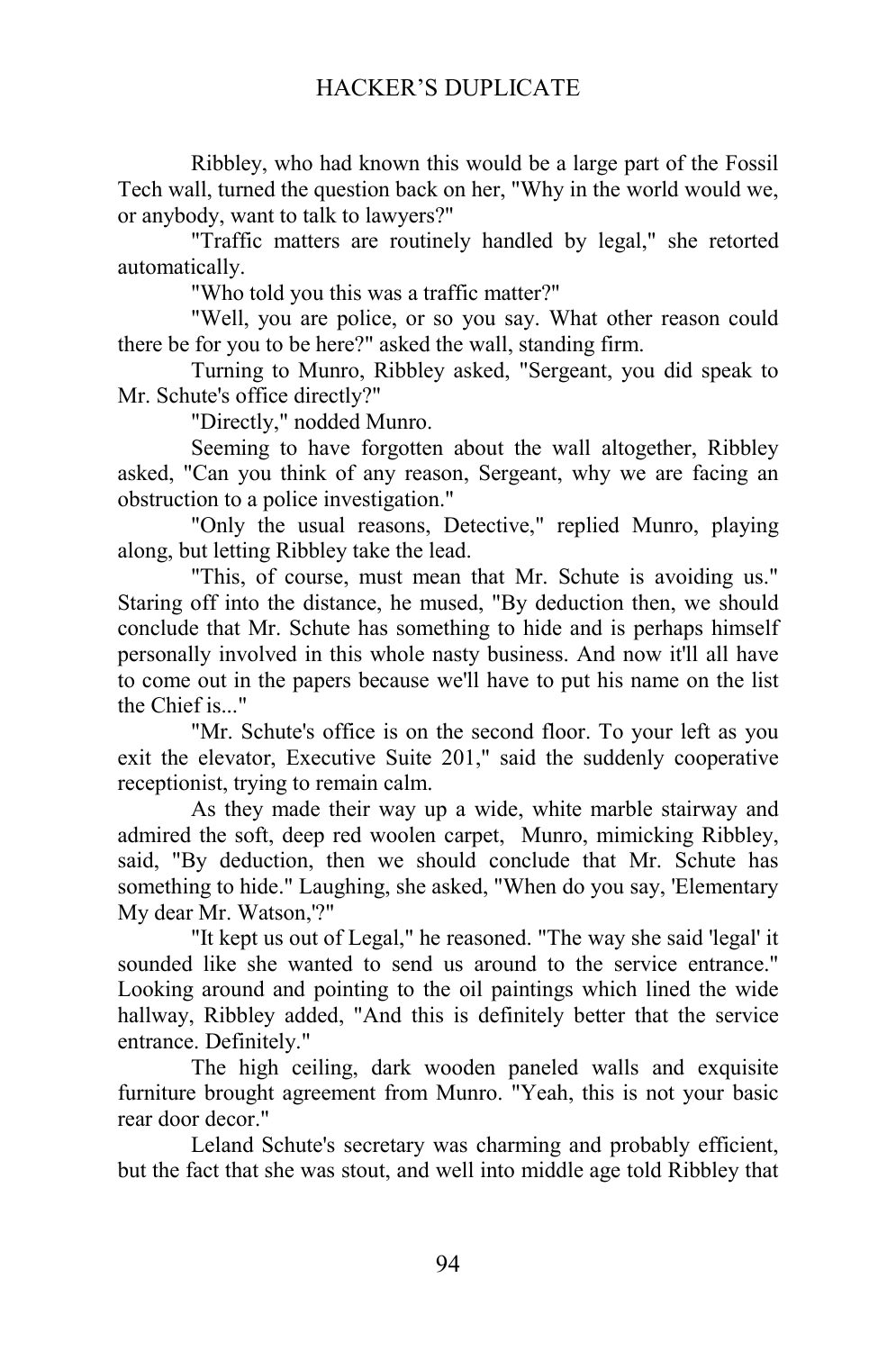Ribbley, who had known this would be a large part of the Fossil Tech wall, turned the question back on her, "Why in the world would we, or anybody, want to talk to lawyers?"

"Traffic matters are routinely handled by legal," she retorted automatically.

"Who told you this was a traffic matter?"

"Well, you are police, or so you say. What other reason could there be for you to be here?" asked the wall, standing firm.

Turning to Munro, Ribbley asked, "Sergeant, you did speak to Mr. Schute's office directly?"

"Directly," nodded Munro.

Seeming to have forgotten about the wall altogether, Ribbley asked, "Can you think of any reason, Sergeant, why we are facing an obstruction to a police investigation."

"Only the usual reasons, Detective," replied Munro, playing along, but letting Ribbley take the lead.

"This, of course, must mean that Mr. Schute is avoiding us." Staring off into the distance, he mused, "By deduction then, we should conclude that Mr. Schute has something to hide and is perhaps himself personally involved in this whole nasty business. And now it'll all have to come out in the papers because we'll have to put his name on the list the Chief is..."

"Mr. Schute's office is on the second floor. To your left as you exit the elevator, Executive Suite 201," said the suddenly cooperative receptionist, trying to remain calm.

As they made their way up a wide, white marble stairway and admired the soft, deep red woolen carpet, Munro, mimicking Ribbley, said, "By deduction, then we should conclude that Mr. Schute has something to hide." Laughing, she asked, "When do you say, 'Elementary My dear Mr. Watson,'?"

"It kept us out of Legal," he reasoned. "The way she said 'legal' it sounded like she wanted to send us around to the service entrance." Looking around and pointing to the oil paintings which lined the wide hallway, Ribbley added, "And this is definitely better that the service entrance. Definitely."

The high ceiling, dark wooden paneled walls and exquisite furniture brought agreement from Munro. "Yeah, this is not your basic rear door decor."

Leland Schute's secretary was charming and probably efficient, but the fact that she was stout, and well into middle age told Ribbley that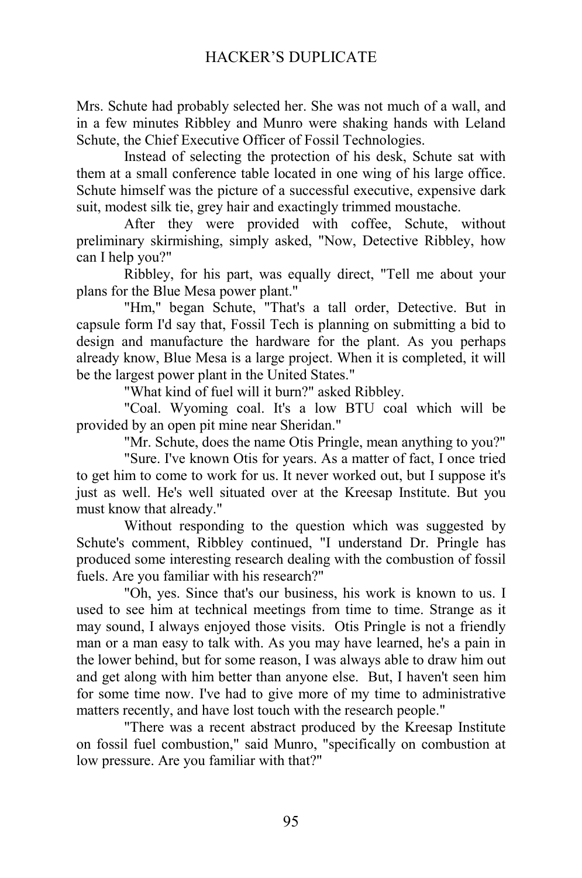Mrs. Schute had probably selected her. She was not much of a wall, and in a few minutes Ribbley and Munro were shaking hands with Leland Schute, the Chief Executive Officer of Fossil Technologies.

Instead of selecting the protection of his desk, Schute sat with them at a small conference table located in one wing of his large office. Schute himself was the picture of a successful executive, expensive dark suit, modest silk tie, grey hair and exactingly trimmed moustache.

After they were provided with coffee, Schute, without preliminary skirmishing, simply asked, "Now, Detective Ribbley, how can I help you?"

Ribbley, for his part, was equally direct, "Tell me about your plans for the Blue Mesa power plant."

"Hm," began Schute, "That's a tall order, Detective. But in capsule form I'd say that, Fossil Tech is planning on submitting a bid to design and manufacture the hardware for the plant. As you perhaps already know, Blue Mesa is a large project. When it is completed, it will be the largest power plant in the United States."

"What kind of fuel will it burn?" asked Ribbley.

"Coal. Wyoming coal. It's a low BTU coal which will be provided by an open pit mine near Sheridan."

"Mr. Schute, does the name Otis Pringle, mean anything to you?"

"Sure. I've known Otis for years. As a matter of fact, I once tried to get him to come to work for us. It never worked out, but I suppose it's just as well. He's well situated over at the Kreesap Institute. But you must know that already."

Without responding to the question which was suggested by Schute's comment, Ribbley continued, "I understand Dr. Pringle has produced some interesting research dealing with the combustion of fossil fuels. Are you familiar with his research?"

"Oh, yes. Since that's our business, his work is known to us. I used to see him at technical meetings from time to time. Strange as it may sound, I always enjoyed those visits. Otis Pringle is not a friendly man or a man easy to talk with. As you may have learned, he's a pain in the lower behind, but for some reason, I was always able to draw him out and get along with him better than anyone else. But, I haven't seen him for some time now. I've had to give more of my time to administrative matters recently, and have lost touch with the research people."

"There was a recent abstract produced by the Kreesap Institute on fossil fuel combustion," said Munro, "specifically on combustion at low pressure. Are you familiar with that?"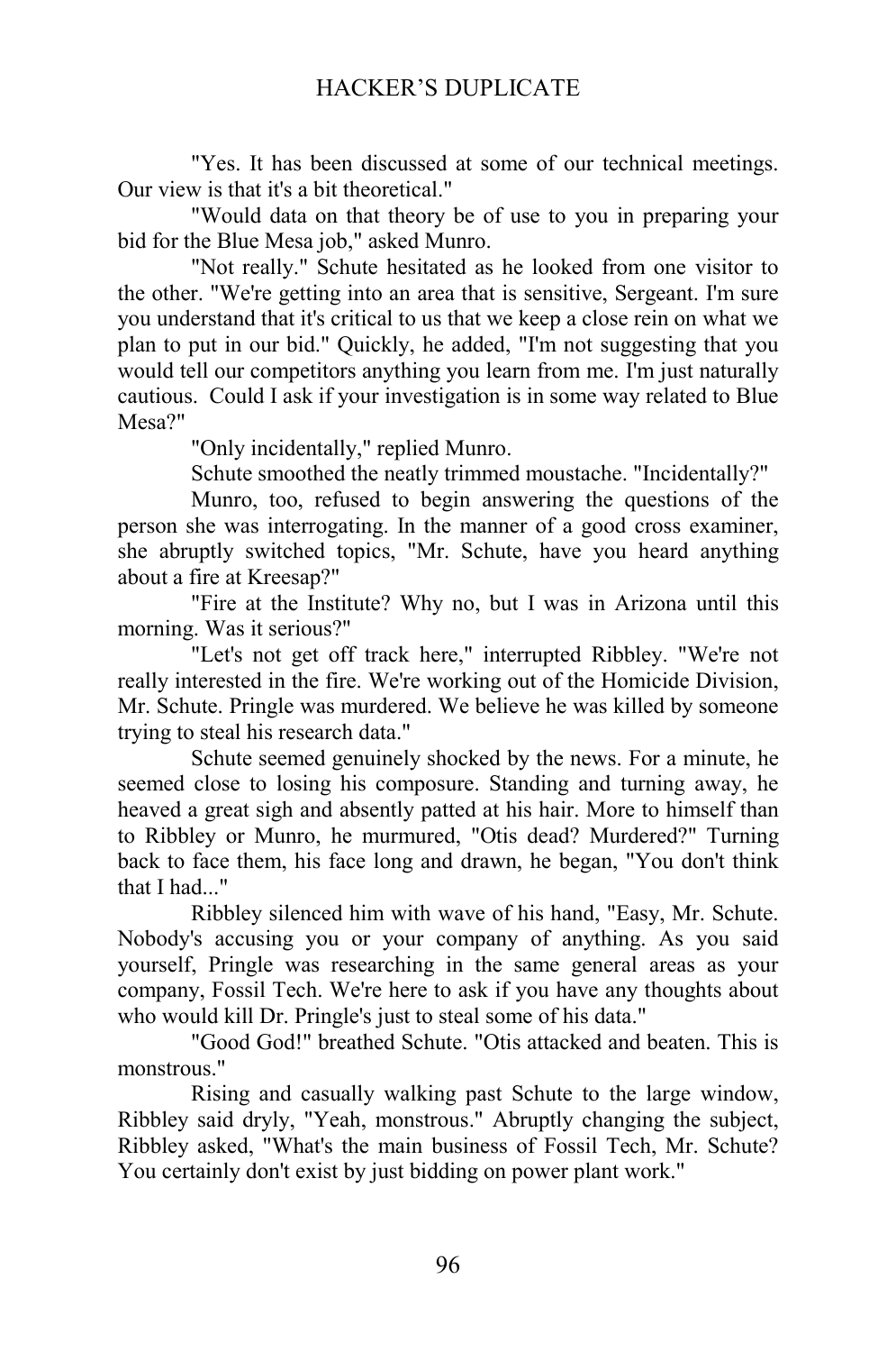"Yes. It has been discussed at some of our technical meetings. Our view is that it's a bit theoretical."

"Would data on that theory be of use to you in preparing your bid for the Blue Mesa job," asked Munro.

"Not really." Schute hesitated as he looked from one visitor to the other. "We're getting into an area that is sensitive, Sergeant. I'm sure you understand that it's critical to us that we keep a close rein on what we plan to put in our bid." Quickly, he added, "I'm not suggesting that you would tell our competitors anything you learn from me. I'm just naturally cautious. Could I ask if your investigation is in some way related to Blue Mesa?"

"Only incidentally," replied Munro.

Schute smoothed the neatly trimmed moustache. "Incidentally?"

Munro, too, refused to begin answering the questions of the person she was interrogating. In the manner of a good cross examiner, she abruptly switched topics, "Mr. Schute, have you heard anything about a fire at Kreesap?"

"Fire at the Institute? Why no, but I was in Arizona until this morning. Was it serious?"

"Let's not get off track here," interrupted Ribbley. "We're not really interested in the fire. We're working out of the Homicide Division, Mr. Schute. Pringle was murdered. We believe he was killed by someone trying to steal his research data."

Schute seemed genuinely shocked by the news. For a minute, he seemed close to losing his composure. Standing and turning away, he heaved a great sigh and absently patted at his hair. More to himself than to Ribbley or Munro, he murmured, "Otis dead? Murdered?" Turning back to face them, his face long and drawn, he began, "You don't think that I had..."

Ribbley silenced him with wave of his hand, "Easy, Mr. Schute. Nobody's accusing you or your company of anything. As you said yourself, Pringle was researching in the same general areas as your company, Fossil Tech. We're here to ask if you have any thoughts about who would kill Dr. Pringle's just to steal some of his data."

"Good God!" breathed Schute. "Otis attacked and beaten. This is monstrous."

Rising and casually walking past Schute to the large window, Ribbley said dryly, "Yeah, monstrous." Abruptly changing the subject, Ribbley asked, "What's the main business of Fossil Tech, Mr. Schute? You certainly don't exist by just bidding on power plant work."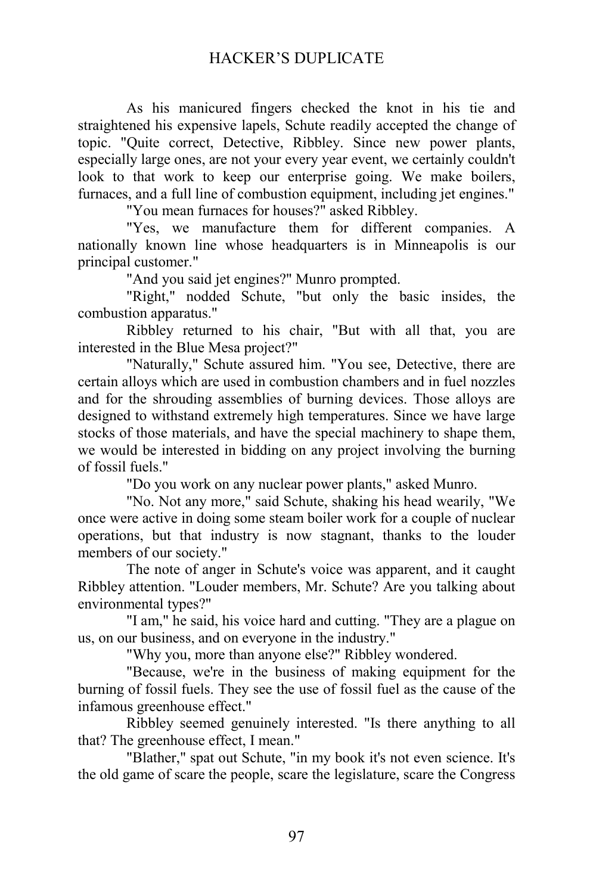As his manicured fingers checked the knot in his tie and straightened his expensive lapels, Schute readily accepted the change of topic. "Quite correct, Detective, Ribbley. Since new power plants, especially large ones, are not your every year event, we certainly couldn't look to that work to keep our enterprise going. We make boilers, furnaces, and a full line of combustion equipment, including jet engines."

"You mean furnaces for houses?" asked Ribbley.

"Yes, we manufacture them for different companies. A nationally known line whose headquarters is in Minneapolis is our principal customer."

"And you said jet engines?" Munro prompted.

"Right," nodded Schute, "but only the basic insides, the combustion apparatus."

Ribbley returned to his chair, "But with all that, you are interested in the Blue Mesa project?"

"Naturally," Schute assured him. "You see, Detective, there are certain alloys which are used in combustion chambers and in fuel nozzles and for the shrouding assemblies of burning devices. Those alloys are designed to withstand extremely high temperatures. Since we have large stocks of those materials, and have the special machinery to shape them, we would be interested in bidding on any project involving the burning of fossil fuels."

"Do you work on any nuclear power plants," asked Munro.

"No. Not any more," said Schute, shaking his head wearily, "We once were active in doing some steam boiler work for a couple of nuclear operations, but that industry is now stagnant, thanks to the louder members of our society."

The note of anger in Schute's voice was apparent, and it caught Ribbley attention. "Louder members, Mr. Schute? Are you talking about environmental types?"

"I am," he said, his voice hard and cutting. "They are a plague on us, on our business, and on everyone in the industry."

"Why you, more than anyone else?" Ribbley wondered.

"Because, we're in the business of making equipment for the burning of fossil fuels. They see the use of fossil fuel as the cause of the infamous greenhouse effect."

Ribbley seemed genuinely interested. "Is there anything to all that? The greenhouse effect, I mean."

"Blather," spat out Schute, "in my book it's not even science. It's the old game of scare the people, scare the legislature, scare the Congress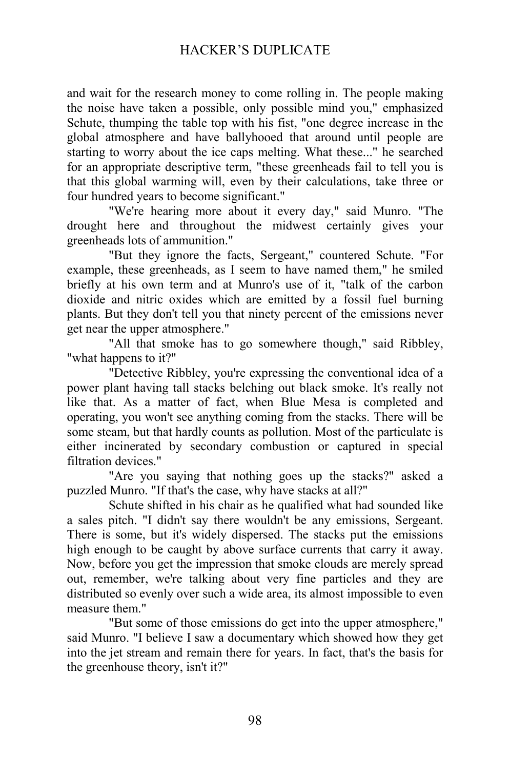and wait for the research money to come rolling in. The people making the noise have taken a possible, only possible mind you," emphasized Schute, thumping the table top with his fist, "one degree increase in the global atmosphere and have ballyhooed that around until people are starting to worry about the ice caps melting. What these..." he searched for an appropriate descriptive term, "these greenheads fail to tell you is that this global warming will, even by their calculations, take three or four hundred years to become significant."

"We're hearing more about it every day," said Munro. "The drought here and throughout the midwest certainly gives your greenheads lots of ammunition."

"But they ignore the facts, Sergeant," countered Schute. "For example, these greenheads, as I seem to have named them," he smiled briefly at his own term and at Munro's use of it, "talk of the carbon dioxide and nitric oxides which are emitted by a fossil fuel burning plants. But they don't tell you that ninety percent of the emissions never get near the upper atmosphere."

"All that smoke has to go somewhere though," said Ribbley, "what happens to it?"

"Detective Ribbley, you're expressing the conventional idea of a power plant having tall stacks belching out black smoke. It's really not like that. As a matter of fact, when Blue Mesa is completed and operating, you won't see anything coming from the stacks. There will be some steam, but that hardly counts as pollution. Most of the particulate is either incinerated by secondary combustion or captured in special filtration devices."

"Are you saying that nothing goes up the stacks?" asked a puzzled Munro. "If that's the case, why have stacks at all?"

Schute shifted in his chair as he qualified what had sounded like a sales pitch. "I didn't say there wouldn't be any emissions, Sergeant. There is some, but it's widely dispersed. The stacks put the emissions high enough to be caught by above surface currents that carry it away. Now, before you get the impression that smoke clouds are merely spread out, remember, we're talking about very fine particles and they are distributed so evenly over such a wide area, its almost impossible to even measure them."

"But some of those emissions do get into the upper atmosphere," said Munro. "I believe I saw a documentary which showed how they get into the jet stream and remain there for years. In fact, that's the basis for the greenhouse theory, isn't it?"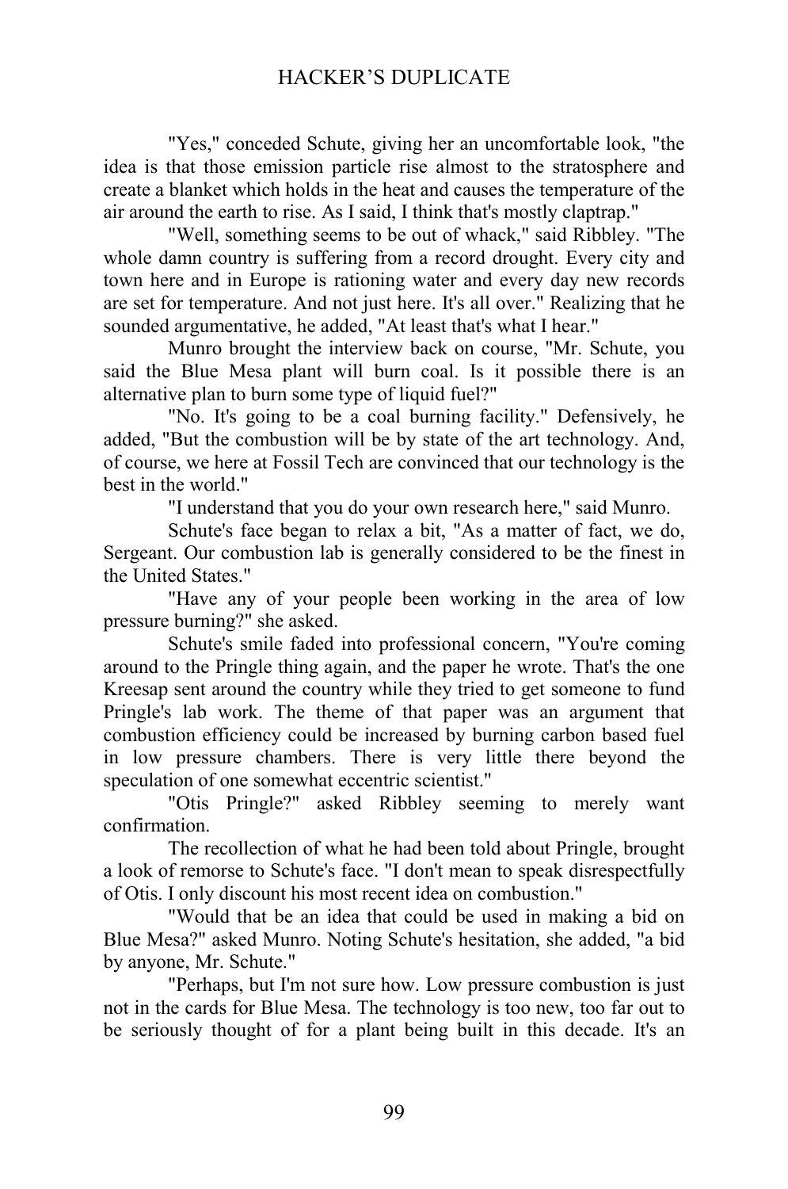"Yes," conceded Schute, giving her an uncomfortable look, "the idea is that those emission particle rise almost to the stratosphere and create a blanket which holds in the heat and causes the temperature of the air around the earth to rise. As I said, I think that's mostly claptrap."

"Well, something seems to be out of whack," said Ribbley. "The whole damn country is suffering from a record drought. Every city and town here and in Europe is rationing water and every day new records are set for temperature. And not just here. It's all over." Realizing that he sounded argumentative, he added, "At least that's what I hear."

Munro brought the interview back on course, "Mr. Schute, you said the Blue Mesa plant will burn coal. Is it possible there is an alternative plan to burn some type of liquid fuel?"

"No. It's going to be a coal burning facility." Defensively, he added, "But the combustion will be by state of the art technology. And, of course, we here at Fossil Tech are convinced that our technology is the best in the world."

"I understand that you do your own research here," said Munro.

Schute's face began to relax a bit, "As a matter of fact, we do, Sergeant. Our combustion lab is generally considered to be the finest in the United States."

"Have any of your people been working in the area of low pressure burning?" she asked.

Schute's smile faded into professional concern, "You're coming around to the Pringle thing again, and the paper he wrote. That's the one Kreesap sent around the country while they tried to get someone to fund Pringle's lab work. The theme of that paper was an argument that combustion efficiency could be increased by burning carbon based fuel in low pressure chambers. There is very little there beyond the speculation of one somewhat eccentric scientist."

"Otis Pringle?" asked Ribbley seeming to merely want confirmation.

The recollection of what he had been told about Pringle, brought a look of remorse to Schute's face. "I don't mean to speak disrespectfully of Otis. I only discount his most recent idea on combustion."

"Would that be an idea that could be used in making a bid on Blue Mesa?" asked Munro. Noting Schute's hesitation, she added, "a bid by anyone, Mr. Schute."

"Perhaps, but I'm not sure how. Low pressure combustion is just not in the cards for Blue Mesa. The technology is too new, too far out to be seriously thought of for a plant being built in this decade. It's an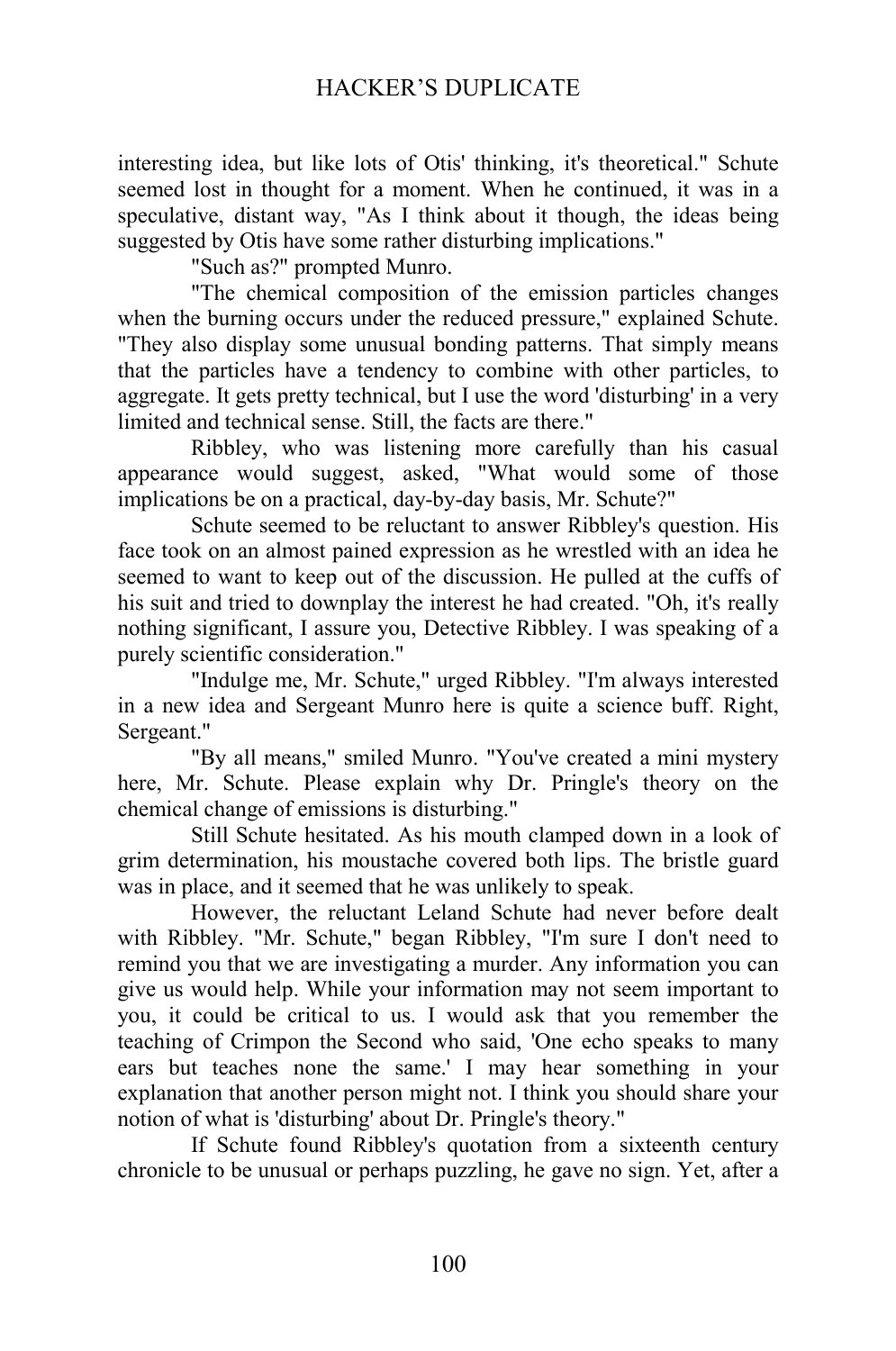interesting idea, but like lots of Otis' thinking, it's theoretical." Schute seemed lost in thought for a moment. When he continued, it was in a speculative, distant way, "As I think about it though, the ideas being suggested by Otis have some rather disturbing implications."

"Such as?" prompted Munro.

"The chemical composition of the emission particles changes when the burning occurs under the reduced pressure," explained Schute. "They also display some unusual bonding patterns. That simply means that the particles have a tendency to combine with other particles, to aggregate. It gets pretty technical, but I use the word 'disturbing' in a very limited and technical sense. Still, the facts are there."

Ribbley, who was listening more carefully than his casual appearance would suggest, asked, "What would some of those implications be on a practical, day-by-day basis, Mr. Schute?"

Schute seemed to be reluctant to answer Ribbley's question. His face took on an almost pained expression as he wrestled with an idea he seemed to want to keep out of the discussion. He pulled at the cuffs of his suit and tried to downplay the interest he had created. "Oh, it's really nothing significant, I assure you, Detective Ribbley. I was speaking of a purely scientific consideration."

"Indulge me, Mr. Schute," urged Ribbley. "I'm always interested in a new idea and Sergeant Munro here is quite a science buff. Right, Sergeant."

"By all means," smiled Munro. "You've created a mini mystery here, Mr. Schute. Please explain why Dr. Pringle's theory on the chemical change of emissions is disturbing."

Still Schute hesitated. As his mouth clamped down in a look of grim determination, his moustache covered both lips. The bristle guard was in place, and it seemed that he was unlikely to speak.

However, the reluctant Leland Schute had never before dealt with Ribbley. "Mr. Schute," began Ribbley, "I'm sure I don't need to remind you that we are investigating a murder. Any information you can give us would help. While your information may not seem important to you, it could be critical to us. I would ask that you remember the teaching of Crimpon the Second who said, 'One echo speaks to many ears but teaches none the same.' I may hear something in your explanation that another person might not. I think you should share your notion of what is 'disturbing' about Dr. Pringle's theory."

If Schute found Ribbley's quotation from a sixteenth century chronicle to be unusual or perhaps puzzling, he gave no sign. Yet, after a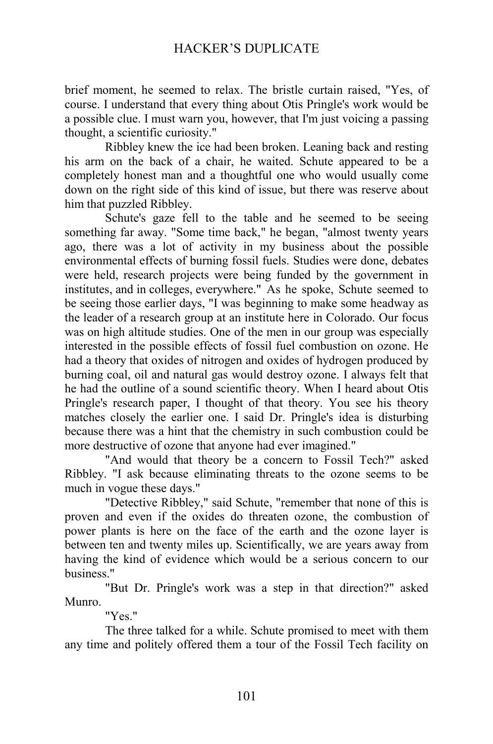brief moment, he seemed to relax. The bristle curtain raised, "Yes, of course. I understand that every thing about Otis Pringle's work would be a possible clue. I must warn you, however, that I'm just voicing a passing thought, a scientific curiosity."

Ribbley knew the ice had been broken. Leaning back and resting his arm on the back of a chair, he waited. Schute appeared to be a completely honest man and a thoughtful one who would usually come down on the right side of this kind of issue, but there was reserve about him that puzzled Ribbley.

Schute's gaze fell to the table and he seemed to be seeing something far away. "Some time back," he began, "almost twenty years ago, there was a lot of activity in my business about the possible environmental effects of burning fossil fuels. Studies were done, debates were held, research projects were being funded by the government in institutes, and in colleges, everywhere." As he spoke, Schute seemed to be seeing those earlier days, "I was beginning to make some headway as the leader of a research group at an institute here in Colorado. Our focus was on high altitude studies. One of the men in our group was especially interested in the possible effects of fossil fuel combustion on ozone. He had a theory that oxides of nitrogen and oxides of hydrogen produced by burning coal, oil and natural gas would destroy ozone. I always felt that he had the outline of a sound scientific theory. When I heard about Otis Pringle's research paper, I thought of that theory. You see his theory matches closely the earlier one. I said Dr. Pringle's idea is disturbing because there was a hint that the chemistry in such combustion could be more destructive of ozone that anyone had ever imagined."

"And would that theory be a concern to Fossil Tech?" asked Ribbley. "I ask because eliminating threats to the ozone seems to be much in vogue these days."

"Detective Ribbley," said Schute, "remember that none of this is proven and even if the oxides do threaten ozone, the combustion of power plants is here on the face of the earth and the ozone layer is between ten and twenty miles up. Scientifically, we are years away from having the kind of evidence which would be a serious concern to our business."

"But Dr. Pringle's work was a step in that direction?" asked Munro.

"Yes."

The three talked for a while. Schute promised to meet with them any time and politely offered them a tour of the Fossil Tech facility on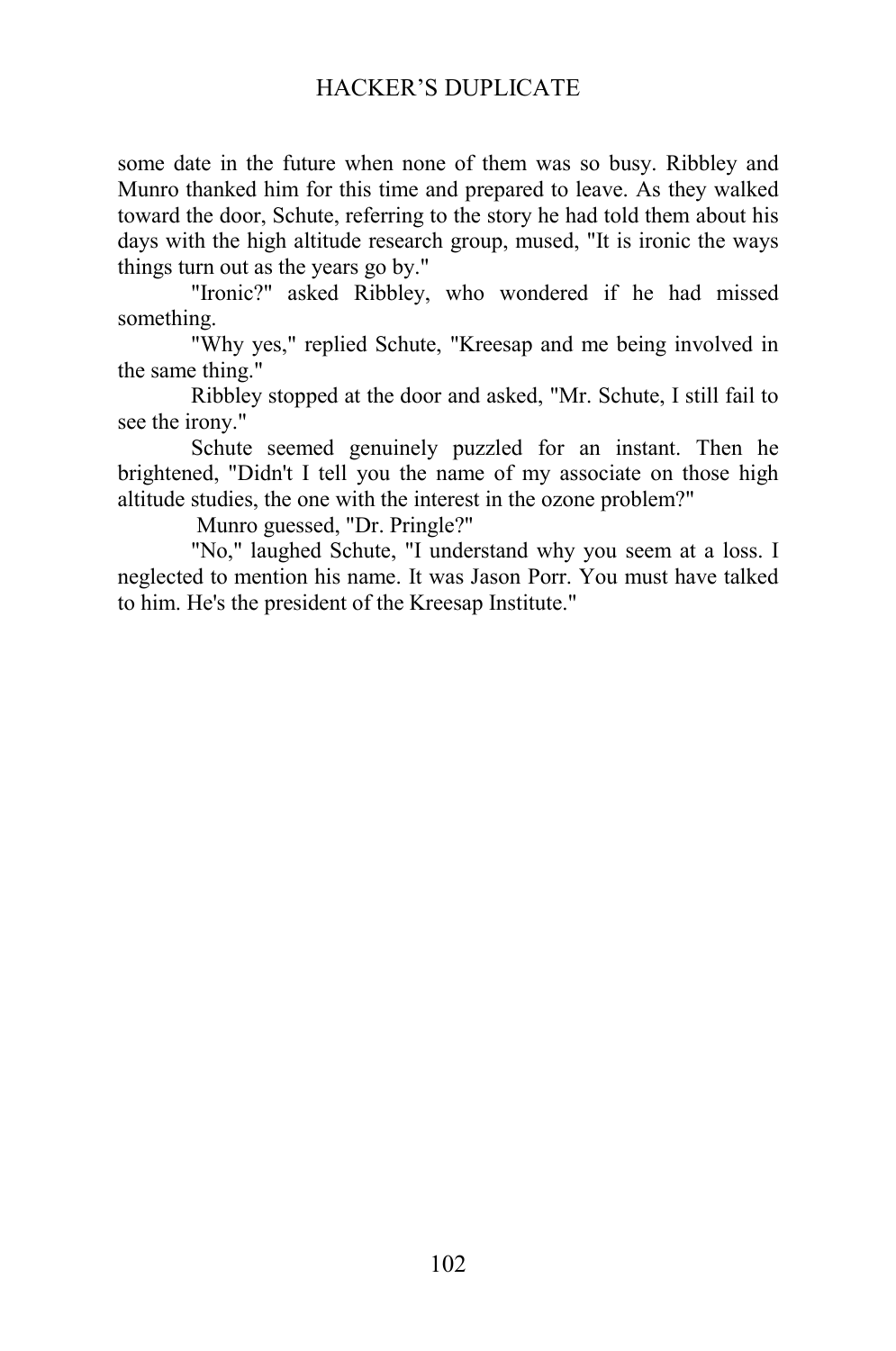some date in the future when none of them was so busy. Ribbley and Munro thanked him for this time and prepared to leave. As they walked toward the door, Schute, referring to the story he had told them about his days with the high altitude research group, mused, "It is ironic the ways things turn out as the years go by."

"Ironic?" asked Ribbley, who wondered if he had missed something.

"Why yes," replied Schute, "Kreesap and me being involved in the same thing."

Ribbley stopped at the door and asked, "Mr. Schute, I still fail to see the irony."

Schute seemed genuinely puzzled for an instant. Then he brightened, "Didn't I tell you the name of my associate on those high altitude studies, the one with the interest in the ozone problem?"

Munro guessed, "Dr. Pringle?"

"No," laughed Schute, "I understand why you seem at a loss. I neglected to mention his name. It was Jason Porr. You must have talked to him. He's the president of the Kreesap Institute."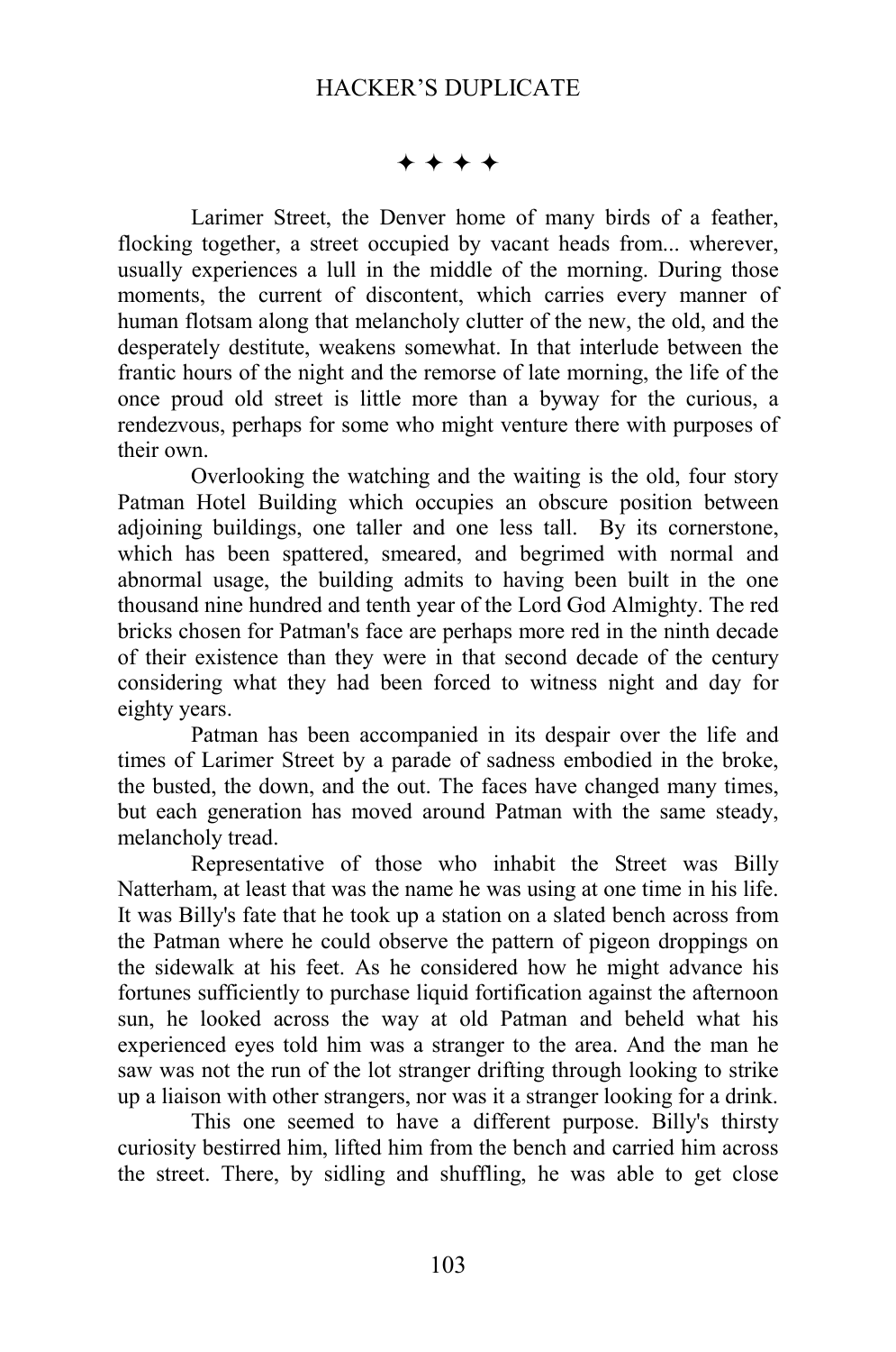✦ ✦ ✦ ✦

Larimer Street, the Denver home of many birds of a feather, flocking together, a street occupied by vacant heads from... wherever, usually experiences a lull in the middle of the morning. During those moments, the current of discontent, which carries every manner of human flotsam along that melancholy clutter of the new, the old, and the desperately destitute, weakens somewhat. In that interlude between the frantic hours of the night and the remorse of late morning, the life of the once proud old street is little more than a byway for the curious, a rendezvous, perhaps for some who might venture there with purposes of their own.

Overlooking the watching and the waiting is the old, four story Patman Hotel Building which occupies an obscure position between adjoining buildings, one taller and one less tall. By its cornerstone, which has been spattered, smeared, and begrimed with normal and abnormal usage, the building admits to having been built in the one thousand nine hundred and tenth year of the Lord God Almighty. The red bricks chosen for Patman's face are perhaps more red in the ninth decade of their existence than they were in that second decade of the century considering what they had been forced to witness night and day for eighty years.

Patman has been accompanied in its despair over the life and times of Larimer Street by a parade of sadness embodied in the broke, the busted, the down, and the out. The faces have changed many times, but each generation has moved around Patman with the same steady, melancholy tread.

Representative of those who inhabit the Street was Billy Natterham, at least that was the name he was using at one time in his life. It was Billy's fate that he took up a station on a slated bench across from the Patman where he could observe the pattern of pigeon droppings on the sidewalk at his feet. As he considered how he might advance his fortunes sufficiently to purchase liquid fortification against the afternoon sun, he looked across the way at old Patman and beheld what his experienced eyes told him was a stranger to the area. And the man he saw was not the run of the lot stranger drifting through looking to strike up a liaison with other strangers, nor was it a stranger looking for a drink.

This one seemed to have a different purpose. Billy's thirsty curiosity bestirred him, lifted him from the bench and carried him across the street. There, by sidling and shuffling, he was able to get close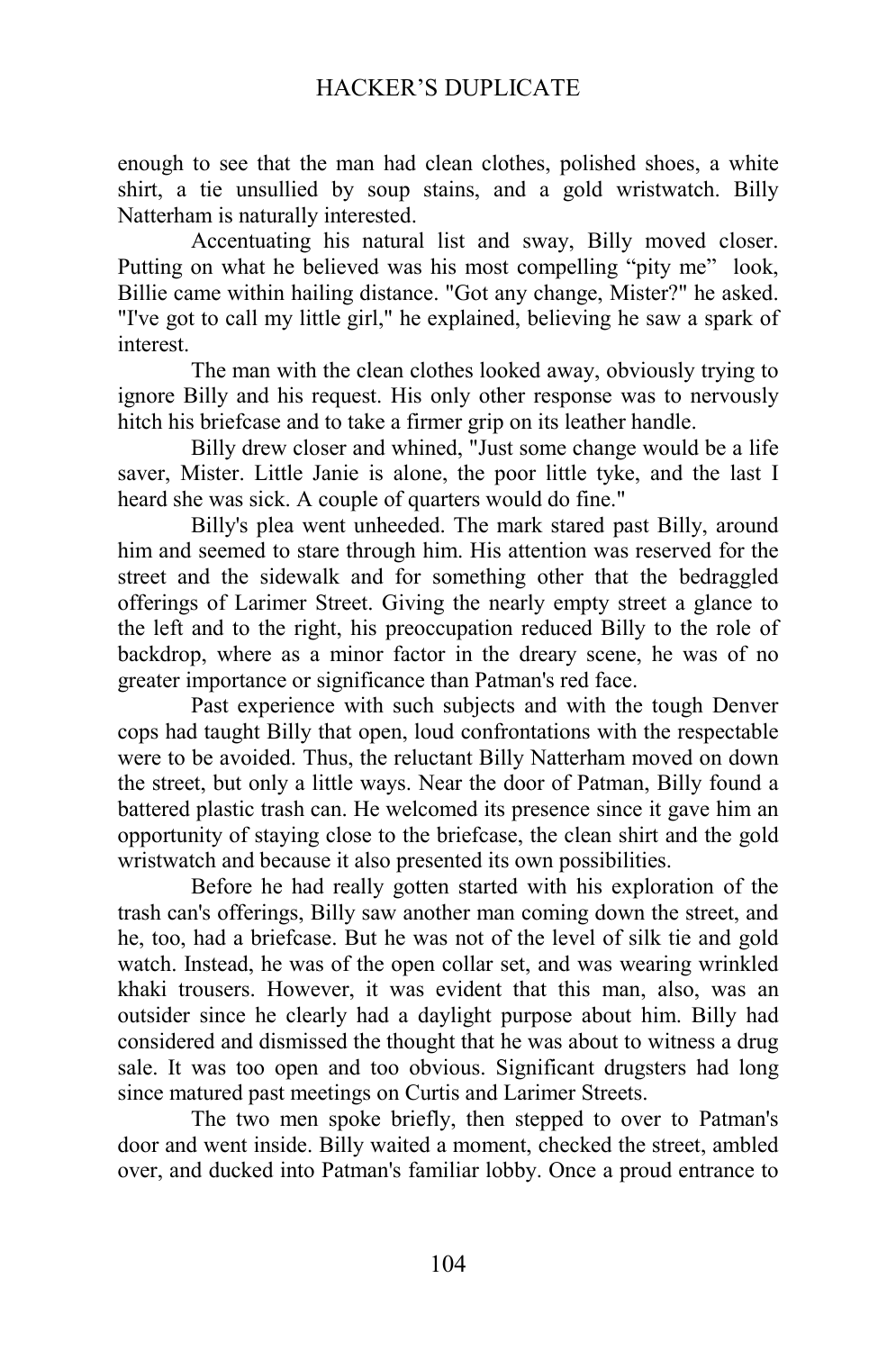enough to see that the man had clean clothes, polished shoes, a white shirt, a tie unsullied by soup stains, and a gold wristwatch. Billy Natterham is naturally interested.

Accentuating his natural list and sway, Billy moved closer. Putting on what he believed was his most compelling “pity me” look, Billie came within hailing distance. "Got any change, Mister?" he asked. "I've got to call my little girl," he explained, believing he saw a spark of interest.

The man with the clean clothes looked away, obviously trying to ignore Billy and his request. His only other response was to nervously hitch his briefcase and to take a firmer grip on its leather handle.

Billy drew closer and whined, "Just some change would be a life saver, Mister. Little Janie is alone, the poor little tyke, and the last I heard she was sick. A couple of quarters would do fine."

Billy's plea went unheeded. The mark stared past Billy, around him and seemed to stare through him. His attention was reserved for the street and the sidewalk and for something other that the bedraggled offerings of Larimer Street. Giving the nearly empty street a glance to the left and to the right, his preoccupation reduced Billy to the role of backdrop, where as a minor factor in the dreary scene, he was of no greater importance or significance than Patman's red face.

Past experience with such subjects and with the tough Denver cops had taught Billy that open, loud confrontations with the respectable were to be avoided. Thus, the reluctant Billy Natterham moved on down the street, but only a little ways. Near the door of Patman, Billy found a battered plastic trash can. He welcomed its presence since it gave him an opportunity of staying close to the briefcase, the clean shirt and the gold wristwatch and because it also presented its own possibilities.

Before he had really gotten started with his exploration of the trash can's offerings, Billy saw another man coming down the street, and he, too, had a briefcase. But he was not of the level of silk tie and gold watch. Instead, he was of the open collar set, and was wearing wrinkled khaki trousers. However, it was evident that this man, also, was an outsider since he clearly had a daylight purpose about him. Billy had considered and dismissed the thought that he was about to witness a drug sale. It was too open and too obvious. Significant drugsters had long since matured past meetings on Curtis and Larimer Streets.

The two men spoke briefly, then stepped to over to Patman's door and went inside. Billy waited a moment, checked the street, ambled over, and ducked into Patman's familiar lobby. Once a proud entrance to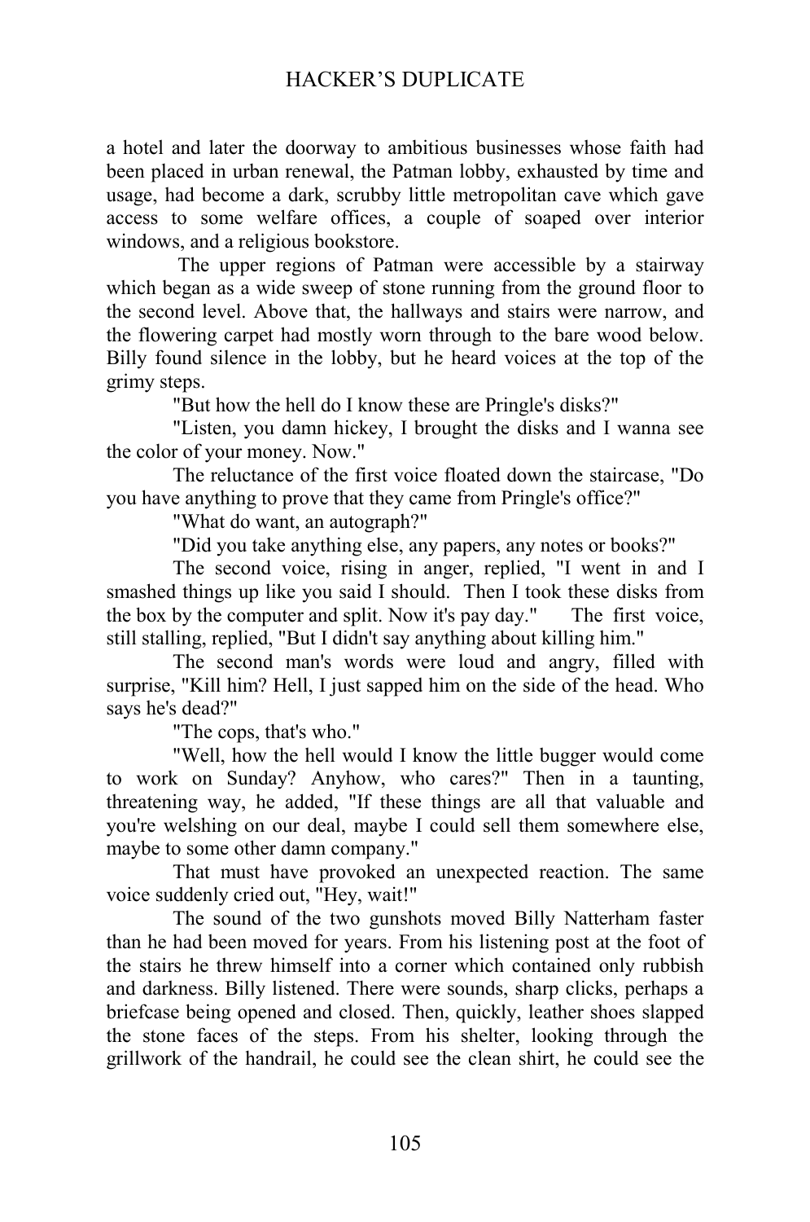a hotel and later the doorway to ambitious businesses whose faith had been placed in urban renewal, the Patman lobby, exhausted by time and usage, had become a dark, scrubby little metropolitan cave which gave access to some welfare offices, a couple of soaped over interior windows, and a religious bookstore.

The upper regions of Patman were accessible by a stairway which began as a wide sweep of stone running from the ground floor to the second level. Above that, the hallways and stairs were narrow, and the flowering carpet had mostly worn through to the bare wood below. Billy found silence in the lobby, but he heard voices at the top of the grimy steps.

"But how the hell do I know these are Pringle's disks?"

"Listen, you damn hickey, I brought the disks and I wanna see the color of your money. Now."

The reluctance of the first voice floated down the staircase, "Do you have anything to prove that they came from Pringle's office?"

"What do want, an autograph?"

"Did you take anything else, any papers, any notes or books?"

The second voice, rising in anger, replied, "I went in and I smashed things up like you said I should. Then I took these disks from the box by the computer and split. Now it's pay day." The first voice, still stalling, replied, "But I didn't say anything about killing him."

The second man's words were loud and angry, filled with surprise, "Kill him? Hell, I just sapped him on the side of the head. Who says he's dead?"

"The cops, that's who."

"Well, how the hell would I know the little bugger would come to work on Sunday? Anyhow, who cares?" Then in a taunting, threatening way, he added, "If these things are all that valuable and you're welshing on our deal, maybe I could sell them somewhere else, maybe to some other damn company."

That must have provoked an unexpected reaction. The same voice suddenly cried out, "Hey, wait!"

The sound of the two gunshots moved Billy Natterham faster than he had been moved for years. From his listening post at the foot of the stairs he threw himself into a corner which contained only rubbish and darkness. Billy listened. There were sounds, sharp clicks, perhaps a briefcase being opened and closed. Then, quickly, leather shoes slapped the stone faces of the steps. From his shelter, looking through the grillwork of the handrail, he could see the clean shirt, he could see the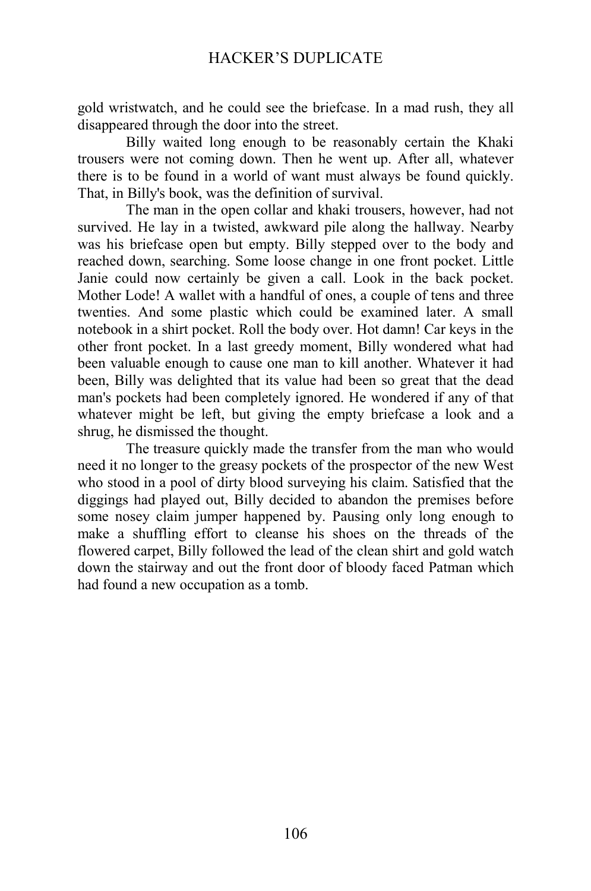gold wristwatch, and he could see the briefcase. In a mad rush, they all disappeared through the door into the street.

Billy waited long enough to be reasonably certain the Khaki trousers were not coming down. Then he went up. After all, whatever there is to be found in a world of want must always be found quickly. That, in Billy's book, was the definition of survival.

The man in the open collar and khaki trousers, however, had not survived. He lay in a twisted, awkward pile along the hallway. Nearby was his briefcase open but empty. Billy stepped over to the body and reached down, searching. Some loose change in one front pocket. Little Janie could now certainly be given a call. Look in the back pocket. Mother Lode! A wallet with a handful of ones, a couple of tens and three twenties. And some plastic which could be examined later. A small notebook in a shirt pocket. Roll the body over. Hot damn! Car keys in the other front pocket. In a last greedy moment, Billy wondered what had been valuable enough to cause one man to kill another. Whatever it had been, Billy was delighted that its value had been so great that the dead man's pockets had been completely ignored. He wondered if any of that whatever might be left, but giving the empty briefcase a look and a shrug, he dismissed the thought.

The treasure quickly made the transfer from the man who would need it no longer to the greasy pockets of the prospector of the new West who stood in a pool of dirty blood surveying his claim. Satisfied that the diggings had played out, Billy decided to abandon the premises before some nosey claim jumper happened by. Pausing only long enough to make a shuffling effort to cleanse his shoes on the threads of the flowered carpet, Billy followed the lead of the clean shirt and gold watch down the stairway and out the front door of bloody faced Patman which had found a new occupation as a tomb.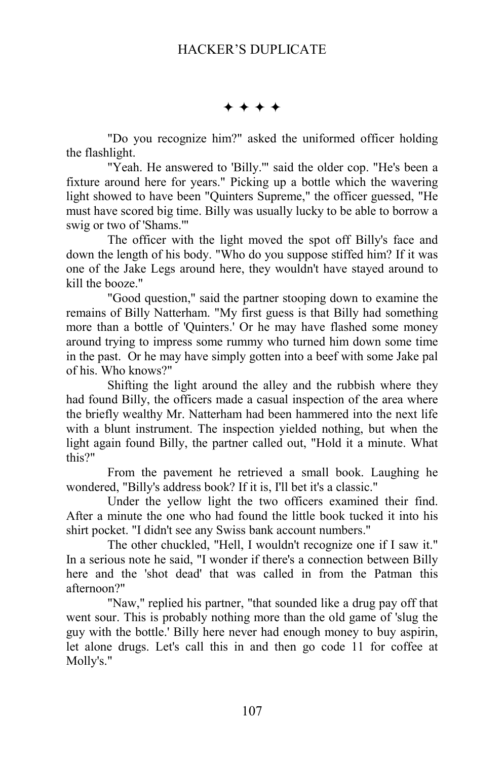✦ ✦ ✦ ✦

"Do you recognize him?" asked the uniformed officer holding the flashlight.

"Yeah. He answered to 'Billy.'" said the older cop. "He's been a fixture around here for years." Picking up a bottle which the wavering light showed to have been "Quinters Supreme," the officer guessed, "He must have scored big time. Billy was usually lucky to be able to borrow a swig or two of 'Shams.'"

The officer with the light moved the spot off Billy's face and down the length of his body. "Who do you suppose stiffed him? If it was one of the Jake Legs around here, they wouldn't have stayed around to kill the booze."

"Good question," said the partner stooping down to examine the remains of Billy Natterham. "My first guess is that Billy had something more than a bottle of 'Quinters.' Or he may have flashed some money around trying to impress some rummy who turned him down some time in the past. Or he may have simply gotten into a beef with some Jake pal of his. Who knows?"

Shifting the light around the alley and the rubbish where they had found Billy, the officers made a casual inspection of the area where the briefly wealthy Mr. Natterham had been hammered into the next life with a blunt instrument. The inspection yielded nothing, but when the light again found Billy, the partner called out, "Hold it a minute. What this?"

From the pavement he retrieved a small book. Laughing he wondered, "Billy's address book? If it is, I'll bet it's a classic."

Under the yellow light the two officers examined their find. After a minute the one who had found the little book tucked it into his shirt pocket. "I didn't see any Swiss bank account numbers."

The other chuckled, "Hell, I wouldn't recognize one if I saw it." In a serious note he said, "I wonder if there's a connection between Billy here and the 'shot dead' that was called in from the Patman this afternoon?"

"Naw," replied his partner, "that sounded like a drug pay off that went sour. This is probably nothing more than the old game of 'slug the guy with the bottle.' Billy here never had enough money to buy aspirin, let alone drugs. Let's call this in and then go code 11 for coffee at Molly's."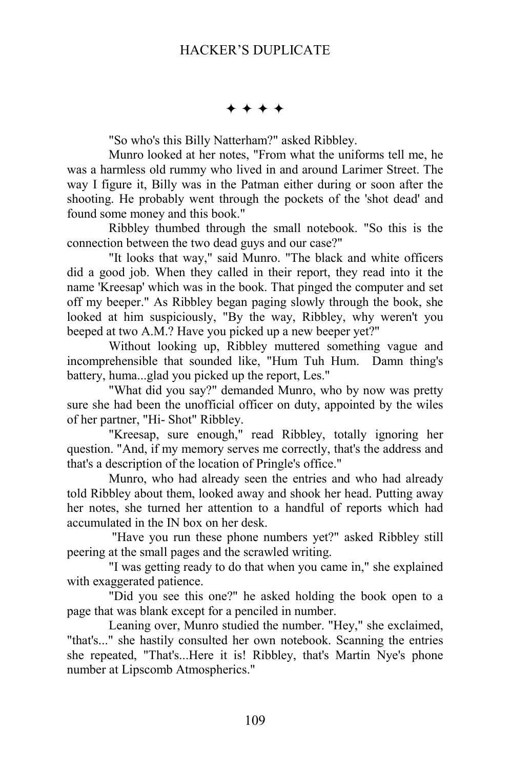✦ ✦ ✦ ✦

"So who's this Billy Natterham?" asked Ribbley.

Munro looked at her notes, "From what the uniforms tell me, he was a harmless old rummy who lived in and around Larimer Street. The way I figure it, Billy was in the Patman either during or soon after the shooting. He probably went through the pockets of the 'shot dead' and found some money and this book."

Ribbley thumbed through the small notebook. "So this is the connection between the two dead guys and our case?"

"It looks that way," said Munro. "The black and white officers did a good job. When they called in their report, they read into it the name 'Kreesap' which was in the book. That pinged the computer and set off my beeper." As Ribbley began paging slowly through the book, she looked at him suspiciously, "By the way, Ribbley, why weren't you beeped at two A.M.? Have you picked up a new beeper yet?"

Without looking up, Ribbley muttered something vague and incomprehensible that sounded like, "Hum Tuh Hum. Damn thing's battery, huma...glad you picked up the report, Les."

"What did you say?" demanded Munro, who by now was pretty sure she had been the unofficial officer on duty, appointed by the wiles of her partner, "Hi- Shot" Ribbley.

"Kreesap, sure enough," read Ribbley, totally ignoring her question. "And, if my memory serves me correctly, that's the address and that's a description of the location of Pringle's office."

Munro, who had already seen the entries and who had already told Ribbley about them, looked away and shook her head. Putting away her notes, she turned her attention to a handful of reports which had accumulated in the IN box on her desk.

"Have you run these phone numbers yet?" asked Ribbley still peering at the small pages and the scrawled writing.

"I was getting ready to do that when you came in," she explained with exaggerated patience.

"Did you see this one?" he asked holding the book open to a page that was blank except for a penciled in number.

Leaning over, Munro studied the number. "Hey," she exclaimed, "that's..." she hastily consulted her own notebook. Scanning the entries she repeated, "That's...Here it is! Ribbley, that's Martin Nye's phone number at Lipscomb Atmospherics."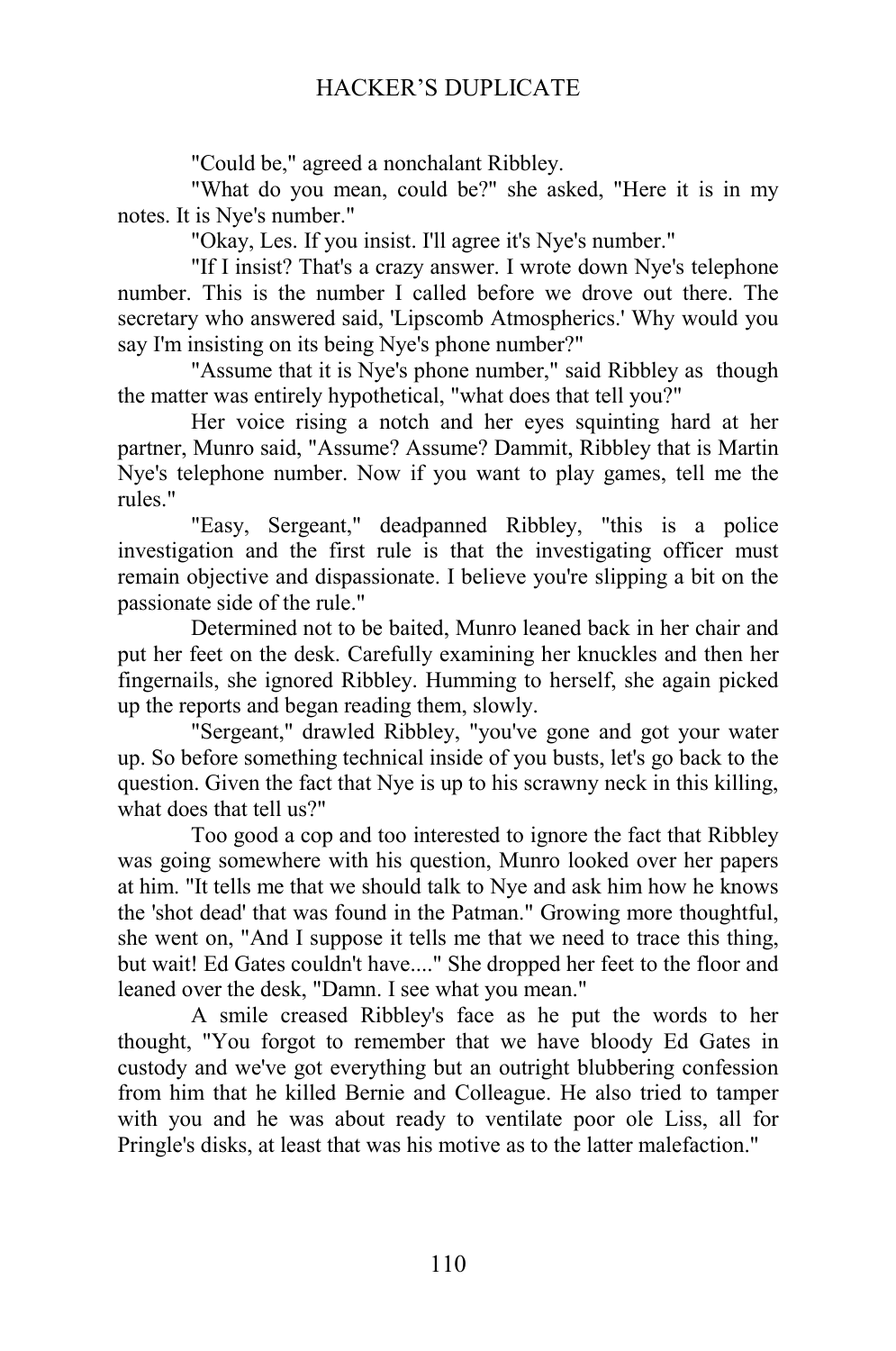"Could be," agreed a nonchalant Ribbley.

"What do you mean, could be?" she asked, "Here it is in my notes. It is Nye's number."

"Okay, Les. If you insist. I'll agree it's Nye's number."

"If I insist? That's a crazy answer. I wrote down Nye's telephone number. This is the number I called before we drove out there. The secretary who answered said, 'Lipscomb Atmospherics.' Why would you say I'm insisting on its being Nye's phone number?"

"Assume that it is Nye's phone number," said Ribbley as though the matter was entirely hypothetical, "what does that tell you?"

Her voice rising a notch and her eyes squinting hard at her partner, Munro said, "Assume? Assume? Dammit, Ribbley that is Martin Nye's telephone number. Now if you want to play games, tell me the rules."

"Easy, Sergeant," deadpanned Ribbley, "this is a police investigation and the first rule is that the investigating officer must remain objective and dispassionate. I believe you're slipping a bit on the passionate side of the rule."

Determined not to be baited, Munro leaned back in her chair and put her feet on the desk. Carefully examining her knuckles and then her fingernails, she ignored Ribbley. Humming to herself, she again picked up the reports and began reading them, slowly.

"Sergeant," drawled Ribbley, "you've gone and got your water up. So before something technical inside of you busts, let's go back to the question. Given the fact that Nye is up to his scrawny neck in this killing, what does that tell us?"

Too good a cop and too interested to ignore the fact that Ribbley was going somewhere with his question, Munro looked over her papers at him. "It tells me that we should talk to Nye and ask him how he knows the 'shot dead' that was found in the Patman." Growing more thoughtful, she went on, "And I suppose it tells me that we need to trace this thing, but wait! Ed Gates couldn't have...." She dropped her feet to the floor and leaned over the desk, "Damn. I see what you mean."

A smile creased Ribbley's face as he put the words to her thought, "You forgot to remember that we have bloody Ed Gates in custody and we've got everything but an outright blubbering confession from him that he killed Bernie and Colleague. He also tried to tamper with you and he was about ready to ventilate poor ole Liss, all for Pringle's disks, at least that was his motive as to the latter malefaction."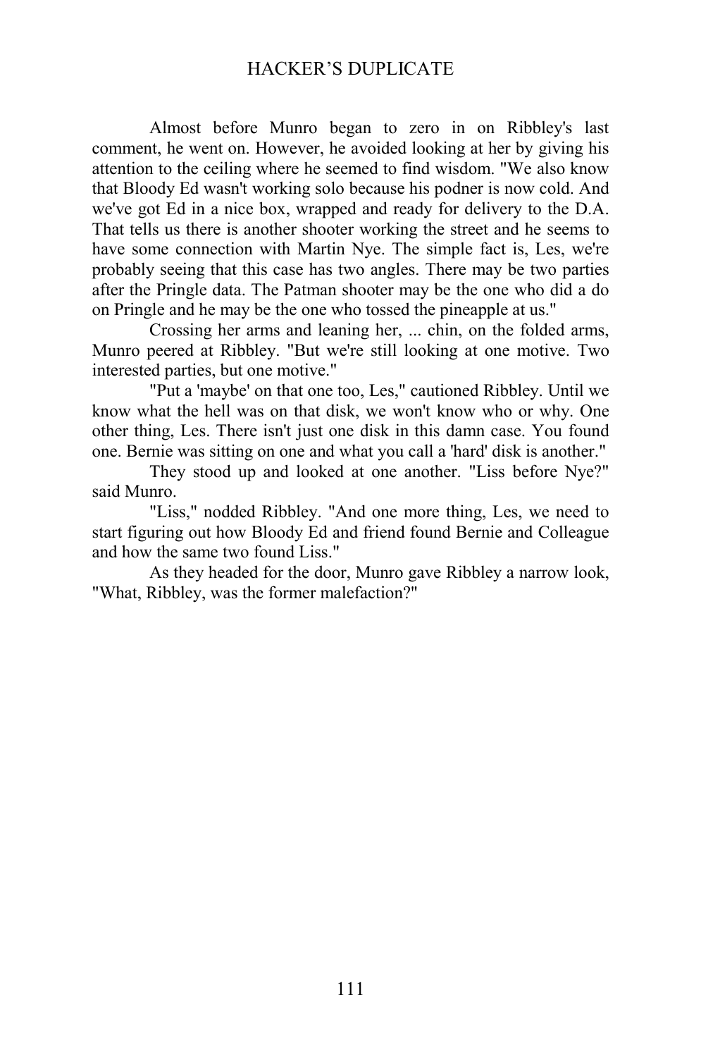Almost before Munro began to zero in on Ribbley's last comment, he went on. However, he avoided looking at her by giving his attention to the ceiling where he seemed to find wisdom. "We also know that Bloody Ed wasn't working solo because his podner is now cold. And we've got Ed in a nice box, wrapped and ready for delivery to the D.A. That tells us there is another shooter working the street and he seems to have some connection with Martin Nye. The simple fact is, Les, we're probably seeing that this case has two angles. There may be two parties after the Pringle data. The Patman shooter may be the one who did a do on Pringle and he may be the one who tossed the pineapple at us."

Crossing her arms and leaning her, ... chin, on the folded arms, Munro peered at Ribbley. "But we're still looking at one motive. Two interested parties, but one motive."

"Put a 'maybe' on that one too, Les," cautioned Ribbley. Until we know what the hell was on that disk, we won't know who or why. One other thing, Les. There isn't just one disk in this damn case. You found one. Bernie was sitting on one and what you call a 'hard' disk is another."

They stood up and looked at one another. "Liss before Nye?" said Munro.

"Liss," nodded Ribbley. "And one more thing, Les, we need to start figuring out how Bloody Ed and friend found Bernie and Colleague and how the same two found Liss."

As they headed for the door, Munro gave Ribbley a narrow look, "What, Ribbley, was the former malefaction?"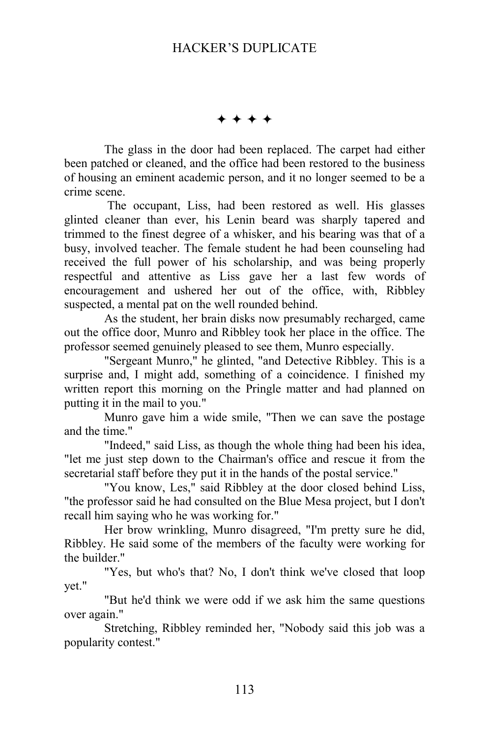✦ ✦ ✦ ✦

The glass in the door had been replaced. The carpet had either been patched or cleaned, and the office had been restored to the business of housing an eminent academic person, and it no longer seemed to be a crime scene.

The occupant, Liss, had been restored as well. His glasses glinted cleaner than ever, his Lenin beard was sharply tapered and trimmed to the finest degree of a whisker, and his bearing was that of a busy, involved teacher. The female student he had been counseling had received the full power of his scholarship, and was being properly respectful and attentive as Liss gave her a last few words of encouragement and ushered her out of the office, with, Ribbley suspected, a mental pat on the well rounded behind.

As the student, her brain disks now presumably recharged, came out the office door, Munro and Ribbley took her place in the office. The professor seemed genuinely pleased to see them, Munro especially.

"Sergeant Munro," he glinted, "and Detective Ribbley. This is a surprise and, I might add, something of a coincidence. I finished my written report this morning on the Pringle matter and had planned on putting it in the mail to you."

Munro gave him a wide smile, "Then we can save the postage and the time."

"Indeed," said Liss, as though the whole thing had been his idea, "let me just step down to the Chairman's office and rescue it from the secretarial staff before they put it in the hands of the postal service."

"You know, Les," said Ribbley at the door closed behind Liss, "the professor said he had consulted on the Blue Mesa project, but I don't recall him saying who he was working for."

Her brow wrinkling, Munro disagreed, "I'm pretty sure he did, Ribbley. He said some of the members of the faculty were working for the builder."

"Yes, but who's that? No, I don't think we've closed that loop yet."

"But he'd think we were odd if we ask him the same questions over again."

Stretching, Ribbley reminded her, "Nobody said this job was a popularity contest."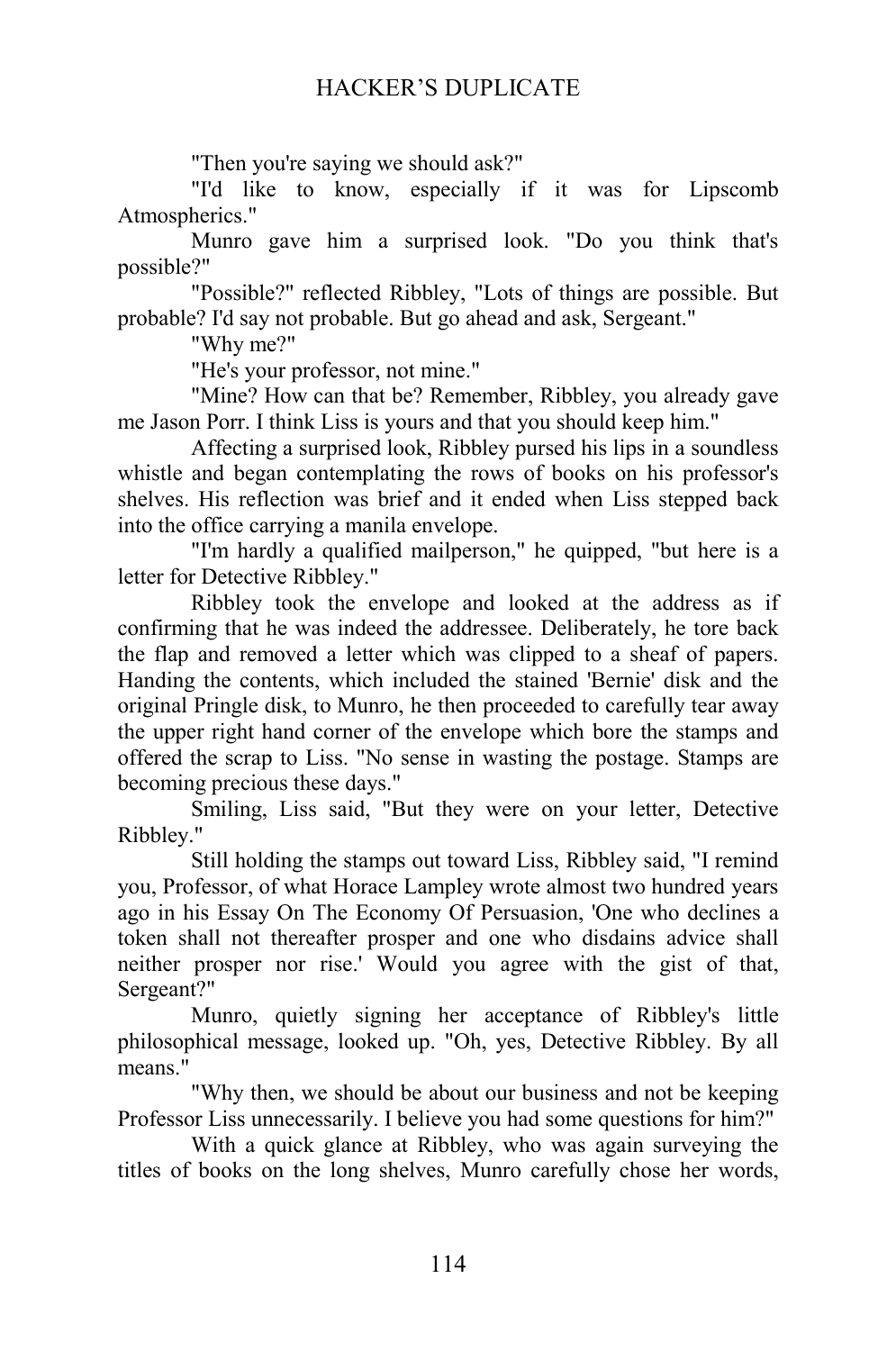"Then you're saying we should ask?"

"I'd like to know, especially if it was for Lipscomb Atmospherics."

Munro gave him a surprised look. "Do you think that's possible?"

"Possible?" reflected Ribbley, "Lots of things are possible. But probable? I'd say not probable. But go ahead and ask, Sergeant."

"Why me?"

"He's your professor, not mine."

"Mine? How can that be? Remember, Ribbley, you already gave me Jason Porr. I think Liss is yours and that you should keep him."

Affecting a surprised look, Ribbley pursed his lips in a soundless whistle and began contemplating the rows of books on his professor's shelves. His reflection was brief and it ended when Liss stepped back into the office carrying a manila envelope.

"I'm hardly a qualified mailperson," he quipped, "but here is a letter for Detective Ribbley."

Ribbley took the envelope and looked at the address as if confirming that he was indeed the addressee. Deliberately, he tore back the flap and removed a letter which was clipped to a sheaf of papers. Handing the contents, which included the stained 'Bernie' disk and the original Pringle disk, to Munro, he then proceeded to carefully tear away the upper right hand corner of the envelope which bore the stamps and offered the scrap to Liss. "No sense in wasting the postage. Stamps are becoming precious these days."

Smiling, Liss said, "But they were on your letter, Detective Ribbley."

Still holding the stamps out toward Liss, Ribbley said, "I remind you, Professor, of what Horace Lampley wrote almost two hundred years ago in his Essay On The Economy Of Persuasion, 'One who declines a token shall not thereafter prosper and one who disdains advice shall neither prosper nor rise.' Would you agree with the gist of that, Sergeant?"

Munro, quietly signing her acceptance of Ribbley's little philosophical message, looked up. "Oh, yes, Detective Ribbley. By all means."

"Why then, we should be about our business and not be keeping Professor Liss unnecessarily. I believe you had some questions for him?"

With a quick glance at Ribbley, who was again surveying the titles of books on the long shelves, Munro carefully chose her words,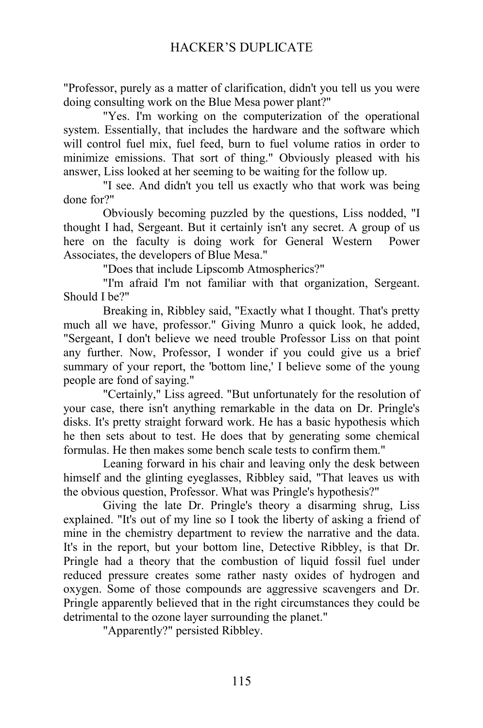"Professor, purely as a matter of clarification, didn't you tell us you were doing consulting work on the Blue Mesa power plant?"

"Yes. I'm working on the computerization of the operational system. Essentially, that includes the hardware and the software which will control fuel mix, fuel feed, burn to fuel volume ratios in order to minimize emissions. That sort of thing." Obviously pleased with his answer, Liss looked at her seeming to be waiting for the follow up.

"I see. And didn't you tell us exactly who that work was being done for?"

Obviously becoming puzzled by the questions, Liss nodded, "I thought I had, Sergeant. But it certainly isn't any secret. A group of us here on the faculty is doing work for General Western Power Associates, the developers of Blue Mesa."

"Does that include Lipscomb Atmospherics?"

"I'm afraid I'm not familiar with that organization, Sergeant. Should I be?"

Breaking in, Ribbley said, "Exactly what I thought. That's pretty much all we have, professor." Giving Munro a quick look, he added, "Sergeant, I don't believe we need trouble Professor Liss on that point any further. Now, Professor, I wonder if you could give us a brief summary of your report, the 'bottom line,' I believe some of the young people are fond of saying."

"Certainly," Liss agreed. "But unfortunately for the resolution of your case, there isn't anything remarkable in the data on Dr. Pringle's disks. It's pretty straight forward work. He has a basic hypothesis which he then sets about to test. He does that by generating some chemical formulas. He then makes some bench scale tests to confirm them."

Leaning forward in his chair and leaving only the desk between himself and the glinting eyeglasses, Ribbley said, "That leaves us with the obvious question, Professor. What was Pringle's hypothesis?"

Giving the late Dr. Pringle's theory a disarming shrug, Liss explained. "It's out of my line so I took the liberty of asking a friend of mine in the chemistry department to review the narrative and the data. It's in the report, but your bottom line, Detective Ribbley, is that Dr. Pringle had a theory that the combustion of liquid fossil fuel under reduced pressure creates some rather nasty oxides of hydrogen and oxygen. Some of those compounds are aggressive scavengers and Dr. Pringle apparently believed that in the right circumstances they could be detrimental to the ozone layer surrounding the planet."

"Apparently?" persisted Ribbley.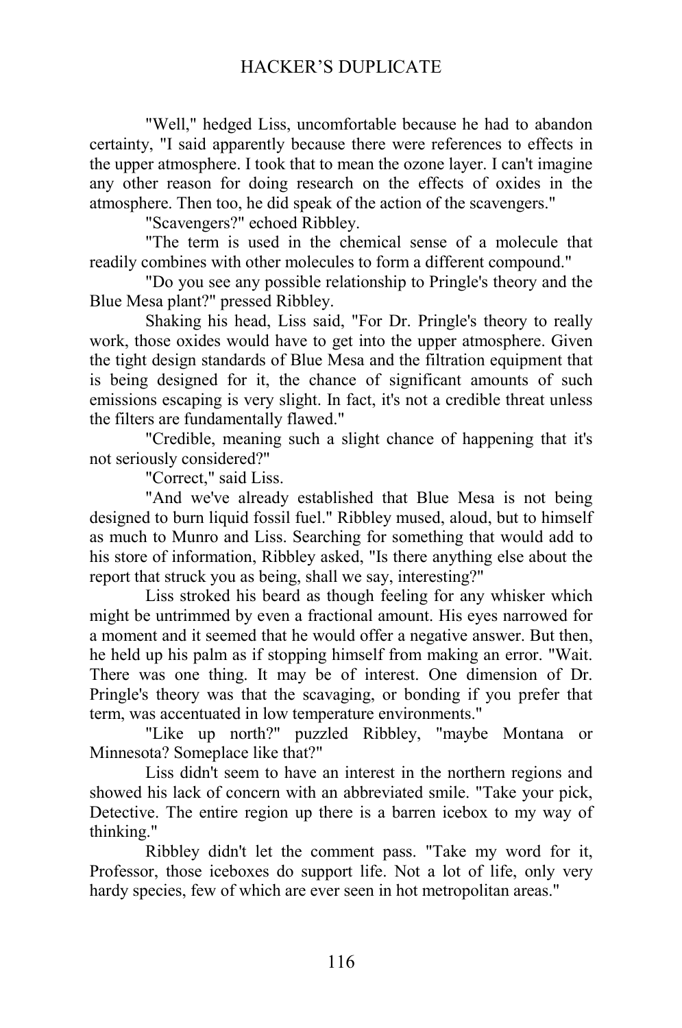"Well," hedged Liss, uncomfortable because he had to abandon certainty, "I said apparently because there were references to effects in the upper atmosphere. I took that to mean the ozone layer. I can't imagine any other reason for doing research on the effects of oxides in the atmosphere. Then too, he did speak of the action of the scavengers."

"Scavengers?" echoed Ribbley.

"The term is used in the chemical sense of a molecule that readily combines with other molecules to form a different compound."

"Do you see any possible relationship to Pringle's theory and the Blue Mesa plant?" pressed Ribbley.

Shaking his head, Liss said, "For Dr. Pringle's theory to really work, those oxides would have to get into the upper atmosphere. Given the tight design standards of Blue Mesa and the filtration equipment that is being designed for it, the chance of significant amounts of such emissions escaping is very slight. In fact, it's not a credible threat unless the filters are fundamentally flawed."

"Credible, meaning such a slight chance of happening that it's not seriously considered?"

"Correct," said Liss.

"And we've already established that Blue Mesa is not being designed to burn liquid fossil fuel." Ribbley mused, aloud, but to himself as much to Munro and Liss. Searching for something that would add to his store of information, Ribbley asked, "Is there anything else about the report that struck you as being, shall we say, interesting?"

Liss stroked his beard as though feeling for any whisker which might be untrimmed by even a fractional amount. His eyes narrowed for a moment and it seemed that he would offer a negative answer. But then, he held up his palm as if stopping himself from making an error. "Wait. There was one thing. It may be of interest. One dimension of Dr. Pringle's theory was that the scavaging, or bonding if you prefer that term, was accentuated in low temperature environments."

"Like up north?" puzzled Ribbley, "maybe Montana or Minnesota? Someplace like that?"

Liss didn't seem to have an interest in the northern regions and showed his lack of concern with an abbreviated smile. "Take your pick, Detective. The entire region up there is a barren icebox to my way of thinking."

Ribbley didn't let the comment pass. "Take my word for it, Professor, those iceboxes do support life. Not a lot of life, only very hardy species, few of which are ever seen in hot metropolitan areas."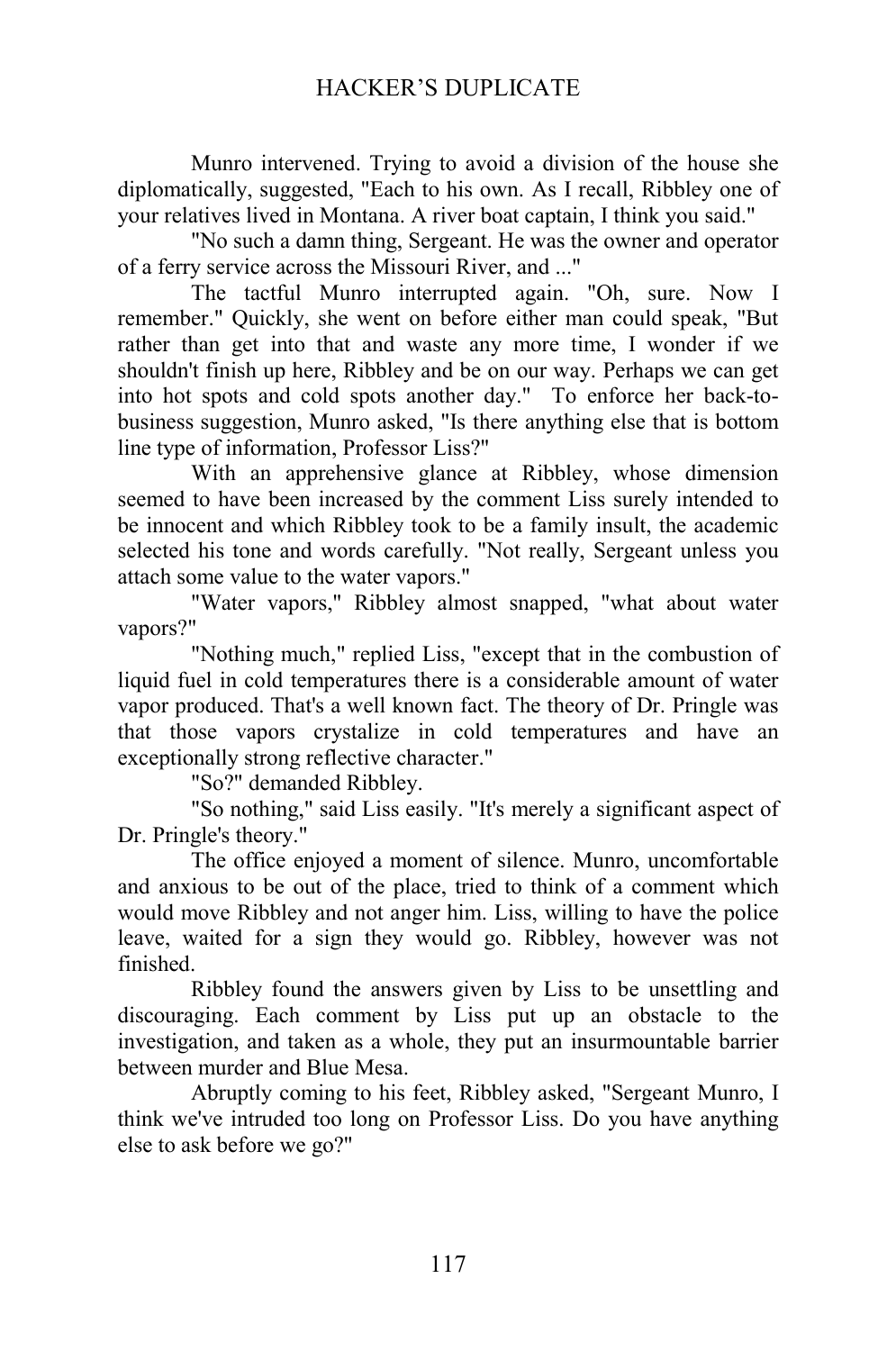Munro intervened. Trying to avoid a division of the house she diplomatically, suggested, "Each to his own. As I recall, Ribbley one of your relatives lived in Montana. A river boat captain, I think you said."

"No such a damn thing, Sergeant. He was the owner and operator of a ferry service across the Missouri River, and ..."

The tactful Munro interrupted again. "Oh, sure. Now I remember." Quickly, she went on before either man could speak, "But rather than get into that and waste any more time, I wonder if we shouldn't finish up here, Ribbley and be on our way. Perhaps we can get into hot spots and cold spots another day." To enforce her back-to-business suggestion, Munro asked, "Is there anything else that is bottom line type of information, Professor Liss?"

With an apprehensive glance at Ribbley, whose dimension seemed to have been increased by the comment Liss surely intended to be innocent and which Ribbley took to be a family insult, the academic selected his tone and words carefully. "Not really, Sergeant unless you attach some value to the water vapors."

"Water vapors," Ribbley almost snapped, "what about water vapors?"

"Nothing much," replied Liss, "except that in the combustion of liquid fuel in cold temperatures there is a considerable amount of water vapor produced. That's a well known fact. The theory of Dr. Pringle was that those vapors crystalize in cold temperatures and have an exceptionally strong reflective character."

"So?" demanded Ribbley.

"So nothing," said Liss easily. "It's merely a significant aspect of Dr. Pringle's theory."

The office enjoyed a moment of silence. Munro, uncomfortable and anxious to be out of the place, tried to think of a comment which would move Ribbley and not anger him. Liss, willing to have the police leave, waited for a sign they would go. Ribbley, however was not finished.

Ribbley found the answers given by Liss to be unsettling and discouraging. Each comment by Liss put up an obstacle to the investigation, and taken as a whole, they put an insurmountable barrier between murder and Blue Mesa.

Abruptly coming to his feet, Ribbley asked, "Sergeant Munro, I think we've intruded too long on Professor Liss. Do you have anything else to ask before we go?"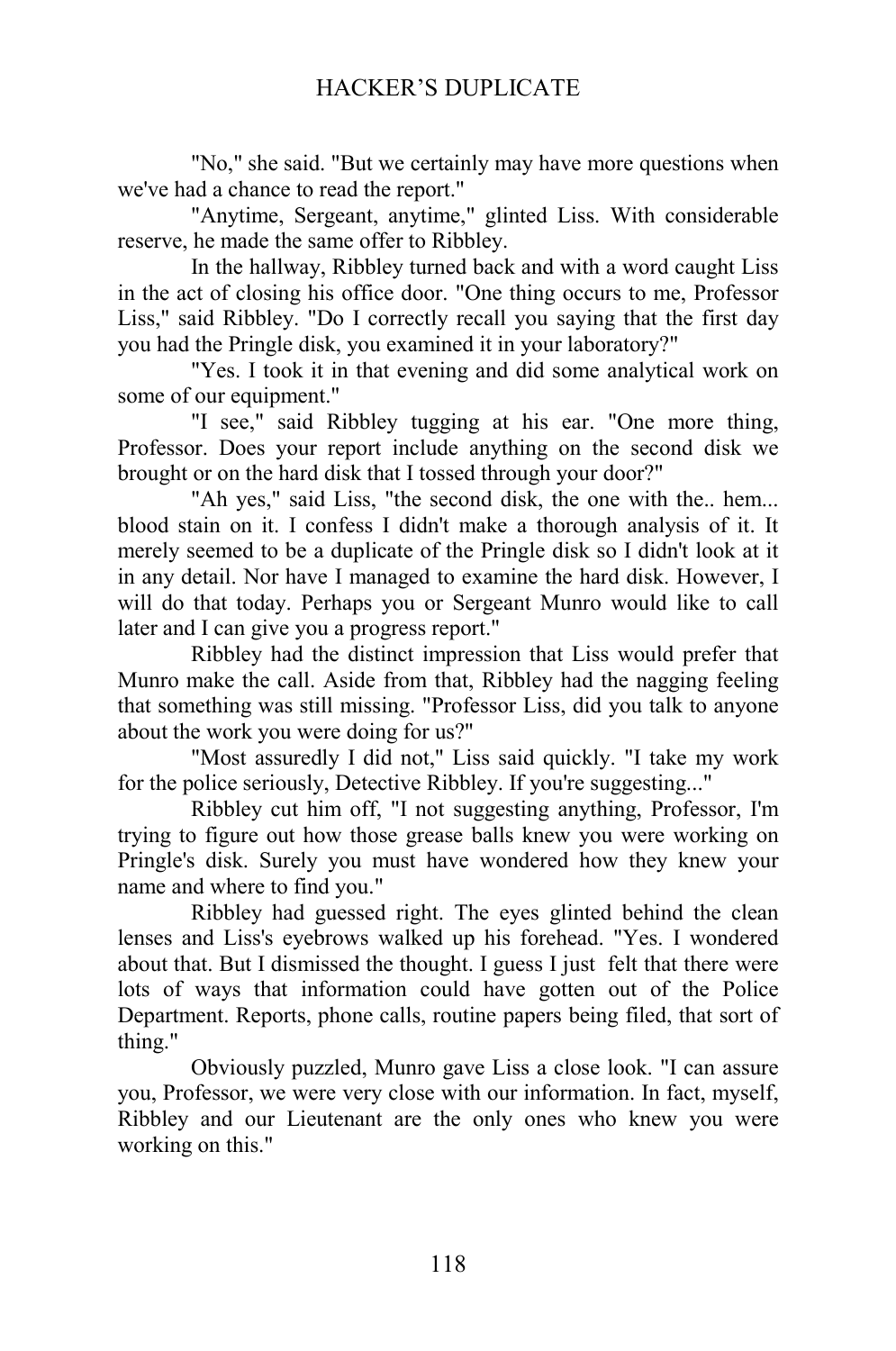"No," she said. "But we certainly may have more questions when we've had a chance to read the report."

"Anytime, Sergeant, anytime," glinted Liss. With considerable reserve, he made the same offer to Ribbley.

In the hallway, Ribbley turned back and with a word caught Liss in the act of closing his office door. "One thing occurs to me, Professor Liss," said Ribbley. "Do I correctly recall you saying that the first day you had the Pringle disk, you examined it in your laboratory?"

"Yes. I took it in that evening and did some analytical work on some of our equipment."

"I see," said Ribbley tugging at his ear. "One more thing, Professor. Does your report include anything on the second disk we brought or on the hard disk that I tossed through your door?"

"Ah yes," said Liss, "the second disk, the one with the.. hem... blood stain on it. I confess I didn't make a thorough analysis of it. It merely seemed to be a duplicate of the Pringle disk so I didn't look at it in any detail. Nor have I managed to examine the hard disk. However, I will do that today. Perhaps you or Sergeant Munro would like to call later and I can give you a progress report."

Ribbley had the distinct impression that Liss would prefer that Munro make the call. Aside from that, Ribbley had the nagging feeling that something was still missing. "Professor Liss, did you talk to anyone about the work you were doing for us?"

"Most assuredly I did not," Liss said quickly. "I take my work for the police seriously, Detective Ribbley. If you're suggesting..."

Ribbley cut him off, "I not suggesting anything, Professor, I'm trying to figure out how those grease balls knew you were working on Pringle's disk. Surely you must have wondered how they knew your name and where to find you."

Ribbley had guessed right. The eyes glinted behind the clean lenses and Liss's eyebrows walked up his forehead. "Yes. I wondered about that. But I dismissed the thought. I guess I just felt that there were lots of ways that information could have gotten out of the Police Department. Reports, phone calls, routine papers being filed, that sort of thing."

Obviously puzzled, Munro gave Liss a close look. "I can assure you, Professor, we were very close with our information. In fact, myself, Ribbley and our Lieutenant are the only ones who knew you were working on this."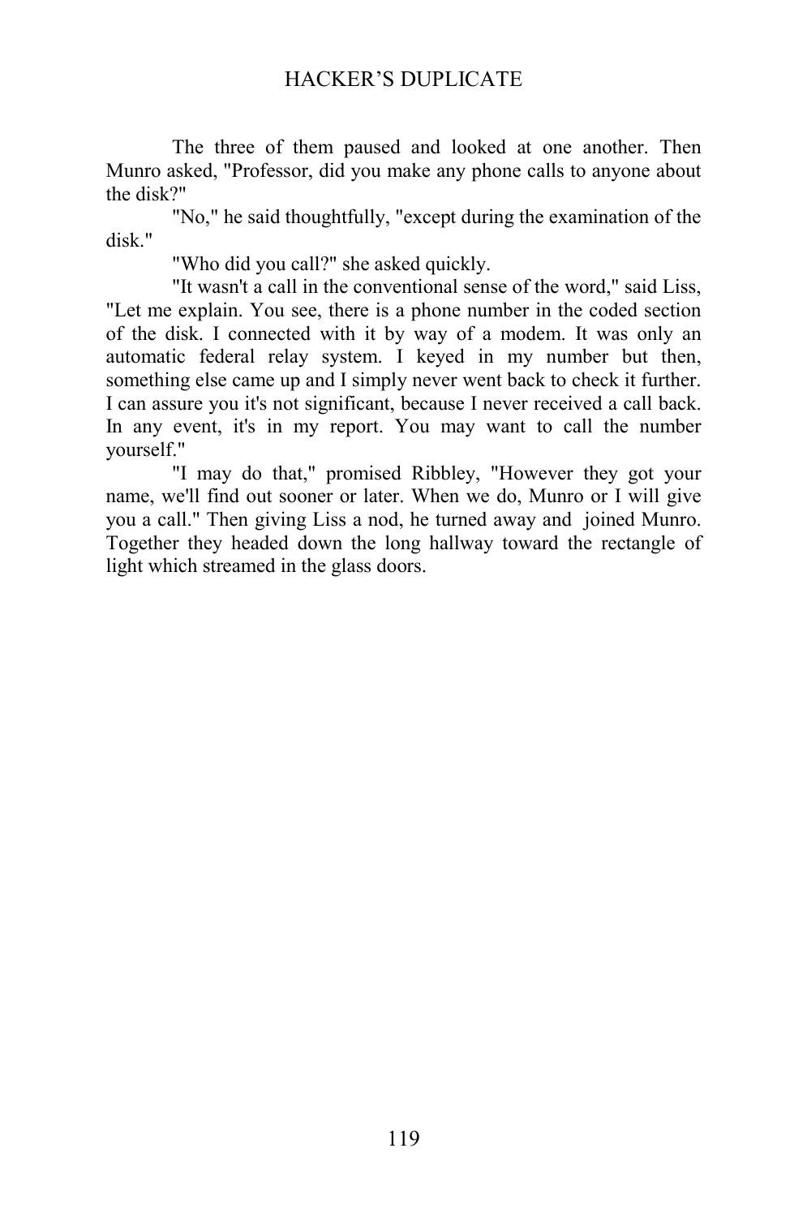The three of them paused and looked at one another. Then Munro asked, "Professor, did you make any phone calls to anyone about the disk?"

"No," he said thoughtfully, "except during the examination of the disk."

"Who did you call?" she asked quickly.

"It wasn't a call in the conventional sense of the word," said Liss, "Let me explain. You see, there is a phone number in the coded section of the disk. I connected with it by way of a modem. It was only an automatic federal relay system. I keyed in my number but then, something else came up and I simply never went back to check it further. I can assure you it's not significant, because I never received a call back. In any event, it's in my report. You may want to call the number yourself."

"I may do that," promised Ribbley, "However they got your name, we'll find out sooner or later. When we do, Munro or I will give you a call." Then giving Liss a nod, he turned away and joined Munro. Together they headed down the long hallway toward the rectangle of light which streamed in the glass doors.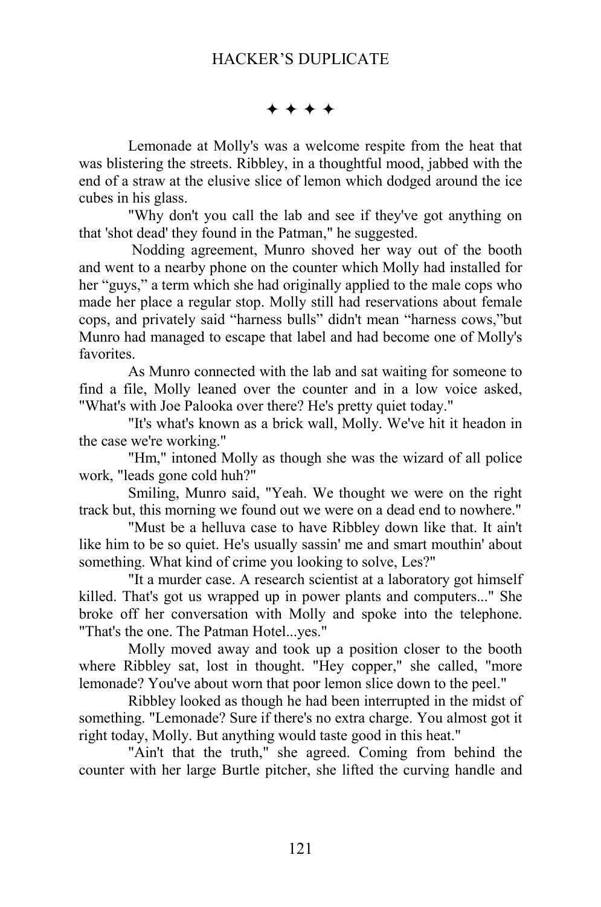✦ ✦ ✦ ✦

Lemonade at Molly's was a welcome respite from the heat that was blistering the streets. Ribbley, in a thoughtful mood, jabbed with the end of a straw at the elusive slice of lemon which dodged around the ice cubes in his glass.

"Why don't you call the lab and see if they've got anything on that 'shot dead' they found in the Patman," he suggested.

Nodding agreement, Munro shoved her way out of the booth and went to a nearby phone on the counter which Molly had installed for her "guys," a term which she had originally applied to the male cops who made her place a regular stop. Molly still had reservations about female cops, and privately said "harness bulls" didn't mean "harness cows,"but Munro had managed to escape that label and had become one of Molly's favorites.

As Munro connected with the lab and sat waiting for someone to find a file, Molly leaned over the counter and in a low voice asked, "What's with Joe Palooka over there? He's pretty quiet today."

"It's what's known as a brick wall, Molly. We've hit it headon in the case we're working."

"Hm," intoned Molly as though she was the wizard of all police work, "leads gone cold huh?"

Smiling, Munro said, "Yeah. We thought we were on the right track but, this morning we found out we were on a dead end to nowhere."

"Must be a helluva case to have Ribbley down like that. It ain't like him to be so quiet. He's usually sassin' me and smart mouthin' about something. What kind of crime you looking to solve, Les?"

"It a murder case. A research scientist at a laboratory got himself killed. That's got us wrapped up in power plants and computers..." She broke off her conversation with Molly and spoke into the telephone. "That's the one. The Patman Hotel...yes."

Molly moved away and took up a position closer to the booth where Ribbley sat, lost in thought. "Hey copper," she called, "more lemonade? You've about worn that poor lemon slice down to the peel."

Ribbley looked as though he had been interrupted in the midst of something. "Lemonade? Sure if there's no extra charge. You almost got it right today, Molly. But anything would taste good in this heat."

"Ain't that the truth," she agreed. Coming from behind the counter with her large Burtle pitcher, she lifted the curving handle and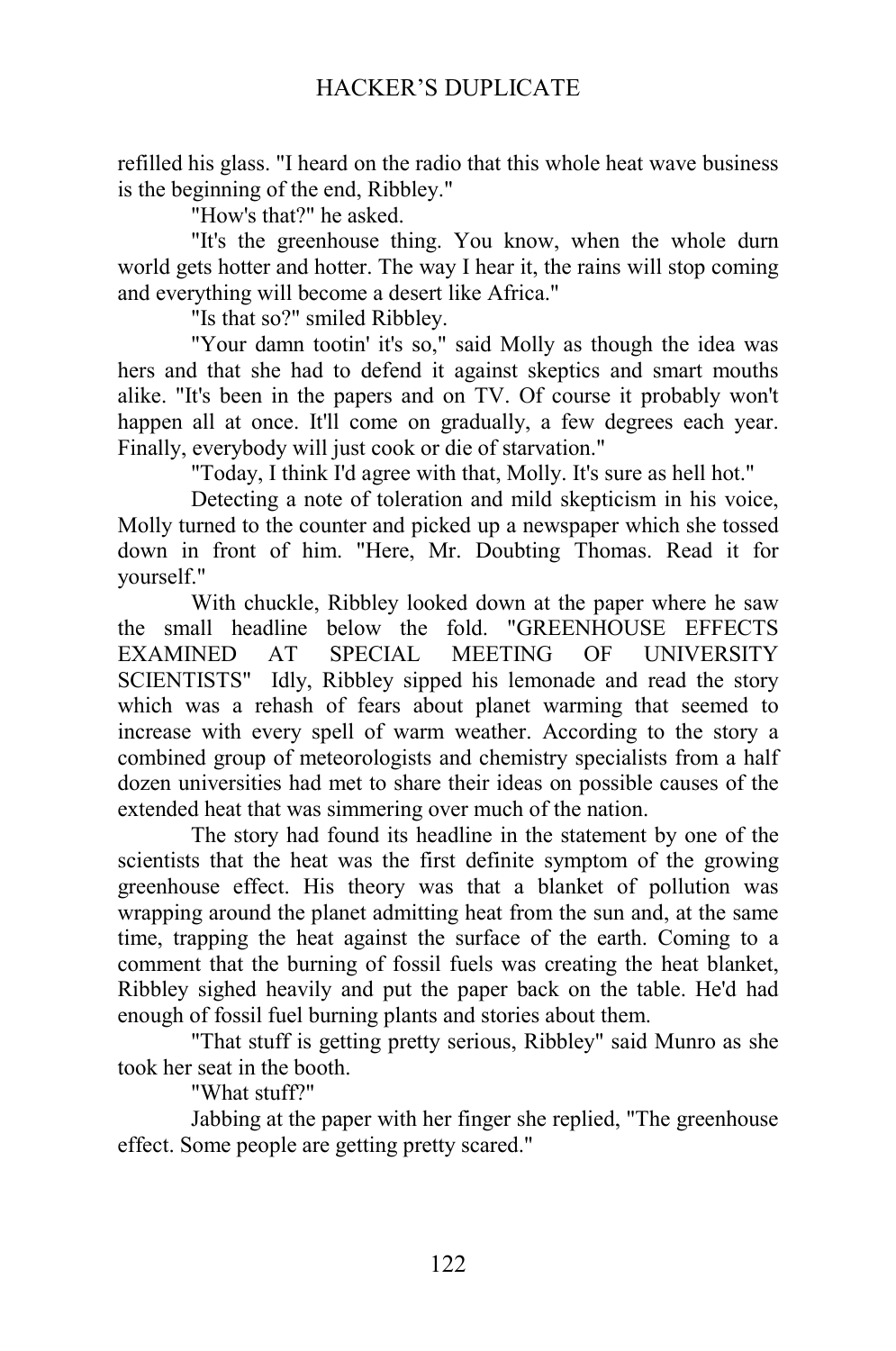refilled his glass. "I heard on the radio that this whole heat wave business is the beginning of the end, Ribbley."

"How's that?" he asked.

"It's the greenhouse thing. You know, when the whole durn world gets hotter and hotter. The way I hear it, the rains will stop coming and everything will become a desert like Africa."

"Is that so?" smiled Ribbley.

"Your damn tootin' it's so," said Molly as though the idea was hers and that she had to defend it against skeptics and smart mouths alike. "It's been in the papers and on TV. Of course it probably won't happen all at once. It'll come on gradually, a few degrees each year. Finally, everybody will just cook or die of starvation."

"Today, I think I'd agree with that, Molly. It's sure as hell hot."

Detecting a note of toleration and mild skepticism in his voice, Molly turned to the counter and picked up a newspaper which she tossed down in front of him. "Here, Mr. Doubting Thomas. Read it for yourself."

With chuckle, Ribbley looked down at the paper where he saw the small headline below the fold. "GREENHOUSE EFFECTS EXAMINED AT SPECIAL MEETING OF UNIVERSITY SCIENTISTS" Idly, Ribbley sipped his lemonade and read the story which was a rehash of fears about planet warming that seemed to increase with every spell of warm weather. According to the story a combined group of meteorologists and chemistry specialists from a half dozen universities had met to share their ideas on possible causes of the extended heat that was simmering over much of the nation.

The story had found its headline in the statement by one of the scientists that the heat was the first definite symptom of the growing greenhouse effect. His theory was that a blanket of pollution was wrapping around the planet admitting heat from the sun and, at the same time, trapping the heat against the surface of the earth. Coming to a comment that the burning of fossil fuels was creating the heat blanket, Ribbley sighed heavily and put the paper back on the table. He'd had enough of fossil fuel burning plants and stories about them.

"That stuff is getting pretty serious, Ribbley" said Munro as she took her seat in the booth.

"What stuff?"

Jabbing at the paper with her finger she replied, "The greenhouse effect. Some people are getting pretty scared."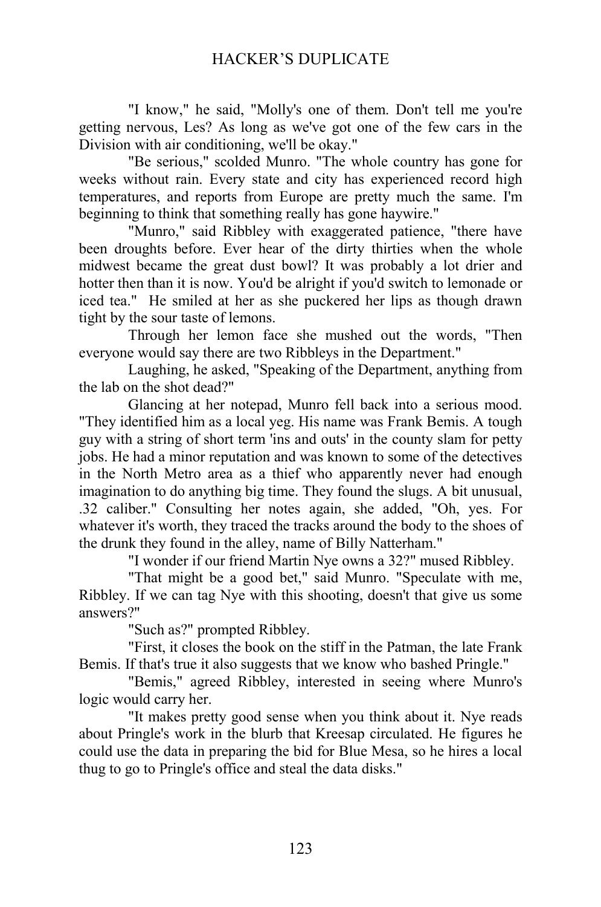"I know," he said, "Molly's one of them. Don't tell me you're getting nervous, Les? As long as we've got one of the few cars in the Division with air conditioning, we'll be okay."

"Be serious," scolded Munro. "The whole country has gone for weeks without rain. Every state and city has experienced record high temperatures, and reports from Europe are pretty much the same. I'm beginning to think that something really has gone haywire."

"Munro," said Ribbley with exaggerated patience, "there have been droughts before. Ever hear of the dirty thirties when the whole midwest became the great dust bowl? It was probably a lot drier and hotter then than it is now. You'd be alright if you'd switch to lemonade or iced tea." He smiled at her as she puckered her lips as though drawn tight by the sour taste of lemons.

Through her lemon face she mushed out the words, "Then everyone would say there are two Ribbleys in the Department."

Laughing, he asked, "Speaking of the Department, anything from the lab on the shot dead?"

Glancing at her notepad, Munro fell back into a serious mood. "They identified him as a local yeg. His name was Frank Bemis. A tough guy with a string of short term 'ins and outs' in the county slam for petty jobs. He had a minor reputation and was known to some of the detectives in the North Metro area as a thief who apparently never had enough imagination to do anything big time. They found the slugs. A bit unusual, .32 caliber." Consulting her notes again, she added, "Oh, yes. For whatever it's worth, they traced the tracks around the body to the shoes of the drunk they found in the alley, name of Billy Natterham."

"I wonder if our friend Martin Nye owns a 32?" mused Ribbley.

"That might be a good bet," said Munro. "Speculate with me, Ribbley. If we can tag Nye with this shooting, doesn't that give us some answers?"

"Such as?" prompted Ribbley.

"First, it closes the book on the stiff in the Patman, the late Frank Bemis. If that's true it also suggests that we know who bashed Pringle."

"Bemis," agreed Ribbley, interested in seeing where Munro's logic would carry her.

"It makes pretty good sense when you think about it. Nye reads about Pringle's work in the blurb that Kreesap circulated. He figures he could use the data in preparing the bid for Blue Mesa, so he hires a local thug to go to Pringle's office and steal the data disks."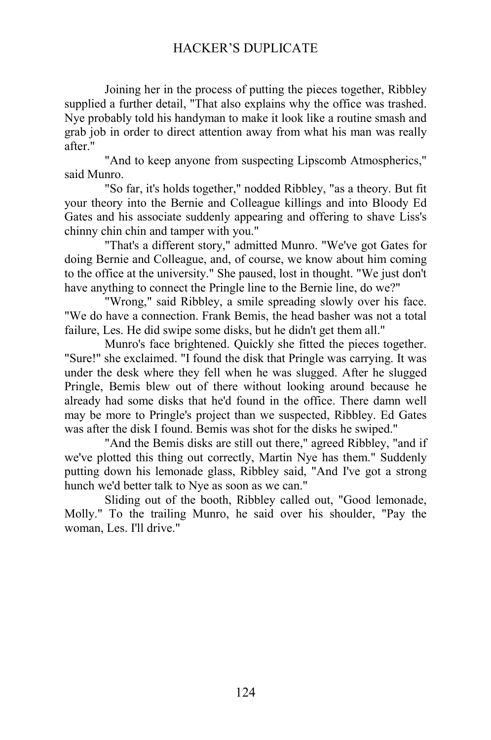Joining her in the process of putting the pieces together, Ribbley supplied a further detail, "That also explains why the office was trashed. Nye probably told his handyman to make it look like a routine smash and grab job in order to direct attention away from what his man was really after."

"And to keep anyone from suspecting Lipscomb Atmospherics," said Munro.

"So far, it's holds together," nodded Ribbley, "as a theory. But fit your theory into the Bernie and Colleague killings and into Bloody Ed Gates and his associate suddenly appearing and offering to shave Liss's chinny chin chin and tamper with you."

"That's a different story," admitted Munro. "We've got Gates for doing Bernie and Colleague, and, of course, we know about him coming to the office at the university." She paused, lost in thought. "We just don't have anything to connect the Pringle line to the Bernie line, do we?"

"Wrong," said Ribbley, a smile spreading slowly over his face. "We do have a connection. Frank Bemis, the head basher was not a total failure, Les. He did swipe some disks, but he didn't get them all."

Munro's face brightened. Quickly she fitted the pieces together. "Sure!" she exclaimed. "I found the disk that Pringle was carrying. It was under the desk where they fell when he was slugged. After he slugged Pringle, Bemis blew out of there without looking around because he already had some disks that he'd found in the office. There damn well may be more to Pringle's project than we suspected, Ribbley. Ed Gates was after the disk I found. Bemis was shot for the disks he swiped."

"And the Bemis disks are still out there," agreed Ribbley, "and if we've plotted this thing out correctly, Martin Nye has them." Suddenly putting down his lemonade glass, Ribbley said, "And I've got a strong hunch we'd better talk to Nye as soon as we can."

Sliding out of the booth, Ribbley called out, "Good lemonade, Molly." To the trailing Munro, he said over his shoulder, "Pay the woman, Les. I'll drive."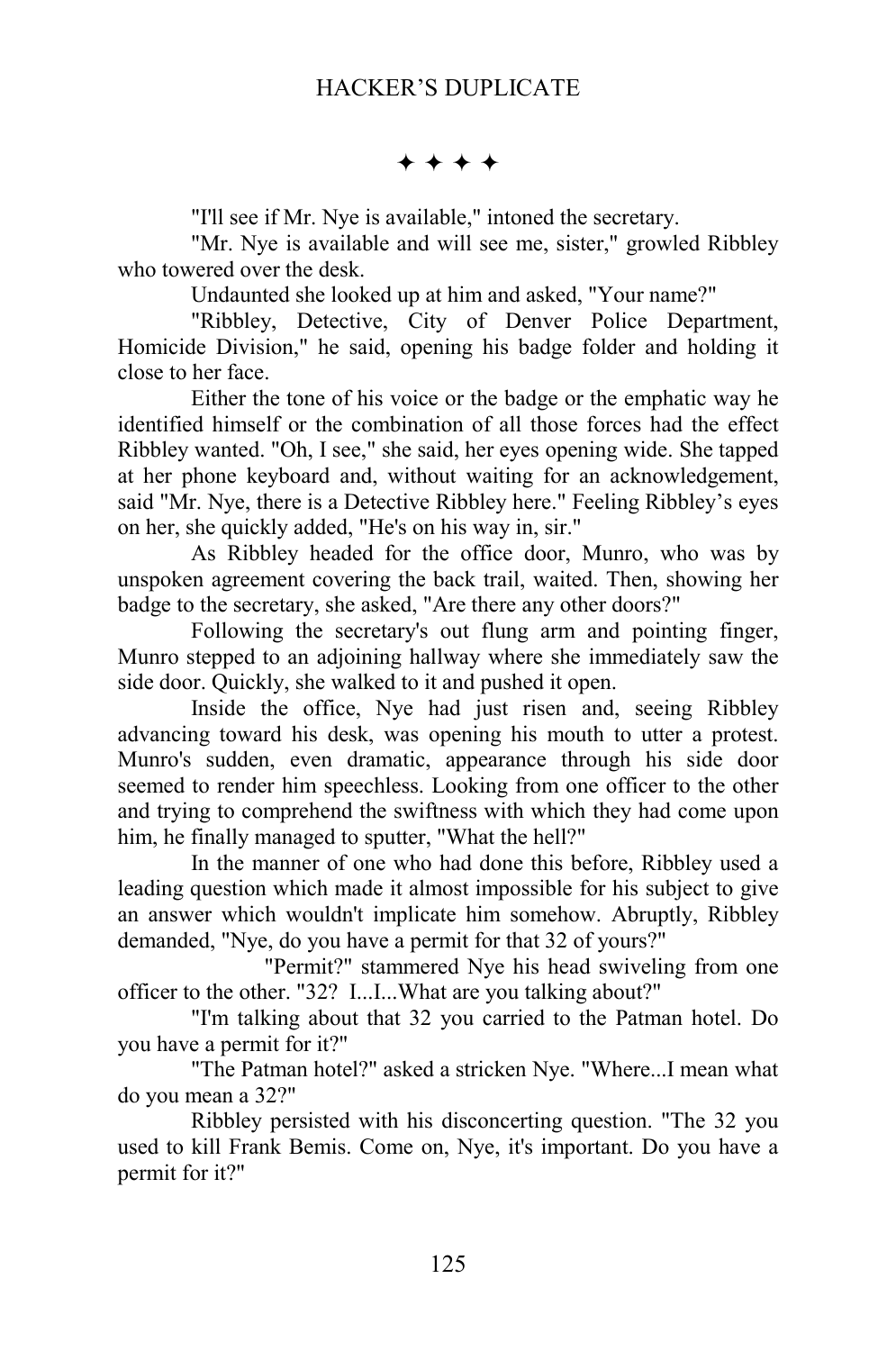✦ ✦ ✦ ✦

"I'll see if Mr. Nye is available," intoned the secretary.

"Mr. Nye is available and will see me, sister," growled Ribbley who towered over the desk.

Undaunted she looked up at him and asked, "Your name?"

"Ribbley, Detective, City of Denver Police Department, Homicide Division," he said, opening his badge folder and holding it close to her face.

Either the tone of his voice or the badge or the emphatic way he identified himself or the combination of all those forces had the effect Ribbley wanted. "Oh, I see," she said, her eyes opening wide. She tapped at her phone keyboard and, without waiting for an acknowledgement, said "Mr. Nye, there is a Detective Ribbley here." Feeling Ribbley's eyes on her, she quickly added, "He's on his way in, sir."

As Ribbley headed for the office door, Munro, who was by unspoken agreement covering the back trail, waited. Then, showing her badge to the secretary, she asked, "Are there any other doors?"

Following the secretary's out flung arm and pointing finger, Munro stepped to an adjoining hallway where she immediately saw the side door. Quickly, she walked to it and pushed it open.

Inside the office, Nye had just risen and, seeing Ribbley advancing toward his desk, was opening his mouth to utter a protest. Munro's sudden, even dramatic, appearance through his side door seemed to render him speechless. Looking from one officer to the other and trying to comprehend the swiftness with which they had come upon him, he finally managed to sputter, "What the hell?"

In the manner of one who had done this before, Ribbley used a leading question which made it almost impossible for his subject to give an answer which wouldn't implicate him somehow. Abruptly, Ribbley demanded, "Nye, do you have a permit for that 32 of yours?"

"Permit?" stammered Nye his head swiveling from one officer to the other. "32? I...I...What are you talking about?"

"I'm talking about that 32 you carried to the Patman hotel. Do you have a permit for it?"

"The Patman hotel?" asked a stricken Nye. "Where...I mean what do you mean a 32?"

Ribbley persisted with his disconcerting question. "The 32 you used to kill Frank Bemis. Come on, Nye, it's important. Do you have a permit for it?"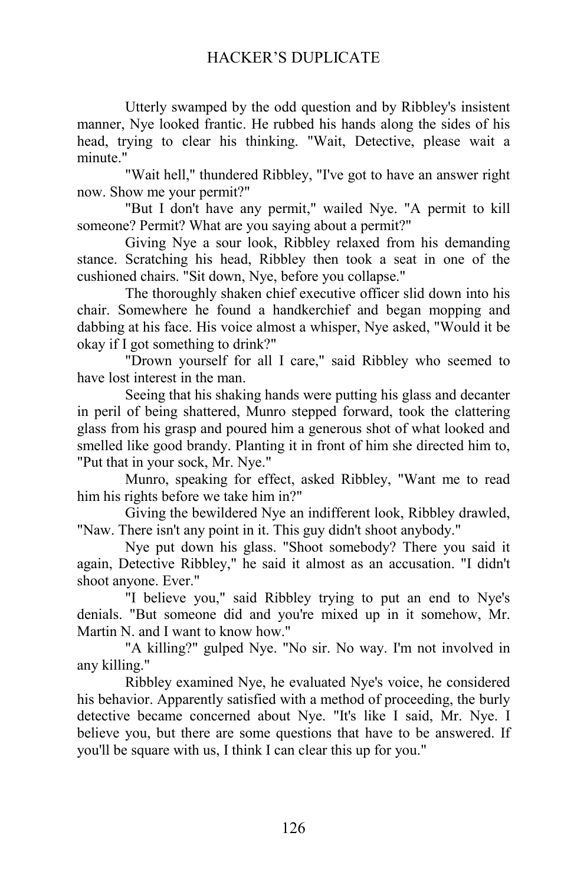Utterly swamped by the odd question and by Ribbley's insistent manner, Nye looked frantic. He rubbed his hands along the sides of his head, trying to clear his thinking. "Wait, Detective, please wait a minute."

"Wait hell," thundered Ribbley, "I've got to have an answer right now. Show me your permit?"

"But I don't have any permit," wailed Nye. "A permit to kill someone? Permit? What are you saying about a permit?"

Giving Nye a sour look, Ribbley relaxed from his demanding stance. Scratching his head, Ribbley then took a seat in one of the cushioned chairs. "Sit down, Nye, before you collapse."

The thoroughly shaken chief executive officer slid down into his chair. Somewhere he found a handkerchief and began mopping and dabbing at his face. His voice almost a whisper, Nye asked, "Would it be okay if I got something to drink?"

"Drown yourself for all I care," said Ribbley who seemed to have lost interest in the man.

Seeing that his shaking hands were putting his glass and decanter in peril of being shattered, Munro stepped forward, took the clattering glass from his grasp and poured him a generous shot of what looked and smelled like good brandy. Planting it in front of him she directed him to, "Put that in your sock, Mr. Nye."

Munro, speaking for effect, asked Ribbley, "Want me to read him his rights before we take him in?"

Giving the bewildered Nye an indifferent look, Ribbley drawled, "Naw. There isn't any point in it. This guy didn't shoot anybody."

Nye put down his glass. "Shoot somebody? There you said it again, Detective Ribbley," he said it almost as an accusation. "I didn't shoot anyone. Ever."

"I believe you," said Ribbley trying to put an end to Nye's denials. "But someone did and you're mixed up in it somehow, Mr. Martin N. and I want to know how."

"A killing?" gulped Nye. "No sir. No way. I'm not involved in any killing."

Ribbley examined Nye, he evaluated Nye's voice, he considered his behavior. Apparently satisfied with a method of proceeding, the burly detective became concerned about Nye. "It's like I said, Mr. Nye. I believe you, but there are some questions that have to be answered. If you'll be square with us, I think I can clear this up for you."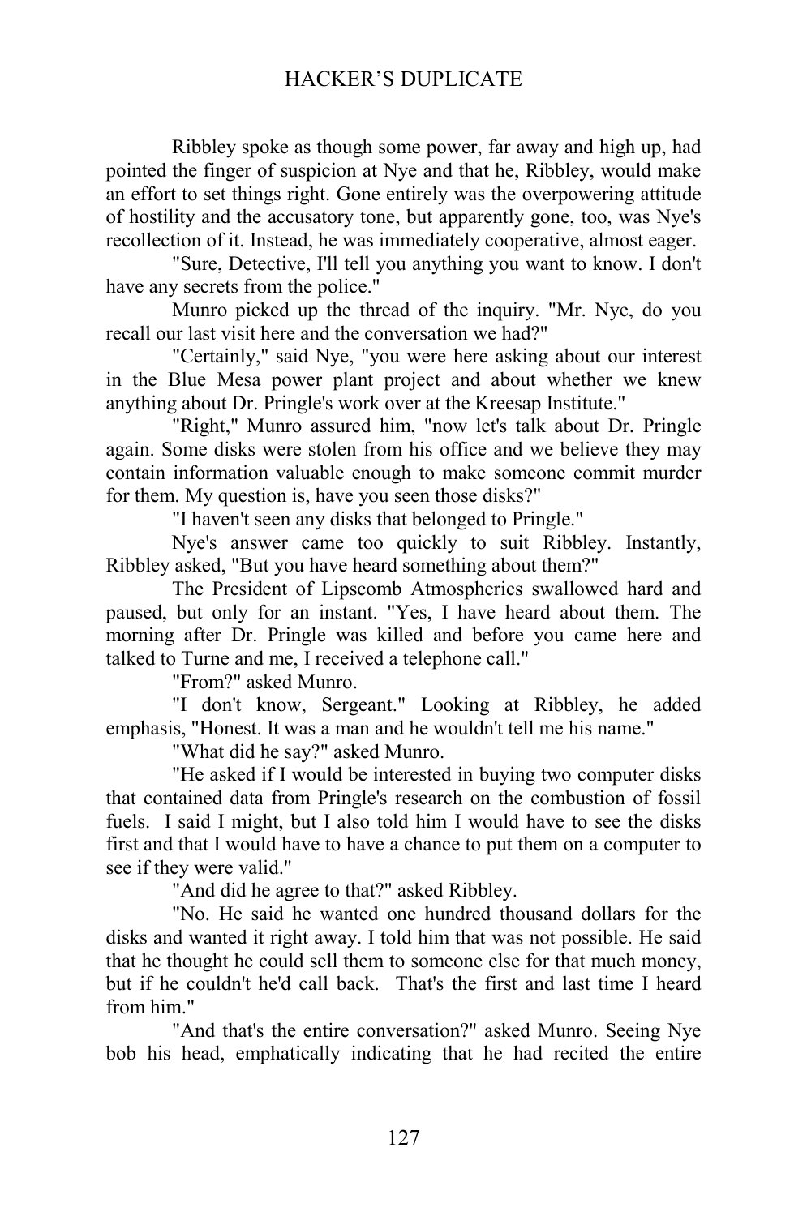Ribbley spoke as though some power, far away and high up, had pointed the finger of suspicion at Nye and that he, Ribbley, would make an effort to set things right. Gone entirely was the overpowering attitude of hostility and the accusatory tone, but apparently gone, too, was Nye's recollection of it. Instead, he was immediately cooperative, almost eager.

"Sure, Detective, I'll tell you anything you want to know. I don't have any secrets from the police."

Munro picked up the thread of the inquiry. "Mr. Nye, do you recall our last visit here and the conversation we had?"

"Certainly," said Nye, "you were here asking about our interest in the Blue Mesa power plant project and about whether we knew anything about Dr. Pringle's work over at the Kreesap Institute."

"Right," Munro assured him, "now let's talk about Dr. Pringle again. Some disks were stolen from his office and we believe they may contain information valuable enough to make someone commit murder for them. My question is, have you seen those disks?"

"I haven't seen any disks that belonged to Pringle."

Nye's answer came too quickly to suit Ribbley. Instantly, Ribbley asked, "But you have heard something about them?"

The President of Lipscomb Atmospherics swallowed hard and paused, but only for an instant. "Yes, I have heard about them. The morning after Dr. Pringle was killed and before you came here and talked to Turne and me, I received a telephone call."

"From?" asked Munro.

"I don't know, Sergeant." Looking at Ribbley, he added emphasis, "Honest. It was a man and he wouldn't tell me his name."

"What did he say?" asked Munro.

"He asked if I would be interested in buying two computer disks that contained data from Pringle's research on the combustion of fossil fuels. I said I might, but I also told him I would have to see the disks first and that I would have to have a chance to put them on a computer to see if they were valid."

"And did he agree to that?" asked Ribbley.

"No. He said he wanted one hundred thousand dollars for the disks and wanted it right away. I told him that was not possible. He said that he thought he could sell them to someone else for that much money, but if he couldn't he'd call back. That's the first and last time I heard from him."

"And that's the entire conversation?" asked Munro. Seeing Nye bob his head, emphatically indicating that he had recited the entire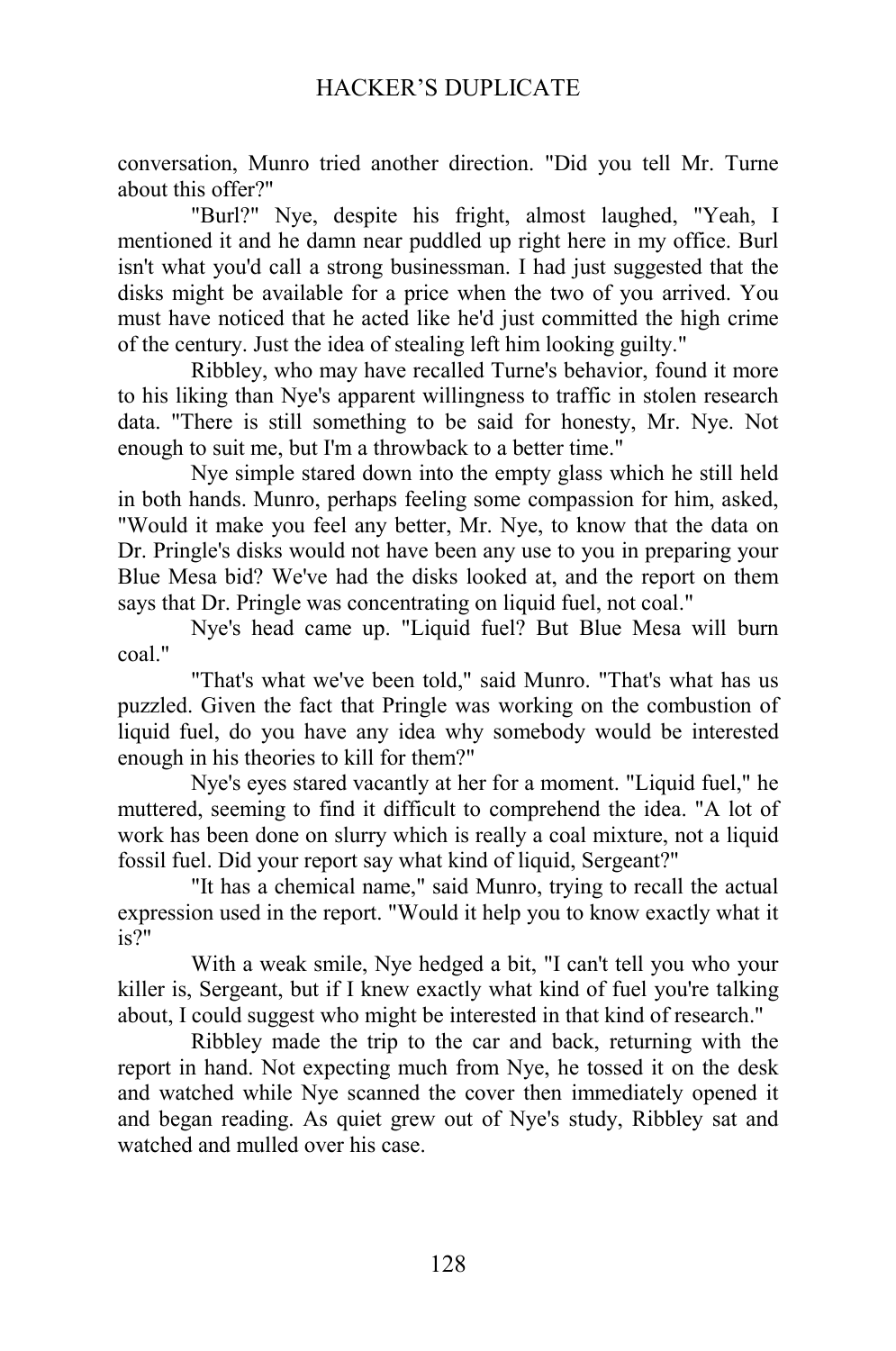conversation, Munro tried another direction. "Did you tell Mr. Turne about this offer?"

"Burl?" Nye, despite his fright, almost laughed, "Yeah, I mentioned it and he damn near puddled up right here in my office. Burl isn't what you'd call a strong businessman. I had just suggested that the disks might be available for a price when the two of you arrived. You must have noticed that he acted like he'd just committed the high crime of the century. Just the idea of stealing left him looking guilty."

Ribbley, who may have recalled Turne's behavior, found it more to his liking than Nye's apparent willingness to traffic in stolen research data. "There is still something to be said for honesty, Mr. Nye. Not enough to suit me, but I'm a throwback to a better time."

Nye simple stared down into the empty glass which he still held in both hands. Munro, perhaps feeling some compassion for him, asked, "Would it make you feel any better, Mr. Nye, to know that the data on Dr. Pringle's disks would not have been any use to you in preparing your Blue Mesa bid? We've had the disks looked at, and the report on them says that Dr. Pringle was concentrating on liquid fuel, not coal."

Nye's head came up. "Liquid fuel? But Blue Mesa will burn coal."

"That's what we've been told," said Munro. "That's what has us puzzled. Given the fact that Pringle was working on the combustion of liquid fuel, do you have any idea why somebody would be interested enough in his theories to kill for them?"

Nye's eyes stared vacantly at her for a moment. "Liquid fuel," he muttered, seeming to find it difficult to comprehend the idea. "A lot of work has been done on slurry which is really a coal mixture, not a liquid fossil fuel. Did your report say what kind of liquid, Sergeant?"

"It has a chemical name," said Munro, trying to recall the actual expression used in the report. "Would it help you to know exactly what it is?"

With a weak smile, Nye hedged a bit, "I can't tell you who your killer is, Sergeant, but if I knew exactly what kind of fuel you're talking about, I could suggest who might be interested in that kind of research."

Ribbley made the trip to the car and back, returning with the report in hand. Not expecting much from Nye, he tossed it on the desk and watched while Nye scanned the cover then immediately opened it and began reading. As quiet grew out of Nye's study, Ribbley sat and watched and mulled over his case.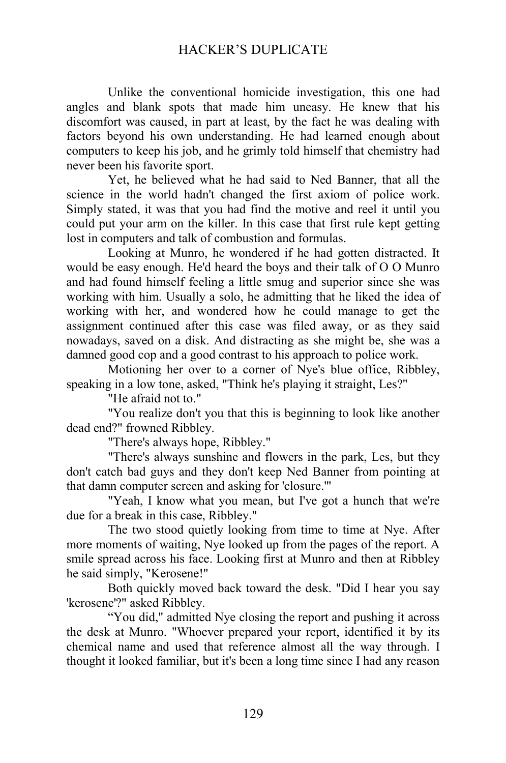Unlike the conventional homicide investigation, this one had angles and blank spots that made him uneasy. He knew that his discomfort was caused, in part at least, by the fact he was dealing with factors beyond his own understanding. He had learned enough about computers to keep his job, and he grimly told himself that chemistry had never been his favorite sport.

Yet, he believed what he had said to Ned Banner, that all the science in the world hadn't changed the first axiom of police work. Simply stated, it was that you had find the motive and reel it until you could put your arm on the killer. In this case that first rule kept getting lost in computers and talk of combustion and formulas.

Looking at Munro, he wondered if he had gotten distracted. It would be easy enough. He'd heard the boys and their talk of O O Munro and had found himself feeling a little smug and superior since she was working with him. Usually a solo, he admitting that he liked the idea of working with her, and wondered how he could manage to get the assignment continued after this case was filed away, or as they said nowadays, saved on a disk. And distracting as she might be, she was a damned good cop and a good contrast to his approach to police work.

Motioning her over to a corner of Nye's blue office, Ribbley, speaking in a low tone, asked, "Think he's playing it straight, Les?"

"He afraid not to."

"You realize don't you that this is beginning to look like another dead end?" frowned Ribbley.

"There's always hope, Ribbley."

"There's always sunshine and flowers in the park, Les, but they don't catch bad guys and they don't keep Ned Banner from pointing at that damn computer screen and asking for 'closure.'"

"Yeah, I know what you mean, but I've got a hunch that we're due for a break in this case, Ribbley."

The two stood quietly looking from time to time at Nye. After more moments of waiting, Nye looked up from the pages of the report. A smile spread across his face. Looking first at Munro and then at Ribbley he said simply, "Kerosene!"

Both quickly moved back toward the desk. "Did I hear you say 'kerosene'?" asked Ribbley.

"You did," admitted Nye closing the report and pushing it across the desk at Munro. "Whoever prepared your report, identified it by its chemical name and used that reference almost all the way through. I thought it looked familiar, but it's been a long time since I had any reason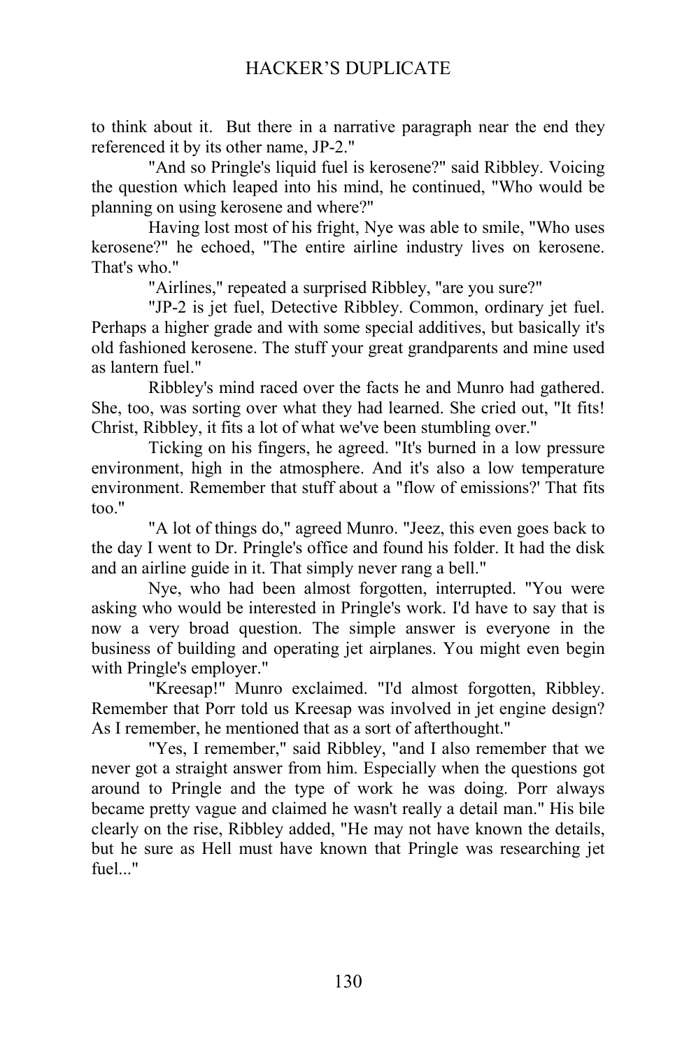to think about it. But there in a narrative paragraph near the end they referenced it by its other name, JP-2."

"And so Pringle's liquid fuel is kerosene?" said Ribbley. Voicing the question which leaped into his mind, he continued, "Who would be planning on using kerosene and where?"

Having lost most of his fright, Nye was able to smile, "Who uses kerosene?" he echoed, "The entire airline industry lives on kerosene. That's who."

"Airlines," repeated a surprised Ribbley, "are you sure?"

"JP-2 is jet fuel, Detective Ribbley. Common, ordinary jet fuel. Perhaps a higher grade and with some special additives, but basically it's old fashioned kerosene. The stuff your great grandparents and mine used as lantern fuel."

Ribbley's mind raced over the facts he and Munro had gathered. She, too, was sorting over what they had learned. She cried out, "It fits! Christ, Ribbley, it fits a lot of what we've been stumbling over."

Ticking on his fingers, he agreed. "It's burned in a low pressure environment, high in the atmosphere. And it's also a low temperature environment. Remember that stuff about a "flow of emissions?' That fits too."

"A lot of things do," agreed Munro. "Jeez, this even goes back to the day I went to Dr. Pringle's office and found his folder. It had the disk and an airline guide in it. That simply never rang a bell."

Nye, who had been almost forgotten, interrupted. "You were asking who would be interested in Pringle's work. I'd have to say that is now a very broad question. The simple answer is everyone in the business of building and operating jet airplanes. You might even begin with Pringle's employer."

"Kreesap!" Munro exclaimed. "I'd almost forgotten, Ribbley. Remember that Porr told us Kreesap was involved in jet engine design? As I remember, he mentioned that as a sort of afterthought."

"Yes, I remember," said Ribbley, "and I also remember that we never got a straight answer from him. Especially when the questions got around to Pringle and the type of work he was doing. Porr always became pretty vague and claimed he wasn't really a detail man." His bile clearly on the rise, Ribbley added, "He may not have known the details, but he sure as Hell must have known that Pringle was researching jet fuel..."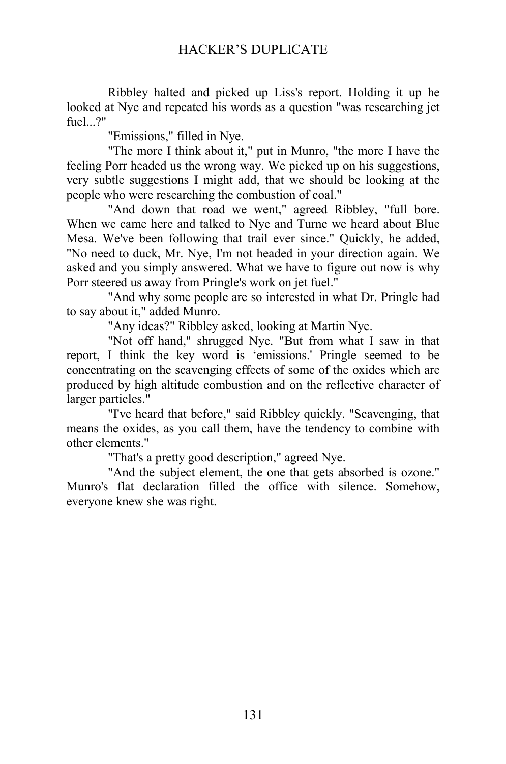Ribbley halted and picked up Liss's report. Holding it up he looked at Nye and repeated his words as a question "was researching jet fuel...?"

"Emissions," filled in Nye.

"The more I think about it," put in Munro, "the more I have the feeling Porr headed us the wrong way. We picked up on his suggestions, very subtle suggestions I might add, that we should be looking at the people who were researching the combustion of coal."

"And down that road we went," agreed Ribbley, "full bore. When we came here and talked to Nye and Turne we heard about Blue Mesa. We've been following that trail ever since." Quickly, he added, "No need to duck, Mr. Nye, I'm not headed in your direction again. We asked and you simply answered. What we have to figure out now is why Porr steered us away from Pringle's work on jet fuel."

"And why some people are so interested in what Dr. Pringle had to say about it," added Munro.

"Any ideas?" Ribbley asked, looking at Martin Nye.

"Not off hand," shrugged Nye. "But from what I saw in that report, I think the key word is 'emissions.' Pringle seemed to be concentrating on the scavenging effects of some of the oxides which are produced by high altitude combustion and on the reflective character of larger particles."

"I've heard that before," said Ribbley quickly. "Scavenging, that means the oxides, as you call them, have the tendency to combine with other elements."

"That's a pretty good description," agreed Nye.

"And the subject element, the one that gets absorbed is ozone." Munro's flat declaration filled the office with silence. Somehow, everyone knew she was right.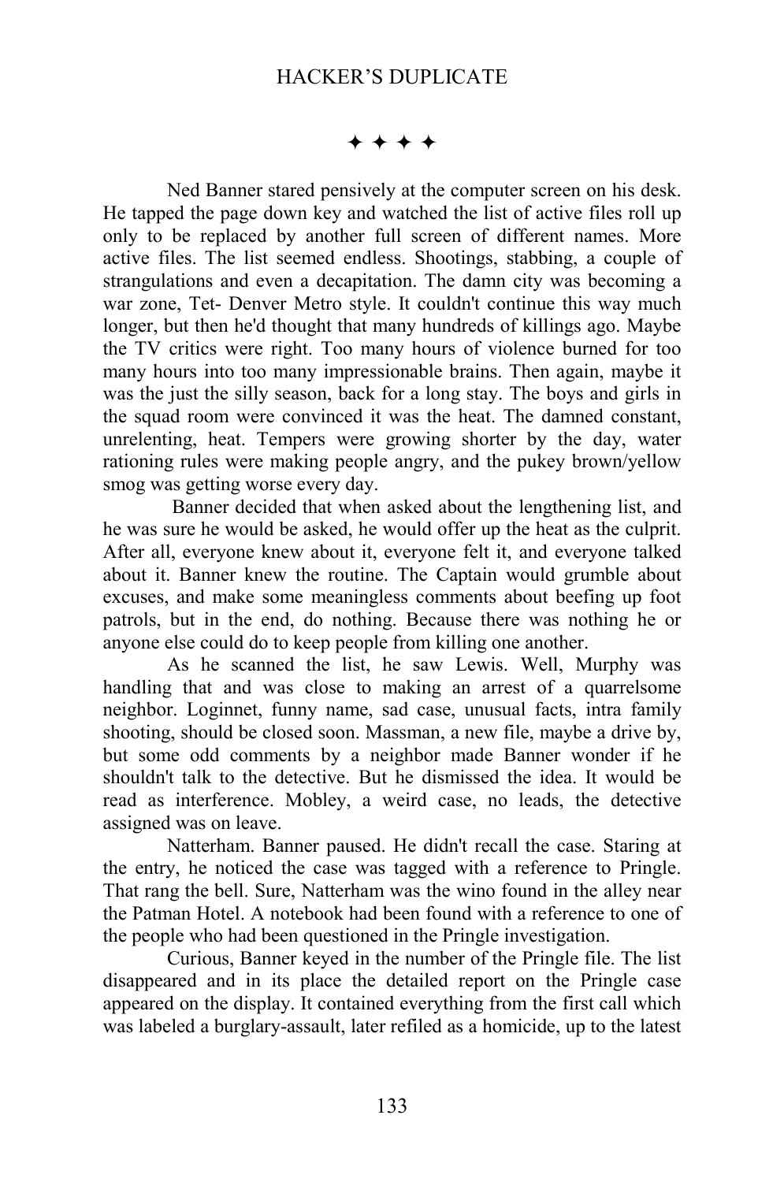✦ ✦ ✦ ✦

Ned Banner stared pensively at the computer screen on his desk. He tapped the page down key and watched the list of active files roll up only to be replaced by another full screen of different names. More active files. The list seemed endless. Shootings, stabbing, a couple of strangulations and even a decapitation. The damn city was becoming a war zone, Tet- Denver Metro style. It couldn't continue this way much longer, but then he'd thought that many hundreds of killings ago. Maybe the TV critics were right. Too many hours of violence burned for too many hours into too many impressionable brains. Then again, maybe it was the just the silly season, back for a long stay. The boys and girls in the squad room were convinced it was the heat. The damned constant, unrelenting, heat. Tempers were growing shorter by the day, water rationing rules were making people angry, and the pukey brown/yellow smog was getting worse every day.

Banner decided that when asked about the lengthening list, and he was sure he would be asked, he would offer up the heat as the culprit. After all, everyone knew about it, everyone felt it, and everyone talked about it. Banner knew the routine. The Captain would grumble about excuses, and make some meaningless comments about beefing up foot patrols, but in the end, do nothing. Because there was nothing he or anyone else could do to keep people from killing one another.

As he scanned the list, he saw Lewis. Well, Murphy was handling that and was close to making an arrest of a quarrelsome neighbor. Loginnet, funny name, sad case, unusual facts, intra family shooting, should be closed soon. Massman, a new file, maybe a drive by, but some odd comments by a neighbor made Banner wonder if he shouldn't talk to the detective. But he dismissed the idea. It would be read as interference. Mobley, a weird case, no leads, the detective assigned was on leave.

Natterham. Banner paused. He didn't recall the case. Staring at the entry, he noticed the case was tagged with a reference to Pringle. That rang the bell. Sure, Natterham was the wino found in the alley near the Patman Hotel. A notebook had been found with a reference to one of the people who had been questioned in the Pringle investigation.

Curious, Banner keyed in the number of the Pringle file. The list disappeared and in its place the detailed report on the Pringle case appeared on the display. It contained everything from the first call which was labeled a burglary-assault, later refiled as a homicide, up to the latest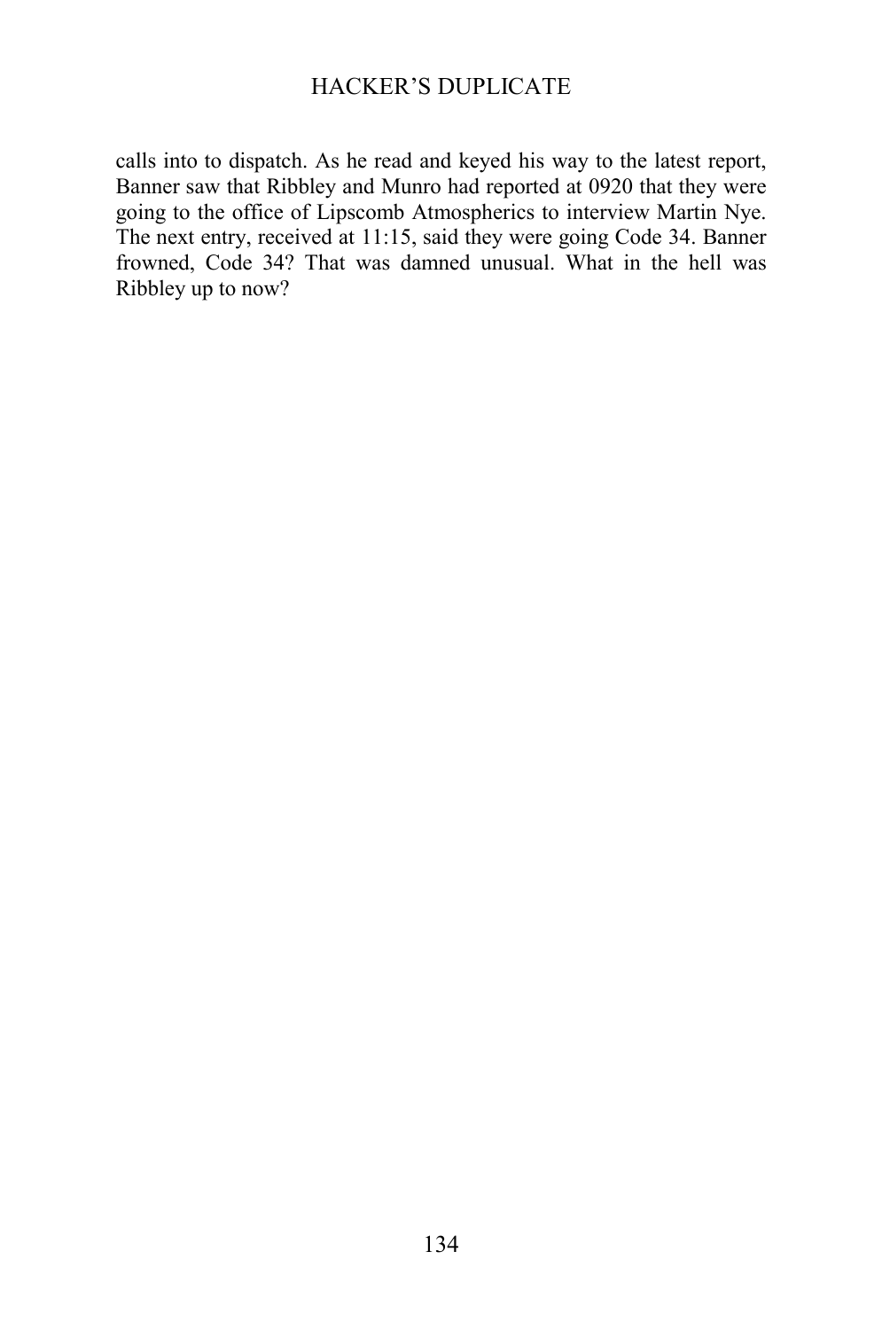calls into to dispatch. As he read and keyed his way to the latest report, Banner saw that Ribbley and Munro had reported at 0920 that they were going to the office of Lipscomb Atmospherics to interview Martin Nye. The next entry, received at 11:15, said they were going Code 34. Banner frowned, Code 34? That was damned unusual. What in the hell was Ribbley up to now?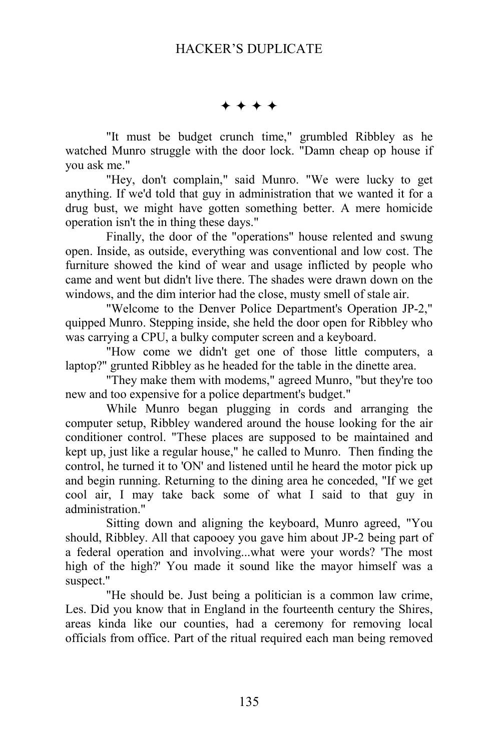✦ ✦ ✦ ✦

"It must be budget crunch time," grumbled Ribbley as he watched Munro struggle with the door lock. "Damn cheap op house if you ask me."

"Hey, don't complain," said Munro. "We were lucky to get anything. If we'd told that guy in administration that we wanted it for a drug bust, we might have gotten something better. A mere homicide operation isn't the in thing these days."

Finally, the door of the "operations" house relented and swung open. Inside, as outside, everything was conventional and low cost. The furniture showed the kind of wear and usage inflicted by people who came and went but didn't live there. The shades were drawn down on the windows, and the dim interior had the close, musty smell of stale air.

"Welcome to the Denver Police Department's Operation JP-2," quipped Munro. Stepping inside, she held the door open for Ribbley who was carrying a CPU, a bulky computer screen and a keyboard.

"How come we didn't get one of those little computers, a laptop?" grunted Ribbley as he headed for the table in the dinette area.

"They make them with modems," agreed Munro, "but they're too new and too expensive for a police department's budget."

While Munro began plugging in cords and arranging the computer setup, Ribbley wandered around the house looking for the air conditioner control. "These places are supposed to be maintained and kept up, just like a regular house," he called to Munro. Then finding the control, he turned it to 'ON' and listened until he heard the motor pick up and begin running. Returning to the dining area he conceded, "If we get cool air, I may take back some of what I said to that guy in administration."

Sitting down and aligning the keyboard, Munro agreed, "You should, Ribbley. All that capooey you gave him about JP-2 being part of a federal operation and involving...what were your words? 'The most high of the high?' You made it sound like the mayor himself was a suspect."

"He should be. Just being a politician is a common law crime, Les. Did you know that in England in the fourteenth century the Shires, areas kinda like our counties, had a ceremony for removing local officials from office. Part of the ritual required each man being removed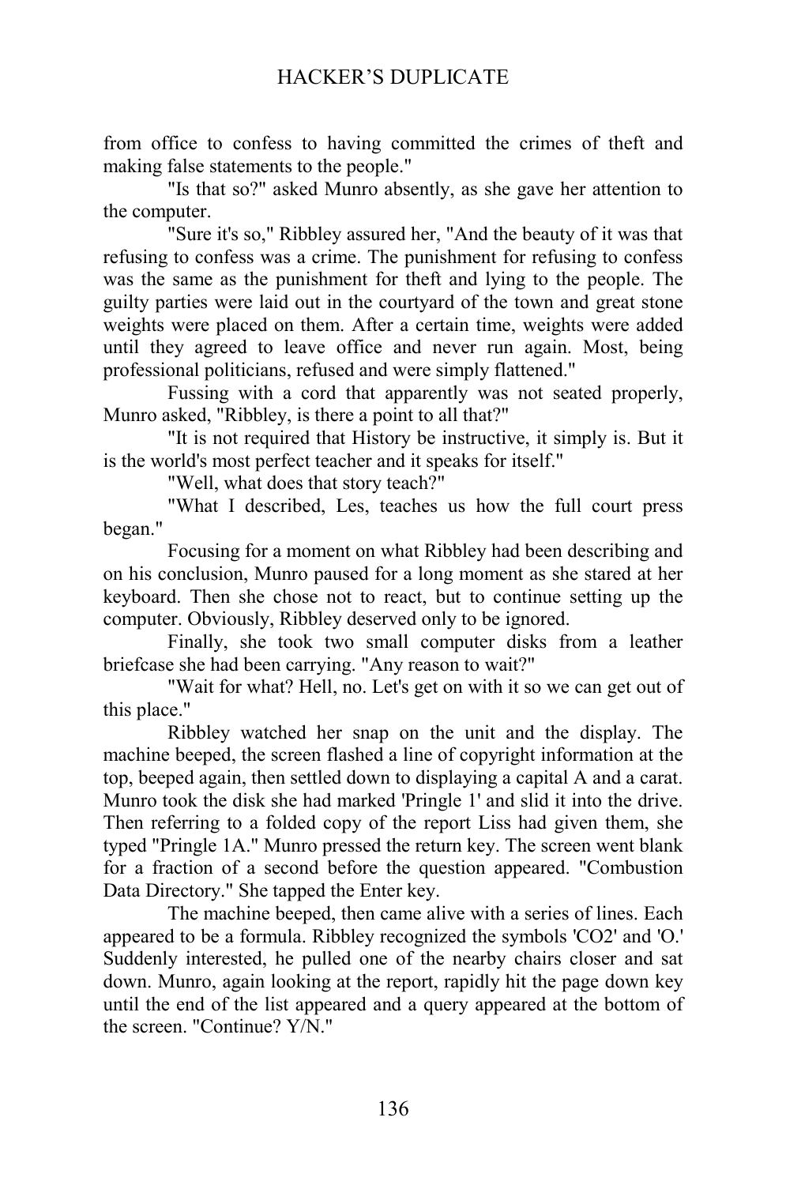from office to confess to having committed the crimes of theft and making false statements to the people."

"Is that so?" asked Munro absently, as she gave her attention to the computer.

"Sure it's so," Ribbley assured her, "And the beauty of it was that refusing to confess was a crime. The punishment for refusing to confess was the same as the punishment for theft and lying to the people. The guilty parties were laid out in the courtyard of the town and great stone weights were placed on them. After a certain time, weights were added until they agreed to leave office and never run again. Most, being professional politicians, refused and were simply flattened."

Fussing with a cord that apparently was not seated properly, Munro asked, "Ribbley, is there a point to all that?"

"It is not required that History be instructive, it simply is. But it is the world's most perfect teacher and it speaks for itself."

"Well, what does that story teach?"

"What I described, Les, teaches us how the full court press began."

Focusing for a moment on what Ribbley had been describing and on his conclusion, Munro paused for a long moment as she stared at her keyboard. Then she chose not to react, but to continue setting up the computer. Obviously, Ribbley deserved only to be ignored.

Finally, she took two small computer disks from a leather briefcase she had been carrying. "Any reason to wait?"

"Wait for what? Hell, no. Let's get on with it so we can get out of this place."

Ribbley watched her snap on the unit and the display. The machine beeped, the screen flashed a line of copyright information at the top, beeped again, then settled down to displaying a capital A and a carat. Munro took the disk she had marked 'Pringle 1' and slid it into the drive. Then referring to a folded copy of the report Liss had given them, she typed "Pringle 1A." Munro pressed the return key. The screen went blank for a fraction of a second before the question appeared. "Combustion Data Directory." She tapped the Enter key.

The machine beeped, then came alive with a series of lines. Each appeared to be a formula. Ribbley recognized the symbols 'CO2' and 'O.' Suddenly interested, he pulled one of the nearby chairs closer and sat down. Munro, again looking at the report, rapidly hit the page down key until the end of the list appeared and a query appeared at the bottom of the screen. "Continue? Y/N."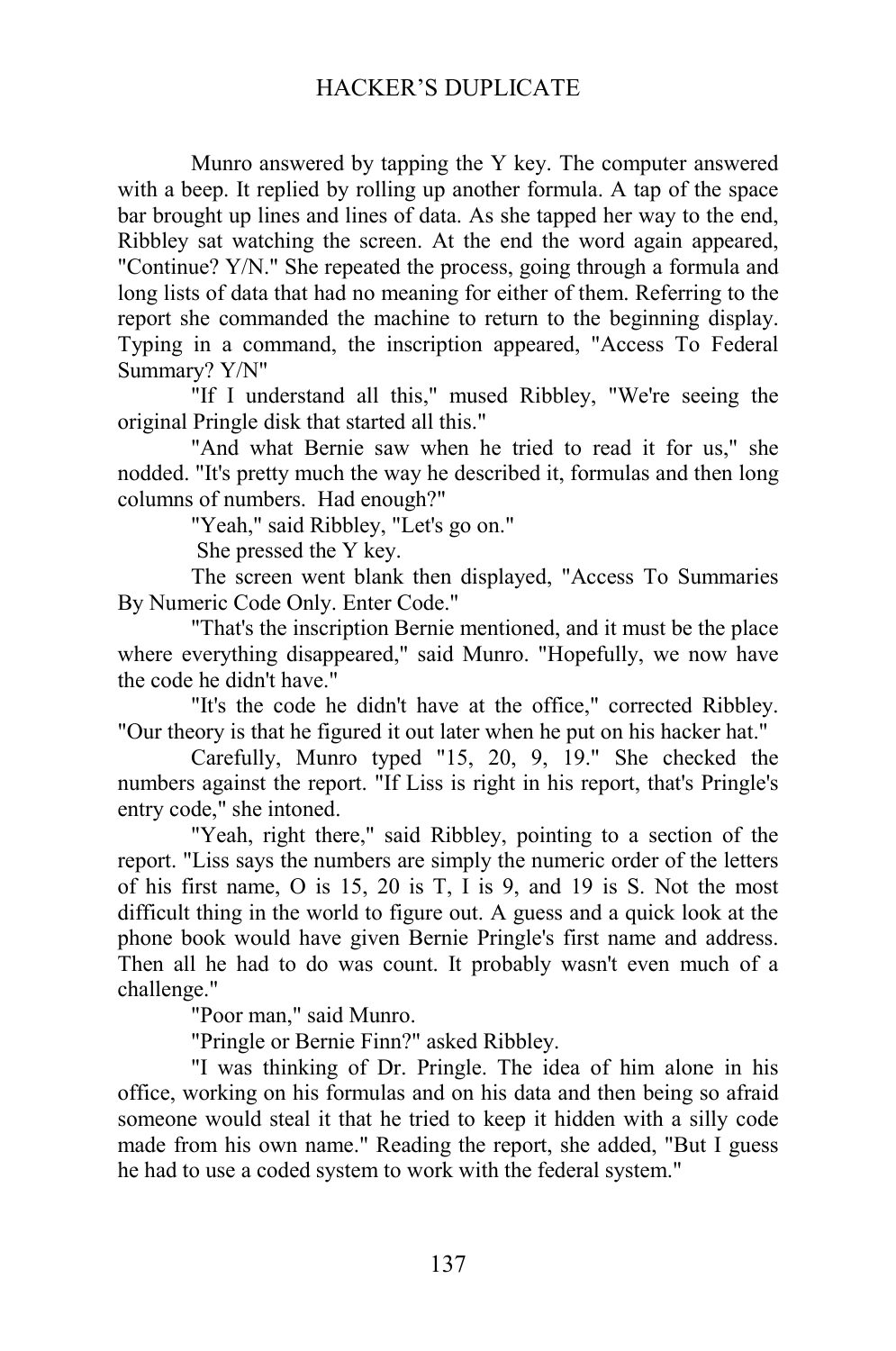Munro answered by tapping the Y key. The computer answered with a beep. It replied by rolling up another formula. A tap of the space bar brought up lines and lines of data. As she tapped her way to the end, Ribbley sat watching the screen. At the end the word again appeared, "Continue? Y/N." She repeated the process, going through a formula and long lists of data that had no meaning for either of them. Referring to the report she commanded the machine to return to the beginning display. Typing in a command, the inscription appeared, "Access To Federal Summary? Y/N"

"If I understand all this," mused Ribbley, "We're seeing the original Pringle disk that started all this."

"And what Bernie saw when he tried to read it for us," she nodded. "It's pretty much the way he described it, formulas and then long columns of numbers. Had enough?"

"Yeah," said Ribbley, "Let's go on."

She pressed the Y key.

The screen went blank then displayed, "Access To Summaries By Numeric Code Only. Enter Code."

"That's the inscription Bernie mentioned, and it must be the place where everything disappeared," said Munro. "Hopefully, we now have the code he didn't have."

"It's the code he didn't have at the office," corrected Ribbley. "Our theory is that he figured it out later when he put on his hacker hat."

Carefully, Munro typed "15, 20, 9, 19." She checked the numbers against the report. "If Liss is right in his report, that's Pringle's entry code," she intoned.

"Yeah, right there," said Ribbley, pointing to a section of the report. "Liss says the numbers are simply the numeric order of the letters of his first name, O is 15, 20 is T, I is 9, and 19 is S. Not the most difficult thing in the world to figure out. A guess and a quick look at the phone book would have given Bernie Pringle's first name and address. Then all he had to do was count. It probably wasn't even much of a challenge."

"Poor man," said Munro.

"Pringle or Bernie Finn?" asked Ribbley.

"I was thinking of Dr. Pringle. The idea of him alone in his office, working on his formulas and on his data and then being so afraid someone would steal it that he tried to keep it hidden with a silly code made from his own name." Reading the report, she added, "But I guess he had to use a coded system to work with the federal system."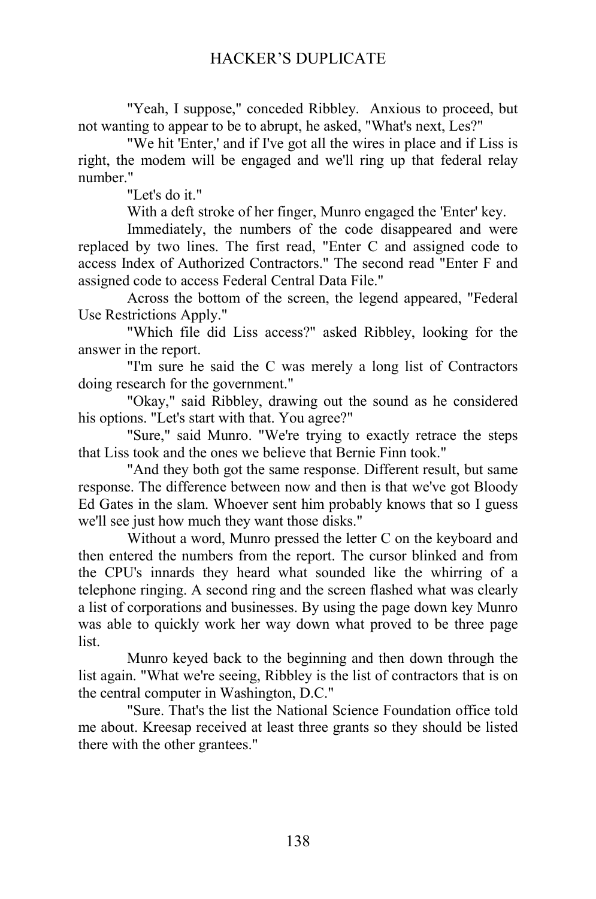"Yeah, I suppose," conceded Ribbley. Anxious to proceed, but not wanting to appear to be to abrupt, he asked, "What's next, Les?"

"We hit 'Enter,' and if I've got all the wires in place and if Liss is right, the modem will be engaged and we'll ring up that federal relay number."

"Let's do it."

With a deft stroke of her finger, Munro engaged the 'Enter' key.

Immediately, the numbers of the code disappeared and were replaced by two lines. The first read, "Enter C and assigned code to access Index of Authorized Contractors." The second read "Enter F and assigned code to access Federal Central Data File."

Across the bottom of the screen, the legend appeared, "Federal Use Restrictions Apply."

"Which file did Liss access?" asked Ribbley, looking for the answer in the report.

"I'm sure he said the C was merely a long list of Contractors doing research for the government."

"Okay," said Ribbley, drawing out the sound as he considered his options. "Let's start with that. You agree?"

"Sure," said Munro. "We're trying to exactly retrace the steps that Liss took and the ones we believe that Bernie Finn took."

"And they both got the same response. Different result, but same response. The difference between now and then is that we've got Bloody Ed Gates in the slam. Whoever sent him probably knows that so I guess we'll see just how much they want those disks."

Without a word, Munro pressed the letter C on the keyboard and then entered the numbers from the report. The cursor blinked and from the CPU's innards they heard what sounded like the whirring of a telephone ringing. A second ring and the screen flashed what was clearly a list of corporations and businesses. By using the page down key Munro was able to quickly work her way down what proved to be three page list.

Munro keyed back to the beginning and then down through the list again. "What we're seeing, Ribbley is the list of contractors that is on the central computer in Washington, D.C."

"Sure. That's the list the National Science Foundation office told me about. Kreesap received at least three grants so they should be listed there with the other grantees."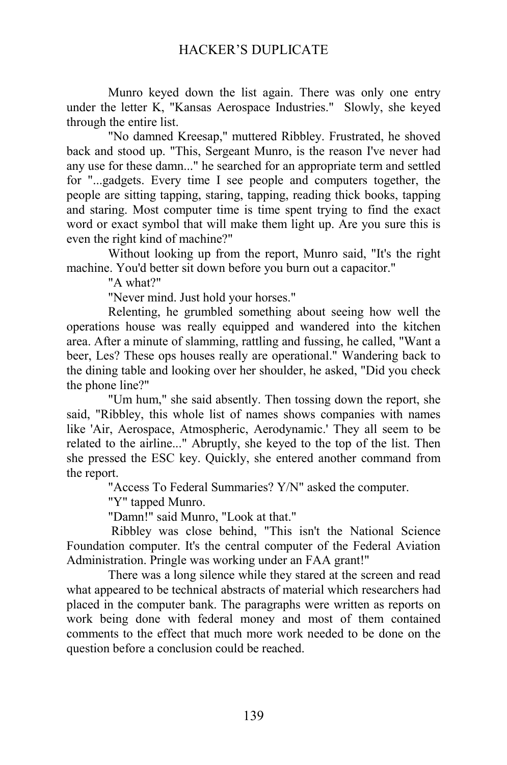Munro keyed down the list again. There was only one entry under the letter K, "Kansas Aerospace Industries." Slowly, she keyed through the entire list.

"No damned Kreesap," muttered Ribbley. Frustrated, he shoved back and stood up. "This, Sergeant Munro, is the reason I've never had any use for these damn..." he searched for an appropriate term and settled for "...gadgets. Every time I see people and computers together, the people are sitting tapping, staring, tapping, reading thick books, tapping and staring. Most computer time is time spent trying to find the exact word or exact symbol that will make them light up. Are you sure this is even the right kind of machine?"

Without looking up from the report, Munro said, "It's the right machine. You'd better sit down before you burn out a capacitor."

"A what?"

"Never mind. Just hold your horses."

Relenting, he grumbled something about seeing how well the operations house was really equipped and wandered into the kitchen area. After a minute of slamming, rattling and fussing, he called, "Want a beer, Les? These ops houses really are operational." Wandering back to the dining table and looking over her shoulder, he asked, "Did you check the phone line?"

"Um hum," she said absently. Then tossing down the report, she said, "Ribbley, this whole list of names shows companies with names like 'Air, Aerospace, Atmospheric, Aerodynamic.' They all seem to be related to the airline..." Abruptly, she keyed to the top of the list. Then she pressed the ESC key. Quickly, she entered another command from the report.

"Access To Federal Summaries? Y/N" asked the computer.

"Y" tapped Munro.

"Damn!" said Munro, "Look at that."

Ribbley was close behind, "This isn't the National Science Foundation computer. It's the central computer of the Federal Aviation Administration. Pringle was working under an FAA grant!"

There was a long silence while they stared at the screen and read what appeared to be technical abstracts of material which researchers had placed in the computer bank. The paragraphs were written as reports on work being done with federal money and most of them contained comments to the effect that much more work needed to be done on the question before a conclusion could be reached.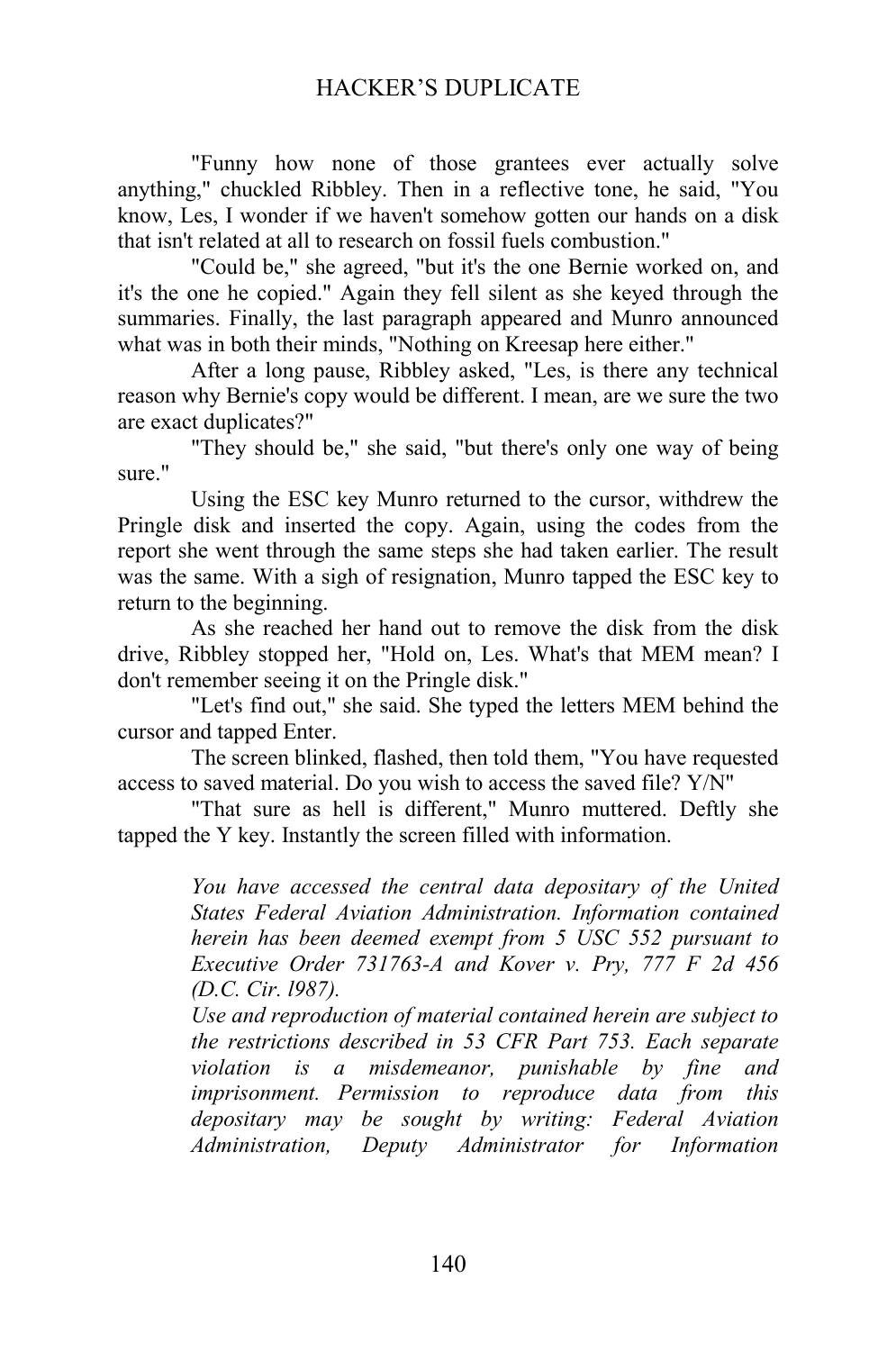"Funny how none of those grantees ever actually solve anything," chuckled Ribbley. Then in a reflective tone, he said, "You know, Les, I wonder if we haven't somehow gotten our hands on a disk that isn't related at all to research on fossil fuels combustion."

"Could be," she agreed, "but it's the one Bernie worked on, and it's the one he copied." Again they fell silent as she keyed through the summaries. Finally, the last paragraph appeared and Munro announced what was in both their minds, "Nothing on Kreesap here either."

After a long pause, Ribbley asked, "Les, is there any technical reason why Bernie's copy would be different. I mean, are we sure the two are exact duplicates?"

"They should be," she said, "but there's only one way of being sure."

Using the ESC key Munro returned to the cursor, withdrew the Pringle disk and inserted the copy. Again, using the codes from the report she went through the same steps she had taken earlier. The result was the same. With a sigh of resignation, Munro tapped the ESC key to return to the beginning.

As she reached her hand out to remove the disk from the disk drive, Ribbley stopped her, "Hold on, Les. What's that MEM mean? I don't remember seeing it on the Pringle disk."

"Let's find out," she said. She typed the letters MEM behind the cursor and tapped Enter.

The screen blinked, flashed, then told them, "You have requested access to saved material. Do you wish to access the saved file? Y/N"

"That sure as hell is different," Munro muttered. Deftly she tapped the Y key. Instantly the screen filled with information.

> *You have accessed the central data depositary of the United States Federal Aviation Administration. Information contained herein has been deemed exempt from 5 USC 552 pursuant to Executive Order 731763-A and Kover v. Pry, 777 F 2d 456 (D.C. Cir. l987).*
>
> *Use and reproduction of material contained herein are subject to the restrictions described in 53 CFR Part 753. Each separate violation is a misdemeanor, punishable by fine and imprisonment. Permission to reproduce data from this depositary may be sought by writing: Federal Aviation Administration, Deputy Administrator for Information*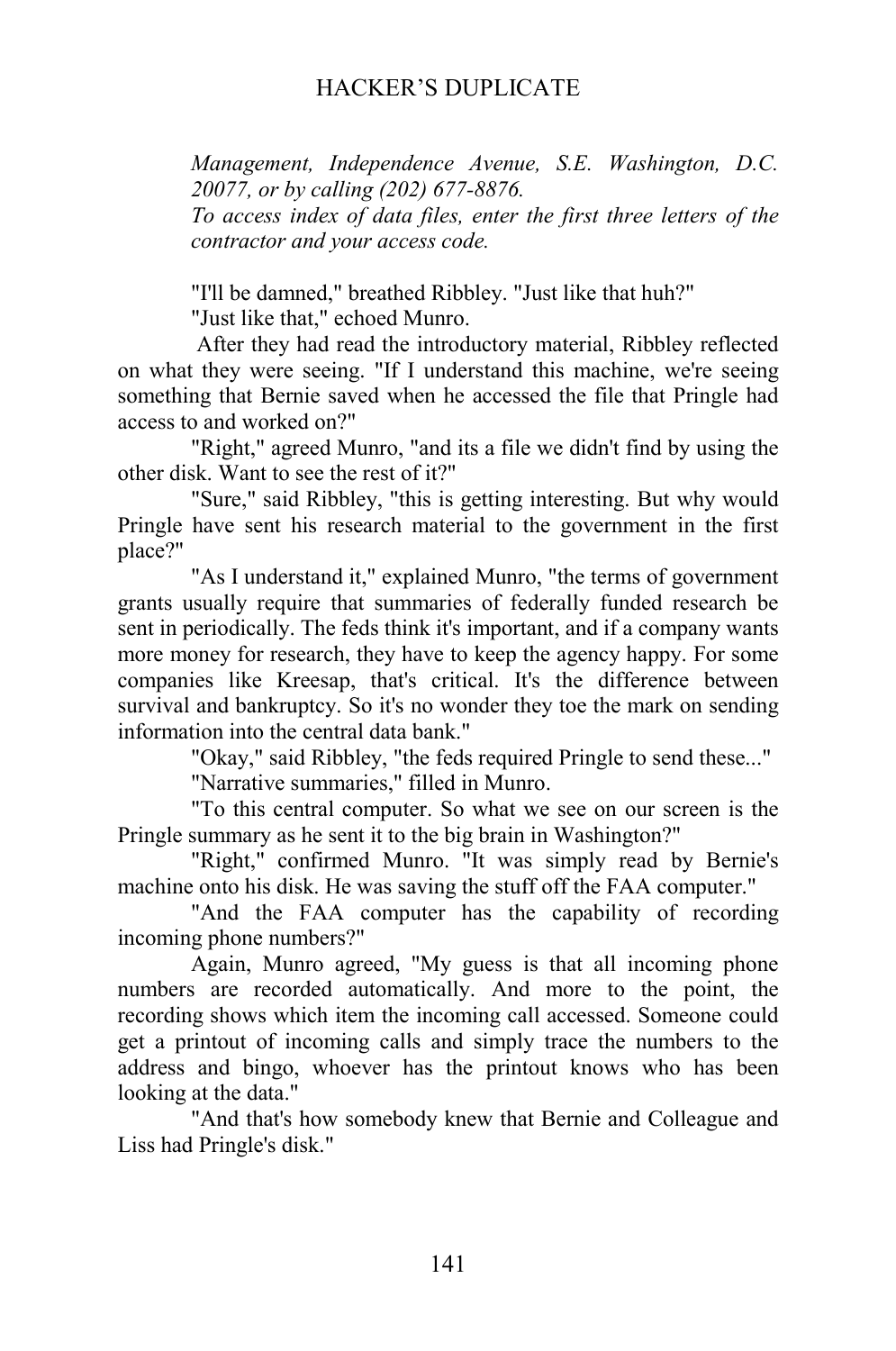*Management, Independence Avenue, S.E. Washington, D.C. 20077, or by calling (202) 677-8876.*
*To access index of data files, enter the first three letters of the contractor and your access code.*

"I'll be damned," breathed Ribbley. "Just like that huh?"

"Just like that," echoed Munro.

After they had read the introductory material, Ribbley reflected on what they were seeing. "If I understand this machine, we're seeing something that Bernie saved when he accessed the file that Pringle had access to and worked on?"

"Right," agreed Munro, "and its a file we didn't find by using the other disk. Want to see the rest of it?"

"Sure," said Ribbley, "this is getting interesting. But why would Pringle have sent his research material to the government in the first place?"

"As I understand it," explained Munro, "the terms of government grants usually require that summaries of federally funded research be sent in periodically. The feds think it's important, and if a company wants more money for research, they have to keep the agency happy. For some companies like Kreesap, that's critical. It's the difference between survival and bankruptcy. So it's no wonder they toe the mark on sending information into the central data bank."

"Okay," said Ribbley, "the feds required Pringle to send these..."

"Narrative summaries," filled in Munro.

"To this central computer. So what we see on our screen is the Pringle summary as he sent it to the big brain in Washington?"

"Right," confirmed Munro. "It was simply read by Bernie's machine onto his disk. He was saving the stuff off the FAA computer."

"And the FAA computer has the capability of recording incoming phone numbers?"

Again, Munro agreed, "My guess is that all incoming phone numbers are recorded automatically. And more to the point, the recording shows which item the incoming call accessed. Someone could get a printout of incoming calls and simply trace the numbers to the address and bingo, whoever has the printout knows who has been looking at the data."

"And that's how somebody knew that Bernie and Colleague and Liss had Pringle's disk."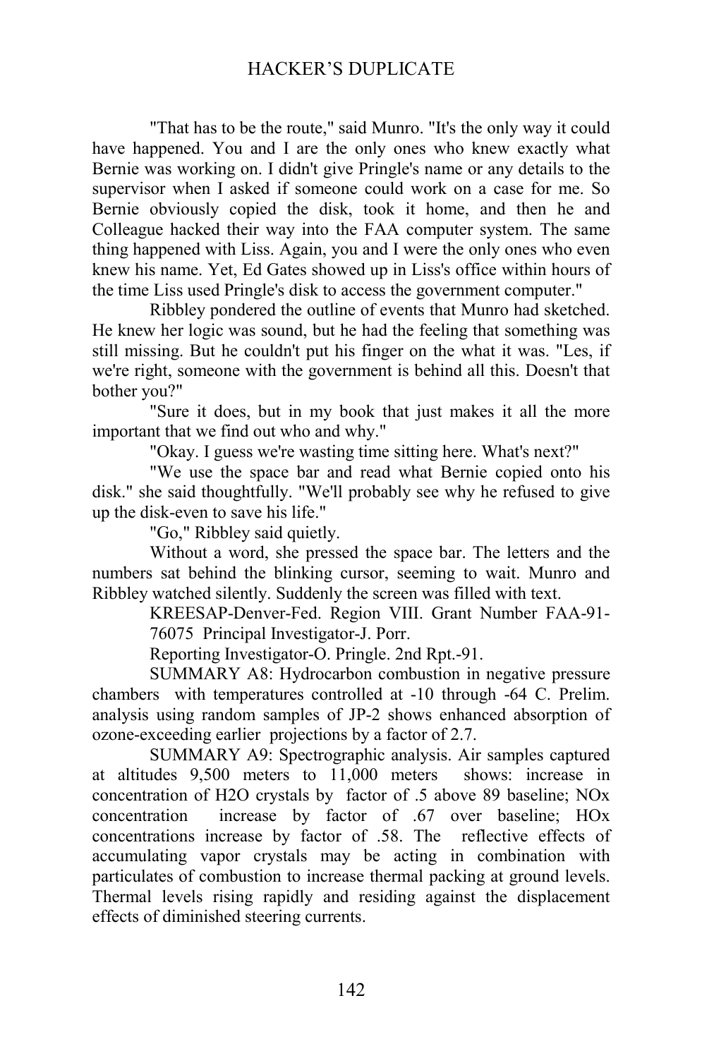"That has to be the route," said Munro. "It's the only way it could have happened. You and I are the only ones who knew exactly what Bernie was working on. I didn't give Pringle's name or any details to the supervisor when I asked if someone could work on a case for me. So Bernie obviously copied the disk, took it home, and then he and Colleague hacked their way into the FAA computer system. The same thing happened with Liss. Again, you and I were the only ones who even knew his name. Yet, Ed Gates showed up in Liss's office within hours of the time Liss used Pringle's disk to access the government computer."

Ribbley pondered the outline of events that Munro had sketched. He knew her logic was sound, but he had the feeling that something was still missing. But he couldn't put his finger on the what it was. "Les, if we're right, someone with the government is behind all this. Doesn't that bother you?"

"Sure it does, but in my book that just makes it all the more important that we find out who and why."

"Okay. I guess we're wasting time sitting here. What's next?"

"We use the space bar and read what Bernie copied onto his disk." she said thoughtfully. "We'll probably see why he refused to give up the disk-even to save his life."

"Go," Ribbley said quietly.

Without a word, she pressed the space bar. The letters and the numbers sat behind the blinking cursor, seeming to wait. Munro and Ribbley watched silently. Suddenly the screen was filled with text.

KREESAP-Denver-Fed. Region VIII. Grant Number FAA-91-76075 Principal Investigator-J. Porr.

Reporting Investigator-O. Pringle. 2nd Rpt.-91.

SUMMARY A8: Hydrocarbon combustion in negative pressure chambers with temperatures controlled at -10 through -64 C. Prelim. analysis using random samples of JP-2 shows enhanced absorption of ozone-exceeding earlier projections by a factor of 2.7.

SUMMARY A9: Spectrographic analysis. Air samples captured at altitudes 9,500 meters to 11,000 meters shows: increase in concentration of $H_2O$ crystals by factor of .5 above 89 baseline; NOx concentration increase by factor of .67 over baseline; HOx concentrations increase by factor of .58. The reflective effects of accumulating vapor crystals may be acting in combination with particulates of combustion to increase thermal packing at ground levels. Thermal levels rising rapidly and residing against the displacement effects of diminished steering currents.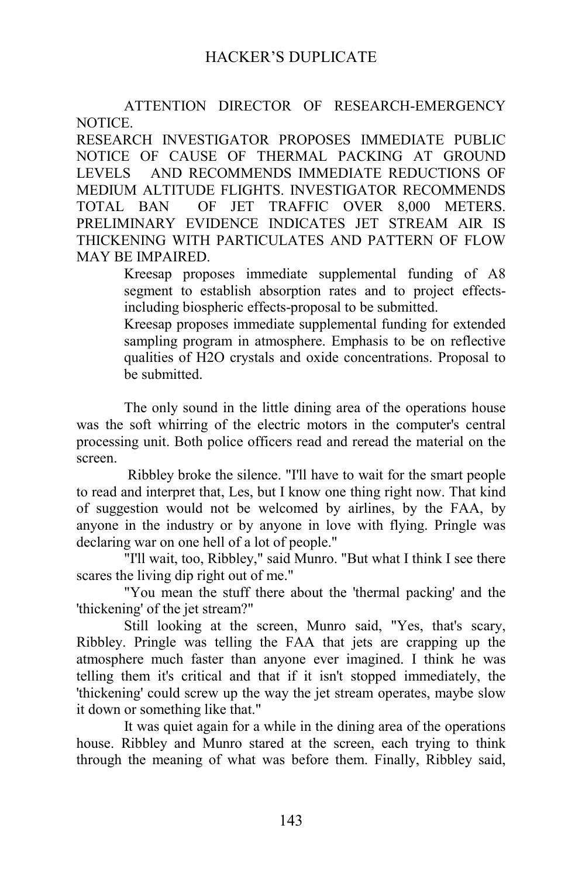ATTENTION DIRECTOR OF RESEARCH-EMERGENCY NOTICE.

RESEARCH INVESTIGATOR PROPOSES IMMEDIATE PUBLIC NOTICE OF CAUSE OF THERMAL PACKING AT GROUND LEVELS AND RECOMMENDS IMMEDIATE REDUCTIONS OF MEDIUM ALTITUDE FLIGHTS. INVESTIGATOR RECOMMENDS TOTAL BAN OF JET TRAFFIC OVER 8,000 METERS. PRELIMINARY EVIDENCE INDICATES JET STREAM AIR IS THICKENING WITH PARTICULATES AND PATTERN OF FLOW MAY BE IMPAIRED.

> Kreesap proposes immediate supplemental funding of A8 segment to establish absorption rates and to project effects-including biospheric effects-proposal to be submitted.
>
> Kreesap proposes immediate supplemental funding for extended sampling program in atmosphere. Emphasis to be on reflective qualities of $H_2O$ crystals and oxide concentrations. Proposal to be submitted.

The only sound in the little dining area of the operations house was the soft whirring of the electric motors in the computer's central processing unit. Both police officers read and reread the material on the screen.

Ribbley broke the silence. "I'll have to wait for the smart people to read and interpret that, Les, but I know one thing right now. That kind of suggestion would not be welcomed by airlines, by the FAA, by anyone in the industry or by anyone in love with flying. Pringle was declaring war on one hell of a lot of people."

"I'll wait, too, Ribbley," said Munro. "But what I think I see there scares the living dip right out of me."

"You mean the stuff there about the 'thermal packing' and the 'thickening' of the jet stream?"

Still looking at the screen, Munro said, "Yes, that's scary, Ribbley. Pringle was telling the FAA that jets are crapping up the atmosphere much faster than anyone ever imagined. I think he was telling them it's critical and that if it isn't stopped immediately, the 'thickening' could screw up the way the jet stream operates, maybe slow it down or something like that."

It was quiet again for a while in the dining area of the operations house. Ribbley and Munro stared at the screen, each trying to think through the meaning of what was before them. Finally, Ribbley said,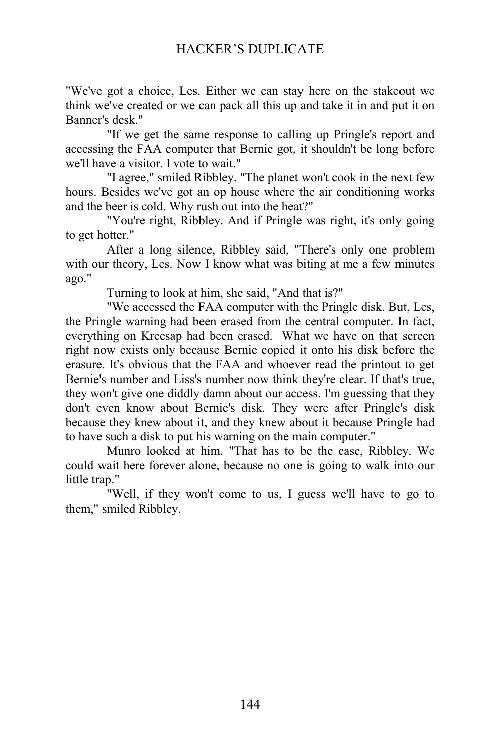"We've got a choice, Les. Either we can stay here on the stakeout we think we've created or we can pack all this up and take it in and put it on Banner's desk."

"If we get the same response to calling up Pringle's report and accessing the FAA computer that Bernie got, it shouldn't be long before we'll have a visitor. I vote to wait."

"I agree," smiled Ribbley. "The planet won't cook in the next few hours. Besides we've got an op house where the air conditioning works and the beer is cold. Why rush out into the heat?"

"You're right, Ribbley. And if Pringle was right, it's only going to get hotter."

After a long silence, Ribbley said, "There's only one problem with our theory, Les. Now I know what was biting at me a few minutes ago."

Turning to look at him, she said, "And that is?"

"We accessed the FAA computer with the Pringle disk. But, Les, the Pringle warning had been erased from the central computer. In fact, everything on Kreesap had been erased. What we have on that screen right now exists only because Bernie copied it onto his disk before the erasure. It's obvious that the FAA and whoever read the printout to get Bernie's number and Liss's number now think they're clear. If that's true, they won't give one diddly damn about our access. I'm guessing that they don't even know about Bernie's disk. They were after Pringle's disk because they knew about it, and they knew about it because Pringle had to have such a disk to put his warning on the main computer."

Munro looked at him. "That has to be the case, Ribbley. We could wait here forever alone, because no one is going to walk into our little trap."

"Well, if they won't come to us, I guess we'll have to go to them," smiled Ribbley.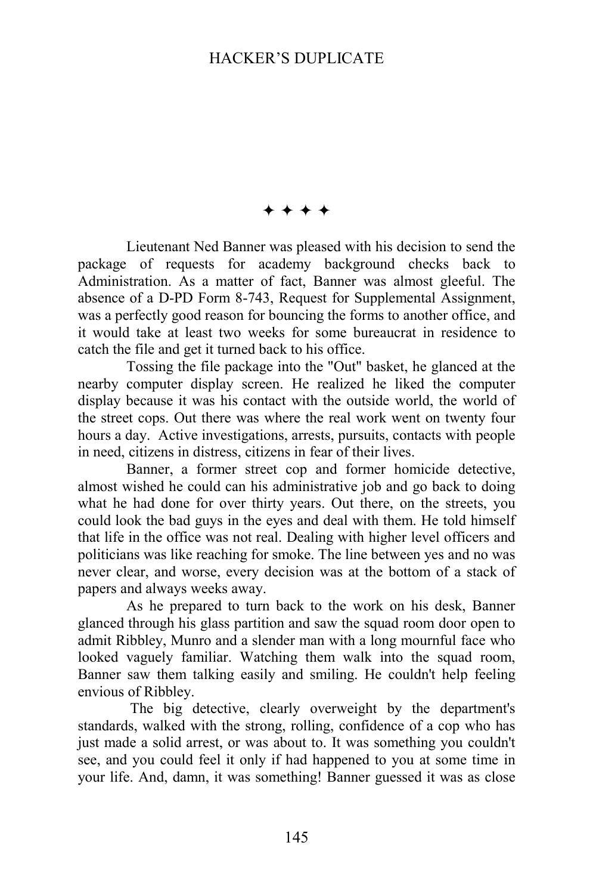✦ ✦ ✦ ✦

Lieutenant Ned Banner was pleased with his decision to send the package of requests for academy background checks back to Administration. As a matter of fact, Banner was almost gleeful. The absence of a D-PD Form 8-743, Request for Supplemental Assignment, was a perfectly good reason for bouncing the forms to another office, and it would take at least two weeks for some bureaucrat in residence to catch the file and get it turned back to his office.

Tossing the file package into the "Out" basket, he glanced at the nearby computer display screen. He realized he liked the computer display because it was his contact with the outside world, the world of the street cops. Out there was where the real work went on twenty four hours a day. Active investigations, arrests, pursuits, contacts with people in need, citizens in distress, citizens in fear of their lives.

Banner, a former street cop and former homicide detective, almost wished he could can his administrative job and go back to doing what he had done for over thirty years. Out there, on the streets, you could look the bad guys in the eyes and deal with them. He told himself that life in the office was not real. Dealing with higher level officers and politicians was like reaching for smoke. The line between yes and no was never clear, and worse, every decision was at the bottom of a stack of papers and always weeks away.

As he prepared to turn back to the work on his desk, Banner glanced through his glass partition and saw the squad room door open to admit Ribbley, Munro and a slender man with a long mournful face who looked vaguely familiar. Watching them walk into the squad room, Banner saw them talking easily and smiling. He couldn't help feeling envious of Ribbley.

The big detective, clearly overweight by the department's standards, walked with the strong, rolling, confidence of a cop who has just made a solid arrest, or was about to. It was something you couldn't see, and you could feel it only if had happened to you at some time in your life. And, damn, it was something! Banner guessed it was as close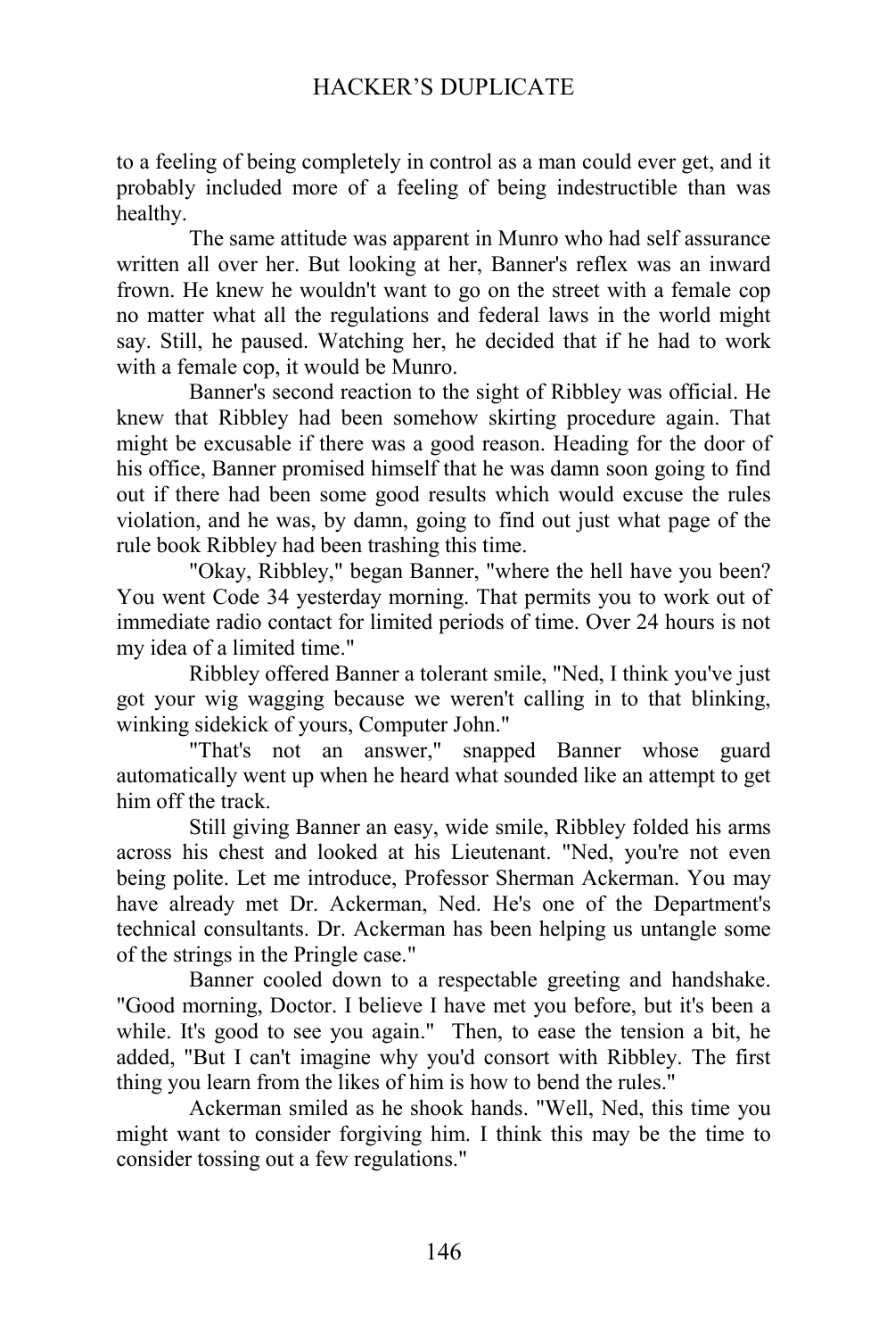to a feeling of being completely in control as a man could ever get, and it probably included more of a feeling of being indestructible than was healthy.

The same attitude was apparent in Munro who had self assurance written all over her. But looking at her, Banner's reflex was an inward frown. He knew he wouldn't want to go on the street with a female cop no matter what all the regulations and federal laws in the world might say. Still, he paused. Watching her, he decided that if he had to work with a female cop, it would be Munro.

Banner's second reaction to the sight of Ribbley was official. He knew that Ribbley had been somehow skirting procedure again. That might be excusable if there was a good reason. Heading for the door of his office, Banner promised himself that he was damn soon going to find out if there had been some good results which would excuse the rules violation, and he was, by damn, going to find out just what page of the rule book Ribbley had been trashing this time.

"Okay, Ribbley," began Banner, "where the hell have you been? You went Code 34 yesterday morning. That permits you to work out of immediate radio contact for limited periods of time. Over 24 hours is not my idea of a limited time."

Ribbley offered Banner a tolerant smile, "Ned, I think you've just got your wig wagging because we weren't calling in to that blinking, winking sidekick of yours, Computer John."

"That's not an answer," snapped Banner whose guard automatically went up when he heard what sounded like an attempt to get him off the track.

Still giving Banner an easy, wide smile, Ribbley folded his arms across his chest and looked at his Lieutenant. "Ned, you're not even being polite. Let me introduce, Professor Sherman Ackerman. You may have already met Dr. Ackerman, Ned. He's one of the Department's technical consultants. Dr. Ackerman has been helping us untangle some of the strings in the Pringle case."

Banner cooled down to a respectable greeting and handshake. "Good morning, Doctor. I believe I have met you before, but it's been a while. It's good to see you again." Then, to ease the tension a bit, he added, "But I can't imagine why you'd consort with Ribbley. The first thing you learn from the likes of him is how to bend the rules."

Ackerman smiled as he shook hands. "Well, Ned, this time you might want to consider forgiving him. I think this may be the time to consider tossing out a few regulations."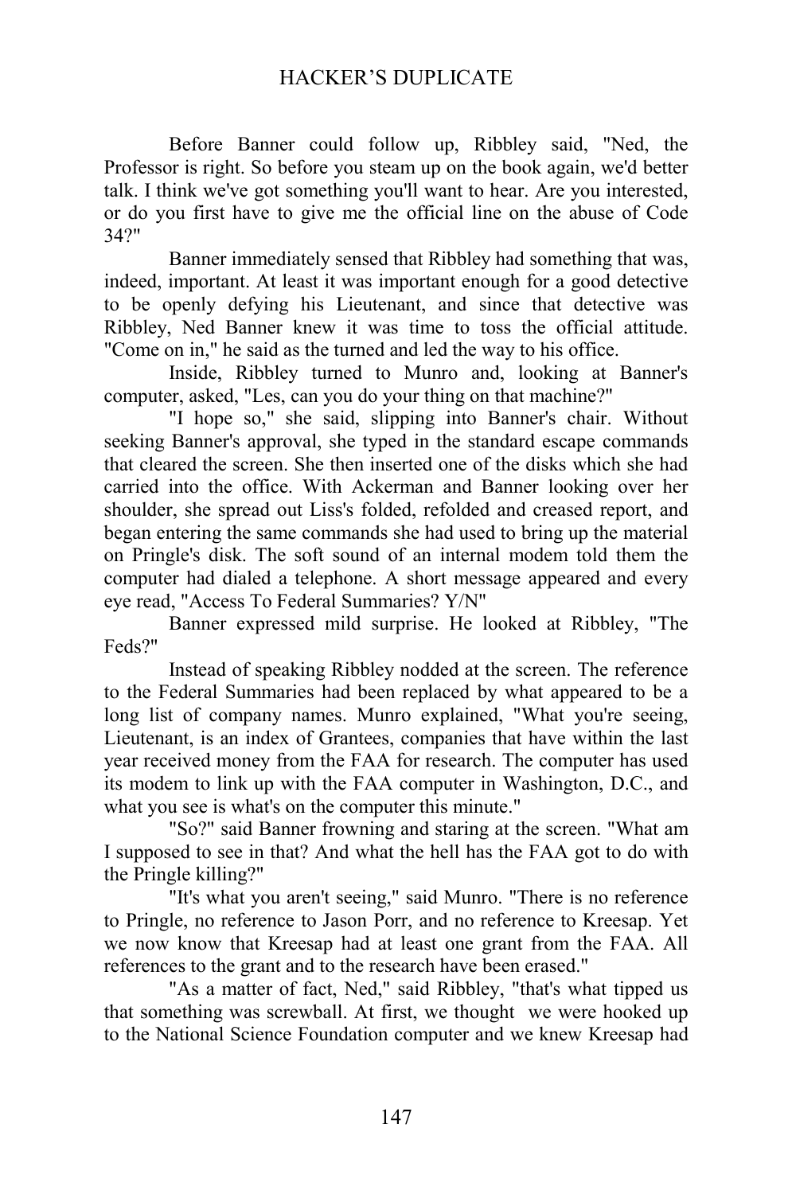Before Banner could follow up, Ribbley said, "Ned, the Professor is right. So before you steam up on the book again, we'd better talk. I think we've got something you'll want to hear. Are you interested, or do you first have to give me the official line on the abuse of Code 34?"

Banner immediately sensed that Ribbley had something that was, indeed, important. At least it was important enough for a good detective to be openly defying his Lieutenant, and since that detective was Ribbley, Ned Banner knew it was time to toss the official attitude. "Come on in," he said as the turned and led the way to his office.

Inside, Ribbley turned to Munro and, looking at Banner's computer, asked, "Les, can you do your thing on that machine?"

"I hope so," she said, slipping into Banner's chair. Without seeking Banner's approval, she typed in the standard escape commands that cleared the screen. She then inserted one of the disks which she had carried into the office. With Ackerman and Banner looking over her shoulder, she spread out Liss's folded, refolded and creased report, and began entering the same commands she had used to bring up the material on Pringle's disk. The soft sound of an internal modem told them the computer had dialed a telephone. A short message appeared and every eye read, "Access To Federal Summaries? Y/N"

Banner expressed mild surprise. He looked at Ribbley, "The Feds?"

Instead of speaking Ribbley nodded at the screen. The reference to the Federal Summaries had been replaced by what appeared to be a long list of company names. Munro explained, "What you're seeing, Lieutenant, is an index of Grantees, companies that have within the last year received money from the FAA for research. The computer has used its modem to link up with the FAA computer in Washington, D.C., and what you see is what's on the computer this minute."

"So?" said Banner frowning and staring at the screen. "What am I supposed to see in that? And what the hell has the FAA got to do with the Pringle killing?"

"It's what you aren't seeing," said Munro. "There is no reference to Pringle, no reference to Jason Porr, and no reference to Kreesap. Yet we now know that Kreesap had at least one grant from the FAA. All references to the grant and to the research have been erased."

"As a matter of fact, Ned," said Ribbley, "that's what tipped us that something was screwball. At first, we thought we were hooked up to the National Science Foundation computer and we knew Kreesap had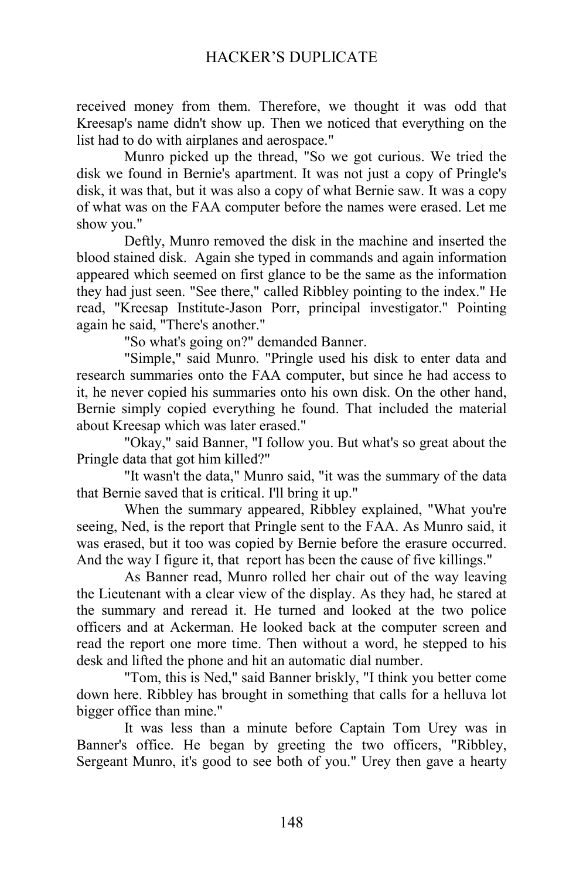received money from them. Therefore, we thought it was odd that Kreesap's name didn't show up. Then we noticed that everything on the list had to do with airplanes and aerospace."

Munro picked up the thread, "So we got curious. We tried the disk we found in Bernie's apartment. It was not just a copy of Pringle's disk, it was that, but it was also a copy of what Bernie saw. It was a copy of what was on the FAA computer before the names were erased. Let me show you."

Deftly, Munro removed the disk in the machine and inserted the blood stained disk. Again she typed in commands and again information appeared which seemed on first glance to be the same as the information they had just seen. "See there," called Ribbley pointing to the index." He read, "Kreesap Institute-Jason Porr, principal investigator." Pointing again he said, "There's another."

"So what's going on?" demanded Banner.

"Simple," said Munro. "Pringle used his disk to enter data and research summaries onto the FAA computer, but since he had access to it, he never copied his summaries onto his own disk. On the other hand, Bernie simply copied everything he found. That included the material about Kreesap which was later erased."

"Okay," said Banner, "I follow you. But what's so great about the Pringle data that got him killed?"

"It wasn't the data," Munro said, "it was the summary of the data that Bernie saved that is critical. I'll bring it up."

When the summary appeared, Ribbley explained, "What you're seeing, Ned, is the report that Pringle sent to the FAA. As Munro said, it was erased, but it too was copied by Bernie before the erasure occurred. And the way I figure it, that report has been the cause of five killings."

As Banner read, Munro rolled her chair out of the way leaving the Lieutenant with a clear view of the display. As they had, he stared at the summary and reread it. He turned and looked at the two police officers and at Ackerman. He looked back at the computer screen and read the report one more time. Then without a word, he stepped to his desk and lifted the phone and hit an automatic dial number.

"Tom, this is Ned," said Banner briskly, "I think you better come down here. Ribbley has brought in something that calls for a helluva lot bigger office than mine."

It was less than a minute before Captain Tom Urey was in Banner's office. He began by greeting the two officers, "Ribbley, Sergeant Munro, it's good to see both of you." Urey then gave a hearty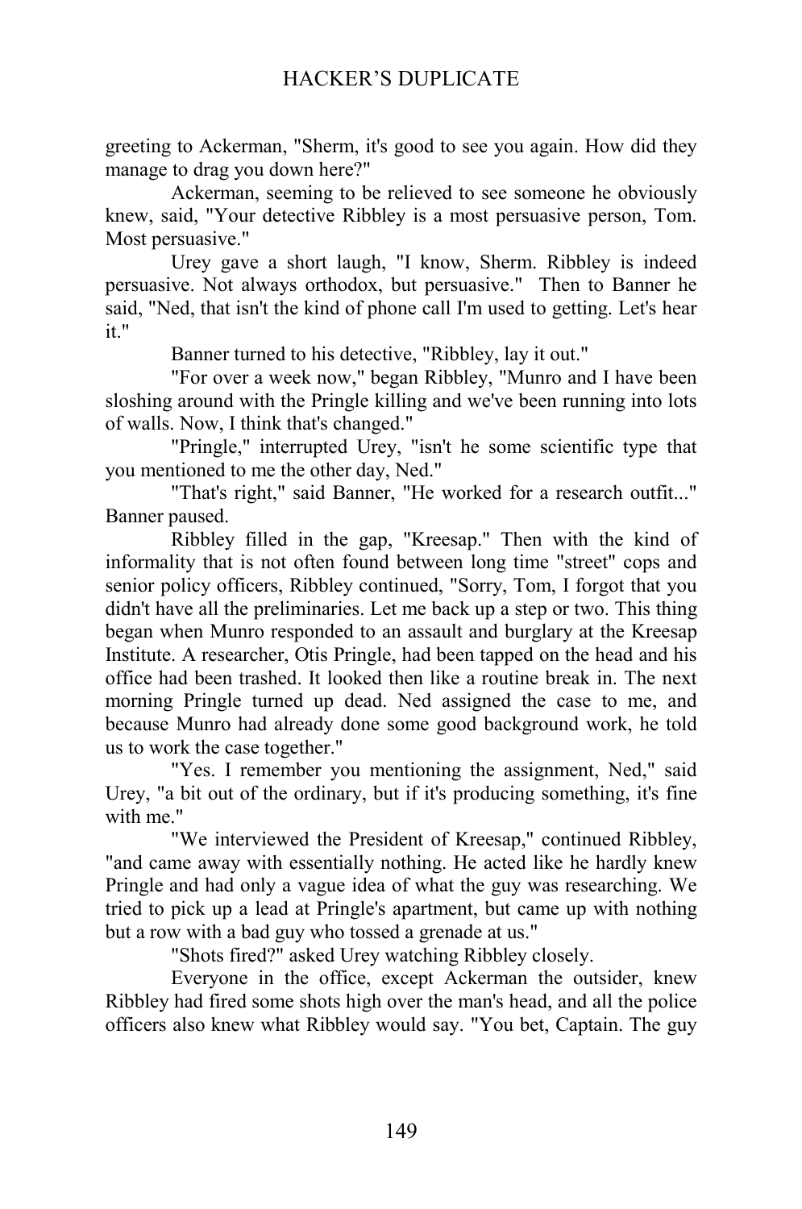greeting to Ackerman, "Sherm, it's good to see you again. How did they manage to drag you down here?"

Ackerman, seeming to be relieved to see someone he obviously knew, said, "Your detective Ribbley is a most persuasive person, Tom. Most persuasive."

Urey gave a short laugh, "I know, Sherm. Ribbley is indeed persuasive. Not always orthodox, but persuasive." Then to Banner he said, "Ned, that isn't the kind of phone call I'm used to getting. Let's hear it."

Banner turned to his detective, "Ribbley, lay it out."

"For over a week now," began Ribbley, "Munro and I have been sloshing around with the Pringle killing and we've been running into lots of walls. Now, I think that's changed."

"Pringle," interrupted Urey, "isn't he some scientific type that you mentioned to me the other day, Ned."

"That's right," said Banner, "He worked for a research outfit..." Banner paused.

Ribbley filled in the gap, "Kreesap." Then with the kind of informality that is not often found between long time "street" cops and senior policy officers, Ribbley continued, "Sorry, Tom, I forgot that you didn't have all the preliminaries. Let me back up a step or two. This thing began when Munro responded to an assault and burglary at the Kreesap Institute. A researcher, Otis Pringle, had been tapped on the head and his office had been trashed. It looked then like a routine break in. The next morning Pringle turned up dead. Ned assigned the case to me, and because Munro had already done some good background work, he told us to work the case together."

"Yes. I remember you mentioning the assignment, Ned," said Urey, "a bit out of the ordinary, but if it's producing something, it's fine with me."

"We interviewed the President of Kreesap," continued Ribbley, "and came away with essentially nothing. He acted like he hardly knew Pringle and had only a vague idea of what the guy was researching. We tried to pick up a lead at Pringle's apartment, but came up with nothing but a row with a bad guy who tossed a grenade at us."

"Shots fired?" asked Urey watching Ribbley closely.

Everyone in the office, except Ackerman the outsider, knew Ribbley had fired some shots high over the man's head, and all the police officers also knew what Ribbley would say. "You bet, Captain. The guy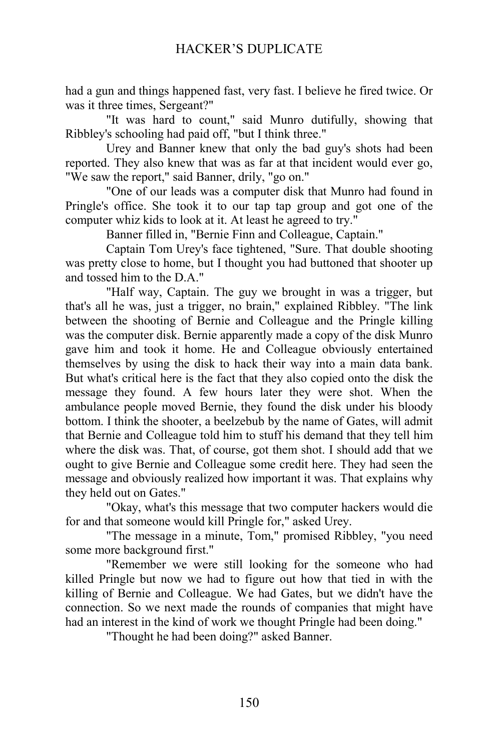had a gun and things happened fast, very fast. I believe he fired twice. Or was it three times, Sergeant?"

"It was hard to count," said Munro dutifully, showing that Ribbley's schooling had paid off, "but I think three."

Urey and Banner knew that only the bad guy's shots had been reported. They also knew that was as far at that incident would ever go, "We saw the report," said Banner, drily, "go on."

"One of our leads was a computer disk that Munro had found in Pringle's office. She took it to our tap tap group and got one of the computer whiz kids to look at it. At least he agreed to try."

Banner filled in, "Bernie Finn and Colleague, Captain."

Captain Tom Urey's face tightened, "Sure. That double shooting was pretty close to home, but I thought you had buttoned that shooter up and tossed him to the D.A."

"Half way, Captain. The guy we brought in was a trigger, but that's all he was, just a trigger, no brain," explained Ribbley. "The link between the shooting of Bernie and Colleague and the Pringle killing was the computer disk. Bernie apparently made a copy of the disk Munro gave him and took it home. He and Colleague obviously entertained themselves by using the disk to hack their way into a main data bank. But what's critical here is the fact that they also copied onto the disk the message they found. A few hours later they were shot. When the ambulance people moved Bernie, they found the disk under his bloody bottom. I think the shooter, a beelzebub by the name of Gates, will admit that Bernie and Colleague told him to stuff his demand that they tell him where the disk was. That, of course, got them shot. I should add that we ought to give Bernie and Colleague some credit here. They had seen the message and obviously realized how important it was. That explains why they held out on Gates."

"Okay, what's this message that two computer hackers would die for and that someone would kill Pringle for," asked Urey.

"The message in a minute, Tom," promised Ribbley, "you need some more background first."

"Remember we were still looking for the someone who had killed Pringle but now we had to figure out how that tied in with the killing of Bernie and Colleague. We had Gates, but we didn't have the connection. So we next made the rounds of companies that might have had an interest in the kind of work we thought Pringle had been doing."

"Thought he had been doing?" asked Banner.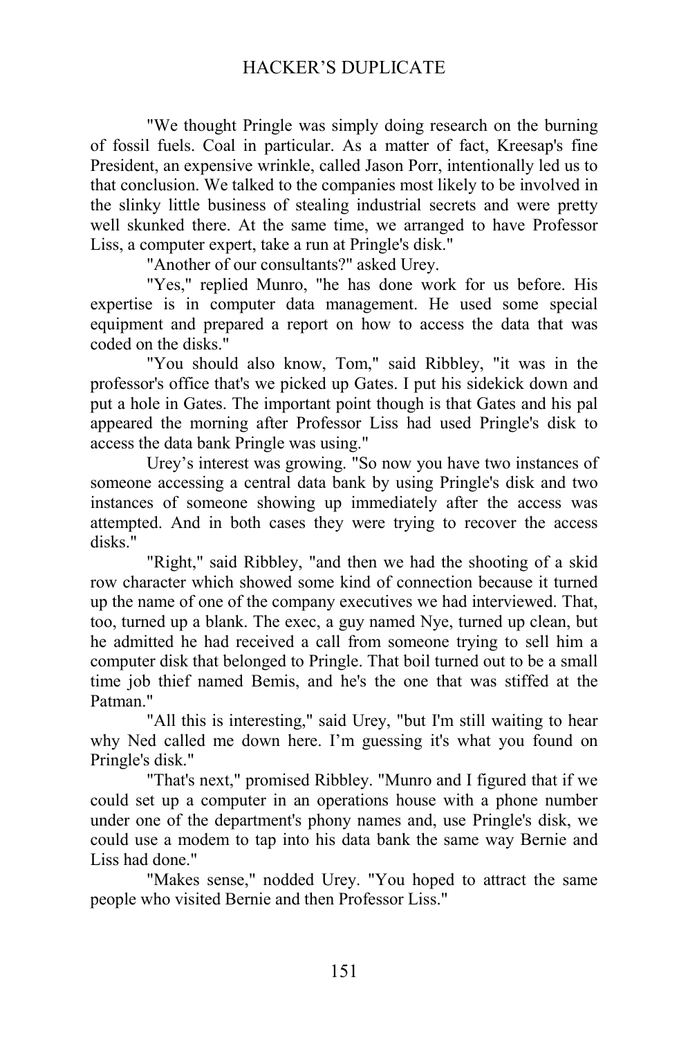"We thought Pringle was simply doing research on the burning of fossil fuels. Coal in particular. As a matter of fact, Kreesap's fine President, an expensive wrinkle, called Jason Porr, intentionally led us to that conclusion. We talked to the companies most likely to be involved in the slinky little business of stealing industrial secrets and were pretty well skunked there. At the same time, we arranged to have Professor Liss, a computer expert, take a run at Pringle's disk."

"Another of our consultants?" asked Urey.

"Yes," replied Munro, "he has done work for us before. His expertise is in computer data management. He used some special equipment and prepared a report on how to access the data that was coded on the disks."

"You should also know, Tom," said Ribbley, "it was in the professor's office that's we picked up Gates. I put his sidekick down and put a hole in Gates. The important point though is that Gates and his pal appeared the morning after Professor Liss had used Pringle's disk to access the data bank Pringle was using."

Urey's interest was growing. "So now you have two instances of someone accessing a central data bank by using Pringle's disk and two instances of someone showing up immediately after the access was attempted. And in both cases they were trying to recover the access disks."

"Right," said Ribbley, "and then we had the shooting of a skid row character which showed some kind of connection because it turned up the name of one of the company executives we had interviewed. That, too, turned up a blank. The exec, a guy named Nye, turned up clean, but he admitted he had received a call from someone trying to sell him a computer disk that belonged to Pringle. That boil turned out to be a small time job thief named Bemis, and he's the one that was stiffed at the Patman."

"All this is interesting," said Urey, "but I'm still waiting to hear why Ned called me down here. I'm guessing it's what you found on Pringle's disk."

"That's next," promised Ribbley. "Munro and I figured that if we could set up a computer in an operations house with a phone number under one of the department's phony names and, use Pringle's disk, we could use a modem to tap into his data bank the same way Bernie and Liss had done."

"Makes sense," nodded Urey. "You hoped to attract the same people who visited Bernie and then Professor Liss."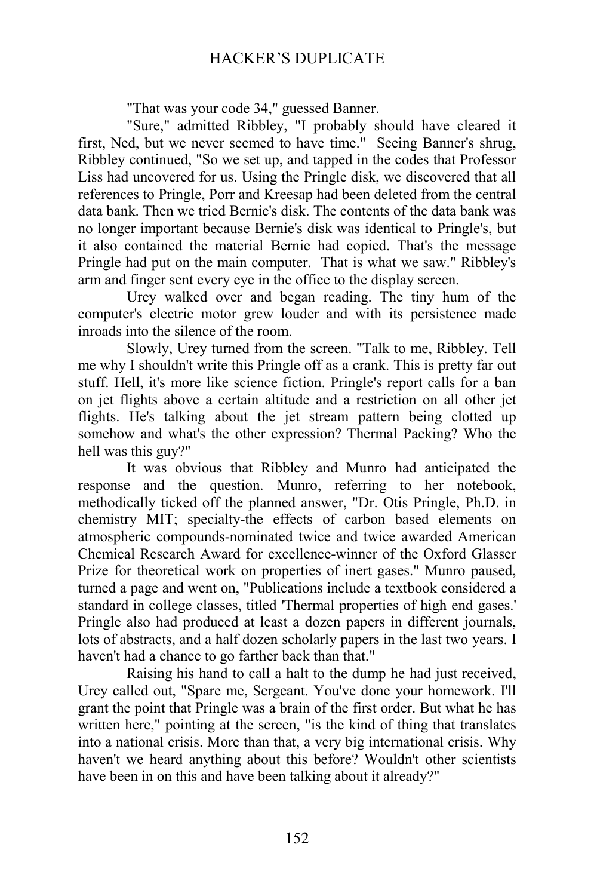"That was your code 34," guessed Banner.

"Sure," admitted Ribbley, "I probably should have cleared it first, Ned, but we never seemed to have time." Seeing Banner's shrug, Ribbley continued, "So we set up, and tapped in the codes that Professor Liss had uncovered for us. Using the Pringle disk, we discovered that all references to Pringle, Porr and Kreesap had been deleted from the central data bank. Then we tried Bernie's disk. The contents of the data bank was no longer important because Bernie's disk was identical to Pringle's, but it also contained the material Bernie had copied. That's the message Pringle had put on the main computer. That is what we saw." Ribbley's arm and finger sent every eye in the office to the display screen.

Urey walked over and began reading. The tiny hum of the computer's electric motor grew louder and with its persistence made inroads into the silence of the room.

Slowly, Urey turned from the screen. "Talk to me, Ribbley. Tell me why I shouldn't write this Pringle off as a crank. This is pretty far out stuff. Hell, it's more like science fiction. Pringle's report calls for a ban on jet flights above a certain altitude and a restriction on all other jet flights. He's talking about the jet stream pattern being clotted up somehow and what's the other expression? Thermal Packing? Who the hell was this guy?"

It was obvious that Ribbley and Munro had anticipated the response and the question. Munro, referring to her notebook, methodically ticked off the planned answer, "Dr. Otis Pringle, Ph.D. in chemistry MIT; specialty-the effects of carbon based elements on atmospheric compounds-nominated twice and twice awarded American Chemical Research Award for excellence-winner of the Oxford Glasser Prize for theoretical work on properties of inert gases." Munro paused, turned a page and went on, "Publications include a textbook considered a standard in college classes, titled 'Thermal properties of high end gases.' Pringle also had produced at least a dozen papers in different journals, lots of abstracts, and a half dozen scholarly papers in the last two years. I haven't had a chance to go farther back than that."

Raising his hand to call a halt to the dump he had just received, Urey called out, "Spare me, Sergeant. You've done your homework. I'll grant the point that Pringle was a brain of the first order. But what he has written here," pointing at the screen, "is the kind of thing that translates into a national crisis. More than that, a very big international crisis. Why haven't we heard anything about this before? Wouldn't other scientists have been in on this and have been talking about it already?"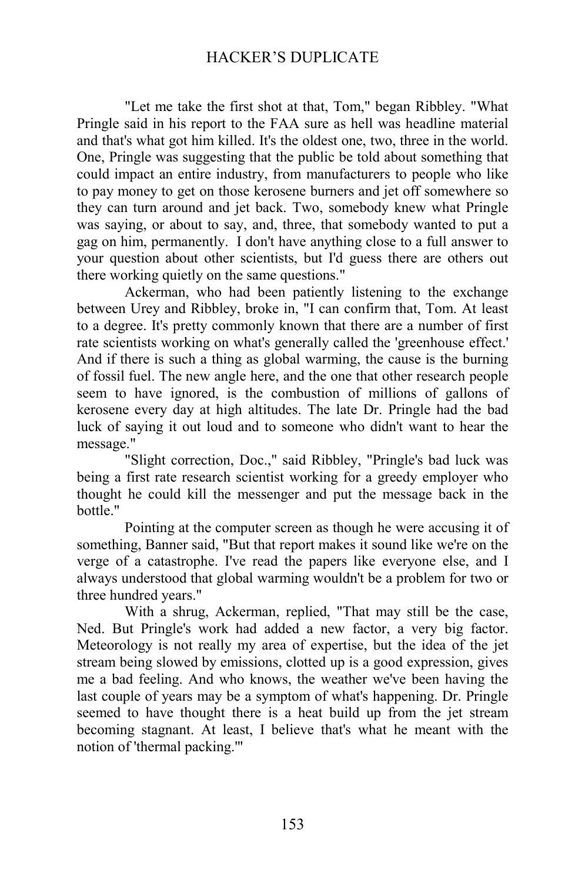"Let me take the first shot at that, Tom," began Ribbley. "What Pringle said in his report to the FAA sure as hell was headline material and that's what got him killed. It's the oldest one, two, three in the world. One, Pringle was suggesting that the public be told about something that could impact an entire industry, from manufacturers to people who like to pay money to get on those kerosene burners and jet off somewhere so they can turn around and jet back. Two, somebody knew what Pringle was saying, or about to say, and, three, that somebody wanted to put a gag on him, permanently. I don't have anything close to a full answer to your question about other scientists, but I'd guess there are others out there working quietly on the same questions."

Ackerman, who had been patiently listening to the exchange between Urey and Ribbley, broke in, "I can confirm that, Tom. At least to a degree. It's pretty commonly known that there are a number of first rate scientists working on what's generally called the 'greenhouse effect.' And if there is such a thing as global warming, the cause is the burning of fossil fuel. The new angle here, and the one that other research people seem to have ignored, is the combustion of millions of gallons of kerosene every day at high altitudes. The late Dr. Pringle had the bad luck of saying it out loud and to someone who didn't want to hear the message."

"Slight correction, Doc.," said Ribbley, "Pringle's bad luck was being a first rate research scientist working for a greedy employer who thought he could kill the messenger and put the message back in the bottle."

Pointing at the computer screen as though he were accusing it of something, Banner said, "But that report makes it sound like we're on the verge of a catastrophe. I've read the papers like everyone else, and I always understood that global warming wouldn't be a problem for two or three hundred years."

With a shrug, Ackerman, replied, "That may still be the case, Ned. But Pringle's work had added a new factor, a very big factor. Meteorology is not really my area of expertise, but the idea of the jet stream being slowed by emissions, clotted up is a good expression, gives me a bad feeling. And who knows, the weather we've been having the last couple of years may be a symptom of what's happening. Dr. Pringle seemed to have thought there is a heat build up from the jet stream becoming stagnant. At least, I believe that's what he meant with the notion of 'thermal packing.'"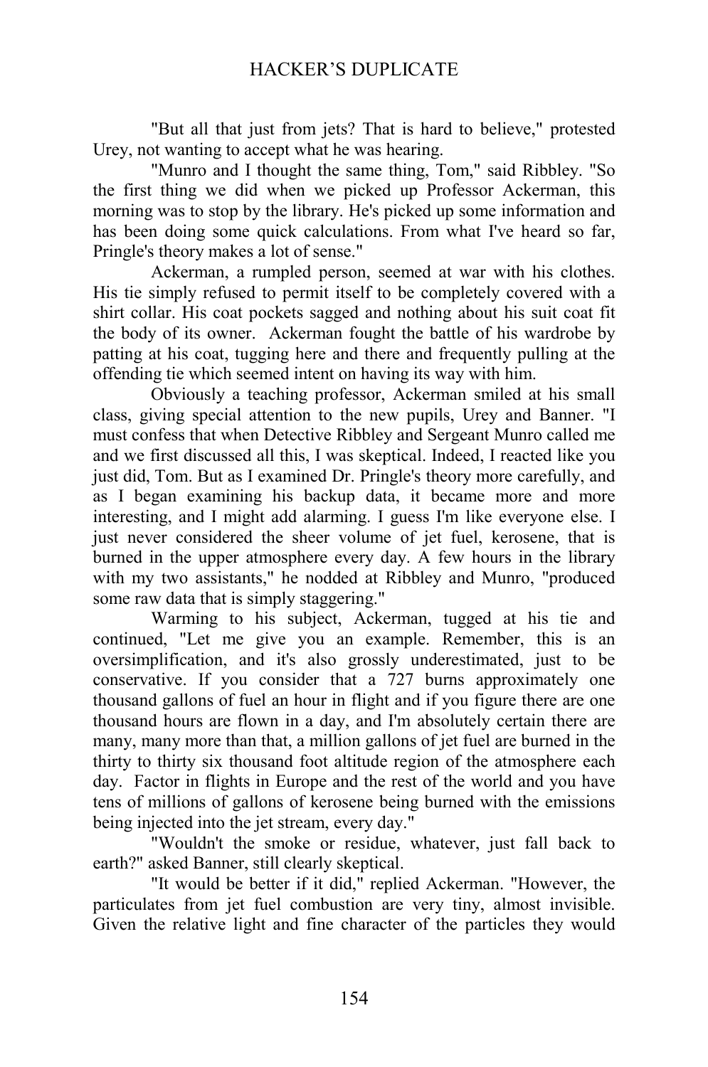"But all that just from jets? That is hard to believe," protested Urey, not wanting to accept what he was hearing.

"Munro and I thought the same thing, Tom," said Ribbley. "So the first thing we did when we picked up Professor Ackerman, this morning was to stop by the library. He's picked up some information and has been doing some quick calculations. From what I've heard so far, Pringle's theory makes a lot of sense."

Ackerman, a rumpled person, seemed at war with his clothes. His tie simply refused to permit itself to be completely covered with a shirt collar. His coat pockets sagged and nothing about his suit coat fit the body of its owner. Ackerman fought the battle of his wardrobe by patting at his coat, tugging here and there and frequently pulling at the offending tie which seemed intent on having its way with him.

Obviously a teaching professor, Ackerman smiled at his small class, giving special attention to the new pupils, Urey and Banner. "I must confess that when Detective Ribbley and Sergeant Munro called me and we first discussed all this, I was skeptical. Indeed, I reacted like you just did, Tom. But as I examined Dr. Pringle's theory more carefully, and as I began examining his backup data, it became more and more interesting, and I might add alarming. I guess I'm like everyone else. I just never considered the sheer volume of jet fuel, kerosene, that is burned in the upper atmosphere every day. A few hours in the library with my two assistants," he nodded at Ribbley and Munro, "produced some raw data that is simply staggering."

Warming to his subject, Ackerman, tugged at his tie and continued, "Let me give you an example. Remember, this is an oversimplification, and it's also grossly underestimated, just to be conservative. If you consider that a 727 burns approximately one thousand gallons of fuel an hour in flight and if you figure there are one thousand hours are flown in a day, and I'm absolutely certain there are many, many more than that, a million gallons of jet fuel are burned in the thirty to thirty six thousand foot altitude region of the atmosphere each day. Factor in flights in Europe and the rest of the world and you have tens of millions of gallons of kerosene being burned with the emissions being injected into the jet stream, every day."

"Wouldn't the smoke or residue, whatever, just fall back to earth?" asked Banner, still clearly skeptical.

"It would be better if it did," replied Ackerman. "However, the particulates from jet fuel combustion are very tiny, almost invisible. Given the relative light and fine character of the particles they would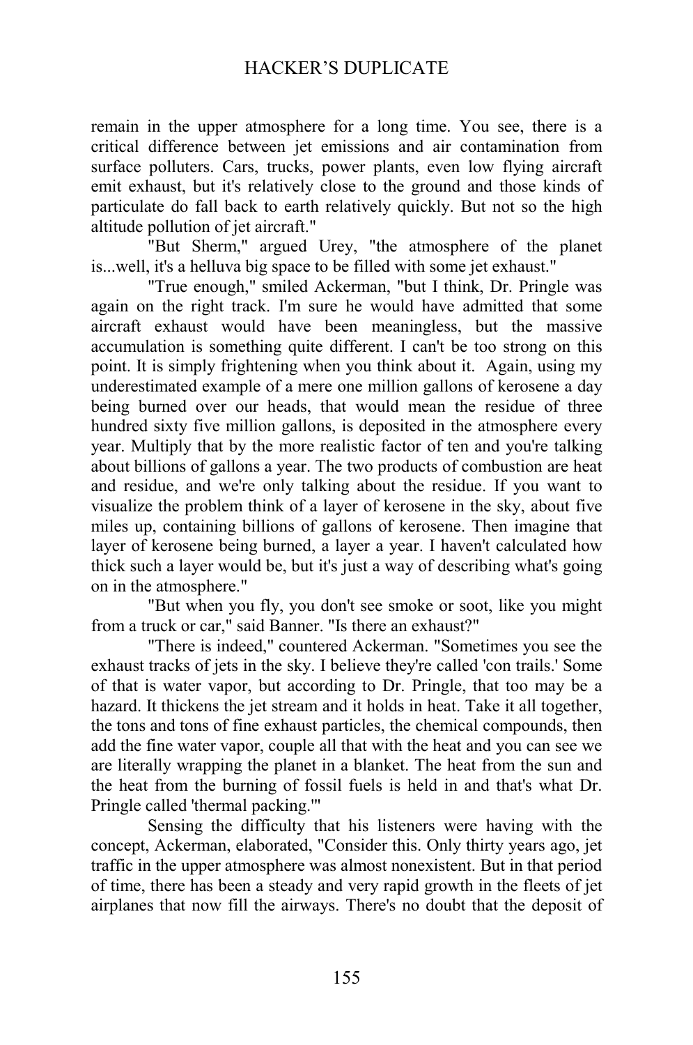remain in the upper atmosphere for a long time. You see, there is a critical difference between jet emissions and air contamination from surface polluters. Cars, trucks, power plants, even low flying aircraft emit exhaust, but it's relatively close to the ground and those kinds of particulate do fall back to earth relatively quickly. But not so the high altitude pollution of jet aircraft."

"But Sherm," argued Urey, "the atmosphere of the planet is...well, it's a helluva big space to be filled with some jet exhaust."

"True enough," smiled Ackerman, "but I think, Dr. Pringle was again on the right track. I'm sure he would have admitted that some aircraft exhaust would have been meaningless, but the massive accumulation is something quite different. I can't be too strong on this point. It is simply frightening when you think about it. Again, using my underestimated example of a mere one million gallons of kerosene a day being burned over our heads, that would mean the residue of three hundred sixty five million gallons, is deposited in the atmosphere every year. Multiply that by the more realistic factor of ten and you're talking about billions of gallons a year. The two products of combustion are heat and residue, and we're only talking about the residue. If you want to visualize the problem think of a layer of kerosene in the sky, about five miles up, containing billions of gallons of kerosene. Then imagine that layer of kerosene being burned, a layer a year. I haven't calculated how thick such a layer would be, but it's just a way of describing what's going on in the atmosphere."

"But when you fly, you don't see smoke or soot, like you might from a truck or car," said Banner. "Is there an exhaust?"

"There is indeed," countered Ackerman. "Sometimes you see the exhaust tracks of jets in the sky. I believe they're called 'con trails.' Some of that is water vapor, but according to Dr. Pringle, that too may be a hazard. It thickens the jet stream and it holds in heat. Take it all together, the tons and tons of fine exhaust particles, the chemical compounds, then add the fine water vapor, couple all that with the heat and you can see we are literally wrapping the planet in a blanket. The heat from the sun and the heat from the burning of fossil fuels is held in and that's what Dr. Pringle called 'thermal packing.'"

Sensing the difficulty that his listeners were having with the concept, Ackerman, elaborated, "Consider this. Only thirty years ago, jet traffic in the upper atmosphere was almost nonexistent. But in that period of time, there has been a steady and very rapid growth in the fleets of jet airplanes that now fill the airways. There's no doubt that the deposit of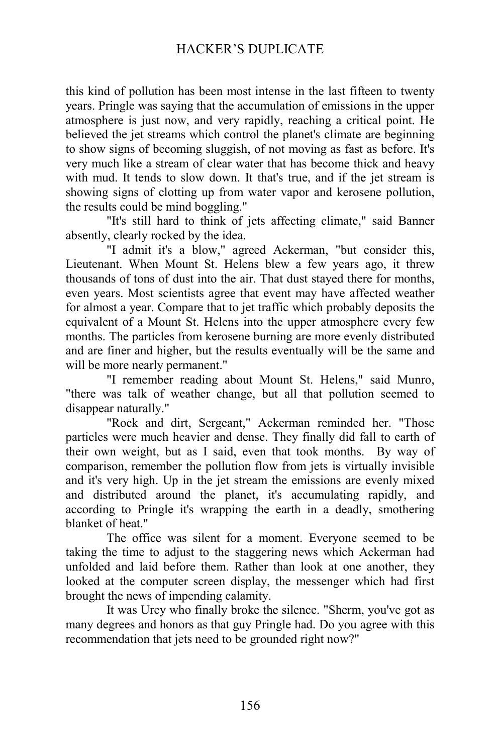this kind of pollution has been most intense in the last fifteen to twenty years. Pringle was saying that the accumulation of emissions in the upper atmosphere is just now, and very rapidly, reaching a critical point. He believed the jet streams which control the planet's climate are beginning to show signs of becoming sluggish, of not moving as fast as before. It's very much like a stream of clear water that has become thick and heavy with mud. It tends to slow down. It that's true, and if the jet stream is showing signs of clotting up from water vapor and kerosene pollution, the results could be mind boggling."

"It's still hard to think of jets affecting climate," said Banner absently, clearly rocked by the idea.

"I admit it's a blow," agreed Ackerman, "but consider this, Lieutenant. When Mount St. Helens blew a few years ago, it threw thousands of tons of dust into the air. That dust stayed there for months, even years. Most scientists agree that event may have affected weather for almost a year. Compare that to jet traffic which probably deposits the equivalent of a Mount St. Helens into the upper atmosphere every few months. The particles from kerosene burning are more evenly distributed and are finer and higher, but the results eventually will be the same and will be more nearly permanent."

"I remember reading about Mount St. Helens," said Munro, "there was talk of weather change, but all that pollution seemed to disappear naturally."

"Rock and dirt, Sergeant," Ackerman reminded her. "Those particles were much heavier and dense. They finally did fall to earth of their own weight, but as I said, even that took months. By way of comparison, remember the pollution flow from jets is virtually invisible and it's very high. Up in the jet stream the emissions are evenly mixed and distributed around the planet, it's accumulating rapidly, and according to Pringle it's wrapping the earth in a deadly, smothering blanket of heat."

The office was silent for a moment. Everyone seemed to be taking the time to adjust to the staggering news which Ackerman had unfolded and laid before them. Rather than look at one another, they looked at the computer screen display, the messenger which had first brought the news of impending calamity.

It was Urey who finally broke the silence. "Sherm, you've got as many degrees and honors as that guy Pringle had. Do you agree with this recommendation that jets need to be grounded right now?"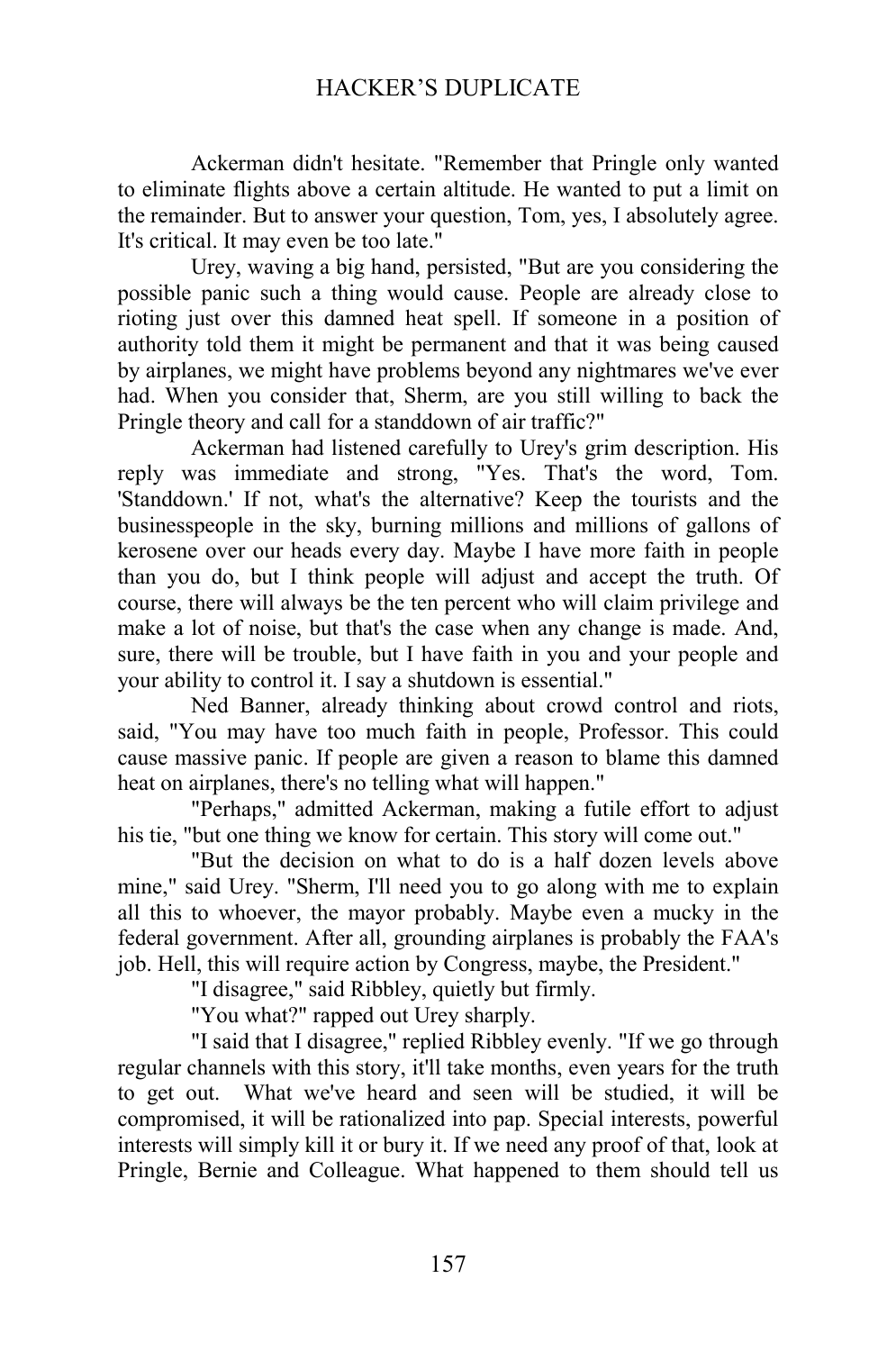Ackerman didn't hesitate. "Remember that Pringle only wanted to eliminate flights above a certain altitude. He wanted to put a limit on the remainder. But to answer your question, Tom, yes, I absolutely agree. It's critical. It may even be too late."

Urey, waving a big hand, persisted, "But are you considering the possible panic such a thing would cause. People are already close to rioting just over this damned heat spell. If someone in a position of authority told them it might be permanent and that it was being caused by airplanes, we might have problems beyond any nightmares we've ever had. When you consider that, Sherm, are you still willing to back the Pringle theory and call for a standdown of air traffic?"

Ackerman had listened carefully to Urey's grim description. His reply was immediate and strong, "Yes. That's the word, Tom. 'Standdown.' If not, what's the alternative? Keep the tourists and the businesspeople in the sky, burning millions and millions of gallons of kerosene over our heads every day. Maybe I have more faith in people than you do, but I think people will adjust and accept the truth. Of course, there will always be the ten percent who will claim privilege and make a lot of noise, but that's the case when any change is made. And, sure, there will be trouble, but I have faith in you and your people and your ability to control it. I say a shutdown is essential."

Ned Banner, already thinking about crowd control and riots, said, "You may have too much faith in people, Professor. This could cause massive panic. If people are given a reason to blame this damned heat on airplanes, there's no telling what will happen."

"Perhaps," admitted Ackerman, making a futile effort to adjust his tie, "but one thing we know for certain. This story will come out."

"But the decision on what to do is a half dozen levels above mine," said Urey. "Sherm, I'll need you to go along with me to explain all this to whoever, the mayor probably. Maybe even a mucky in the federal government. After all, grounding airplanes is probably the FAA's job. Hell, this will require action by Congress, maybe, the President."

"I disagree," said Ribbley, quietly but firmly.

"You what?" rapped out Urey sharply.

"I said that I disagree," replied Ribbley evenly. "If we go through regular channels with this story, it'll take months, even years for the truth to get out. What we've heard and seen will be studied, it will be compromised, it will be rationalized into pap. Special interests, powerful interests will simply kill it or bury it. If we need any proof of that, look at Pringle, Bernie and Colleague. What happened to them should tell us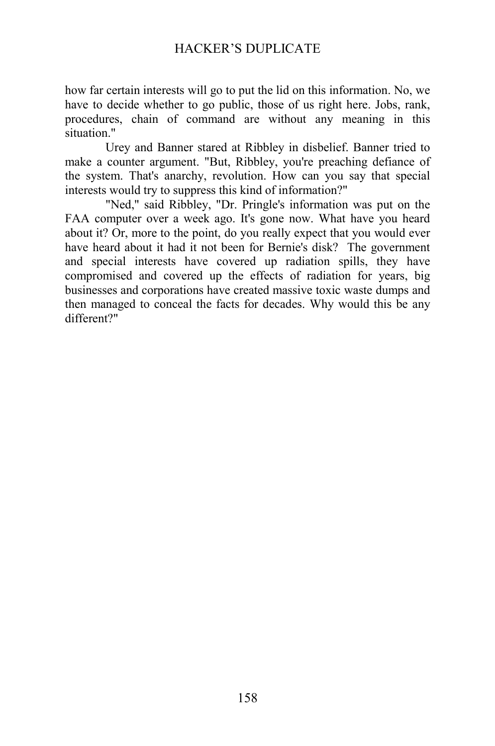how far certain interests will go to put the lid on this information. No, we have to decide whether to go public, those of us right here. Jobs, rank, procedures, chain of command are without any meaning in this situation."

Urey and Banner stared at Ribbley in disbelief. Banner tried to make a counter argument. "But, Ribbley, you're preaching defiance of the system. That's anarchy, revolution. How can you say that special interests would try to suppress this kind of information?"

"Ned," said Ribbley, "Dr. Pringle's information was put on the FAA computer over a week ago. It's gone now. What have you heard about it? Or, more to the point, do you really expect that you would ever have heard about it had it not been for Bernie's disk? The government and special interests have covered up radiation spills, they have compromised and covered up the effects of radiation for years, big businesses and corporations have created massive toxic waste dumps and then managed to conceal the facts for decades. Why would this be any different?"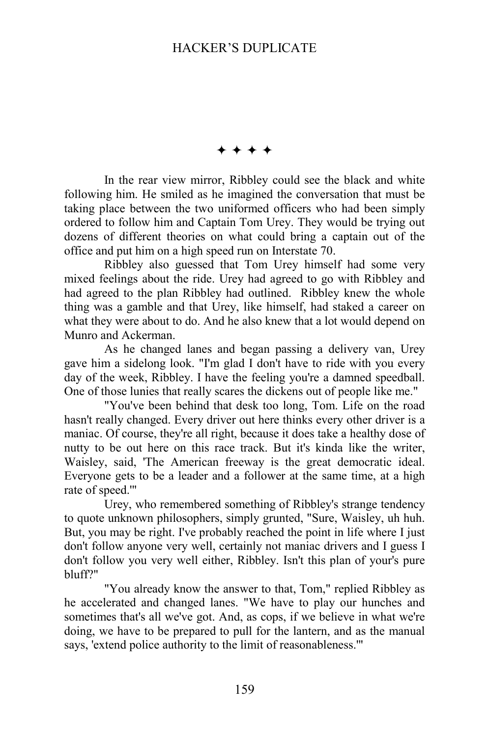✦ ✦ ✦ ✦

In the rear view mirror, Ribbley could see the black and white following him. He smiled as he imagined the conversation that must be taking place between the two uniformed officers who had been simply ordered to follow him and Captain Tom Urey. They would be trying out dozens of different theories on what could bring a captain out of the office and put him on a high speed run on Interstate 70.

Ribbley also guessed that Tom Urey himself had some very mixed feelings about the ride. Urey had agreed to go with Ribbley and had agreed to the plan Ribbley had outlined. Ribbley knew the whole thing was a gamble and that Urey, like himself, had staked a career on what they were about to do. And he also knew that a lot would depend on Munro and Ackerman.

As he changed lanes and began passing a delivery van, Urey gave him a sidelong look. "I'm glad I don't have to ride with you every day of the week, Ribbley. I have the feeling you're a damned speedball. One of those lunies that really scares the dickens out of people like me."

"You've been behind that desk too long, Tom. Life on the road hasn't really changed. Every driver out here thinks every other driver is a maniac. Of course, they're all right, because it does take a healthy dose of nutty to be out here on this race track. But it's kinda like the writer, Waisley, said, 'The American freeway is the great democratic ideal. Everyone gets to be a leader and a follower at the same time, at a high rate of speed.'"

Urey, who remembered something of Ribbley's strange tendency to quote unknown philosophers, simply grunted, "Sure, Waisley, uh huh. But, you may be right. I've probably reached the point in life where I just don't follow anyone very well, certainly not maniac drivers and I guess I don't follow you very well either, Ribbley. Isn't this plan of your's pure bluff?"

"You already know the answer to that, Tom," replied Ribbley as he accelerated and changed lanes. "We have to play our hunches and sometimes that's all we've got. And, as cops, if we believe in what we're doing, we have to be prepared to pull for the lantern, and as the manual says, 'extend police authority to the limit of reasonableness.'"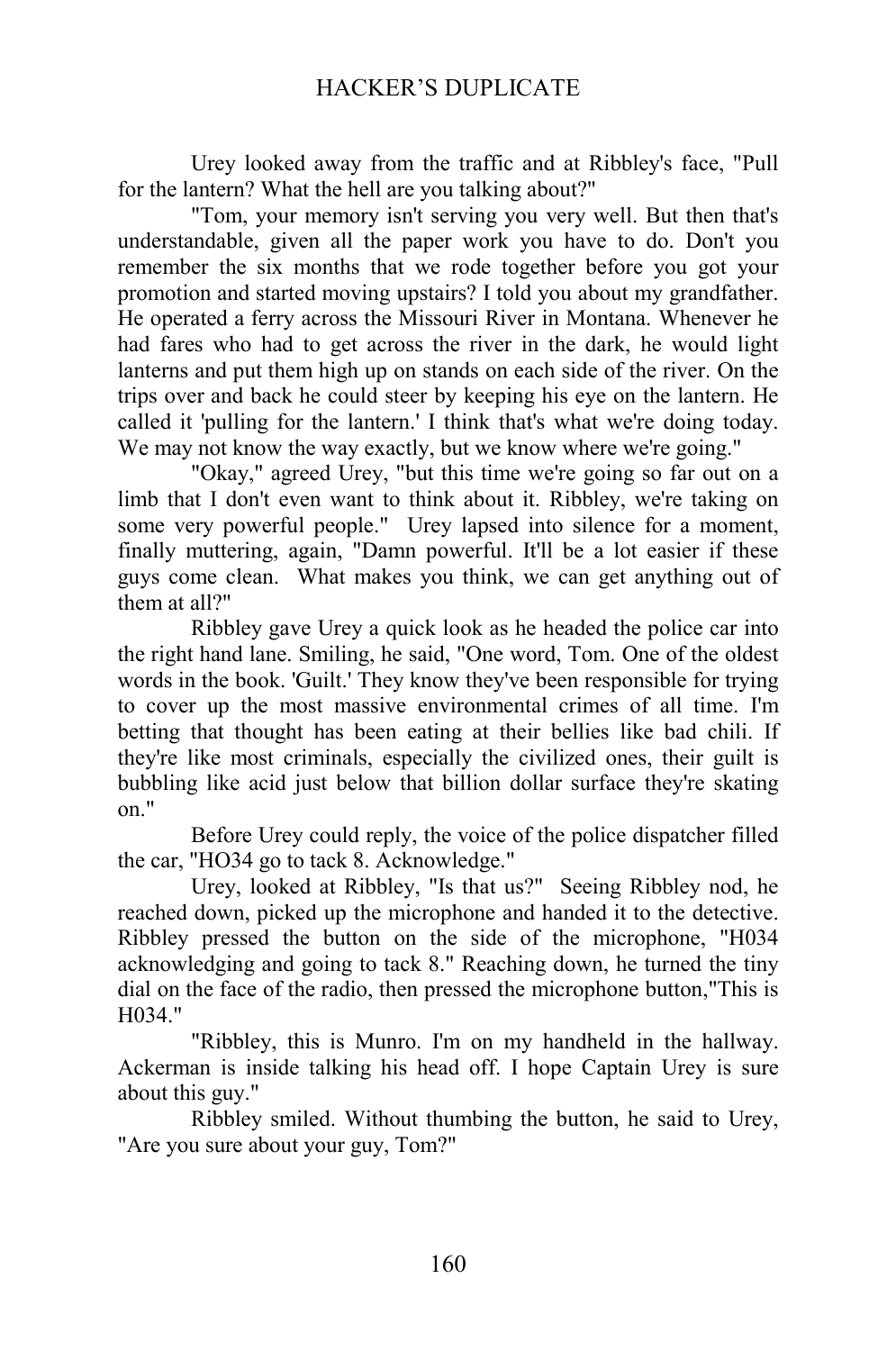Urey looked away from the traffic and at Ribbley's face, "Pull for the lantern? What the hell are you talking about?"

"Tom, your memory isn't serving you very well. But then that's understandable, given all the paper work you have to do. Don't you remember the six months that we rode together before you got your promotion and started moving upstairs? I told you about my grandfather. He operated a ferry across the Missouri River in Montana. Whenever he had fares who had to get across the river in the dark, he would light lanterns and put them high up on stands on each side of the river. On the trips over and back he could steer by keeping his eye on the lantern. He called it 'pulling for the lantern.' I think that's what we're doing today. We may not know the way exactly, but we know where we're going."

"Okay," agreed Urey, "but this time we're going so far out on a limb that I don't even want to think about it. Ribbley, we're taking on some very powerful people." Urey lapsed into silence for a moment, finally muttering, again, "Damn powerful. It'll be a lot easier if these guys come clean. What makes you think, we can get anything out of them at all?"

Ribbley gave Urey a quick look as he headed the police car into the right hand lane. Smiling, he said, "One word, Tom. One of the oldest words in the book. 'Guilt.' They know they've been responsible for trying to cover up the most massive environmental crimes of all time. I'm betting that thought has been eating at their bellies like bad chili. If they're like most criminals, especially the civilized ones, their guilt is bubbling like acid just below that billion dollar surface they're skating on."

Before Urey could reply, the voice of the police dispatcher filled the car, "HO34 go to tack 8. Acknowledge."

Urey, looked at Ribbley, "Is that us?" Seeing Ribbley nod, he reached down, picked up the microphone and handed it to the detective. Ribbley pressed the button on the side of the microphone, "H034 acknowledging and going to tack 8." Reaching down, he turned the tiny dial on the face of the radio, then pressed the microphone button,"This is H034."

"Ribbley, this is Munro. I'm on my handheld in the hallway. Ackerman is inside talking his head off. I hope Captain Urey is sure about this guy."

Ribbley smiled. Without thumbing the button, he said to Urey, "Are you sure about your guy, Tom?"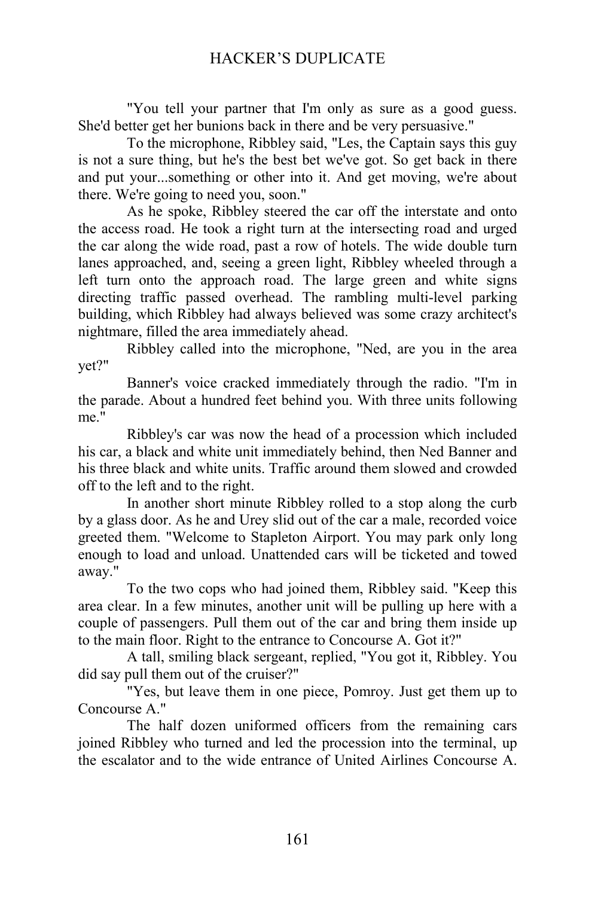"You tell your partner that I'm only as sure as a good guess. She'd better get her bunions back in there and be very persuasive."

To the microphone, Ribbley said, "Les, the Captain says this guy is not a sure thing, but he's the best bet we've got. So get back in there and put your...something or other into it. And get moving, we're about there. We're going to need you, soon."

As he spoke, Ribbley steered the car off the interstate and onto the access road. He took a right turn at the intersecting road and urged the car along the wide road, past a row of hotels. The wide double turn lanes approached, and, seeing a green light, Ribbley wheeled through a left turn onto the approach road. The large green and white signs directing traffic passed overhead. The rambling multi-level parking building, which Ribbley had always believed was some crazy architect's nightmare, filled the area immediately ahead.

Ribbley called into the microphone, "Ned, are you in the area yet?"

Banner's voice cracked immediately through the radio. "I'm in the parade. About a hundred feet behind you. With three units following me."

Ribbley's car was now the head of a procession which included his car, a black and white unit immediately behind, then Ned Banner and his three black and white units. Traffic around them slowed and crowded off to the left and to the right.

In another short minute Ribbley rolled to a stop along the curb by a glass door. As he and Urey slid out of the car a male, recorded voice greeted them. "Welcome to Stapleton Airport. You may park only long enough to load and unload. Unattended cars will be ticketed and towed away."

To the two cops who had joined them, Ribbley said. "Keep this area clear. In a few minutes, another unit will be pulling up here with a couple of passengers. Pull them out of the car and bring them inside up to the main floor. Right to the entrance to Concourse A. Got it?"

A tall, smiling black sergeant, replied, "You got it, Ribbley. You did say pull them out of the cruiser?"

"Yes, but leave them in one piece, Pomroy. Just get them up to Concourse A."

The half dozen uniformed officers from the remaining cars joined Ribbley who turned and led the procession into the terminal, up the escalator and to the wide entrance of United Airlines Concourse A.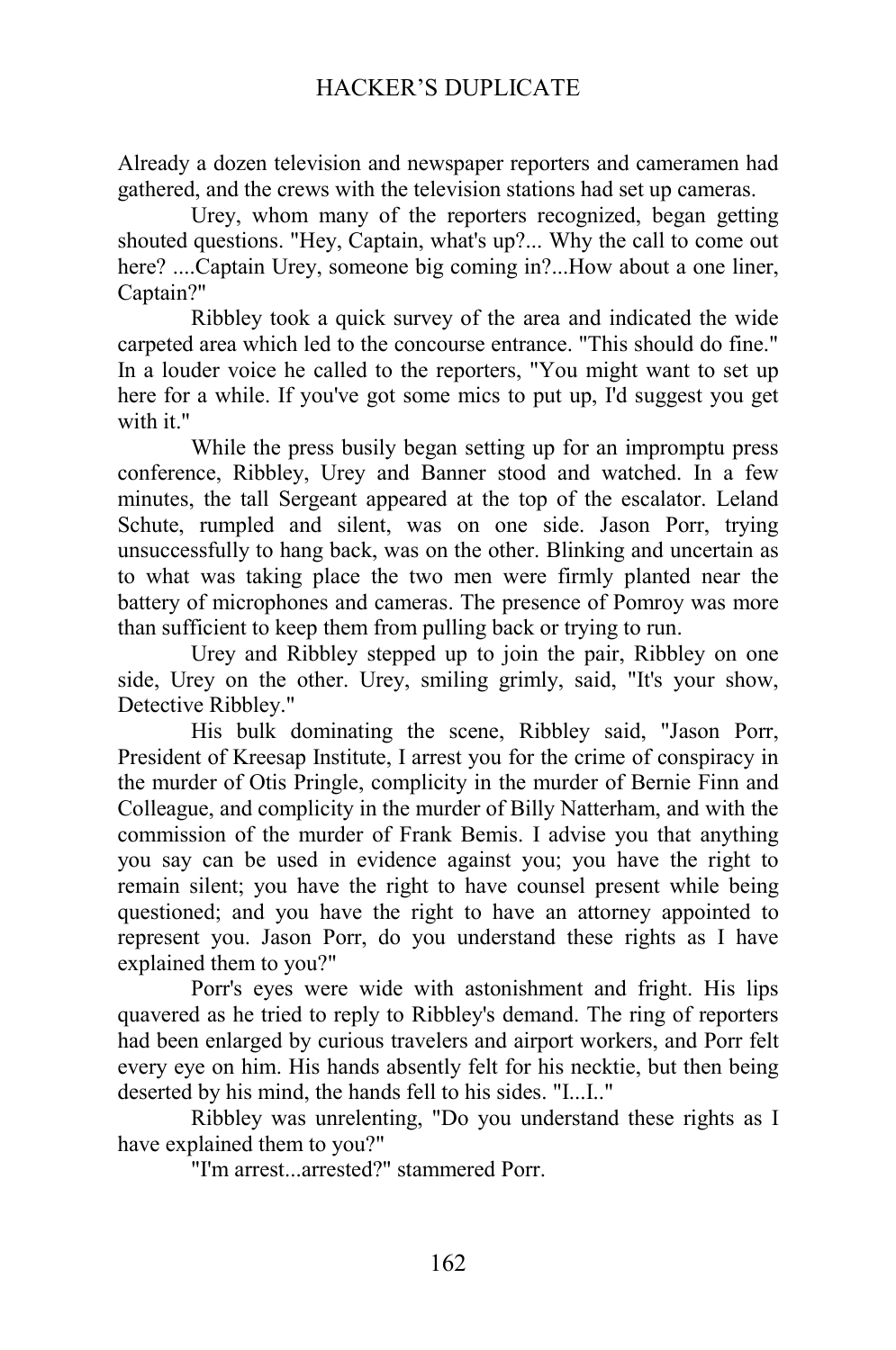Already a dozen television and newspaper reporters and cameramen had gathered, and the crews with the television stations had set up cameras.

Urey, whom many of the reporters recognized, began getting shouted questions. "Hey, Captain, what's up?... Why the call to come out here? ....Captain Urey, someone big coming in?...How about a one liner, Captain?"

Ribbley took a quick survey of the area and indicated the wide carpeted area which led to the concourse entrance. "This should do fine." In a louder voice he called to the reporters, "You might want to set up here for a while. If you've got some mics to put up, I'd suggest you get with it."

While the press busily began setting up for an impromptu press conference, Ribbley, Urey and Banner stood and watched. In a few minutes, the tall Sergeant appeared at the top of the escalator. Leland Schute, rumpled and silent, was on one side. Jason Porr, trying unsuccessfully to hang back, was on the other. Blinking and uncertain as to what was taking place the two men were firmly planted near the battery of microphones and cameras. The presence of Pomroy was more than sufficient to keep them from pulling back or trying to run.

Urey and Ribbley stepped up to join the pair, Ribbley on one side, Urey on the other. Urey, smiling grimly, said, "It's your show, Detective Ribbley."

His bulk dominating the scene, Ribbley said, "Jason Porr, President of Kreesap Institute, I arrest you for the crime of conspiracy in the murder of Otis Pringle, complicity in the murder of Bernie Finn and Colleague, and complicity in the murder of Billy Natterham, and with the commission of the murder of Frank Bemis. I advise you that anything you say can be used in evidence against you; you have the right to remain silent; you have the right to have counsel present while being questioned; and you have the right to have an attorney appointed to represent you. Jason Porr, do you understand these rights as I have explained them to you?"

Porr's eyes were wide with astonishment and fright. His lips quavered as he tried to reply to Ribbley's demand. The ring of reporters had been enlarged by curious travelers and airport workers, and Porr felt every eye on him. His hands absently felt for his necktie, but then being deserted by his mind, the hands fell to his sides. "I...I.."

Ribbley was unrelenting, "Do you understand these rights as I have explained them to you?"

"I'm arrest...arrested?" stammered Porr.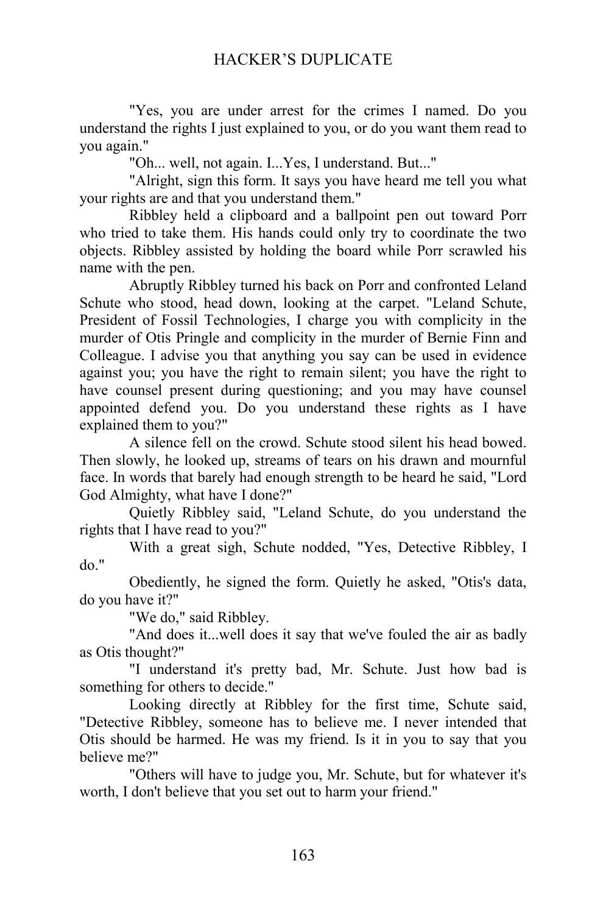"Yes, you are under arrest for the crimes I named. Do you understand the rights I just explained to you, or do you want them read to you again."

"Oh... well, not again. I...Yes, I understand. But..."

"Alright, sign this form. It says you have heard me tell you what your rights are and that you understand them."

Ribbley held a clipboard and a ballpoint pen out toward Porr who tried to take them. His hands could only try to coordinate the two objects. Ribbley assisted by holding the board while Porr scrawled his name with the pen.

Abruptly Ribbley turned his back on Porr and confronted Leland Schute who stood, head down, looking at the carpet. "Leland Schute, President of Fossil Technologies, I charge you with complicity in the murder of Otis Pringle and complicity in the murder of Bernie Finn and Colleague. I advise you that anything you say can be used in evidence against you; you have the right to remain silent; you have the right to have counsel present during questioning; and you may have counsel appointed defend you. Do you understand these rights as I have explained them to you?"

A silence fell on the crowd. Schute stood silent his head bowed. Then slowly, he looked up, streams of tears on his drawn and mournful face. In words that barely had enough strength to be heard he said, "Lord God Almighty, what have I done?"

Quietly Ribbley said, "Leland Schute, do you understand the rights that I have read to you?"

With a great sigh, Schute nodded, "Yes, Detective Ribbley, I do."

Obediently, he signed the form. Quietly he asked, "Otis's data, do you have it?"

"We do," said Ribbley.

"And does it...well does it say that we've fouled the air as badly as Otis thought?"

"I understand it's pretty bad, Mr. Schute. Just how bad is something for others to decide."

Looking directly at Ribbley for the first time, Schute said, "Detective Ribbley, someone has to believe me. I never intended that Otis should be harmed. He was my friend. Is it in you to say that you believe me?"

"Others will have to judge you, Mr. Schute, but for whatever it's worth, I don't believe that you set out to harm your friend."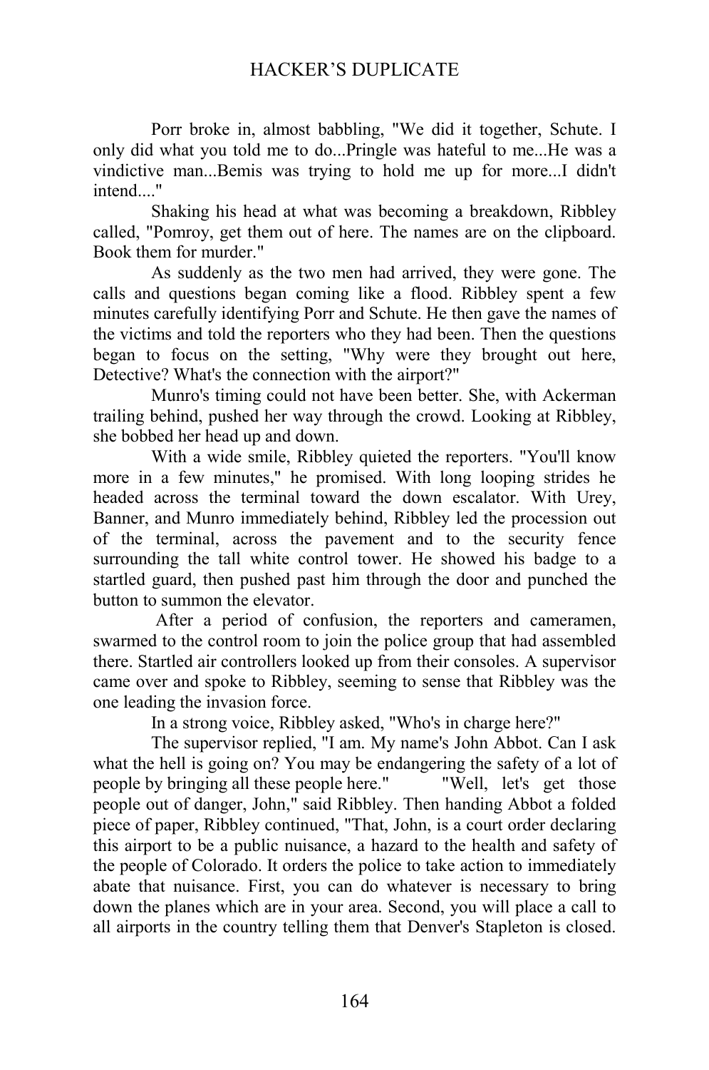Porr broke in, almost babbling, "We did it together, Schute. I only did what you told me to do...Pringle was hateful to me...He was a vindictive man...Bemis was trying to hold me up for more...I didn't intend...."

Shaking his head at what was becoming a breakdown, Ribbley called, "Pomroy, get them out of here. The names are on the clipboard. Book them for murder."

As suddenly as the two men had arrived, they were gone. The calls and questions began coming like a flood. Ribbley spent a few minutes carefully identifying Porr and Schute. He then gave the names of the victims and told the reporters who they had been. Then the questions began to focus on the setting, "Why were they brought out here, Detective? What's the connection with the airport?"

Munro's timing could not have been better. She, with Ackerman trailing behind, pushed her way through the crowd. Looking at Ribbley, she bobbed her head up and down.

With a wide smile, Ribbley quieted the reporters. "You'll know more in a few minutes," he promised. With long looping strides he headed across the terminal toward the down escalator. With Urey, Banner, and Munro immediately behind, Ribbley led the procession out of the terminal, across the pavement and to the security fence surrounding the tall white control tower. He showed his badge to a startled guard, then pushed past him through the door and punched the button to summon the elevator.

After a period of confusion, the reporters and cameramen, swarmed to the control room to join the police group that had assembled there. Startled air controllers looked up from their consoles. A supervisor came over and spoke to Ribbley, seeming to sense that Ribbley was the one leading the invasion force.

In a strong voice, Ribbley asked, "Who's in charge here?"

The supervisor replied, "I am. My name's John Abbot. Can I ask what the hell is going on? You may be endangering the safety of a lot of people by bringing all these people here." "Well, let's get those people out of danger, John," said Ribbley. Then handing Abbot a folded piece of paper, Ribbley continued, "That, John, is a court order declaring this airport to be a public nuisance, a hazard to the health and safety of the people of Colorado. It orders the police to take action to immediately abate that nuisance. First, you can do whatever is necessary to bring down the planes which are in your area. Second, you will place a call to all airports in the country telling them that Denver's Stapleton is closed.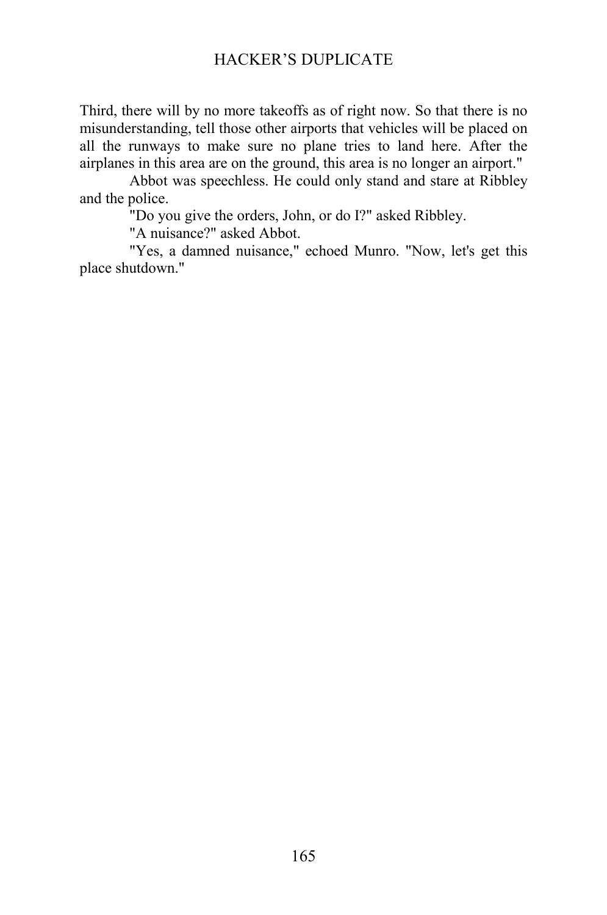Third, there will by no more takeoffs as of right now. So that there is no misunderstanding, tell those other airports that vehicles will be placed on all the runways to make sure no plane tries to land here. After the airplanes in this area are on the ground, this area is no longer an airport."

Abbot was speechless. He could only stand and stare at Ribbley and the police.

"Do you give the orders, John, or do I?" asked Ribbley.

"A nuisance?" asked Abbot.

"Yes, a damned nuisance," echoed Munro. "Now, let's get this place shutdown."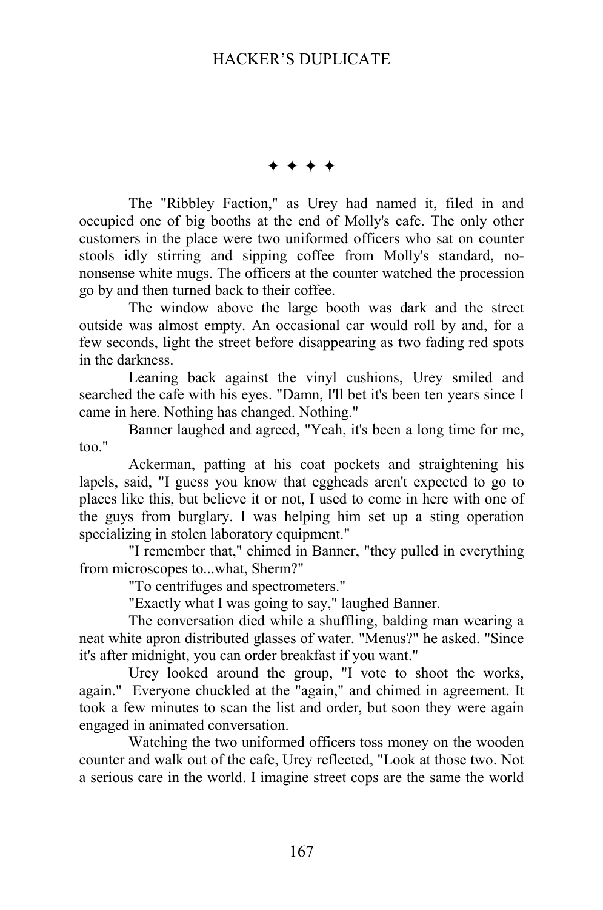✦ ✦ ✦ ✦

The "Ribbley Faction," as Urey had named it, filed in and occupied one of big booths at the end of Molly's cafe. The only other customers in the place were two uniformed officers who sat on counter stools idly stirring and sipping coffee from Molly's standard, no-nonsense white mugs. The officers at the counter watched the procession go by and then turned back to their coffee.

The window above the large booth was dark and the street outside was almost empty. An occasional car would roll by and, for a few seconds, light the street before disappearing as two fading red spots in the darkness.

Leaning back against the vinyl cushions, Urey smiled and searched the cafe with his eyes. "Damn, I'll bet it's been ten years since I came in here. Nothing has changed. Nothing."

Banner laughed and agreed, "Yeah, it's been a long time for me, too."

Ackerman, patting at his coat pockets and straightening his lapels, said, "I guess you know that eggheads aren't expected to go to places like this, but believe it or not, I used to come in here with one of the guys from burglary. I was helping him set up a sting operation specializing in stolen laboratory equipment."

"I remember that," chimed in Banner, "they pulled in everything from microscopes to...what, Sherm?"

"To centrifuges and spectrometers."

"Exactly what I was going to say," laughed Banner.

The conversation died while a shuffling, balding man wearing a neat white apron distributed glasses of water. "Menus?" he asked. "Since it's after midnight, you can order breakfast if you want."

Urey looked around the group, "I vote to shoot the works, again." Everyone chuckled at the "again," and chimed in agreement. It took a few minutes to scan the list and order, but soon they were again engaged in animated conversation.

Watching the two uniformed officers toss money on the wooden counter and walk out of the cafe, Urey reflected, "Look at those two. Not a serious care in the world. I imagine street cops are the same the world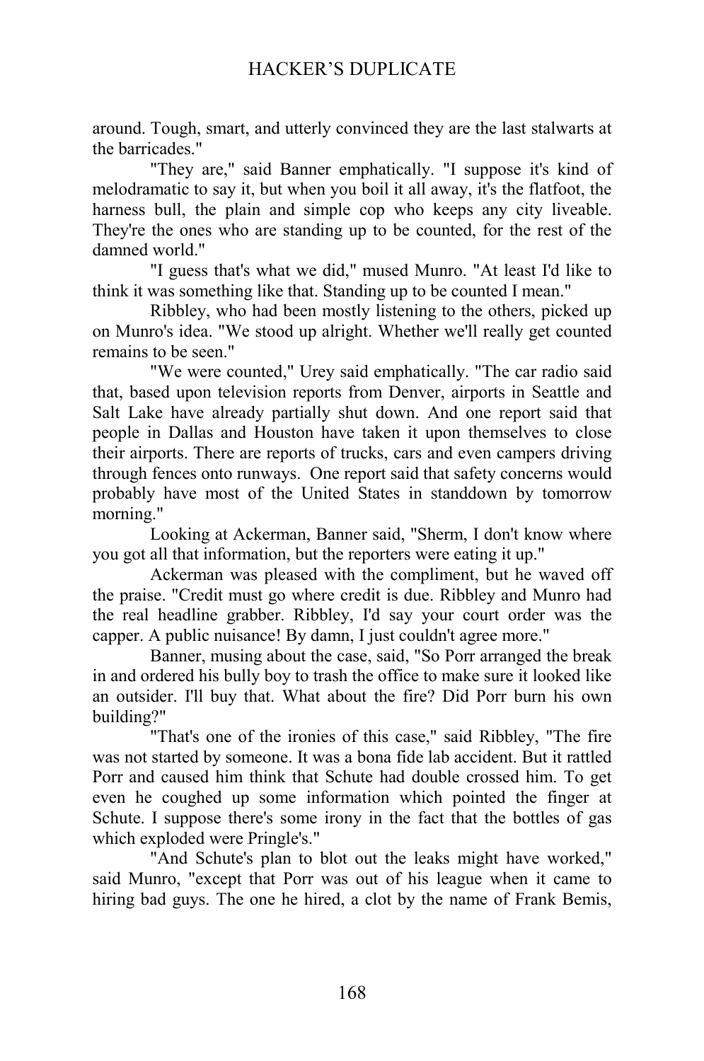around. Tough, smart, and utterly convinced they are the last stalwarts at the barricades."

"They are," said Banner emphatically. "I suppose it's kind of melodramatic to say it, but when you boil it all away, it's the flatfoot, the harness bull, the plain and simple cop who keeps any city liveable. They're the ones who are standing up to be counted, for the rest of the damned world."

"I guess that's what we did," mused Munro. "At least I'd like to think it was something like that. Standing up to be counted I mean."

Ribbley, who had been mostly listening to the others, picked up on Munro's idea. "We stood up alright. Whether we'll really get counted remains to be seen."

"We were counted," Urey said emphatically. "The car radio said that, based upon television reports from Denver, airports in Seattle and Salt Lake have already partially shut down. And one report said that people in Dallas and Houston have taken it upon themselves to close their airports. There are reports of trucks, cars and even campers driving through fences onto runways. One report said that safety concerns would probably have most of the United States in standdown by tomorrow morning."

Looking at Ackerman, Banner said, "Sherm, I don't know where you got all that information, but the reporters were eating it up."

Ackerman was pleased with the compliment, but he waved off the praise. "Credit must go where credit is due. Ribbley and Munro had the real headline grabber. Ribbley, I'd say your court order was the capper. A public nuisance! By damn, I just couldn't agree more."

Banner, musing about the case, said, "So Porr arranged the break in and ordered his bully boy to trash the office to make sure it looked like an outsider. I'll buy that. What about the fire? Did Porr burn his own building?"

"That's one of the ironies of this case," said Ribbley, "The fire was not started by someone. It was a bona fide lab accident. But it rattled Porr and caused him think that Schute had double crossed him. To get even he coughed up some information which pointed the finger at Schute. I suppose there's some irony in the fact that the bottles of gas which exploded were Pringle's."

"And Schute's plan to blot out the leaks might have worked," said Munro, "except that Porr was out of his league when it came to hiring bad guys. The one he hired, a clot by the name of Frank Bemis,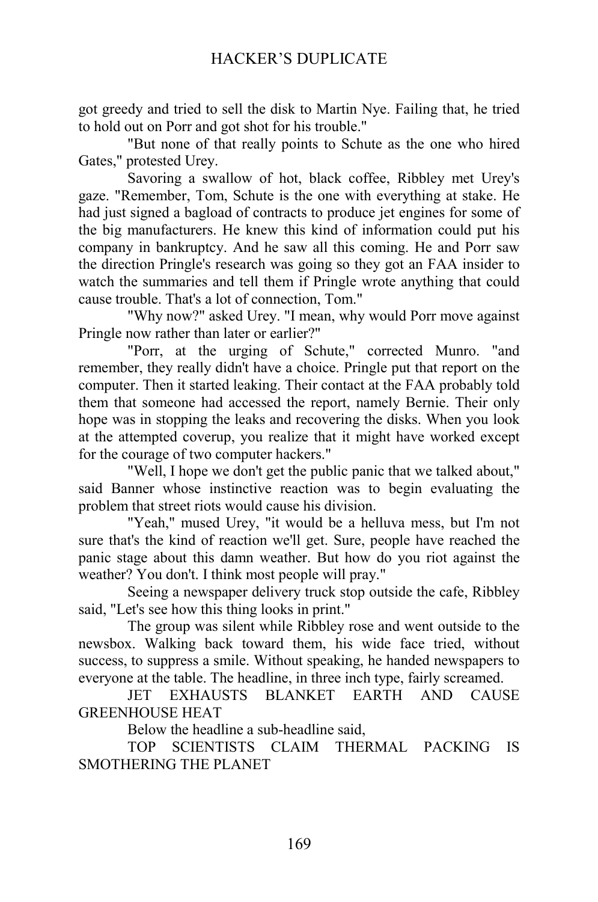got greedy and tried to sell the disk to Martin Nye. Failing that, he tried to hold out on Porr and got shot for his trouble."

"But none of that really points to Schute as the one who hired Gates," protested Urey.

Savoring a swallow of hot, black coffee, Ribbley met Urey's gaze. "Remember, Tom, Schute is the one with everything at stake. He had just signed a bagload of contracts to produce jet engines for some of the big manufacturers. He knew this kind of information could put his company in bankruptcy. And he saw all this coming. He and Porr saw the direction Pringle's research was going so they got an FAA insider to watch the summaries and tell them if Pringle wrote anything that could cause trouble. That's a lot of connection, Tom."

"Why now?" asked Urey. "I mean, why would Porr move against Pringle now rather than later or earlier?"

"Porr, at the urging of Schute," corrected Munro. "and remember, they really didn't have a choice. Pringle put that report on the computer. Then it started leaking. Their contact at the FAA probably told them that someone had accessed the report, namely Bernie. Their only hope was in stopping the leaks and recovering the disks. When you look at the attempted coverup, you realize that it might have worked except for the courage of two computer hackers."

"Well, I hope we don't get the public panic that we talked about," said Banner whose instinctive reaction was to begin evaluating the problem that street riots would cause his division.

"Yeah," mused Urey, "it would be a helluva mess, but I'm not sure that's the kind of reaction we'll get. Sure, people have reached the panic stage about this damn weather. But how do you riot against the weather? You don't. I think most people will pray."

Seeing a newspaper delivery truck stop outside the cafe, Ribbley said, "Let's see how this thing looks in print."

The group was silent while Ribbley rose and went outside to the newsbox. Walking back toward them, his wide face tried, without success, to suppress a smile. Without speaking, he handed newspapers to everyone at the table. The headline, in three inch type, fairly screamed.

JET EXHAUSTS BLANKET EARTH AND CAUSE GREENHOUSE HEAT

Below the headline a sub-headline said,

TOP SCIENTISTS CLAIM THERMAL PACKING IS SMOTHERING THE PLANET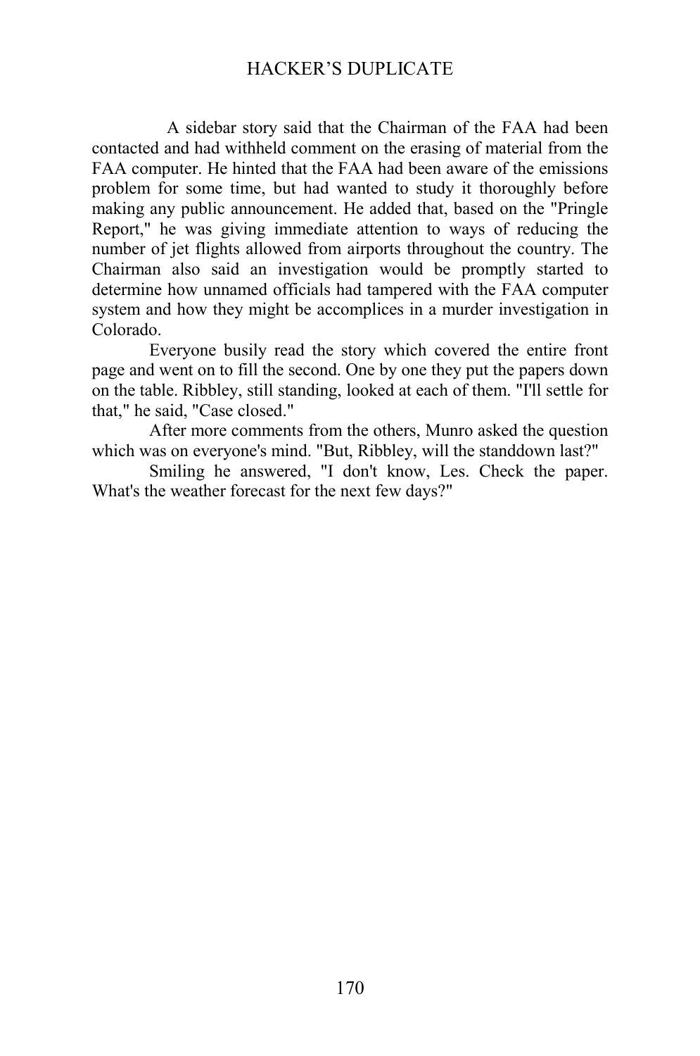A sidebar story said that the Chairman of the FAA had been contacted and had withheld comment on the erasing of material from the FAA computer. He hinted that the FAA had been aware of the emissions problem for some time, but had wanted to study it thoroughly before making any public announcement. He added that, based on the "Pringle Report," he was giving immediate attention to ways of reducing the number of jet flights allowed from airports throughout the country. The Chairman also said an investigation would be promptly started to determine how unnamed officials had tampered with the FAA computer system and how they might be accomplices in a murder investigation in Colorado.

Everyone busily read the story which covered the entire front page and went on to fill the second. One by one they put the papers down on the table. Ribbley, still standing, looked at each of them. "I'll settle for that," he said, "Case closed."

After more comments from the others, Munro asked the question which was on everyone's mind. "But, Ribbley, will the standdown last?"

Smiling he answered, "I don't know, Les. Check the paper. What's the weather forecast for the next few days?"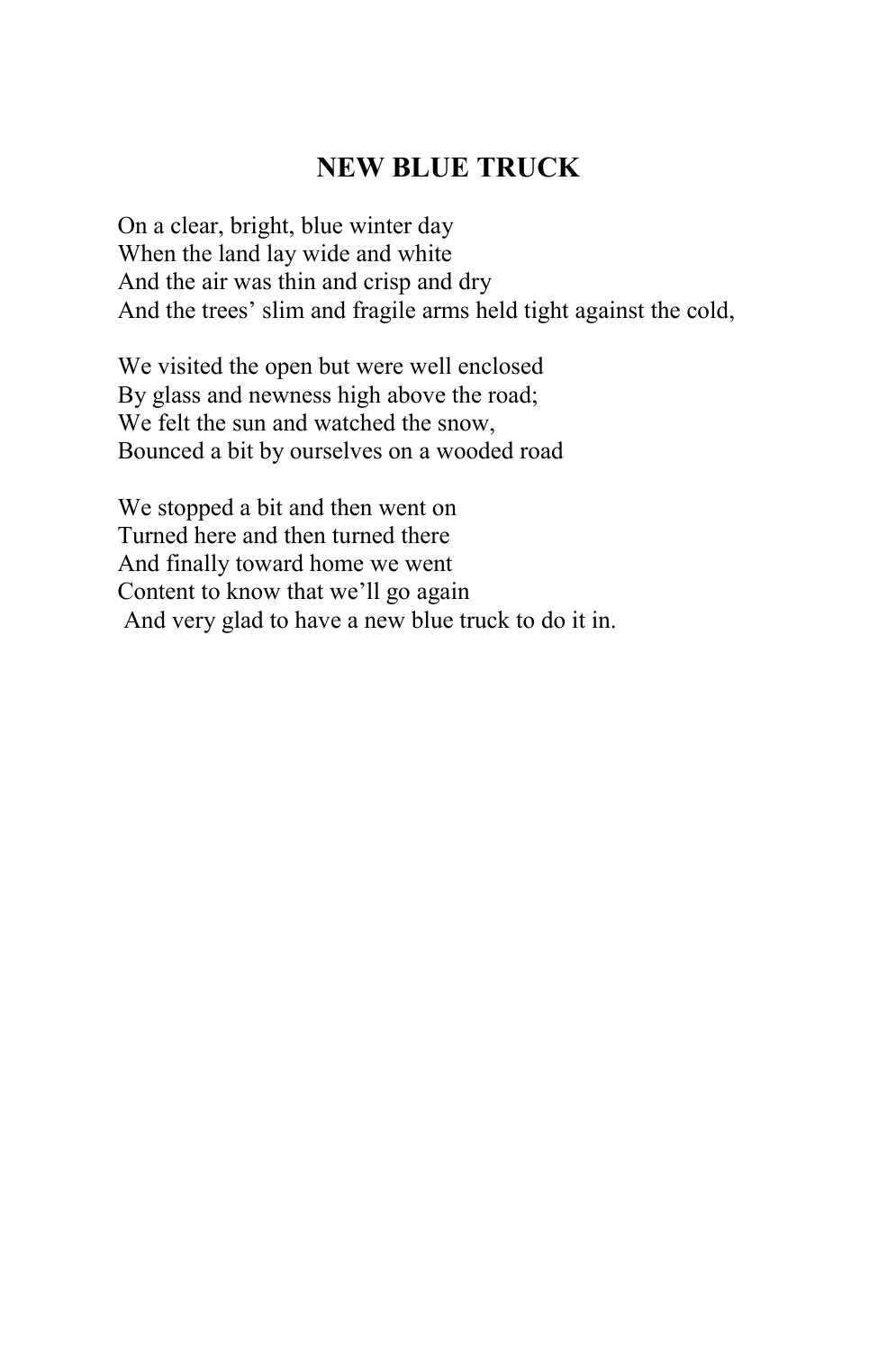## NEW BLUE TRUCK

On a clear, bright, blue winter day  
When the land lay wide and white  
And the air was thin and crisp and dry  
And the trees' slim and fragile arms held tight against the cold,

We visited the open but were well enclosed  
By glass and newness high above the road;  
We felt the sun and watched the snow,  
Bounced a bit by ourselves on a wooded road

We stopped a bit and then went on  
Turned here and then turned there  
And finally toward home we went  
Content to know that we'll go again  
And very glad to have a new blue truck to do it in.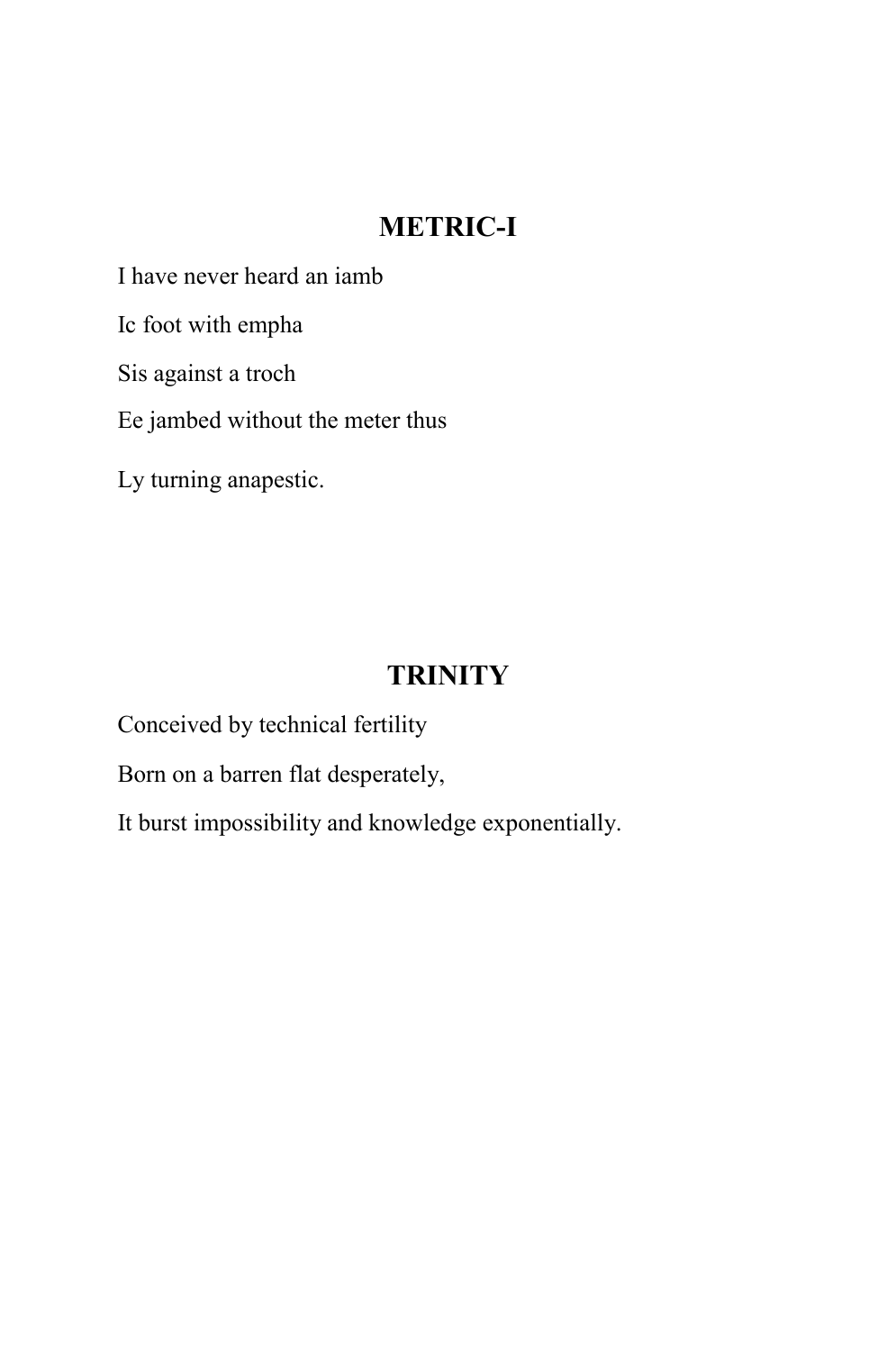## METRIC-I

I have never heard an iamb

Ic foot with empha

Sis against a troch

Ee jambed without the meter thus

Ly turning anapestic.

## TRINITY

Conceived by technical fertility

Born on a barren flat desperately,

It burst impossibility and knowledge exponentially.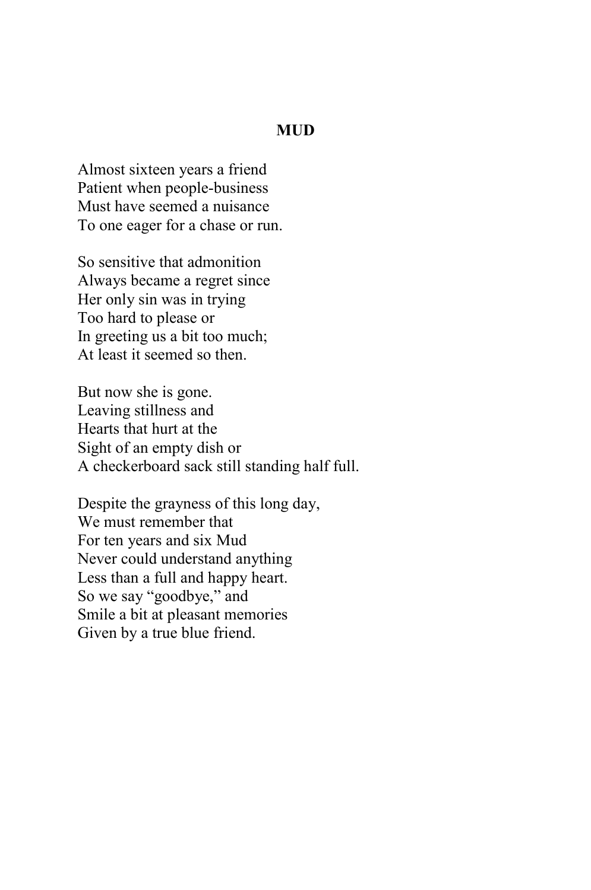## MUD

Almost sixteen years a friend  
Patient when people-business  
Must have seemed a nuisance  
To one eager for a chase or run.

So sensitive that admonition  
Always became a regret since  
Her only sin was in trying  
Too hard to please or  
In greeting us a bit too much;  
At least it seemed so then.

But now she is gone.  
Leaving stillness and  
Hearts that hurt at the  
Sight of an empty dish or  
A checkerboard sack still standing half full.

Despite the grayness of this long day,  
We must remember that  
For ten years and six Mud  
Never could understand anything  
Less than a full and happy heart.  
So we say “goodbye,” and  
Smile a bit at pleasant memories  
Given by a true blue friend.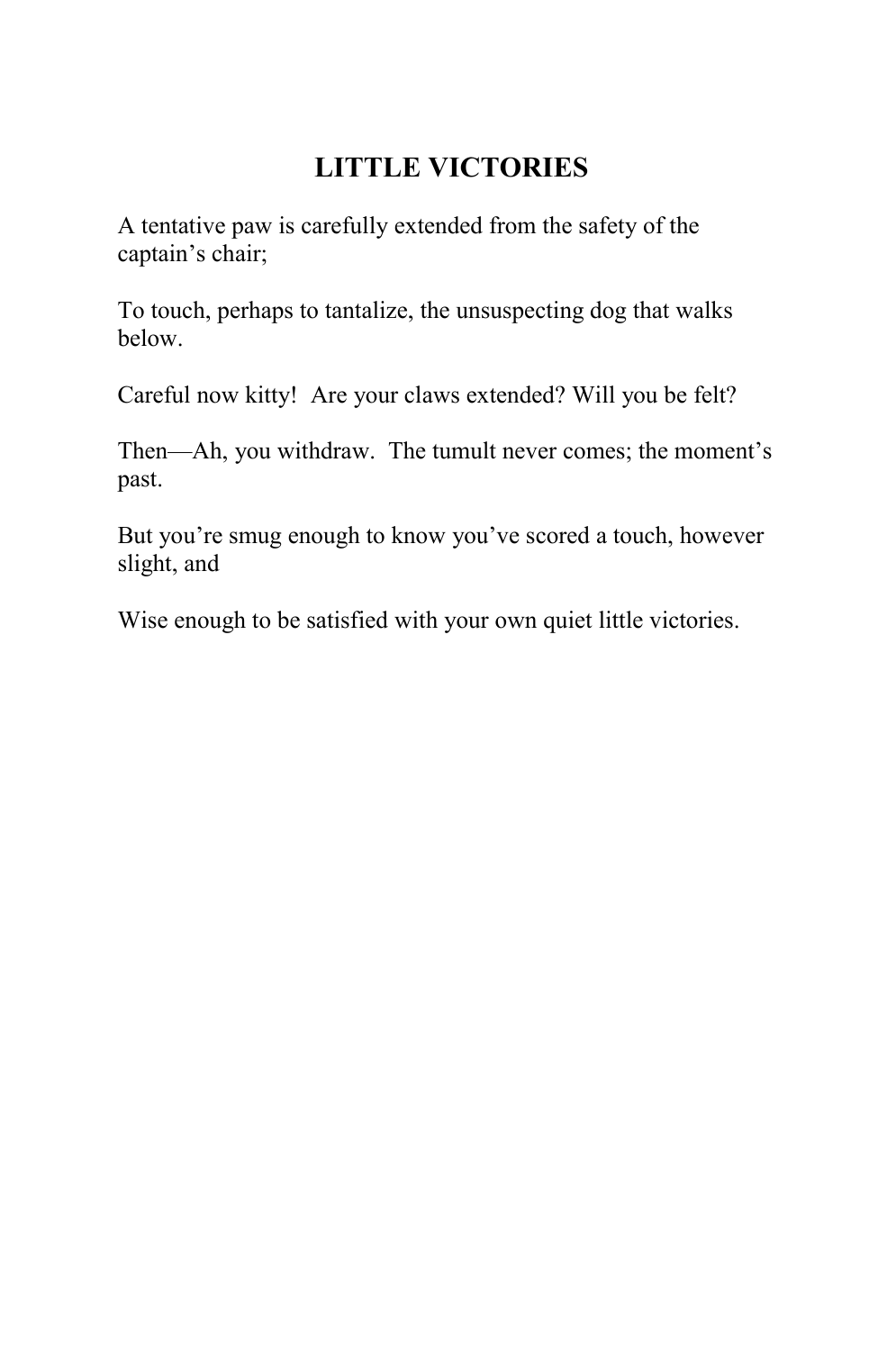## LITTLE VICTORIES

A tentative paw is carefully extended from the safety of the captain's chair;

To touch, perhaps to tantalize, the unsuspecting dog that walks below.

Careful now kitty!  Are your claws extended? Will you be felt?

Then—Ah, you withdraw.  The tumult never comes; the moment's past.

But you're smug enough to know you've scored a touch, however slight, and

Wise enough to be satisfied with your own quiet little victories.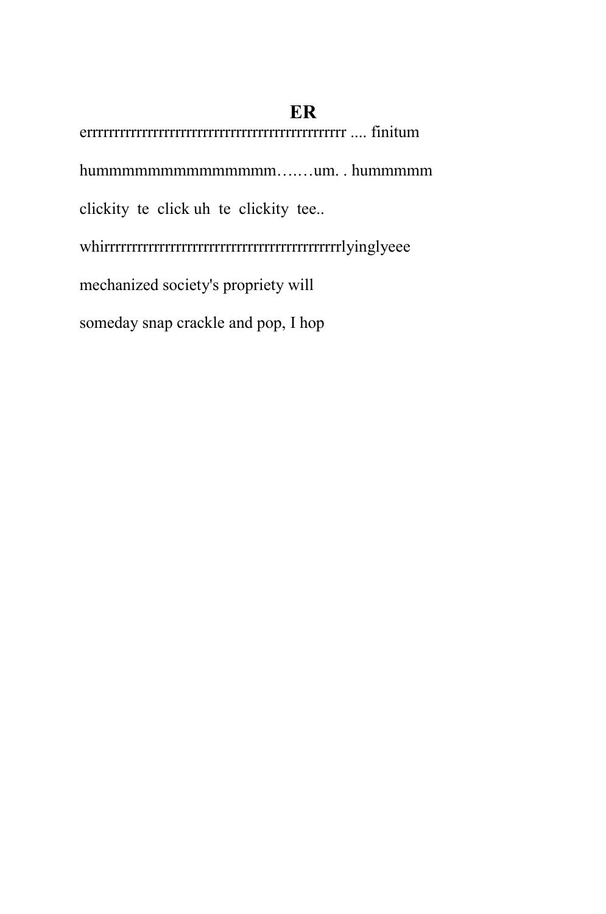# ER

errrrrrrrrrrrrrrrrrrrrrrrrrrrrrrrrrrrrrrrrrrrrrr .... finitum

hummmmmmmmmmmmmm…..…um. . hummmmm

clickity te click uh te clickity tee..

whirrrrrrrrrrrrrrrrrrrrrrrrrrrrrrrrrrrrrrrrrrlyinglyeee

mechanized society's propriety will

someday snap crackle and pop, I hop